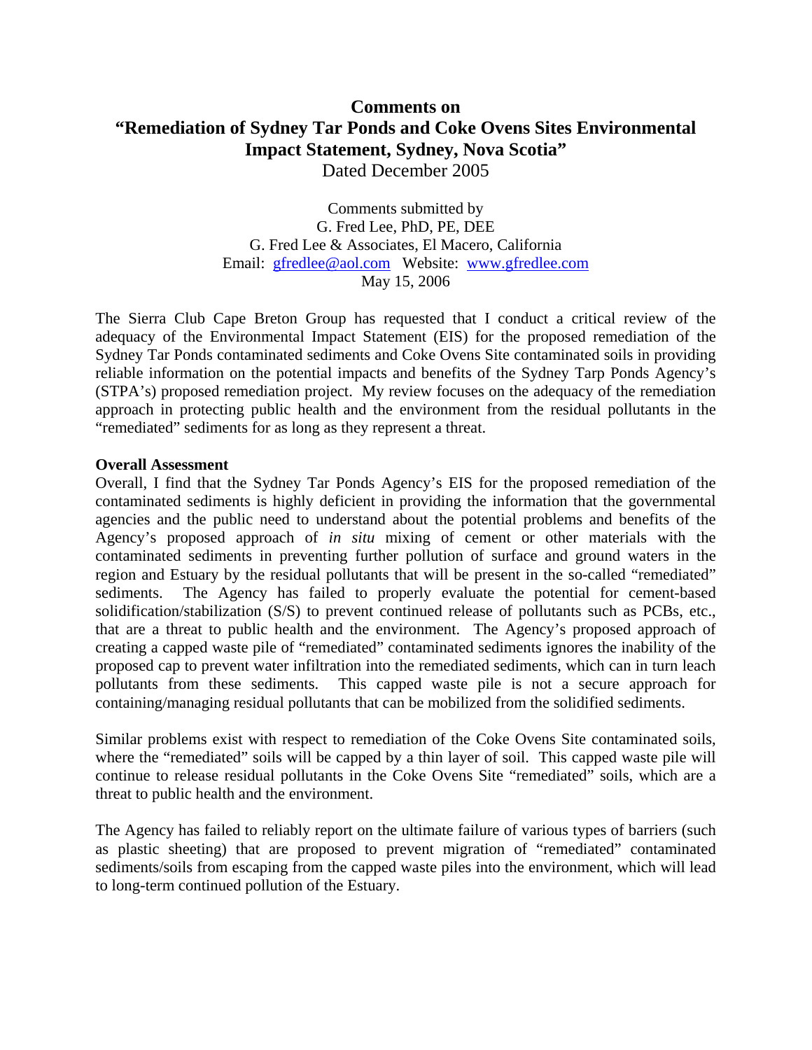# Comments on
# "Remediation of Sydney Tar Ponds and Coke Ovens Sites Environmental Impact Statement, Sydney, Nova Scotia"

Dated December 2005

Comments submitted by
G. Fred Lee, PhD, PE, DEE
G. Fred Lee & Associates, El Macero, California
Email: gfredlee@aol.com Website: www.gfredlee.com
May 15, 2006

The Sierra Club Cape Breton Group has requested that I conduct a critical review of the adequacy of the Environmental Impact Statement (EIS) for the proposed remediation of the Sydney Tar Ponds contaminated sediments and Coke Ovens Site contaminated soils in providing reliable information on the potential impacts and benefits of the Sydney Tarp Ponds Agency's (STPA's) proposed remediation project. My review focuses on the adequacy of the remediation approach in protecting public health and the environment from the residual pollutants in the "remediated" sediments for as long as they represent a threat.

**Overall Assessment**

Overall, I find that the Sydney Tar Ponds Agency's EIS for the proposed remediation of the contaminated sediments is highly deficient in providing the information that the governmental agencies and the public need to understand about the potential problems and benefits of the Agency's proposed approach of *in situ* mixing of cement or other materials with the contaminated sediments in preventing further pollution of surface and ground waters in the region and Estuary by the residual pollutants that will be present in the so-called "remediated" sediments. The Agency has failed to properly evaluate the potential for cement-based solidification/stabilization (S/S) to prevent continued release of pollutants such as PCBs, etc., that are a threat to public health and the environment. The Agency's proposed approach of creating a capped waste pile of "remediated" contaminated sediments ignores the inability of the proposed cap to prevent water infiltration into the remediated sediments, which can in turn leach pollutants from these sediments. This capped waste pile is not a secure approach for containing/managing residual pollutants that can be mobilized from the solidified sediments.

Similar problems exist with respect to remediation of the Coke Ovens Site contaminated soils, where the "remediated" soils will be capped by a thin layer of soil. This capped waste pile will continue to release residual pollutants in the Coke Ovens Site "remediated" soils, which are a threat to public health and the environment.

The Agency has failed to reliably report on the ultimate failure of various types of barriers (such as plastic sheeting) that are proposed to prevent migration of "remediated" contaminated sediments/soils from escaping from the capped waste piles into the environment, which will lead to long-term continued pollution of the Estuary.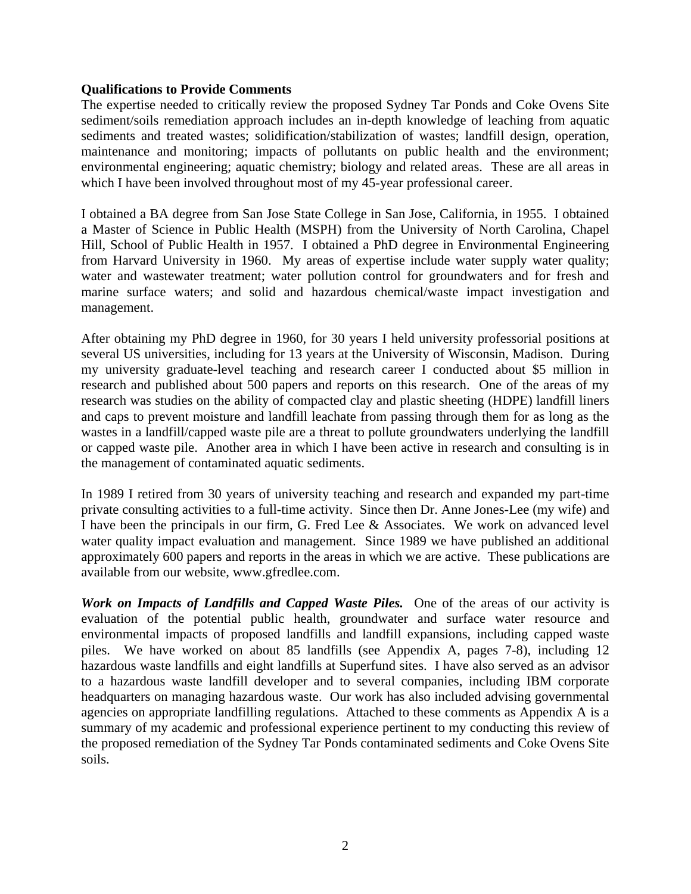**Qualifications to Provide Comments**

The expertise needed to critically review the proposed Sydney Tar Ponds and Coke Ovens Site sediment/soils remediation approach includes an in-depth knowledge of leaching from aquatic sediments and treated wastes; solidification/stabilization of wastes; landfill design, operation, maintenance and monitoring; impacts of pollutants on public health and the environment; environmental engineering; aquatic chemistry; biology and related areas. These are all areas in which I have been involved throughout most of my 45-year professional career.

I obtained a BA degree from San Jose State College in San Jose, California, in 1955. I obtained a Master of Science in Public Health (MSPH) from the University of North Carolina, Chapel Hill, School of Public Health in 1957. I obtained a PhD degree in Environmental Engineering from Harvard University in 1960. My areas of expertise include water supply water quality; water and wastewater treatment; water pollution control for groundwaters and for fresh and marine surface waters; and solid and hazardous chemical/waste impact investigation and management.

After obtaining my PhD degree in 1960, for 30 years I held university professorial positions at several US universities, including for 13 years at the University of Wisconsin, Madison. During my university graduate-level teaching and research career I conducted about $5 million in research and published about 500 papers and reports on this research. One of the areas of my research was studies on the ability of compacted clay and plastic sheeting (HDPE) landfill liners and caps to prevent moisture and landfill leachate from passing through them for as long as the wastes in a landfill/capped waste pile are a threat to pollute groundwaters underlying the landfill or capped waste pile. Another area in which I have been active in research and consulting is in the management of contaminated aquatic sediments.

In 1989 I retired from 30 years of university teaching and research and expanded my part-time private consulting activities to a full-time activity. Since then Dr. Anne Jones-Lee (my wife) and I have been the principals in our firm, G. Fred Lee & Associates. We work on advanced level water quality impact evaluation and management. Since 1989 we have published an additional approximately 600 papers and reports in the areas in which we are active. These publications are available from our website, www.gfredlee.com.

***Work on Impacts of Landfills and Capped Waste Piles.*** One of the areas of our activity is evaluation of the potential public health, groundwater and surface water resource and environmental impacts of proposed landfills and landfill expansions, including capped waste piles. We have worked on about 85 landfills (see Appendix A, pages 7-8), including 12 hazardous waste landfills and eight landfills at Superfund sites. I have also served as an advisor to a hazardous waste landfill developer and to several companies, including IBM corporate headquarters on managing hazardous waste. Our work has also included advising governmental agencies on appropriate landfilling regulations. Attached to these comments as Appendix A is a summary of my academic and professional experience pertinent to my conducting this review of the proposed remediation of the Sydney Tar Ponds contaminated sediments and Coke Ovens Site soils.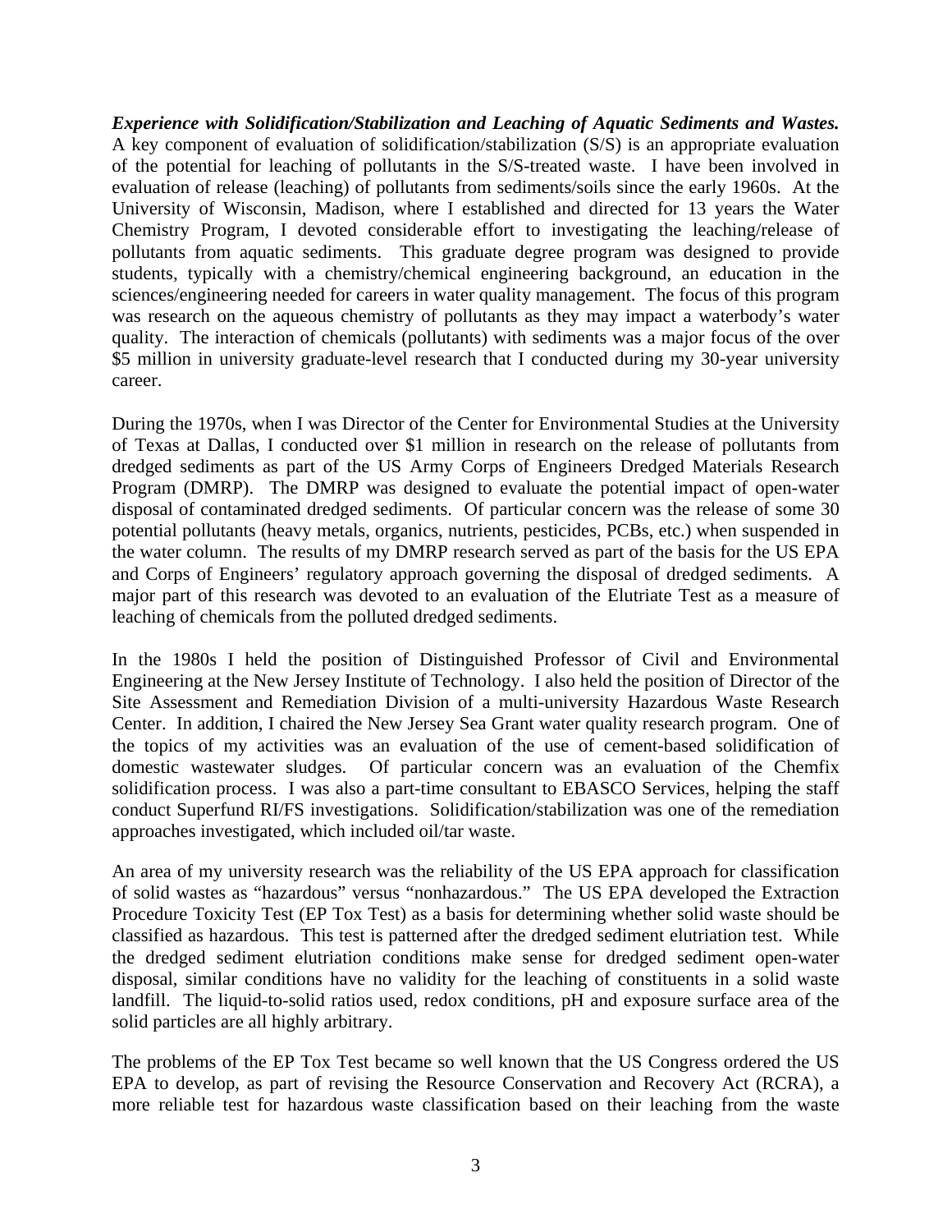***Experience with Solidification/Stabilization and Leaching of Aquatic Sediments and Wastes.*** A key component of evaluation of solidification/stabilization (S/S) is an appropriate evaluation of the potential for leaching of pollutants in the S/S-treated waste. I have been involved in evaluation of release (leaching) of pollutants from sediments/soils since the early 1960s. At the University of Wisconsin, Madison, where I established and directed for 13 years the Water Chemistry Program, I devoted considerable effort to investigating the leaching/release of pollutants from aquatic sediments. This graduate degree program was designed to provide students, typically with a chemistry/chemical engineering background, an education in the sciences/engineering needed for careers in water quality management. The focus of this program was research on the aqueous chemistry of pollutants as they may impact a waterbody's water quality. The interaction of chemicals (pollutants) with sediments was a major focus of the over $5 million in university graduate-level research that I conducted during my 30-year university career.

During the 1970s, when I was Director of the Center for Environmental Studies at the University of Texas at Dallas, I conducted over $1 million in research on the release of pollutants from dredged sediments as part of the US Army Corps of Engineers Dredged Materials Research Program (DMRP). The DMRP was designed to evaluate the potential impact of open-water disposal of contaminated dredged sediments. Of particular concern was the release of some 30 potential pollutants (heavy metals, organics, nutrients, pesticides, PCBs, etc.) when suspended in the water column. The results of my DMRP research served as part of the basis for the US EPA and Corps of Engineers' regulatory approach governing the disposal of dredged sediments. A major part of this research was devoted to an evaluation of the Elutriate Test as a measure of leaching of chemicals from the polluted dredged sediments.

In the 1980s I held the position of Distinguished Professor of Civil and Environmental Engineering at the New Jersey Institute of Technology. I also held the position of Director of the Site Assessment and Remediation Division of a multi-university Hazardous Waste Research Center. In addition, I chaired the New Jersey Sea Grant water quality research program. One of the topics of my activities was an evaluation of the use of cement-based solidification of domestic wastewater sludges. Of particular concern was an evaluation of the Chemfix solidification process. I was also a part-time consultant to EBASCO Services, helping the staff conduct Superfund RI/FS investigations. Solidification/stabilization was one of the remediation approaches investigated, which included oil/tar waste.

An area of my university research was the reliability of the US EPA approach for classification of solid wastes as "hazardous" versus "nonhazardous." The US EPA developed the Extraction Procedure Toxicity Test (EP Tox Test) as a basis for determining whether solid waste should be classified as hazardous. This test is patterned after the dredged sediment elutriation test. While the dredged sediment elutriation conditions make sense for dredged sediment open-water disposal, similar conditions have no validity for the leaching of constituents in a solid waste landfill. The liquid-to-solid ratios used, redox conditions, pH and exposure surface area of the solid particles are all highly arbitrary.

The problems of the EP Tox Test became so well known that the US Congress ordered the US EPA to develop, as part of revising the Resource Conservation and Recovery Act (RCRA), a more reliable test for hazardous waste classification based on their leaching from the waste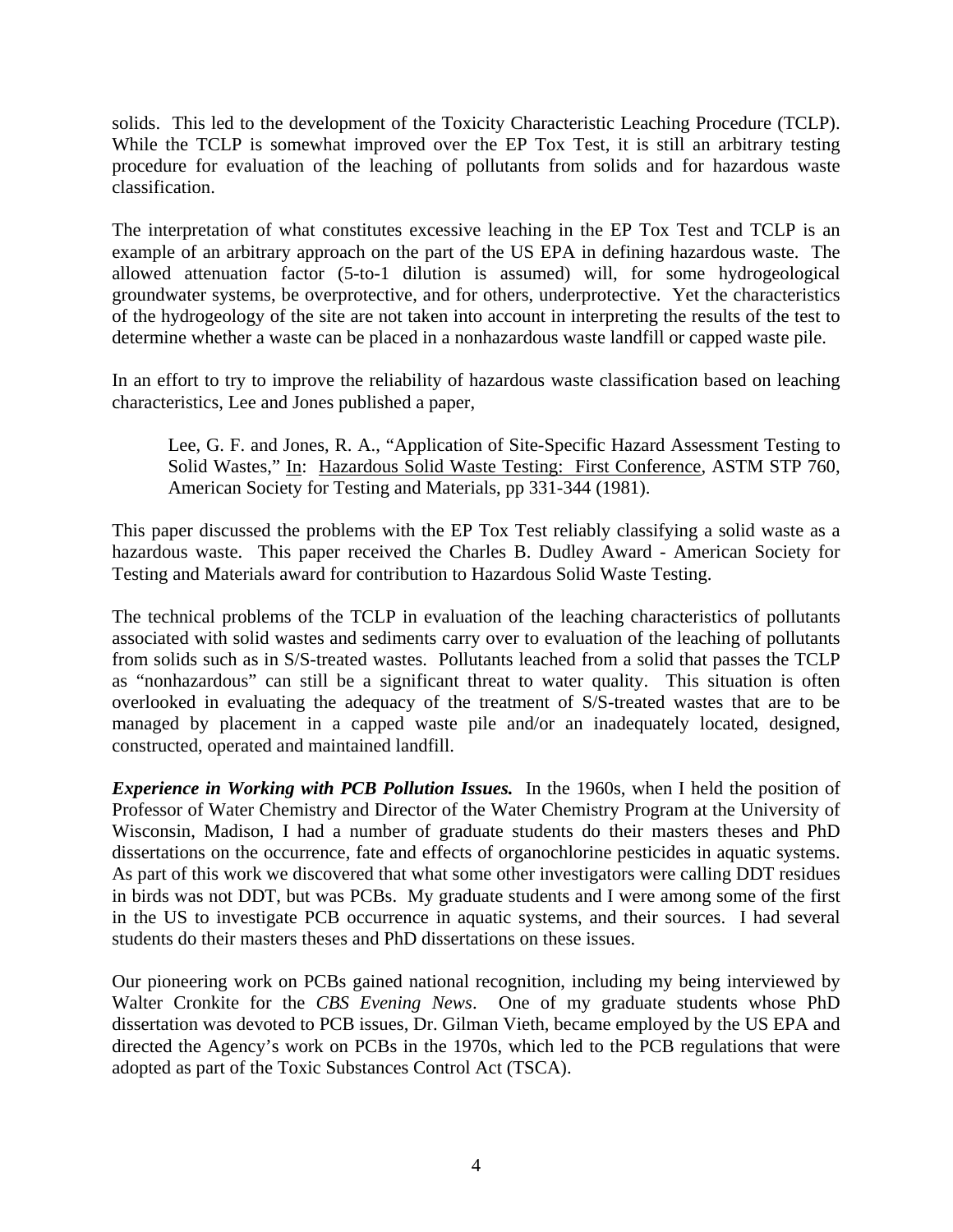solids. This led to the development of the Toxicity Characteristic Leaching Procedure (TCLP). While the TCLP is somewhat improved over the EP Tox Test, it is still an arbitrary testing procedure for evaluation of the leaching of pollutants from solids and for hazardous waste classification.

The interpretation of what constitutes excessive leaching in the EP Tox Test and TCLP is an example of an arbitrary approach on the part of the US EPA in defining hazardous waste. The allowed attenuation factor (5-to-1 dilution is assumed) will, for some hydrogeological groundwater systems, be overprotective, and for others, underprotective. Yet the characteristics of the hydrogeology of the site are not taken into account in interpreting the results of the test to determine whether a waste can be placed in a nonhazardous waste landfill or capped waste pile.

In an effort to try to improve the reliability of hazardous waste classification based on leaching characteristics, Lee and Jones published a paper,

> Lee, G. F. and Jones, R. A., "Application of Site-Specific Hazard Assessment Testing to Solid Wastes," In: Hazardous Solid Waste Testing: First Conference, ASTM STP 760, American Society for Testing and Materials, pp 331-344 (1981).

This paper discussed the problems with the EP Tox Test reliably classifying a solid waste as a hazardous waste. This paper received the Charles B. Dudley Award - American Society for Testing and Materials award for contribution to Hazardous Solid Waste Testing.

The technical problems of the TCLP in evaluation of the leaching characteristics of pollutants associated with solid wastes and sediments carry over to evaluation of the leaching of pollutants from solids such as in S/S-treated wastes. Pollutants leached from a solid that passes the TCLP as "nonhazardous" can still be a significant threat to water quality. This situation is often overlooked in evaluating the adequacy of the treatment of S/S-treated wastes that are to be managed by placement in a capped waste pile and/or an inadequately located, designed, constructed, operated and maintained landfill.

***Experience in Working with PCB Pollution Issues.*** In the 1960s, when I held the position of Professor of Water Chemistry and Director of the Water Chemistry Program at the University of Wisconsin, Madison, I had a number of graduate students do their masters theses and PhD dissertations on the occurrence, fate and effects of organochlorine pesticides in aquatic systems. As part of this work we discovered that what some other investigators were calling DDT residues in birds was not DDT, but was PCBs. My graduate students and I were among some of the first in the US to investigate PCB occurrence in aquatic systems, and their sources. I had several students do their masters theses and PhD dissertations on these issues.

Our pioneering work on PCBs gained national recognition, including my being interviewed by Walter Cronkite for the *CBS Evening News*. One of my graduate students whose PhD dissertation was devoted to PCB issues, Dr. Gilman Vieth, became employed by the US EPA and directed the Agency's work on PCBs in the 1970s, which led to the PCB regulations that were adopted as part of the Toxic Substances Control Act (TSCA).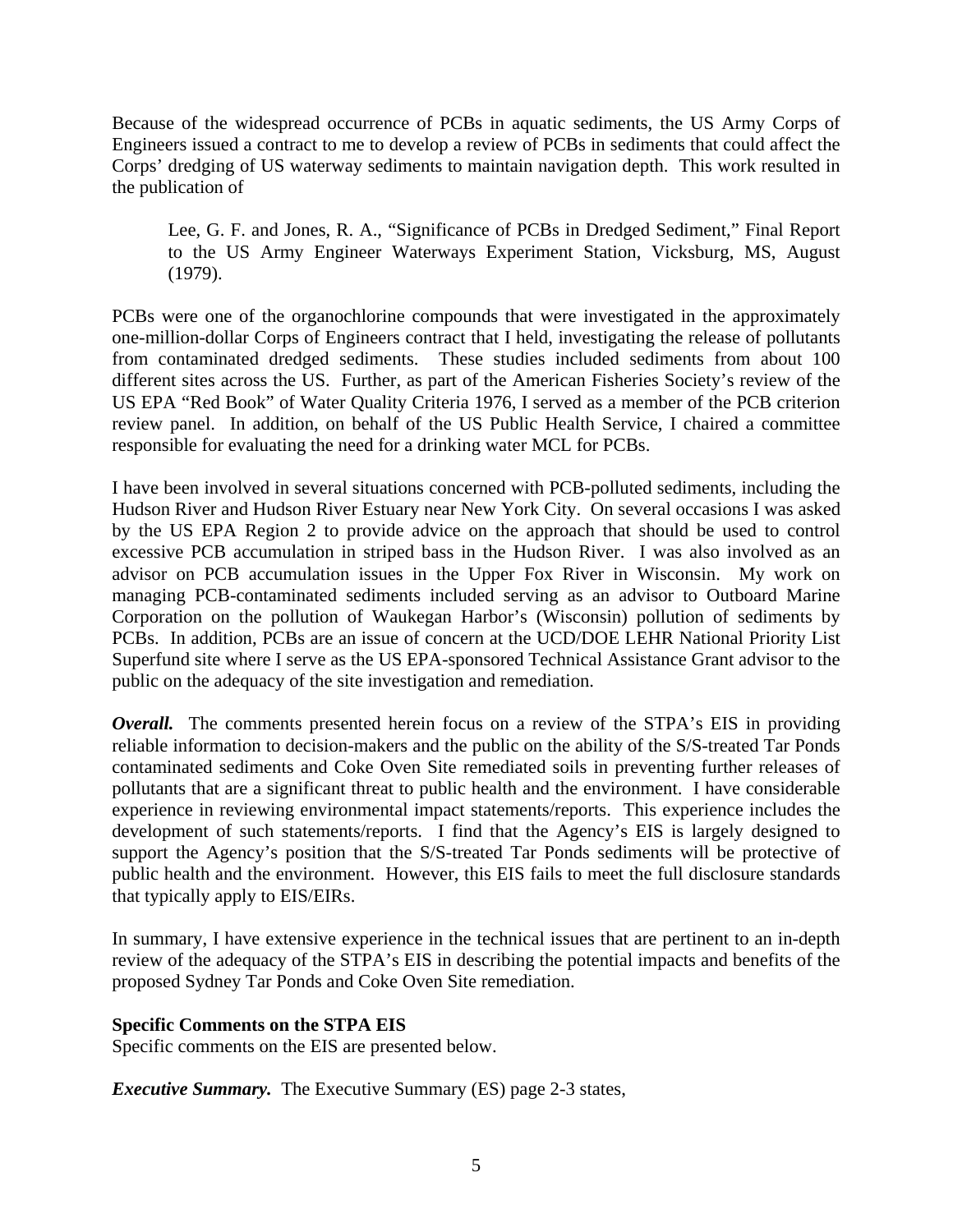Because of the widespread occurrence of PCBs in aquatic sediments, the US Army Corps of Engineers issued a contract to me to develop a review of PCBs in sediments that could affect the Corps' dredging of US waterway sediments to maintain navigation depth. This work resulted in the publication of

> Lee, G. F. and Jones, R. A., "Significance of PCBs in Dredged Sediment," Final Report to the US Army Engineer Waterways Experiment Station, Vicksburg, MS, August (1979).

PCBs were one of the organochlorine compounds that were investigated in the approximately one-million-dollar Corps of Engineers contract that I held, investigating the release of pollutants from contaminated dredged sediments. These studies included sediments from about 100 different sites across the US. Further, as part of the American Fisheries Society's review of the US EPA "Red Book" of Water Quality Criteria 1976, I served as a member of the PCB criterion review panel. In addition, on behalf of the US Public Health Service, I chaired a committee responsible for evaluating the need for a drinking water MCL for PCBs.

I have been involved in several situations concerned with PCB-polluted sediments, including the Hudson River and Hudson River Estuary near New York City. On several occasions I was asked by the US EPA Region 2 to provide advice on the approach that should be used to control excessive PCB accumulation in striped bass in the Hudson River. I was also involved as an advisor on PCB accumulation issues in the Upper Fox River in Wisconsin. My work on managing PCB-contaminated sediments included serving as an advisor to Outboard Marine Corporation on the pollution of Waukegan Harbor's (Wisconsin) pollution of sediments by PCBs. In addition, PCBs are an issue of concern at the UCD/DOE LEHR National Priority List Superfund site where I serve as the US EPA-sponsored Technical Assistance Grant advisor to the public on the adequacy of the site investigation and remediation.

***Overall.*** The comments presented herein focus on a review of the STPA's EIS in providing reliable information to decision-makers and the public on the ability of the S/S-treated Tar Ponds contaminated sediments and Coke Oven Site remediated soils in preventing further releases of pollutants that are a significant threat to public health and the environment. I have considerable experience in reviewing environmental impact statements/reports. This experience includes the development of such statements/reports. I find that the Agency's EIS is largely designed to support the Agency's position that the S/S-treated Tar Ponds sediments will be protective of public health and the environment. However, this EIS fails to meet the full disclosure standards that typically apply to EIS/EIRs.

In summary, I have extensive experience in the technical issues that are pertinent to an in-depth review of the adequacy of the STPA's EIS in describing the potential impacts and benefits of the proposed Sydney Tar Ponds and Coke Oven Site remediation.

**Specific Comments on the STPA EIS**

Specific comments on the EIS are presented below.

***Executive Summary.*** The Executive Summary (ES) page 2-3 states,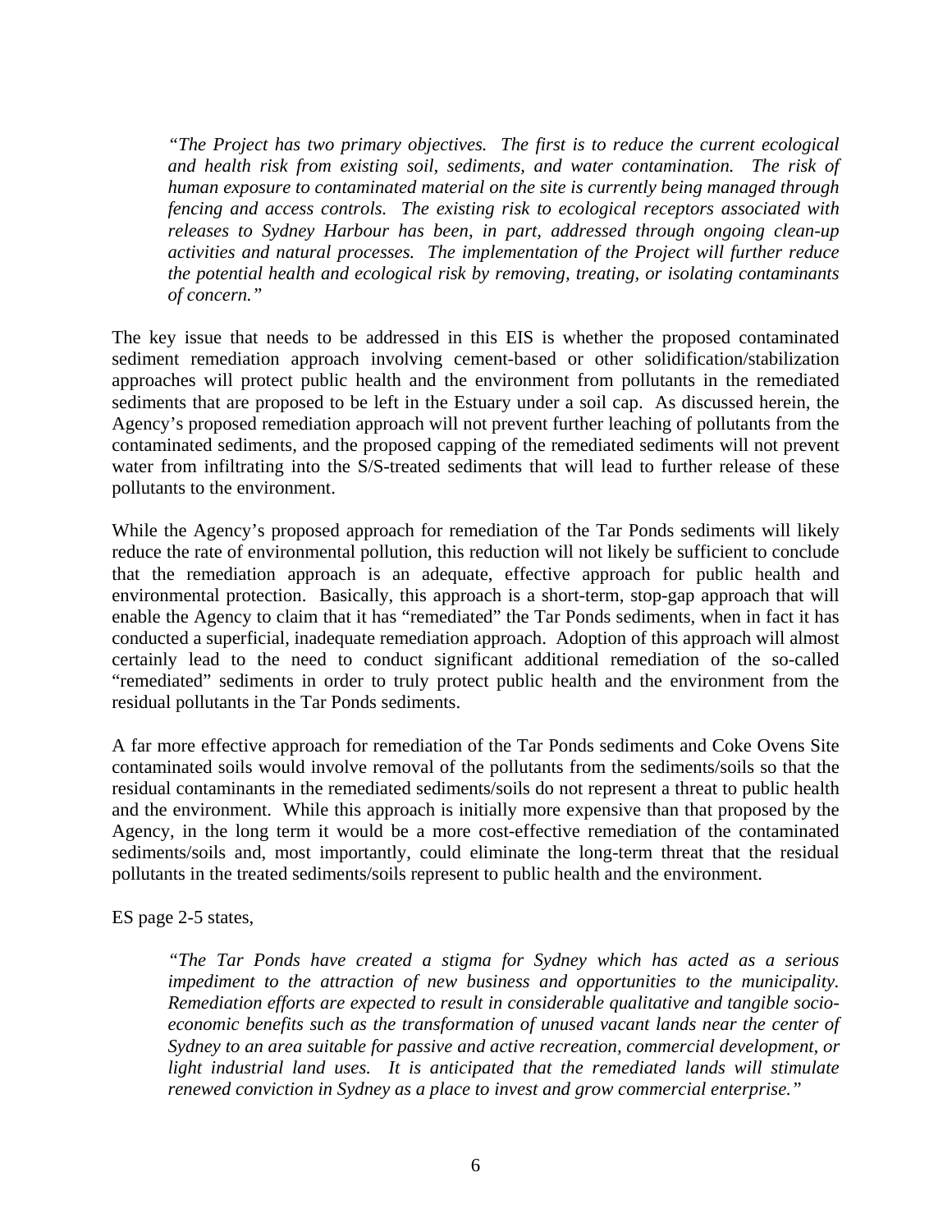> *"The Project has two primary objectives. The first is to reduce the current ecological and health risk from existing soil, sediments, and water contamination. The risk of human exposure to contaminated material on the site is currently being managed through fencing and access controls. The existing risk to ecological receptors associated with releases to Sydney Harbour has been, in part, addressed through ongoing clean-up activities and natural processes. The implementation of the Project will further reduce the potential health and ecological risk by removing, treating, or isolating contaminants of concern."*

The key issue that needs to be addressed in this EIS is whether the proposed contaminated sediment remediation approach involving cement-based or other solidification/stabilization approaches will protect public health and the environment from pollutants in the remediated sediments that are proposed to be left in the Estuary under a soil cap. As discussed herein, the Agency's proposed remediation approach will not prevent further leaching of pollutants from the contaminated sediments, and the proposed capping of the remediated sediments will not prevent water from infiltrating into the S/S-treated sediments that will lead to further release of these pollutants to the environment.

While the Agency's proposed approach for remediation of the Tar Ponds sediments will likely reduce the rate of environmental pollution, this reduction will not likely be sufficient to conclude that the remediation approach is an adequate, effective approach for public health and environmental protection. Basically, this approach is a short-term, stop-gap approach that will enable the Agency to claim that it has "remediated" the Tar Ponds sediments, when in fact it has conducted a superficial, inadequate remediation approach. Adoption of this approach will almost certainly lead to the need to conduct significant additional remediation of the so-called "remediated" sediments in order to truly protect public health and the environment from the residual pollutants in the Tar Ponds sediments.

A far more effective approach for remediation of the Tar Ponds sediments and Coke Ovens Site contaminated soils would involve removal of the pollutants from the sediments/soils so that the residual contaminants in the remediated sediments/soils do not represent a threat to public health and the environment. While this approach is initially more expensive than that proposed by the Agency, in the long term it would be a more cost-effective remediation of the contaminated sediments/soils and, most importantly, could eliminate the long-term threat that the residual pollutants in the treated sediments/soils represent to public health and the environment.

ES page 2-5 states,

> *"The Tar Ponds have created a stigma for Sydney which has acted as a serious impediment to the attraction of new business and opportunities to the municipality. Remediation efforts are expected to result in considerable qualitative and tangible socio-economic benefits such as the transformation of unused vacant lands near the center of Sydney to an area suitable for passive and active recreation, commercial development, or light industrial land uses. It is anticipated that the remediated lands will stimulate renewed conviction in Sydney as a place to invest and grow commercial enterprise."*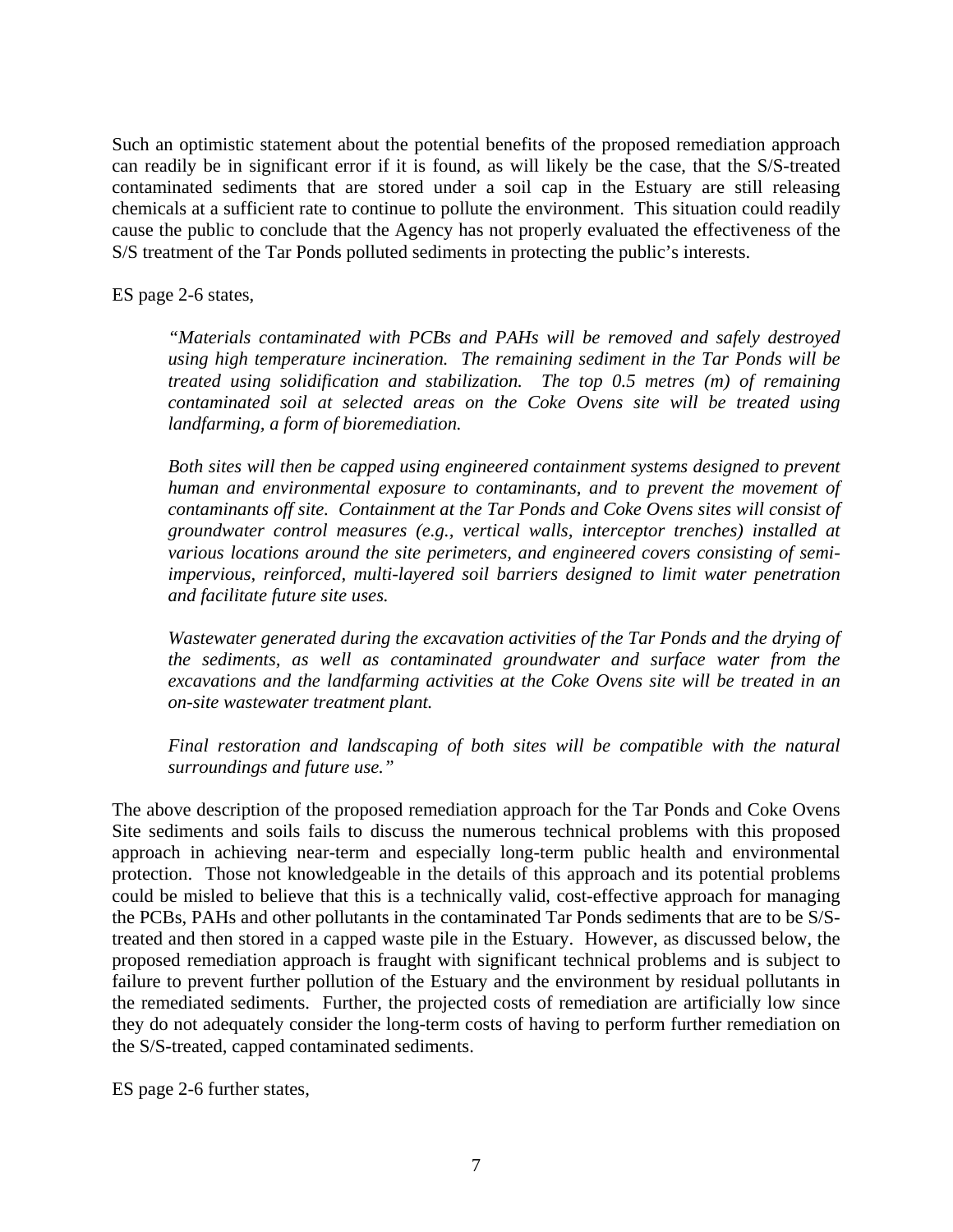Such an optimistic statement about the potential benefits of the proposed remediation approach can readily be in significant error if it is found, as will likely be the case, that the S/S-treated contaminated sediments that are stored under a soil cap in the Estuary are still releasing chemicals at a sufficient rate to continue to pollute the environment. This situation could readily cause the public to conclude that the Agency has not properly evaluated the effectiveness of the S/S treatment of the Tar Ponds polluted sediments in protecting the public's interests.

ES page 2-6 states,

> *"Materials contaminated with PCBs and PAHs will be removed and safely destroyed using high temperature incineration. The remaining sediment in the Tar Ponds will be treated using solidification and stabilization. The top 0.5 metres (m) of remaining contaminated soil at selected areas on the Coke Ovens site will be treated using landfarming, a form of bioremediation.*
>
> *Both sites will then be capped using engineered containment systems designed to prevent human and environmental exposure to contaminants, and to prevent the movement of contaminants off site. Containment at the Tar Ponds and Coke Ovens sites will consist of groundwater control measures (e.g., vertical walls, interceptor trenches) installed at various locations around the site perimeters, and engineered covers consisting of semi-impervious, reinforced, multi-layered soil barriers designed to limit water penetration and facilitate future site uses.*
>
> *Wastewater generated during the excavation activities of the Tar Ponds and the drying of the sediments, as well as contaminated groundwater and surface water from the excavations and the landfarming activities at the Coke Ovens site will be treated in an on-site wastewater treatment plant.*
>
> *Final restoration and landscaping of both sites will be compatible with the natural surroundings and future use."*

The above description of the proposed remediation approach for the Tar Ponds and Coke Ovens Site sediments and soils fails to discuss the numerous technical problems with this proposed approach in achieving near-term and especially long-term public health and environmental protection. Those not knowledgeable in the details of this approach and its potential problems could be misled to believe that this is a technically valid, cost-effective approach for managing the PCBs, PAHs and other pollutants in the contaminated Tar Ponds sediments that are to be S/S-treated and then stored in a capped waste pile in the Estuary. However, as discussed below, the proposed remediation approach is fraught with significant technical problems and is subject to failure to prevent further pollution of the Estuary and the environment by residual pollutants in the remediated sediments. Further, the projected costs of remediation are artificially low since they do not adequately consider the long-term costs of having to perform further remediation on the S/S-treated, capped contaminated sediments.

ES page 2-6 further states,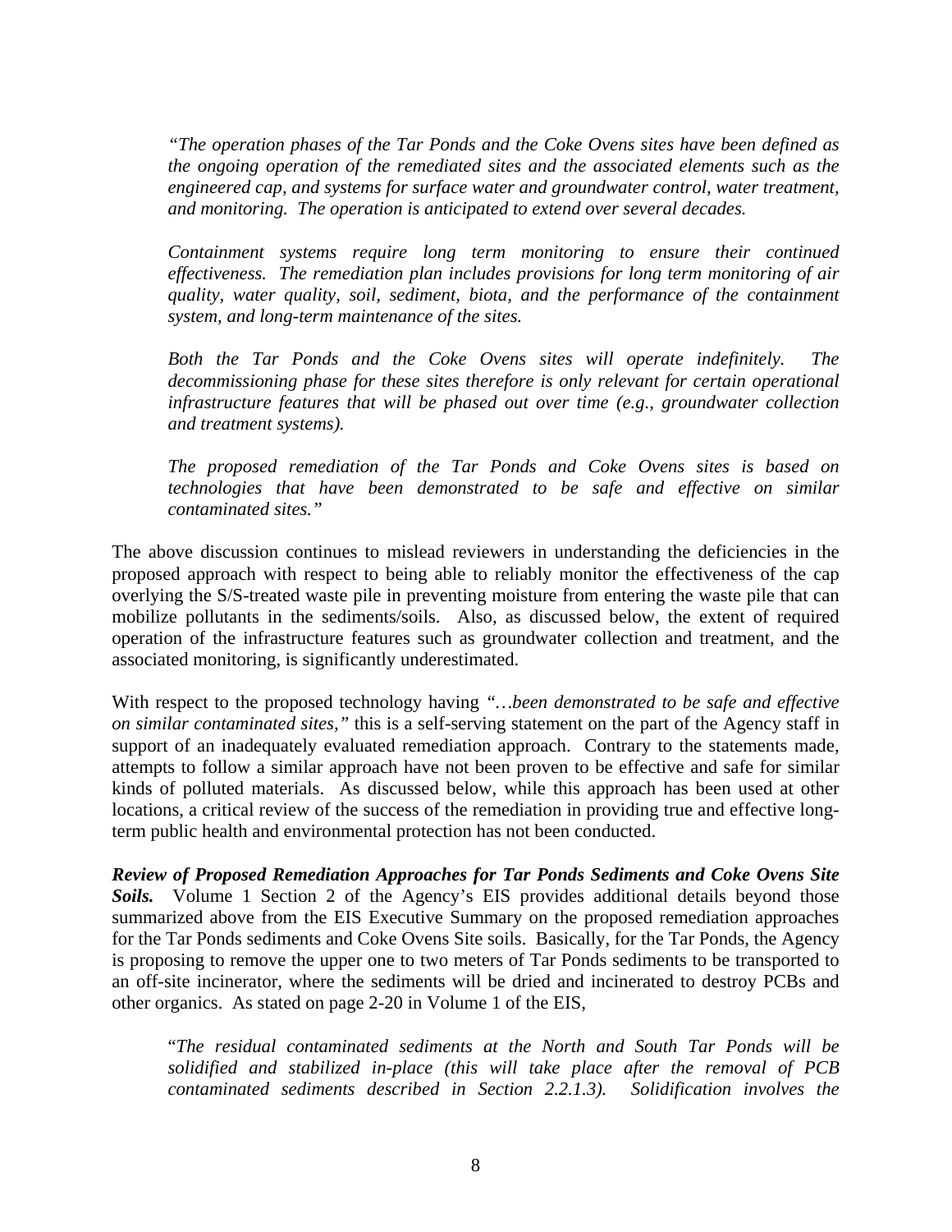*"The operation phases of the Tar Ponds and the Coke Ovens sites have been defined as the ongoing operation of the remediated sites and the associated elements such as the engineered cap, and systems for surface water and groundwater control, water treatment, and monitoring. The operation is anticipated to extend over several decades.*

*Containment systems require long term monitoring to ensure their continued effectiveness. The remediation plan includes provisions for long term monitoring of air quality, water quality, soil, sediment, biota, and the performance of the containment system, and long-term maintenance of the sites.*

*Both the Tar Ponds and the Coke Ovens sites will operate indefinitely. The decommissioning phase for these sites therefore is only relevant for certain operational infrastructure features that will be phased out over time (e.g., groundwater collection and treatment systems).*

*The proposed remediation of the Tar Ponds and Coke Ovens sites is based on technologies that have been demonstrated to be safe and effective on similar contaminated sites."*

The above discussion continues to mislead reviewers in understanding the deficiencies in the proposed approach with respect to being able to reliably monitor the effectiveness of the cap overlying the S/S-treated waste pile in preventing moisture from entering the waste pile that can mobilize pollutants in the sediments/soils. Also, as discussed below, the extent of required operation of the infrastructure features such as groundwater collection and treatment, and the associated monitoring, is significantly underestimated.

With respect to the proposed technology having *"…been demonstrated to be safe and effective on similar contaminated sites,"* this is a self-serving statement on the part of the Agency staff in support of an inadequately evaluated remediation approach. Contrary to the statements made, attempts to follow a similar approach have not been proven to be effective and safe for similar kinds of polluted materials. As discussed below, while this approach has been used at other locations, a critical review of the success of the remediation in providing true and effective long-term public health and environmental protection has not been conducted.

***Review of Proposed Remediation Approaches for Tar Ponds Sediments and Coke Ovens Site Soils.*** Volume 1 Section 2 of the Agency's EIS provides additional details beyond those summarized above from the EIS Executive Summary on the proposed remediation approaches for the Tar Ponds sediments and Coke Ovens Site soils. Basically, for the Tar Ponds, the Agency is proposing to remove the upper one to two meters of Tar Ponds sediments to be transported to an off-site incinerator, where the sediments will be dried and incinerated to destroy PCBs and other organics. As stated on page 2-20 in Volume 1 of the EIS,

"*The residual contaminated sediments at the North and South Tar Ponds will be solidified and stabilized in-place (this will take place after the removal of PCB contaminated sediments described in Section 2.2.1.3). Solidification involves the*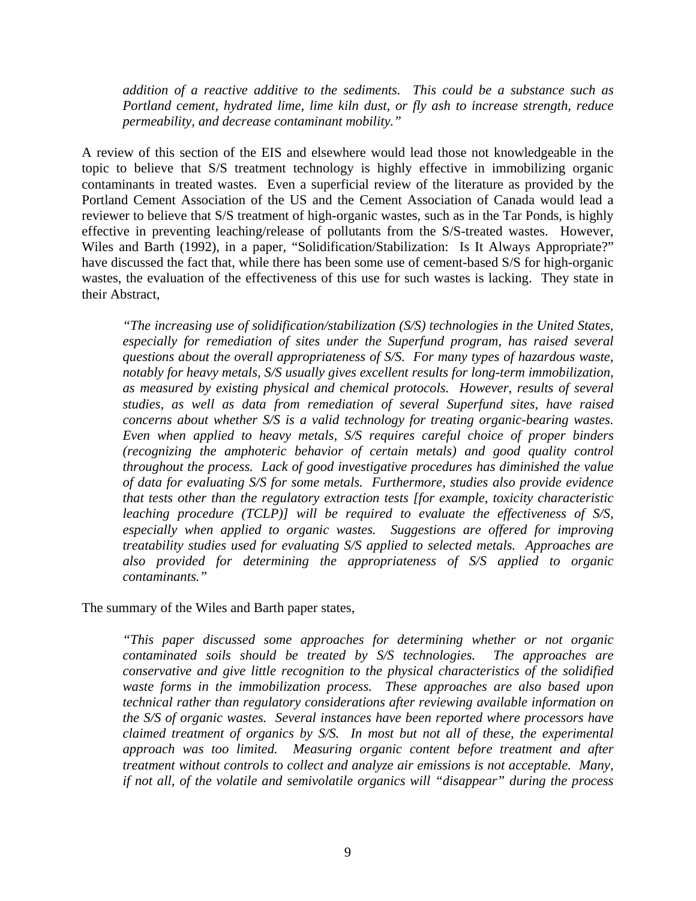> *addition of a reactive additive to the sediments. This could be a substance such as Portland cement, hydrated lime, lime kiln dust, or fly ash to increase strength, reduce permeability, and decrease contaminant mobility."*

A review of this section of the EIS and elsewhere would lead those not knowledgeable in the topic to believe that S/S treatment technology is highly effective in immobilizing organic contaminants in treated wastes. Even a superficial review of the literature as provided by the Portland Cement Association of the US and the Cement Association of Canada would lead a reviewer to believe that S/S treatment of high-organic wastes, such as in the Tar Ponds, is highly effective in preventing leaching/release of pollutants from the S/S-treated wastes. However, Wiles and Barth (1992), in a paper, "Solidification/Stabilization: Is It Always Appropriate?" have discussed the fact that, while there has been some use of cement-based S/S for high-organic wastes, the evaluation of the effectiveness of this use for such wastes is lacking. They state in their Abstract,

> *"The increasing use of solidification/stabilization (S/S) technologies in the United States, especially for remediation of sites under the Superfund program, has raised several questions about the overall appropriateness of S/S. For many types of hazardous waste, notably for heavy metals, S/S usually gives excellent results for long-term immobilization, as measured by existing physical and chemical protocols. However, results of several studies, as well as data from remediation of several Superfund sites, have raised concerns about whether S/S is a valid technology for treating organic-bearing wastes. Even when applied to heavy metals, S/S requires careful choice of proper binders (recognizing the amphoteric behavior of certain metals) and good quality control throughout the process. Lack of good investigative procedures has diminished the value of data for evaluating S/S for some metals. Furthermore, studies also provide evidence that tests other than the regulatory extraction tests [for example, toxicity characteristic leaching procedure (TCLP)] will be required to evaluate the effectiveness of S/S, especially when applied to organic wastes. Suggestions are offered for improving treatability studies used for evaluating S/S applied to selected metals. Approaches are also provided for determining the appropriateness of S/S applied to organic contaminants."*

The summary of the Wiles and Barth paper states,

> *"This paper discussed some approaches for determining whether or not organic contaminated soils should be treated by S/S technologies. The approaches are conservative and give little recognition to the physical characteristics of the solidified waste forms in the immobilization process. These approaches are also based upon technical rather than regulatory considerations after reviewing available information on the S/S of organic wastes. Several instances have been reported where processors have claimed treatment of organics by S/S. In most but not all of these, the experimental approach was too limited. Measuring organic content before treatment and after treatment without controls to collect and analyze air emissions is not acceptable. Many, if not all, of the volatile and semivolatile organics will "disappear" during the process*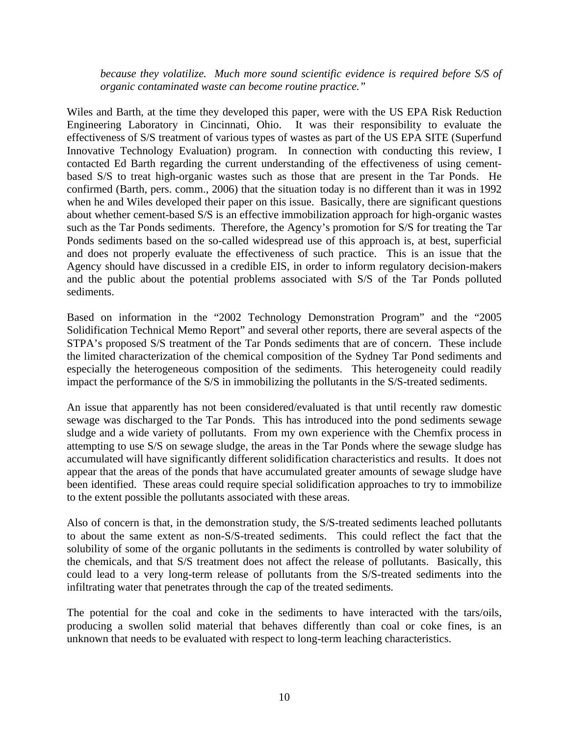*because they volatilize. Much more sound scientific evidence is required before S/S of organic contaminated waste can become routine practice."*

Wiles and Barth, at the time they developed this paper, were with the US EPA Risk Reduction Engineering Laboratory in Cincinnati, Ohio. It was their responsibility to evaluate the effectiveness of S/S treatment of various types of wastes as part of the US EPA SITE (Superfund Innovative Technology Evaluation) program. In connection with conducting this review, I contacted Ed Barth regarding the current understanding of the effectiveness of using cement-based S/S to treat high-organic wastes such as those that are present in the Tar Ponds. He confirmed (Barth, pers. comm., 2006) that the situation today is no different than it was in 1992 when he and Wiles developed their paper on this issue. Basically, there are significant questions about whether cement-based S/S is an effective immobilization approach for high-organic wastes such as the Tar Ponds sediments. Therefore, the Agency's promotion for S/S for treating the Tar Ponds sediments based on the so-called widespread use of this approach is, at best, superficial and does not properly evaluate the effectiveness of such practice. This is an issue that the Agency should have discussed in a credible EIS, in order to inform regulatory decision-makers and the public about the potential problems associated with S/S of the Tar Ponds polluted sediments.

Based on information in the "2002 Technology Demonstration Program" and the "2005 Solidification Technical Memo Report" and several other reports, there are several aspects of the STPA's proposed S/S treatment of the Tar Ponds sediments that are of concern. These include the limited characterization of the chemical composition of the Sydney Tar Pond sediments and especially the heterogeneous composition of the sediments. This heterogeneity could readily impact the performance of the S/S in immobilizing the pollutants in the S/S-treated sediments.

An issue that apparently has not been considered/evaluated is that until recently raw domestic sewage was discharged to the Tar Ponds. This has introduced into the pond sediments sewage sludge and a wide variety of pollutants. From my own experience with the Chemfix process in attempting to use S/S on sewage sludge, the areas in the Tar Ponds where the sewage sludge has accumulated will have significantly different solidification characteristics and results. It does not appear that the areas of the ponds that have accumulated greater amounts of sewage sludge have been identified. These areas could require special solidification approaches to try to immobilize to the extent possible the pollutants associated with these areas.

Also of concern is that, in the demonstration study, the S/S-treated sediments leached pollutants to about the same extent as non-S/S-treated sediments. This could reflect the fact that the solubility of some of the organic pollutants in the sediments is controlled by water solubility of the chemicals, and that S/S treatment does not affect the release of pollutants. Basically, this could lead to a very long-term release of pollutants from the S/S-treated sediments into the infiltrating water that penetrates through the cap of the treated sediments.

The potential for the coal and coke in the sediments to have interacted with the tars/oils, producing a swollen solid material that behaves differently than coal or coke fines, is an unknown that needs to be evaluated with respect to long-term leaching characteristics.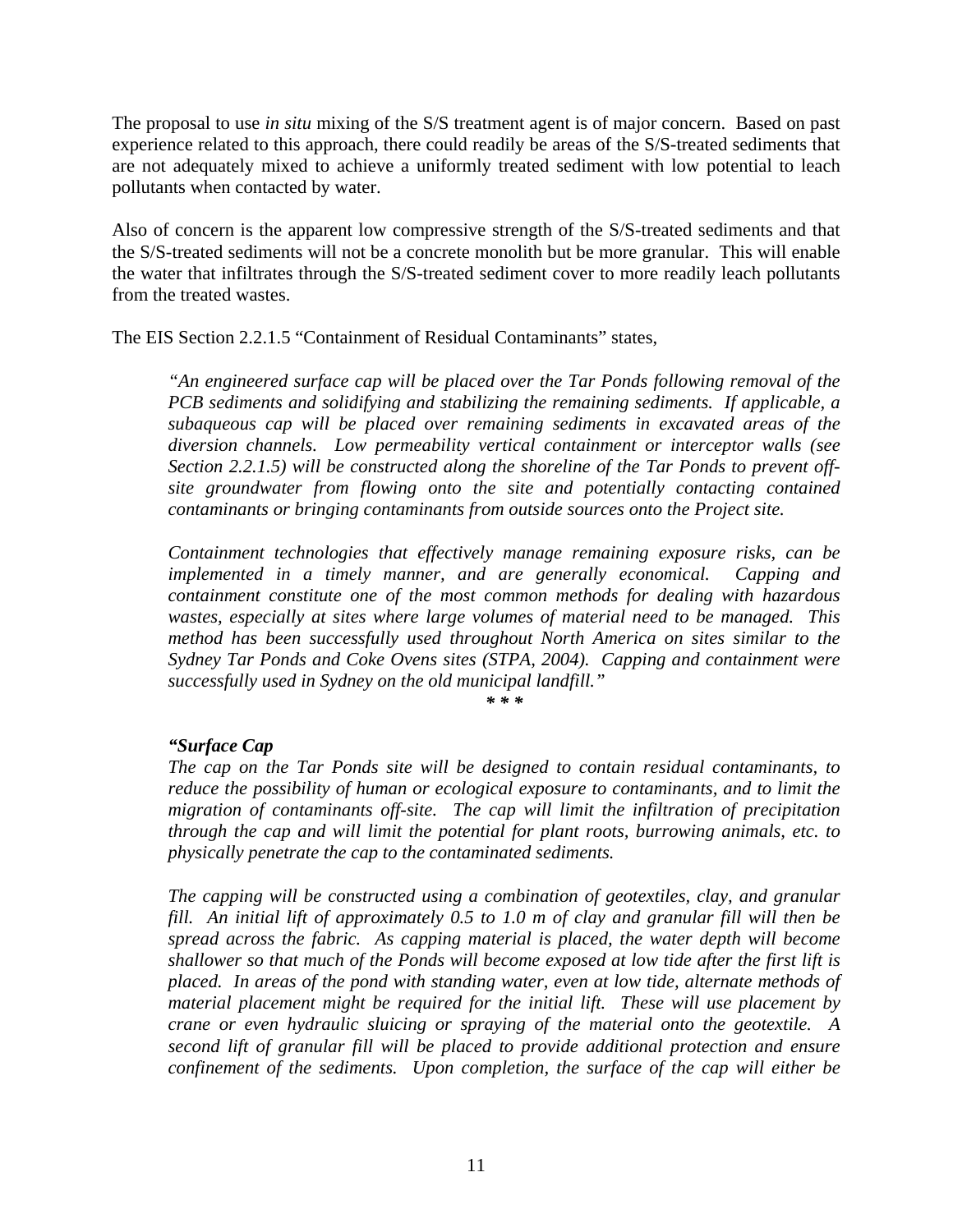The proposal to use *in situ* mixing of the S/S treatment agent is of major concern. Based on past experience related to this approach, there could readily be areas of the S/S-treated sediments that are not adequately mixed to achieve a uniformly treated sediment with low potential to leach pollutants when contacted by water.

Also of concern is the apparent low compressive strength of the S/S-treated sediments and that the S/S-treated sediments will not be a concrete monolith but be more granular. This will enable the water that infiltrates through the S/S-treated sediment cover to more readily leach pollutants from the treated wastes.

The EIS Section 2.2.1.5 "Containment of Residual Contaminants" states,

> *"An engineered surface cap will be placed over the Tar Ponds following removal of the PCB sediments and solidifying and stabilizing the remaining sediments. If applicable, a subaqueous cap will be placed over remaining sediments in excavated areas of the diversion channels. Low permeability vertical containment or interceptor walls (see Section 2.2.1.5) will be constructed along the shoreline of the Tar Ponds to prevent off-site groundwater from flowing onto the site and potentially contacting contained contaminants or bringing contaminants from outside sources onto the Project site.*
>
> *Containment technologies that effectively manage remaining exposure risks, can be implemented in a timely manner, and are generally economical. Capping and containment constitute one of the most common methods for dealing with hazardous wastes, especially at sites where large volumes of material need to be managed. This method has been successfully used throughout North America on sites similar to the Sydney Tar Ponds and Coke Ovens sites (STPA, 2004). Capping and containment were successfully used in Sydney on the old municipal landfill."*
>
> *\* \* \**
>
> ***"Surface Cap***
> *The cap on the Tar Ponds site will be designed to contain residual contaminants, to reduce the possibility of human or ecological exposure to contaminants, and to limit the migration of contaminants off-site. The cap will limit the infiltration of precipitation through the cap and will limit the potential for plant roots, burrowing animals, etc. to physically penetrate the cap to the contaminated sediments.*
>
> *The capping will be constructed using a combination of geotextiles, clay, and granular fill. An initial lift of approximately 0.5 to 1.0 m of clay and granular fill will then be spread across the fabric. As capping material is placed, the water depth will become shallower so that much of the Ponds will become exposed at low tide after the first lift is placed. In areas of the pond with standing water, even at low tide, alternate methods of material placement might be required for the initial lift. These will use placement by crane or even hydraulic sluicing or spraying of the material onto the geotextile. A second lift of granular fill will be placed to provide additional protection and ensure confinement of the sediments. Upon completion, the surface of the cap will either be*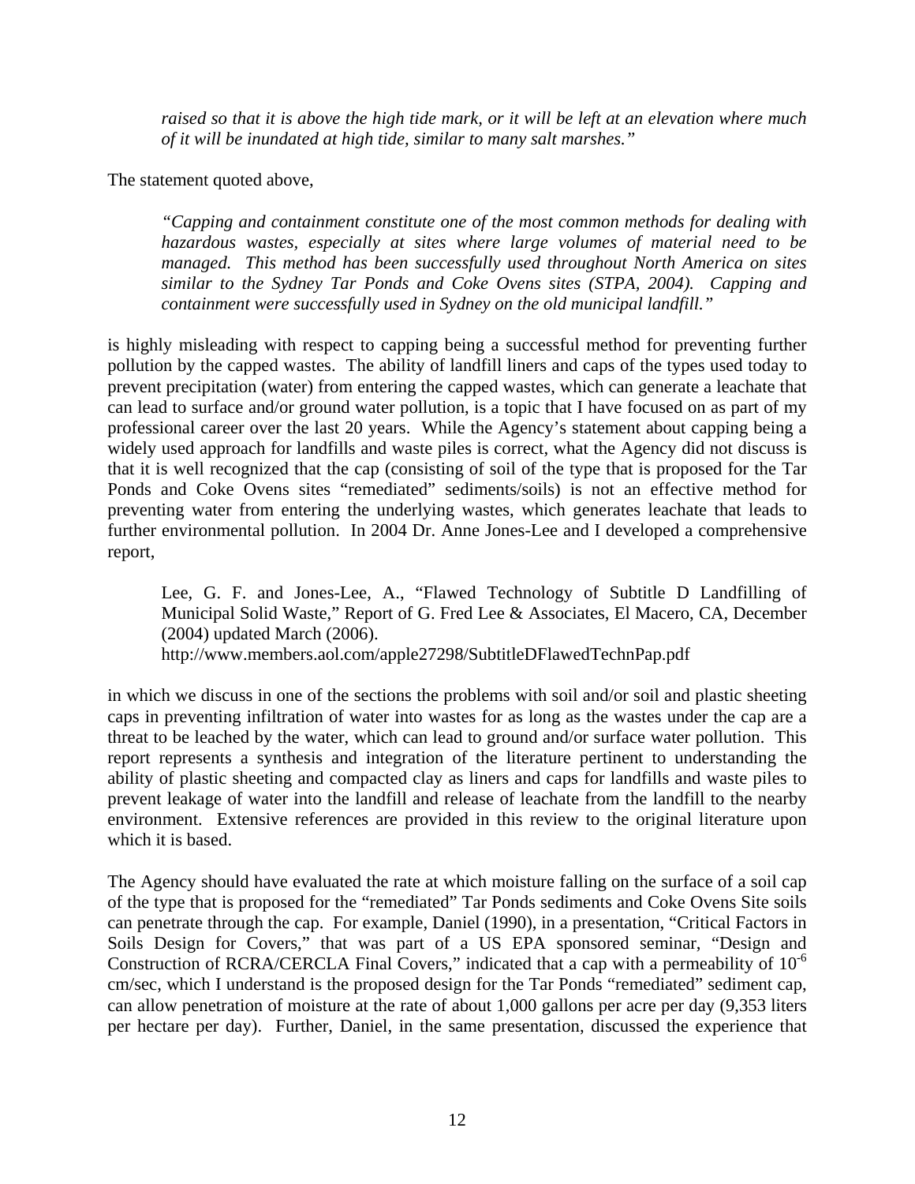*raised so that it is above the high tide mark, or it will be left at an elevation where much of it will be inundated at high tide, similar to many salt marshes."*

The statement quoted above,

> *"Capping and containment constitute one of the most common methods for dealing with hazardous wastes, especially at sites where large volumes of material need to be managed. This method has been successfully used throughout North America on sites similar to the Sydney Tar Ponds and Coke Ovens sites (STPA, 2004). Capping and containment were successfully used in Sydney on the old municipal landfill."*

is highly misleading with respect to capping being a successful method for preventing further pollution by the capped wastes. The ability of landfill liners and caps of the types used today to prevent precipitation (water) from entering the capped wastes, which can generate a leachate that can lead to surface and/or ground water pollution, is a topic that I have focused on as part of my professional career over the last 20 years. While the Agency's statement about capping being a widely used approach for landfills and waste piles is correct, what the Agency did not discuss is that it is well recognized that the cap (consisting of soil of the type that is proposed for the Tar Ponds and Coke Ovens sites "remediated" sediments/soils) is not an effective method for preventing water from entering the underlying wastes, which generates leachate that leads to further environmental pollution. In 2004 Dr. Anne Jones-Lee and I developed a comprehensive report,

> Lee, G. F. and Jones-Lee, A., "Flawed Technology of Subtitle D Landfilling of Municipal Solid Waste," Report of G. Fred Lee & Associates, El Macero, CA, December (2004) updated March (2006).
> http://www.members.aol.com/apple27298/SubtitleDFlawedTechnPap.pdf

in which we discuss in one of the sections the problems with soil and/or soil and plastic sheeting caps in preventing infiltration of water into wastes for as long as the wastes under the cap are a threat to be leached by the water, which can lead to ground and/or surface water pollution. This report represents a synthesis and integration of the literature pertinent to understanding the ability of plastic sheeting and compacted clay as liners and caps for landfills and waste piles to prevent leakage of water into the landfill and release of leachate from the landfill to the nearby environment. Extensive references are provided in this review to the original literature upon which it is based.

The Agency should have evaluated the rate at which moisture falling on the surface of a soil cap of the type that is proposed for the "remediated" Tar Ponds sediments and Coke Ovens Site soils can penetrate through the cap. For example, Daniel (1990), in a presentation, "Critical Factors in Soils Design for Covers," that was part of a US EPA sponsored seminar, "Design and Construction of RCRA/CERCLA Final Covers," indicated that a cap with a permeability of $10^{-6}$ cm/sec, which I understand is the proposed design for the Tar Ponds "remediated" sediment cap, can allow penetration of moisture at the rate of about 1,000 gallons per acre per day (9,353 liters per hectare per day). Further, Daniel, in the same presentation, discussed the experience that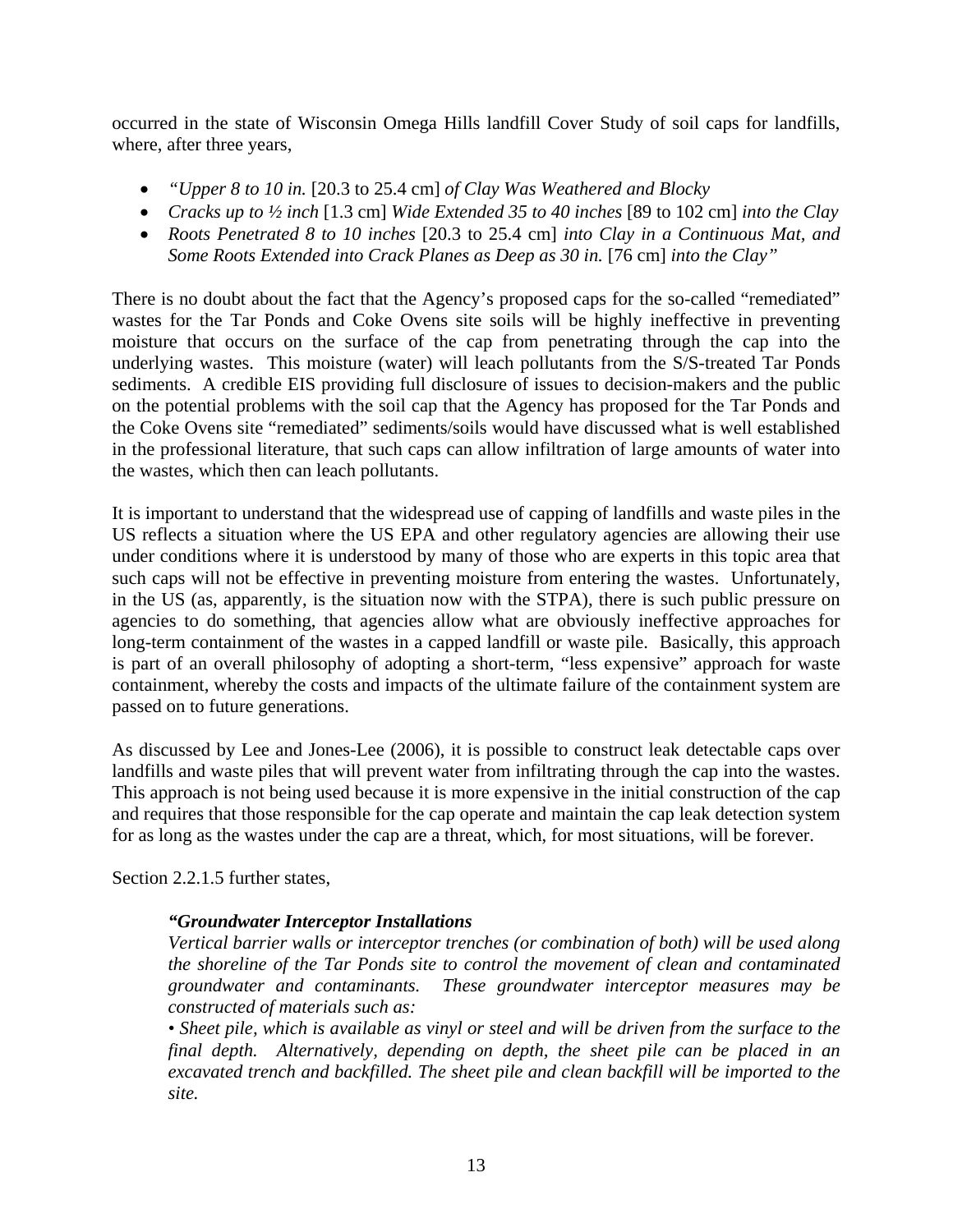occurred in the state of Wisconsin Omega Hills landfill Cover Study of soil caps for landfills, where, after three years,

- *"Upper 8 to 10 in.* [20.3 to 25.4 cm] *of Clay Was Weathered and Blocky*
- *Cracks up to ½ inch* [1.3 cm] *Wide Extended 35 to 40 inches* [89 to 102 cm] *into the Clay*
- *Roots Penetrated 8 to 10 inches* [20.3 to 25.4 cm] *into Clay in a Continuous Mat, and Some Roots Extended into Crack Planes as Deep as 30 in.* [76 cm] *into the Clay"*

There is no doubt about the fact that the Agency's proposed caps for the so-called "remediated" wastes for the Tar Ponds and Coke Ovens site soils will be highly ineffective in preventing moisture that occurs on the surface of the cap from penetrating through the cap into the underlying wastes. This moisture (water) will leach pollutants from the S/S-treated Tar Ponds sediments. A credible EIS providing full disclosure of issues to decision-makers and the public on the potential problems with the soil cap that the Agency has proposed for the Tar Ponds and the Coke Ovens site "remediated" sediments/soils would have discussed what is well established in the professional literature, that such caps can allow infiltration of large amounts of water into the wastes, which then can leach pollutants.

It is important to understand that the widespread use of capping of landfills and waste piles in the US reflects a situation where the US EPA and other regulatory agencies are allowing their use under conditions where it is understood by many of those who are experts in this topic area that such caps will not be effective in preventing moisture from entering the wastes. Unfortunately, in the US (as, apparently, is the situation now with the STPA), there is such public pressure on agencies to do something, that agencies allow what are obviously ineffective approaches for long-term containment of the wastes in a capped landfill or waste pile. Basically, this approach is part of an overall philosophy of adopting a short-term, "less expensive" approach for waste containment, whereby the costs and impacts of the ultimate failure of the containment system are passed on to future generations.

As discussed by Lee and Jones-Lee (2006), it is possible to construct leak detectable caps over landfills and waste piles that will prevent water from infiltrating through the cap into the wastes. This approach is not being used because it is more expensive in the initial construction of the cap and requires that those responsible for the cap operate and maintain the cap leak detection system for as long as the wastes under the cap are a threat, which, for most situations, will be forever.

Section 2.2.1.5 further states,

> ***"Groundwater Interceptor Installations***
> *Vertical barrier walls or interceptor trenches (or combination of both) will be used along the shoreline of the Tar Ponds site to control the movement of clean and contaminated groundwater and contaminants. These groundwater interceptor measures may be constructed of materials such as:*
> *• Sheet pile, which is available as vinyl or steel and will be driven from the surface to the final depth. Alternatively, depending on depth, the sheet pile can be placed in an excavated trench and backfilled. The sheet pile and clean backfill will be imported to the site.*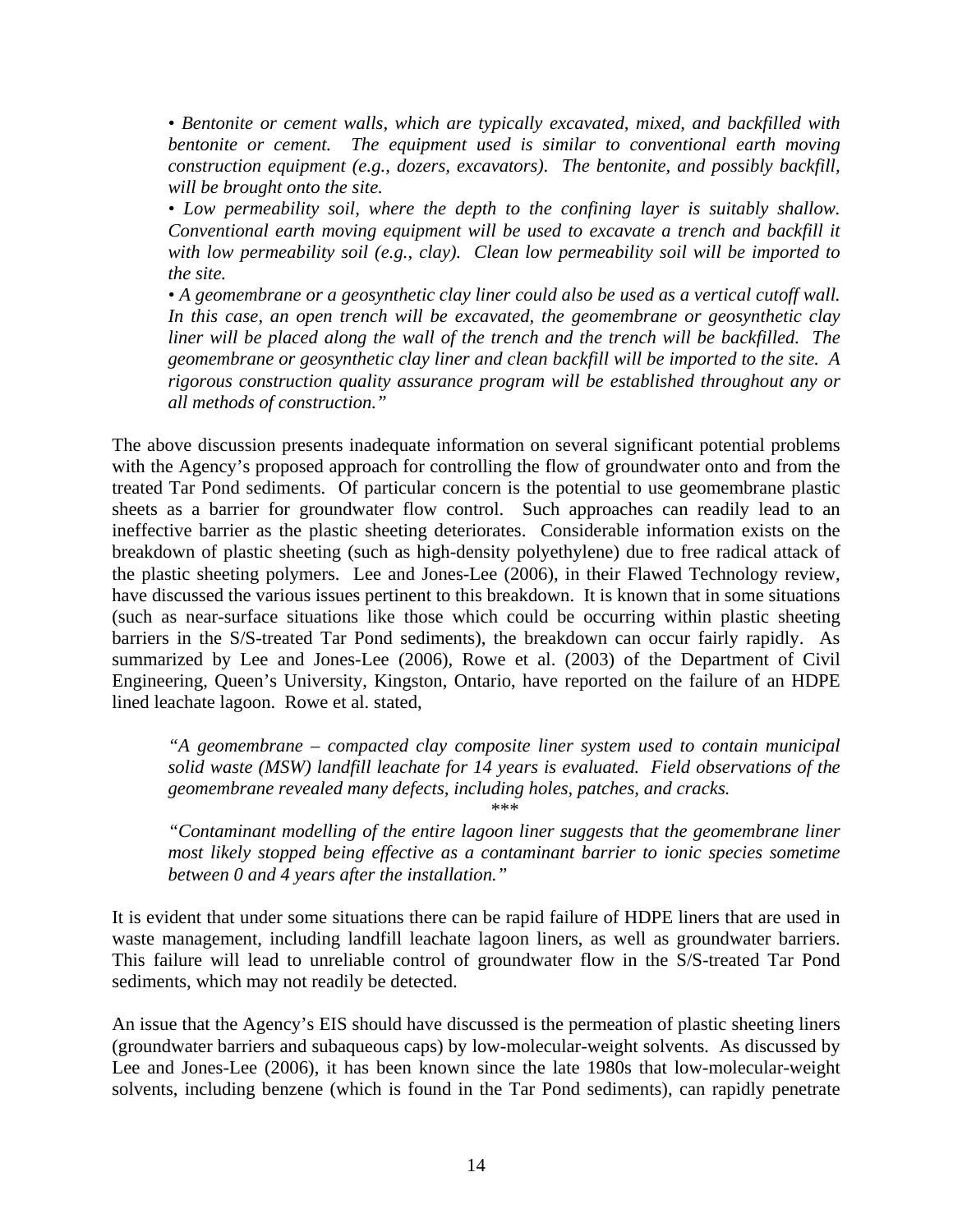*• Bentonite or cement walls, which are typically excavated, mixed, and backfilled with bentonite or cement. The equipment used is similar to conventional earth moving construction equipment (e.g., dozers, excavators). The bentonite, and possibly backfill, will be brought onto the site.*

*• Low permeability soil, where the depth to the confining layer is suitably shallow. Conventional earth moving equipment will be used to excavate a trench and backfill it with low permeability soil (e.g., clay). Clean low permeability soil will be imported to the site.*

*• A geomembrane or a geosynthetic clay liner could also be used as a vertical cutoff wall. In this case, an open trench will be excavated, the geomembrane or geosynthetic clay liner will be placed along the wall of the trench and the trench will be backfilled. The geomembrane or geosynthetic clay liner and clean backfill will be imported to the site. A rigorous construction quality assurance program will be established throughout any or all methods of construction."*

The above discussion presents inadequate information on several significant potential problems with the Agency's proposed approach for controlling the flow of groundwater onto and from the treated Tar Pond sediments. Of particular concern is the potential to use geomembrane plastic sheets as a barrier for groundwater flow control. Such approaches can readily lead to an ineffective barrier as the plastic sheeting deteriorates. Considerable information exists on the breakdown of plastic sheeting (such as high-density polyethylene) due to free radical attack of the plastic sheeting polymers. Lee and Jones-Lee (2006), in their Flawed Technology review, have discussed the various issues pertinent to this breakdown. It is known that in some situations (such as near-surface situations like those which could be occurring within plastic sheeting barriers in the S/S-treated Tar Pond sediments), the breakdown can occur fairly rapidly. As summarized by Lee and Jones-Lee (2006), Rowe et al. (2003) of the Department of Civil Engineering, Queen's University, Kingston, Ontario, have reported on the failure of an HDPE lined leachate lagoon. Rowe et al. stated,

*"A geomembrane – compacted clay composite liner system used to contain municipal solid waste (MSW) landfill leachate for 14 years is evaluated. Field observations of the geomembrane revealed many defects, including holes, patches, and cracks.*

\*\*\*

*"Contaminant modelling of the entire lagoon liner suggests that the geomembrane liner most likely stopped being effective as a contaminant barrier to ionic species sometime between 0 and 4 years after the installation."*

It is evident that under some situations there can be rapid failure of HDPE liners that are used in waste management, including landfill leachate lagoon liners, as well as groundwater barriers. This failure will lead to unreliable control of groundwater flow in the S/S-treated Tar Pond sediments, which may not readily be detected.

An issue that the Agency's EIS should have discussed is the permeation of plastic sheeting liners (groundwater barriers and subaqueous caps) by low-molecular-weight solvents. As discussed by Lee and Jones-Lee (2006), it has been known since the late 1980s that low-molecular-weight solvents, including benzene (which is found in the Tar Pond sediments), can rapidly penetrate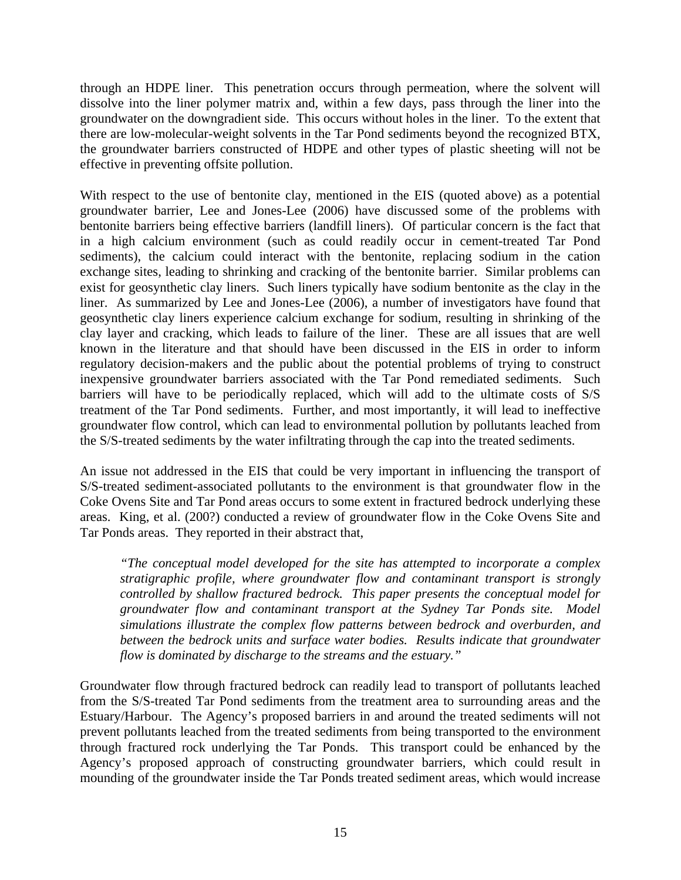through an HDPE liner. This penetration occurs through permeation, where the solvent will dissolve into the liner polymer matrix and, within a few days, pass through the liner into the groundwater on the downgradient side. This occurs without holes in the liner. To the extent that there are low-molecular-weight solvents in the Tar Pond sediments beyond the recognized BTX, the groundwater barriers constructed of HDPE and other types of plastic sheeting will not be effective in preventing offsite pollution.

With respect to the use of bentonite clay, mentioned in the EIS (quoted above) as a potential groundwater barrier, Lee and Jones-Lee (2006) have discussed some of the problems with bentonite barriers being effective barriers (landfill liners). Of particular concern is the fact that in a high calcium environment (such as could readily occur in cement-treated Tar Pond sediments), the calcium could interact with the bentonite, replacing sodium in the cation exchange sites, leading to shrinking and cracking of the bentonite barrier. Similar problems can exist for geosynthetic clay liners. Such liners typically have sodium bentonite as the clay in the liner. As summarized by Lee and Jones-Lee (2006), a number of investigators have found that geosynthetic clay liners experience calcium exchange for sodium, resulting in shrinking of the clay layer and cracking, which leads to failure of the liner. These are all issues that are well known in the literature and that should have been discussed in the EIS in order to inform regulatory decision-makers and the public about the potential problems of trying to construct inexpensive groundwater barriers associated with the Tar Pond remediated sediments. Such barriers will have to be periodically replaced, which will add to the ultimate costs of S/S treatment of the Tar Pond sediments. Further, and most importantly, it will lead to ineffective groundwater flow control, which can lead to environmental pollution by pollutants leached from the S/S-treated sediments by the water infiltrating through the cap into the treated sediments.

An issue not addressed in the EIS that could be very important in influencing the transport of S/S-treated sediment-associated pollutants to the environment is that groundwater flow in the Coke Ovens Site and Tar Pond areas occurs to some extent in fractured bedrock underlying these areas. King, et al. (200?) conducted a review of groundwater flow in the Coke Ovens Site and Tar Ponds areas. They reported in their abstract that,

> *"The conceptual model developed for the site has attempted to incorporate a complex stratigraphic profile, where groundwater flow and contaminant transport is strongly controlled by shallow fractured bedrock. This paper presents the conceptual model for groundwater flow and contaminant transport at the Sydney Tar Ponds site. Model simulations illustrate the complex flow patterns between bedrock and overburden, and between the bedrock units and surface water bodies. Results indicate that groundwater flow is dominated by discharge to the streams and the estuary."*

Groundwater flow through fractured bedrock can readily lead to transport of pollutants leached from the S/S-treated Tar Pond sediments from the treatment area to surrounding areas and the Estuary/Harbour. The Agency's proposed barriers in and around the treated sediments will not prevent pollutants leached from the treated sediments from being transported to the environment through fractured rock underlying the Tar Ponds. This transport could be enhanced by the Agency's proposed approach of constructing groundwater barriers, which could result in mounding of the groundwater inside the Tar Ponds treated sediment areas, which would increase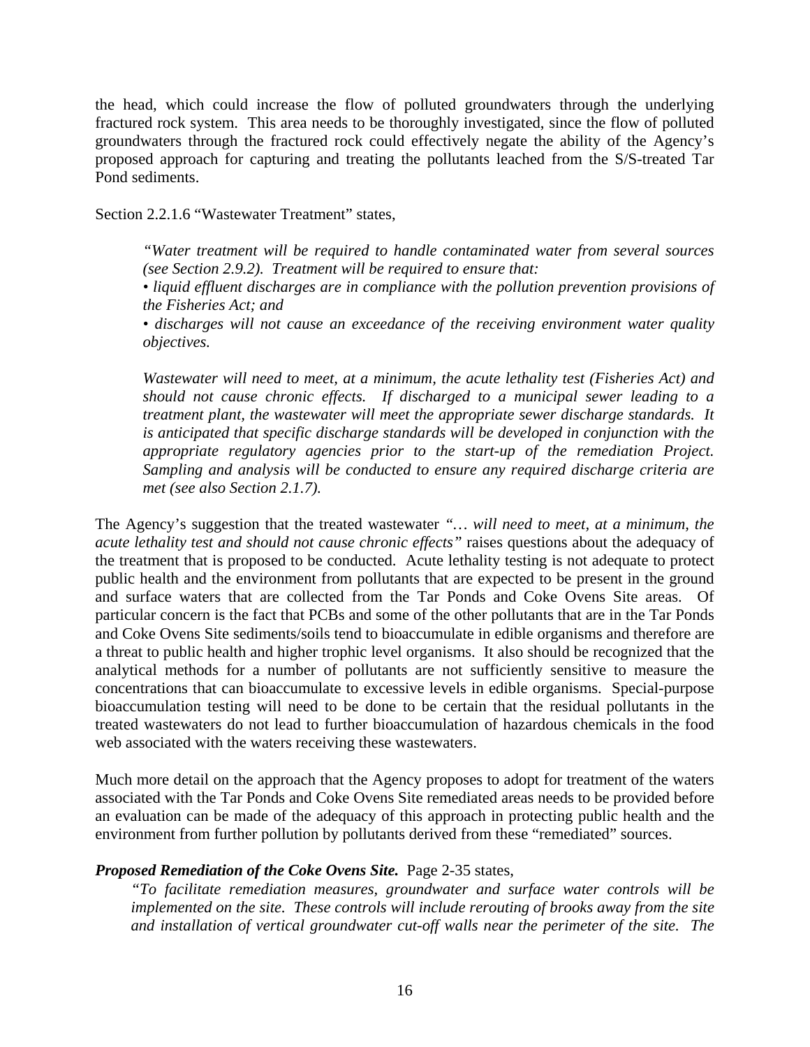the head, which could increase the flow of polluted groundwaters through the underlying fractured rock system. This area needs to be thoroughly investigated, since the flow of polluted groundwaters through the fractured rock could effectively negate the ability of the Agency's proposed approach for capturing and treating the pollutants leached from the S/S-treated Tar Pond sediments.

Section 2.2.1.6 "Wastewater Treatment" states,

> *"Water treatment will be required to handle contaminated water from several sources (see Section 2.9.2). Treatment will be required to ensure that:*
>
> *• liquid effluent discharges are in compliance with the pollution prevention provisions of the Fisheries Act; and*
>
> *• discharges will not cause an exceedance of the receiving environment water quality objectives.*
>
> *Wastewater will need to meet, at a minimum, the acute lethality test (Fisheries Act) and should not cause chronic effects. If discharged to a municipal sewer leading to a treatment plant, the wastewater will meet the appropriate sewer discharge standards. It is anticipated that specific discharge standards will be developed in conjunction with the appropriate regulatory agencies prior to the start-up of the remediation Project. Sampling and analysis will be conducted to ensure any required discharge criteria are met (see also Section 2.1.7).*

The Agency's suggestion that the treated wastewater *"… will need to meet, at a minimum, the acute lethality test and should not cause chronic effects"* raises questions about the adequacy of the treatment that is proposed to be conducted. Acute lethality testing is not adequate to protect public health and the environment from pollutants that are expected to be present in the ground and surface waters that are collected from the Tar Ponds and Coke Ovens Site areas. Of particular concern is the fact that PCBs and some of the other pollutants that are in the Tar Ponds and Coke Ovens Site sediments/soils tend to bioaccumulate in edible organisms and therefore are a threat to public health and higher trophic level organisms. It also should be recognized that the analytical methods for a number of pollutants are not sufficiently sensitive to measure the concentrations that can bioaccumulate to excessive levels in edible organisms. Special-purpose bioaccumulation testing will need to be done to be certain that the residual pollutants in the treated wastewaters do not lead to further bioaccumulation of hazardous chemicals in the food web associated with the waters receiving these wastewaters.

Much more detail on the approach that the Agency proposes to adopt for treatment of the waters associated with the Tar Ponds and Coke Ovens Site remediated areas needs to be provided before an evaluation can be made of the adequacy of this approach in protecting public health and the environment from further pollution by pollutants derived from these "remediated" sources.

***Proposed Remediation of the Coke Ovens Site.*** Page 2-35 states,

> *"To facilitate remediation measures, groundwater and surface water controls will be implemented on the site. These controls will include rerouting of brooks away from the site and installation of vertical groundwater cut-off walls near the perimeter of the site. The*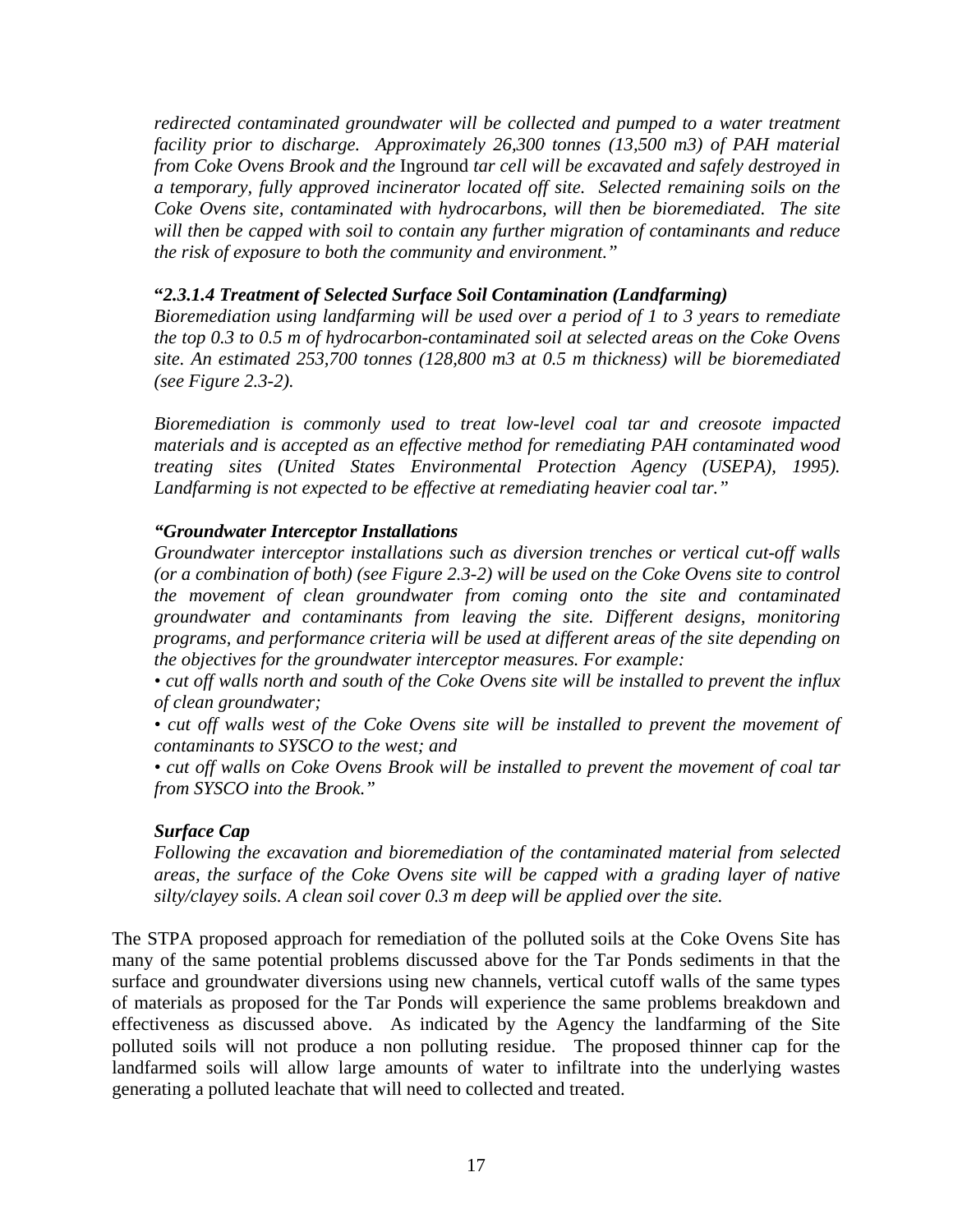*redirected contaminated groundwater will be collected and pumped to a water treatment facility prior to discharge. Approximately 26,300 tonnes (13,500 m3) of PAH material from Coke Ovens Brook and the* Inground *tar cell will be excavated and safely destroyed in a temporary, fully approved incinerator located off site. Selected remaining soils on the Coke Ovens site, contaminated with hydrocarbons, will then be bioremediated. The site will then be capped with soil to contain any further migration of contaminants and reduce the risk of exposure to both the community and environment."*

**"*2.3.1.4 Treatment of Selected Surface Soil Contamination (Landfarming)***
*Bioremediation using landfarming will be used over a period of 1 to 3 years to remediate the top 0.3 to 0.5 m of hydrocarbon-contaminated soil at selected areas on the Coke Ovens site. An estimated 253,700 tonnes (128,800 m3 at 0.5 m thickness) will be bioremediated (see Figure 2.3-2).*

*Bioremediation is commonly used to treat low-level coal tar and creosote impacted materials and is accepted as an effective method for remediating PAH contaminated wood treating sites (United States Environmental Protection Agency (USEPA), 1995). Landfarming is not expected to be effective at remediating heavier coal tar."*

***"Groundwater Interceptor Installations***
*Groundwater interceptor installations such as diversion trenches or vertical cut-off walls (or a combination of both) (see Figure 2.3-2) will be used on the Coke Ovens site to control the movement of clean groundwater from coming onto the site and contaminated groundwater and contaminants from leaving the site. Different designs, monitoring programs, and performance criteria will be used at different areas of the site depending on the objectives for the groundwater interceptor measures. For example:*
*• cut off walls north and south of the Coke Ovens site will be installed to prevent the influx of clean groundwater;*
*• cut off walls west of the Coke Ovens site will be installed to prevent the movement of contaminants to SYSCO to the west; and*
*• cut off walls on Coke Ovens Brook will be installed to prevent the movement of coal tar from SYSCO into the Brook."*

***Surface Cap***
*Following the excavation and bioremediation of the contaminated material from selected areas, the surface of the Coke Ovens site will be capped with a grading layer of native silty/clayey soils. A clean soil cover 0.3 m deep will be applied over the site.*

The STPA proposed approach for remediation of the polluted soils at the Coke Ovens Site has many of the same potential problems discussed above for the Tar Ponds sediments in that the surface and groundwater diversions using new channels, vertical cutoff walls of the same types of materials as proposed for the Tar Ponds will experience the same problems breakdown and effectiveness as discussed above. As indicated by the Agency the landfarming of the Site polluted soils will not produce a non polluting residue. The proposed thinner cap for the landfarmed soils will allow large amounts of water to infiltrate into the underlying wastes generating a polluted leachate that will need to collected and treated.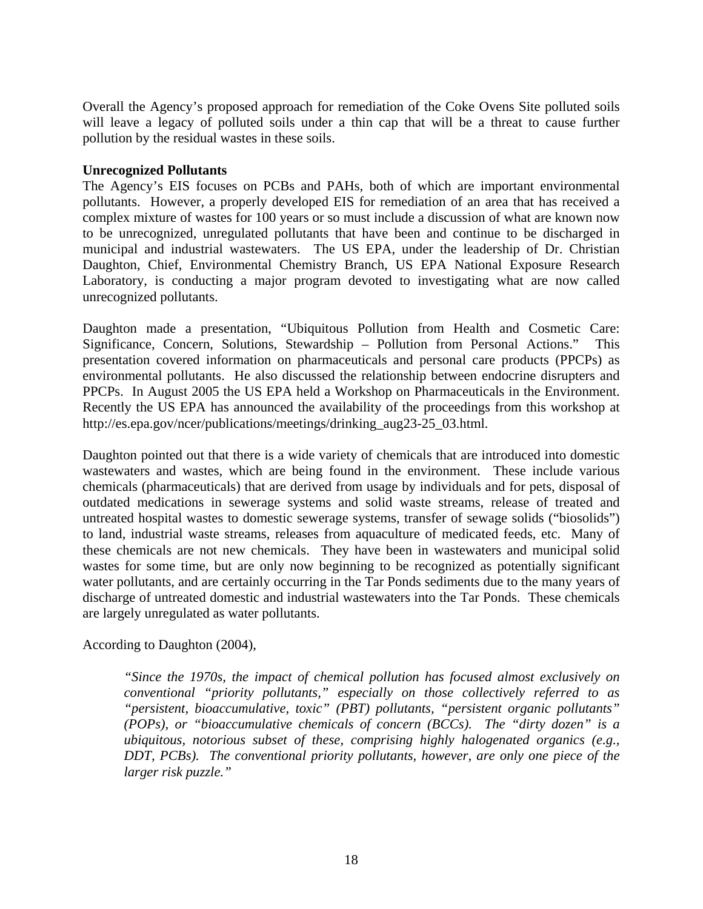Overall the Agency's proposed approach for remediation of the Coke Ovens Site polluted soils will leave a legacy of polluted soils under a thin cap that will be a threat to cause further pollution by the residual wastes in these soils.

**Unrecognized Pollutants**

The Agency's EIS focuses on PCBs and PAHs, both of which are important environmental pollutants. However, a properly developed EIS for remediation of an area that has received a complex mixture of wastes for 100 years or so must include a discussion of what are known now to be unrecognized, unregulated pollutants that have been and continue to be discharged in municipal and industrial wastewaters. The US EPA, under the leadership of Dr. Christian Daughton, Chief, Environmental Chemistry Branch, US EPA National Exposure Research Laboratory, is conducting a major program devoted to investigating what are now called unrecognized pollutants.

Daughton made a presentation, "Ubiquitous Pollution from Health and Cosmetic Care: Significance, Concern, Solutions, Stewardship – Pollution from Personal Actions." This presentation covered information on pharmaceuticals and personal care products (PPCPs) as environmental pollutants. He also discussed the relationship between endocrine disrupters and PPCPs. In August 2005 the US EPA held a Workshop on Pharmaceuticals in the Environment. Recently the US EPA has announced the availability of the proceedings from this workshop at http://es.epa.gov/ncer/publications/meetings/drinking_aug23-25_03.html.

Daughton pointed out that there is a wide variety of chemicals that are introduced into domestic wastewaters and wastes, which are being found in the environment. These include various chemicals (pharmaceuticals) that are derived from usage by individuals and for pets, disposal of outdated medications in sewerage systems and solid waste streams, release of treated and untreated hospital wastes to domestic sewerage systems, transfer of sewage solids ("biosolids") to land, industrial waste streams, releases from aquaculture of medicated feeds, etc. Many of these chemicals are not new chemicals. They have been in wastewaters and municipal solid wastes for some time, but are only now beginning to be recognized as potentially significant water pollutants, and are certainly occurring in the Tar Ponds sediments due to the many years of discharge of untreated domestic and industrial wastewaters into the Tar Ponds. These chemicals are largely unregulated as water pollutants.

According to Daughton (2004),

> *"Since the 1970s, the impact of chemical pollution has focused almost exclusively on conventional "priority pollutants," especially on those collectively referred to as "persistent, bioaccumulative, toxic" (PBT) pollutants, "persistent organic pollutants" (POPs), or "bioaccumulative chemicals of concern (BCCs). The "dirty dozen" is a ubiquitous, notorious subset of these, comprising highly halogenated organics (e.g., DDT, PCBs). The conventional priority pollutants, however, are only one piece of the larger risk puzzle."*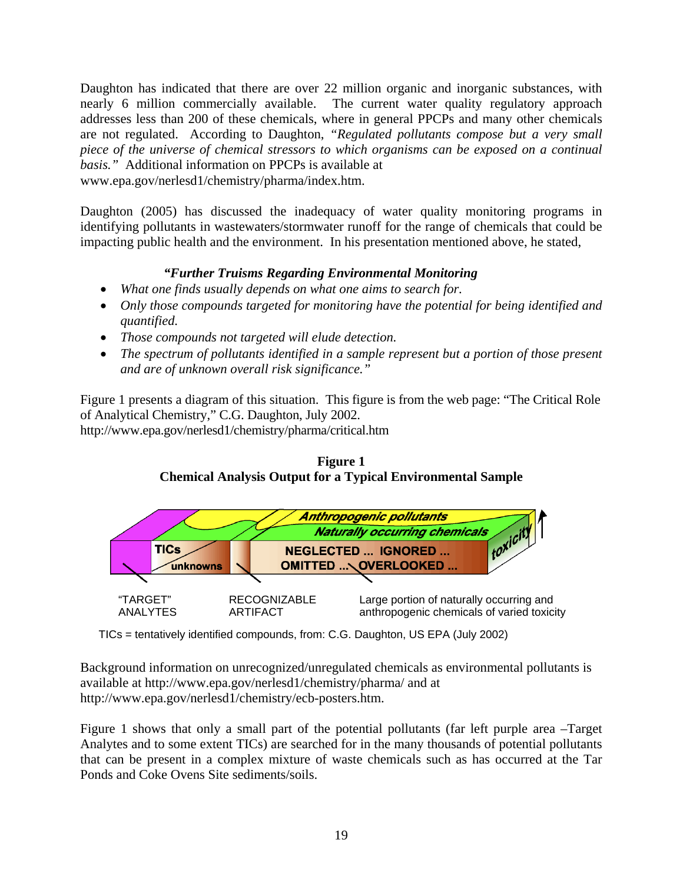Daughton has indicated that there are over 22 million organic and inorganic substances, with nearly 6 million commercially available. The current water quality regulatory approach addresses less than 200 of these chemicals, where in general PPCPs and many other chemicals are not regulated. According to Daughton, *"Regulated pollutants compose but a very small piece of the universe of chemical stressors to which organisms can be exposed on a continual basis."* Additional information on PPCPs is available at www.epa.gov/nerlesd1/chemistry/pharma/index.htm.

Daughton (2005) has discussed the inadequacy of water quality monitoring programs in identifying pollutants in wastewaters/stormwater runoff for the range of chemicals that could be impacting public health and the environment. In his presentation mentioned above, he stated,

***"Further Truisms Regarding Environmental Monitoring***

- *What one finds usually depends on what one aims to search for.*
- *Only those compounds targeted for monitoring have the potential for being identified and quantified.*
- *Those compounds not targeted will elude detection.*
- *The spectrum of pollutants identified in a sample represent but a portion of those present and are of unknown overall risk significance."*

Figure 1 presents a diagram of this situation. This figure is from the web page: "The Critical Role of Analytical Chemistry," C.G. Daughton, July 2002. http://www.epa.gov/nerlesd1/chemistry/pharma/critical.htm

**Figure 1**
**Chemical Analysis Output for a Typical Environmental Sample**

Anthropogenic pollutants; Naturally occurring chemicals; toxicity; TICs; unknowns; NEGLECTED ... IGNORED ... OMITTED ... OVERLOOKED ...

"TARGET" ANALYTES | RECOGNIZABLE ARTIFACT | Large portion of naturally occurring and anthropogenic chemicals of varied toxicity

TICs = tentatively identified compounds, from: C.G. Daughton, US EPA (July 2002)

Background information on unrecognized/unregulated chemicals as environmental pollutants is available at http://www.epa.gov/nerlesd1/chemistry/pharma/ and at http://www.epa.gov/nerlesd1/chemistry/ecb-posters.htm.

Figure 1 shows that only a small part of the potential pollutants (far left purple area –Target Analytes and to some extent TICs) are searched for in the many thousands of potential pollutants that can be present in a complex mixture of waste chemicals such as has occurred at the Tar Ponds and Coke Ovens Site sediments/soils.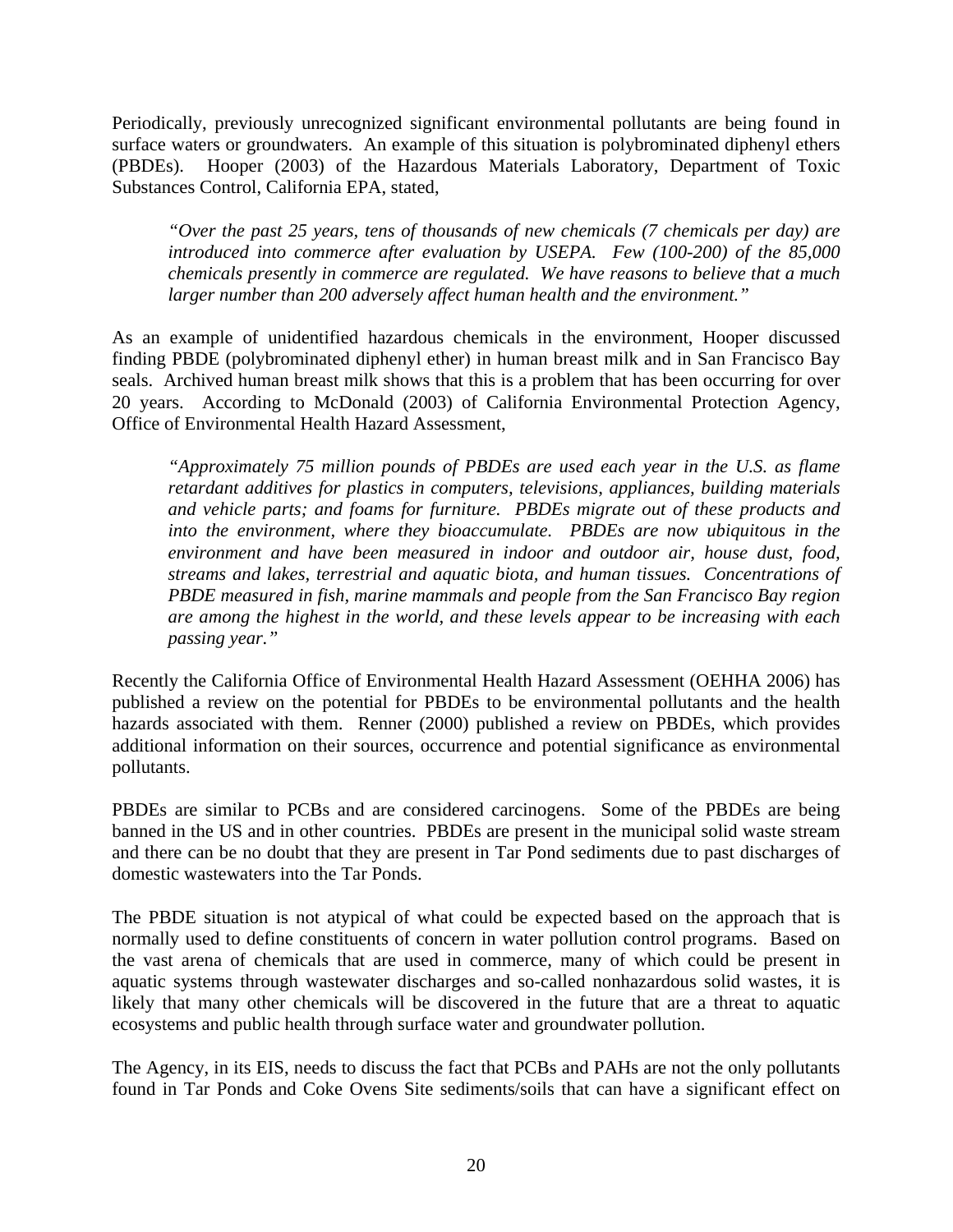Periodically, previously unrecognized significant environmental pollutants are being found in surface waters or groundwaters. An example of this situation is polybrominated diphenyl ethers (PBDEs). Hooper (2003) of the Hazardous Materials Laboratory, Department of Toxic Substances Control, California EPA, stated,

> *"Over the past 25 years, tens of thousands of new chemicals (7 chemicals per day) are introduced into commerce after evaluation by USEPA. Few (100-200) of the 85,000 chemicals presently in commerce are regulated. We have reasons to believe that a much larger number than 200 adversely affect human health and the environment."*

As an example of unidentified hazardous chemicals in the environment, Hooper discussed finding PBDE (polybrominated diphenyl ether) in human breast milk and in San Francisco Bay seals. Archived human breast milk shows that this is a problem that has been occurring for over 20 years. According to McDonald (2003) of California Environmental Protection Agency, Office of Environmental Health Hazard Assessment,

> *"Approximately 75 million pounds of PBDEs are used each year in the U.S. as flame retardant additives for plastics in computers, televisions, appliances, building materials and vehicle parts; and foams for furniture. PBDEs migrate out of these products and into the environment, where they bioaccumulate. PBDEs are now ubiquitous in the environment and have been measured in indoor and outdoor air, house dust, food, streams and lakes, terrestrial and aquatic biota, and human tissues. Concentrations of PBDE measured in fish, marine mammals and people from the San Francisco Bay region are among the highest in the world, and these levels appear to be increasing with each passing year."*

Recently the California Office of Environmental Health Hazard Assessment (OEHHA 2006) has published a review on the potential for PBDEs to be environmental pollutants and the health hazards associated with them. Renner (2000) published a review on PBDEs, which provides additional information on their sources, occurrence and potential significance as environmental pollutants.

PBDEs are similar to PCBs and are considered carcinogens. Some of the PBDEs are being banned in the US and in other countries. PBDEs are present in the municipal solid waste stream and there can be no doubt that they are present in Tar Pond sediments due to past discharges of domestic wastewaters into the Tar Ponds.

The PBDE situation is not atypical of what could be expected based on the approach that is normally used to define constituents of concern in water pollution control programs. Based on the vast arena of chemicals that are used in commerce, many of which could be present in aquatic systems through wastewater discharges and so-called nonhazardous solid wastes, it is likely that many other chemicals will be discovered in the future that are a threat to aquatic ecosystems and public health through surface water and groundwater pollution.

The Agency, in its EIS, needs to discuss the fact that PCBs and PAHs are not the only pollutants found in Tar Ponds and Coke Ovens Site sediments/soils that can have a significant effect on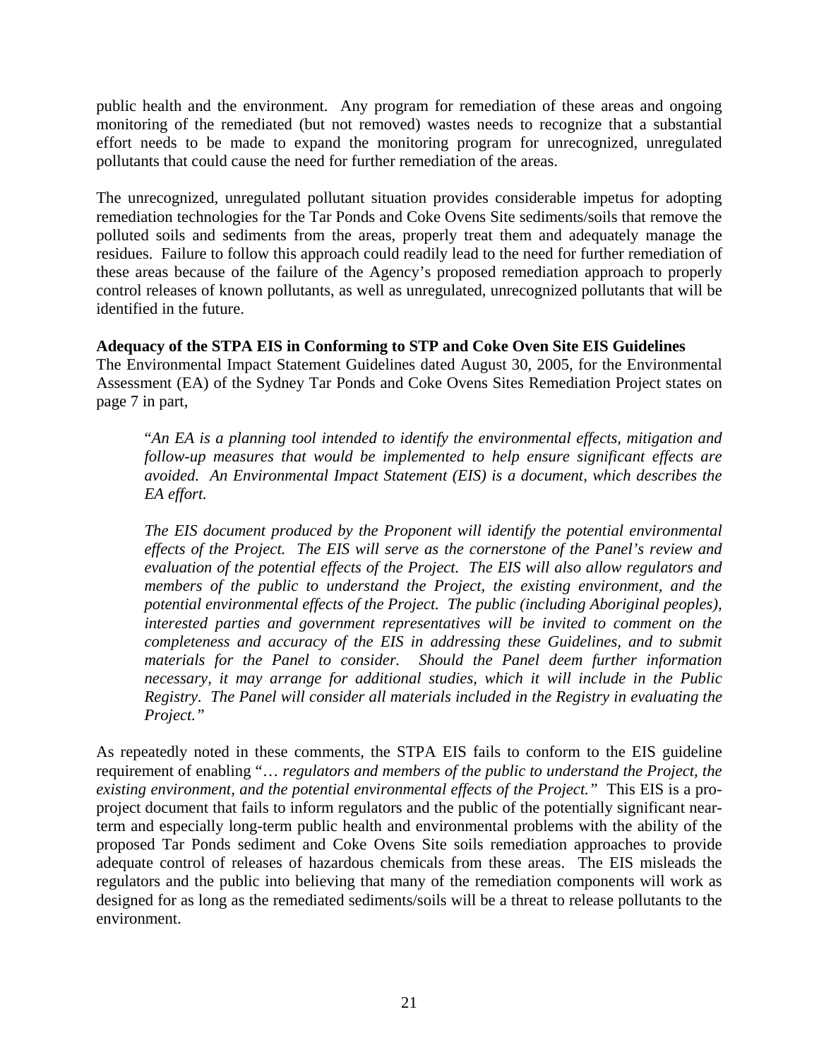public health and the environment. Any program for remediation of these areas and ongoing monitoring of the remediated (but not removed) wastes needs to recognize that a substantial effort needs to be made to expand the monitoring program for unrecognized, unregulated pollutants that could cause the need for further remediation of the areas.

The unrecognized, unregulated pollutant situation provides considerable impetus for adopting remediation technologies for the Tar Ponds and Coke Ovens Site sediments/soils that remove the polluted soils and sediments from the areas, properly treat them and adequately manage the residues. Failure to follow this approach could readily lead to the need for further remediation of these areas because of the failure of the Agency's proposed remediation approach to properly control releases of known pollutants, as well as unregulated, unrecognized pollutants that will be identified in the future.

**Adequacy of the STPA EIS in Conforming to STP and Coke Oven Site EIS Guidelines**

The Environmental Impact Statement Guidelines dated August 30, 2005, for the Environmental Assessment (EA) of the Sydney Tar Ponds and Coke Ovens Sites Remediation Project states on page 7 in part,

> "*An EA is a planning tool intended to identify the environmental effects, mitigation and follow-up measures that would be implemented to help ensure significant effects are avoided. An Environmental Impact Statement (EIS) is a document, which describes the EA effort.*
>
> *The EIS document produced by the Proponent will identify the potential environmental effects of the Project. The EIS will serve as the cornerstone of the Panel's review and evaluation of the potential effects of the Project. The EIS will also allow regulators and members of the public to understand the Project, the existing environment, and the potential environmental effects of the Project. The public (including Aboriginal peoples), interested parties and government representatives will be invited to comment on the completeness and accuracy of the EIS in addressing these Guidelines, and to submit materials for the Panel to consider. Should the Panel deem further information necessary, it may arrange for additional studies, which it will include in the Public Registry. The Panel will consider all materials included in the Registry in evaluating the Project."*

As repeatedly noted in these comments, the STPA EIS fails to conform to the EIS guideline requirement of enabling "*… regulators and members of the public to understand the Project, the existing environment, and the potential environmental effects of the Project."* This EIS is a pro-project document that fails to inform regulators and the public of the potentially significant near-term and especially long-term public health and environmental problems with the ability of the proposed Tar Ponds sediment and Coke Ovens Site soils remediation approaches to provide adequate control of releases of hazardous chemicals from these areas. The EIS misleads the regulators and the public into believing that many of the remediation components will work as designed for as long as the remediated sediments/soils will be a threat to release pollutants to the environment.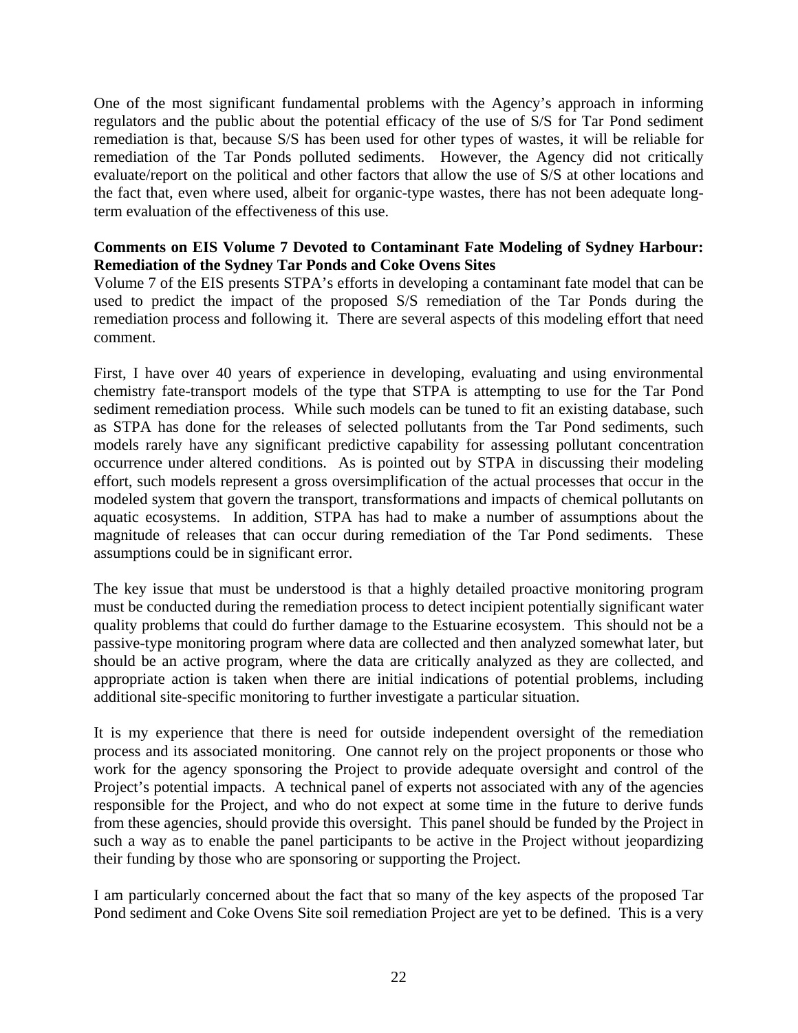One of the most significant fundamental problems with the Agency's approach in informing regulators and the public about the potential efficacy of the use of S/S for Tar Pond sediment remediation is that, because S/S has been used for other types of wastes, it will be reliable for remediation of the Tar Ponds polluted sediments. However, the Agency did not critically evaluate/report on the political and other factors that allow the use of S/S at other locations and the fact that, even where used, albeit for organic-type wastes, there has not been adequate long-term evaluation of the effectiveness of this use.

**Comments on EIS Volume 7 Devoted to Contaminant Fate Modeling of Sydney Harbour: Remediation of the Sydney Tar Ponds and Coke Ovens Sites**

Volume 7 of the EIS presents STPA's efforts in developing a contaminant fate model that can be used to predict the impact of the proposed S/S remediation of the Tar Ponds during the remediation process and following it. There are several aspects of this modeling effort that need comment.

First, I have over 40 years of experience in developing, evaluating and using environmental chemistry fate-transport models of the type that STPA is attempting to use for the Tar Pond sediment remediation process. While such models can be tuned to fit an existing database, such as STPA has done for the releases of selected pollutants from the Tar Pond sediments, such models rarely have any significant predictive capability for assessing pollutant concentration occurrence under altered conditions. As is pointed out by STPA in discussing their modeling effort, such models represent a gross oversimplification of the actual processes that occur in the modeled system that govern the transport, transformations and impacts of chemical pollutants on aquatic ecosystems. In addition, STPA has had to make a number of assumptions about the magnitude of releases that can occur during remediation of the Tar Pond sediments. These assumptions could be in significant error.

The key issue that must be understood is that a highly detailed proactive monitoring program must be conducted during the remediation process to detect incipient potentially significant water quality problems that could do further damage to the Estuarine ecosystem. This should not be a passive-type monitoring program where data are collected and then analyzed somewhat later, but should be an active program, where the data are critically analyzed as they are collected, and appropriate action is taken when there are initial indications of potential problems, including additional site-specific monitoring to further investigate a particular situation.

It is my experience that there is need for outside independent oversight of the remediation process and its associated monitoring. One cannot rely on the project proponents or those who work for the agency sponsoring the Project to provide adequate oversight and control of the Project's potential impacts. A technical panel of experts not associated with any of the agencies responsible for the Project, and who do not expect at some time in the future to derive funds from these agencies, should provide this oversight. This panel should be funded by the Project in such a way as to enable the panel participants to be active in the Project without jeopardizing their funding by those who are sponsoring or supporting the Project.

I am particularly concerned about the fact that so many of the key aspects of the proposed Tar Pond sediment and Coke Ovens Site soil remediation Project are yet to be defined. This is a very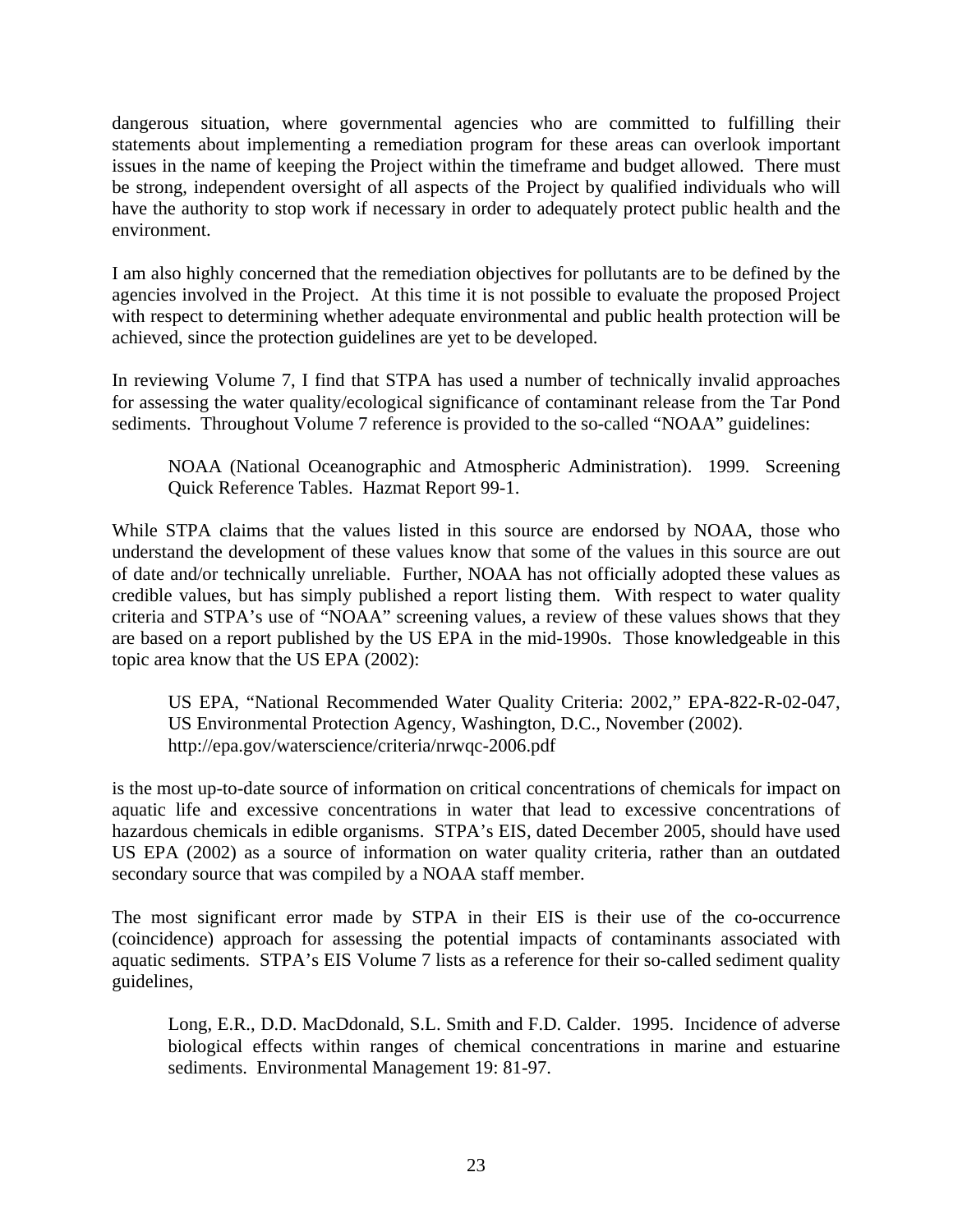dangerous situation, where governmental agencies who are committed to fulfilling their statements about implementing a remediation program for these areas can overlook important issues in the name of keeping the Project within the timeframe and budget allowed. There must be strong, independent oversight of all aspects of the Project by qualified individuals who will have the authority to stop work if necessary in order to adequately protect public health and the environment.

I am also highly concerned that the remediation objectives for pollutants are to be defined by the agencies involved in the Project. At this time it is not possible to evaluate the proposed Project with respect to determining whether adequate environmental and public health protection will be achieved, since the protection guidelines are yet to be developed.

In reviewing Volume 7, I find that STPA has used a number of technically invalid approaches for assessing the water quality/ecological significance of contaminant release from the Tar Pond sediments. Throughout Volume 7 reference is provided to the so-called "NOAA" guidelines:

> NOAA (National Oceanographic and Atmospheric Administration). 1999. Screening Quick Reference Tables. Hazmat Report 99-1.

While STPA claims that the values listed in this source are endorsed by NOAA, those who understand the development of these values know that some of the values in this source are out of date and/or technically unreliable. Further, NOAA has not officially adopted these values as credible values, but has simply published a report listing them. With respect to water quality criteria and STPA's use of "NOAA" screening values, a review of these values shows that they are based on a report published by the US EPA in the mid-1990s. Those knowledgeable in this topic area know that the US EPA (2002):

> US EPA, "National Recommended Water Quality Criteria: 2002," EPA-822-R-02-047, US Environmental Protection Agency, Washington, D.C., November (2002). http://epa.gov/waterscience/criteria/nrwqc-2006.pdf

is the most up-to-date source of information on critical concentrations of chemicals for impact on aquatic life and excessive concentrations in water that lead to excessive concentrations of hazardous chemicals in edible organisms. STPA's EIS, dated December 2005, should have used US EPA (2002) as a source of information on water quality criteria, rather than an outdated secondary source that was compiled by a NOAA staff member.

The most significant error made by STPA in their EIS is their use of the co-occurrence (coincidence) approach for assessing the potential impacts of contaminants associated with aquatic sediments. STPA's EIS Volume 7 lists as a reference for their so-called sediment quality guidelines,

> Long, E.R., D.D. MacDdonald, S.L. Smith and F.D. Calder. 1995. Incidence of adverse biological effects within ranges of chemical concentrations in marine and estuarine sediments. Environmental Management 19: 81-97.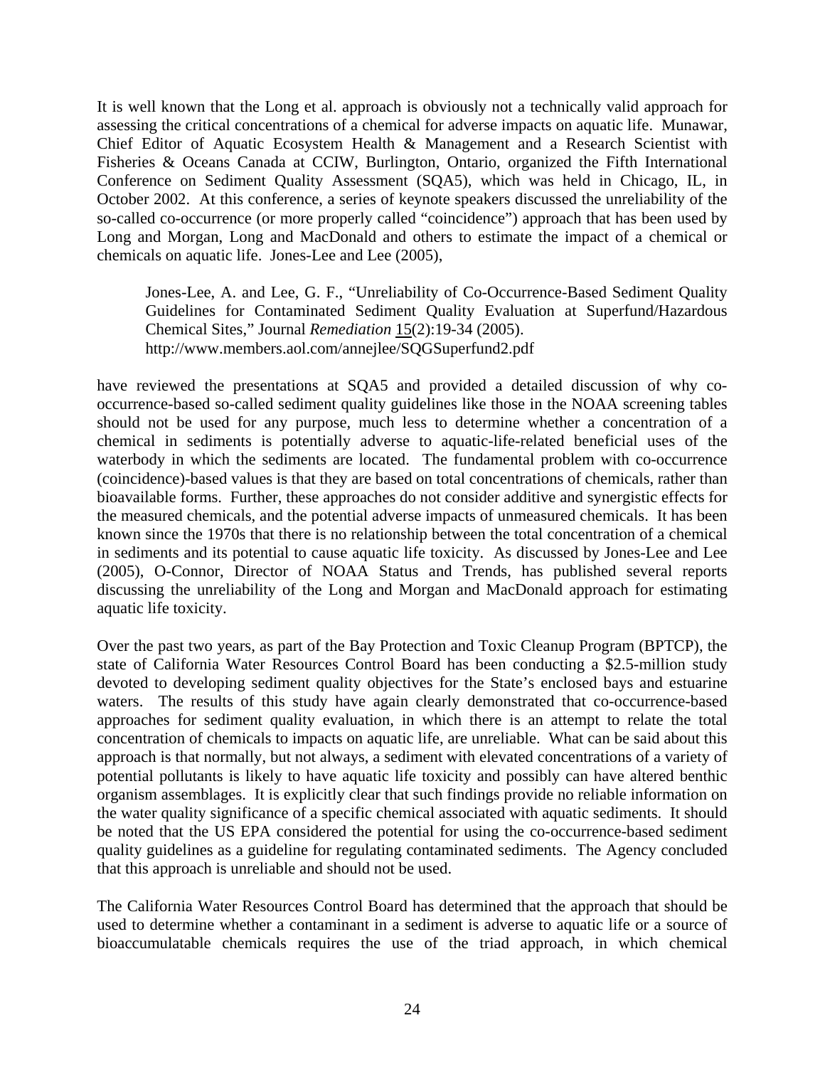It is well known that the Long et al. approach is obviously not a technically valid approach for assessing the critical concentrations of a chemical for adverse impacts on aquatic life. Munawar, Chief Editor of Aquatic Ecosystem Health & Management and a Research Scientist with Fisheries & Oceans Canada at CCIW, Burlington, Ontario, organized the Fifth International Conference on Sediment Quality Assessment (SQA5), which was held in Chicago, IL, in October 2002. At this conference, a series of keynote speakers discussed the unreliability of the so-called co-occurrence (or more properly called "coincidence") approach that has been used by Long and Morgan, Long and MacDonald and others to estimate the impact of a chemical or chemicals on aquatic life. Jones-Lee and Lee (2005),

> Jones-Lee, A. and Lee, G. F., "Unreliability of Co-Occurrence-Based Sediment Quality Guidelines for Contaminated Sediment Quality Evaluation at Superfund/Hazardous Chemical Sites," Journal *Remediation* 15(2):19-34 (2005).
> http://www.members.aol.com/annejlee/SQGSuperfund2.pdf

have reviewed the presentations at SQA5 and provided a detailed discussion of why co-occurrence-based so-called sediment quality guidelines like those in the NOAA screening tables should not be used for any purpose, much less to determine whether a concentration of a chemical in sediments is potentially adverse to aquatic-life-related beneficial uses of the waterbody in which the sediments are located. The fundamental problem with co-occurrence (coincidence)-based values is that they are based on total concentrations of chemicals, rather than bioavailable forms. Further, these approaches do not consider additive and synergistic effects for the measured chemicals, and the potential adverse impacts of unmeasured chemicals. It has been known since the 1970s that there is no relationship between the total concentration of a chemical in sediments and its potential to cause aquatic life toxicity. As discussed by Jones-Lee and Lee (2005), O-Connor, Director of NOAA Status and Trends, has published several reports discussing the unreliability of the Long and Morgan and MacDonald approach for estimating aquatic life toxicity.

Over the past two years, as part of the Bay Protection and Toxic Cleanup Program (BPTCP), the state of California Water Resources Control Board has been conducting a \$2.5-million study devoted to developing sediment quality objectives for the State's enclosed bays and estuarine waters. The results of this study have again clearly demonstrated that co-occurrence-based approaches for sediment quality evaluation, in which there is an attempt to relate the total concentration of chemicals to impacts on aquatic life, are unreliable. What can be said about this approach is that normally, but not always, a sediment with elevated concentrations of a variety of potential pollutants is likely to have aquatic life toxicity and possibly can have altered benthic organism assemblages. It is explicitly clear that such findings provide no reliable information on the water quality significance of a specific chemical associated with aquatic sediments. It should be noted that the US EPA considered the potential for using the co-occurrence-based sediment quality guidelines as a guideline for regulating contaminated sediments. The Agency concluded that this approach is unreliable and should not be used.

The California Water Resources Control Board has determined that the approach that should be used to determine whether a contaminant in a sediment is adverse to aquatic life or a source of bioaccumulatable chemicals requires the use of the triad approach, in which chemical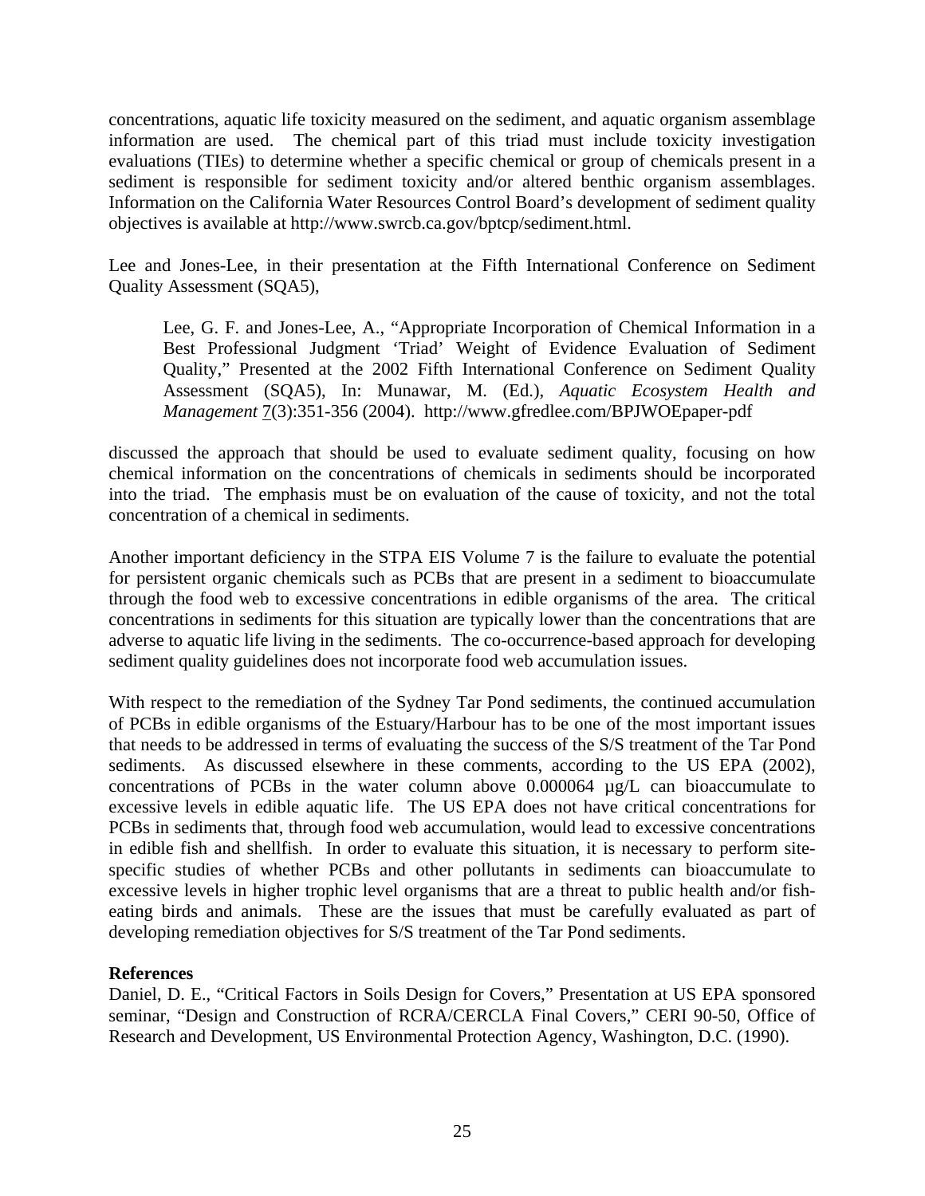concentrations, aquatic life toxicity measured on the sediment, and aquatic organism assemblage information are used. The chemical part of this triad must include toxicity investigation evaluations (TIEs) to determine whether a specific chemical or group of chemicals present in a sediment is responsible for sediment toxicity and/or altered benthic organism assemblages. Information on the California Water Resources Control Board's development of sediment quality objectives is available at http://www.swrcb.ca.gov/bptcp/sediment.html.

Lee and Jones-Lee, in their presentation at the Fifth International Conference on Sediment Quality Assessment (SQA5),

> Lee, G. F. and Jones-Lee, A., "Appropriate Incorporation of Chemical Information in a Best Professional Judgment 'Triad' Weight of Evidence Evaluation of Sediment Quality," Presented at the 2002 Fifth International Conference on Sediment Quality Assessment (SQA5), In: Munawar, M. (Ed.), *Aquatic Ecosystem Health and Management* 7(3):351-356 (2004). http://www.gfredlee.com/BPJWOEpaper-pdf

discussed the approach that should be used to evaluate sediment quality, focusing on how chemical information on the concentrations of chemicals in sediments should be incorporated into the triad. The emphasis must be on evaluation of the cause of toxicity, and not the total concentration of a chemical in sediments.

Another important deficiency in the STPA EIS Volume 7 is the failure to evaluate the potential for persistent organic chemicals such as PCBs that are present in a sediment to bioaccumulate through the food web to excessive concentrations in edible organisms of the area. The critical concentrations in sediments for this situation are typically lower than the concentrations that are adverse to aquatic life living in the sediments. The co-occurrence-based approach for developing sediment quality guidelines does not incorporate food web accumulation issues.

With respect to the remediation of the Sydney Tar Pond sediments, the continued accumulation of PCBs in edible organisms of the Estuary/Harbour has to be one of the most important issues that needs to be addressed in terms of evaluating the success of the S/S treatment of the Tar Pond sediments. As discussed elsewhere in these comments, according to the US EPA (2002), concentrations of PCBs in the water column above 0.000064 µg/L can bioaccumulate to excessive levels in edible aquatic life. The US EPA does not have critical concentrations for PCBs in sediments that, through food web accumulation, would lead to excessive concentrations in edible fish and shellfish. In order to evaluate this situation, it is necessary to perform site-specific studies of whether PCBs and other pollutants in sediments can bioaccumulate to excessive levels in higher trophic level organisms that are a threat to public health and/or fish-eating birds and animals. These are the issues that must be carefully evaluated as part of developing remediation objectives for S/S treatment of the Tar Pond sediments.

**References**

Daniel, D. E., "Critical Factors in Soils Design for Covers," Presentation at US EPA sponsored seminar, "Design and Construction of RCRA/CERCLA Final Covers," CERI 90-50, Office of Research and Development, US Environmental Protection Agency, Washington, D.C. (1990).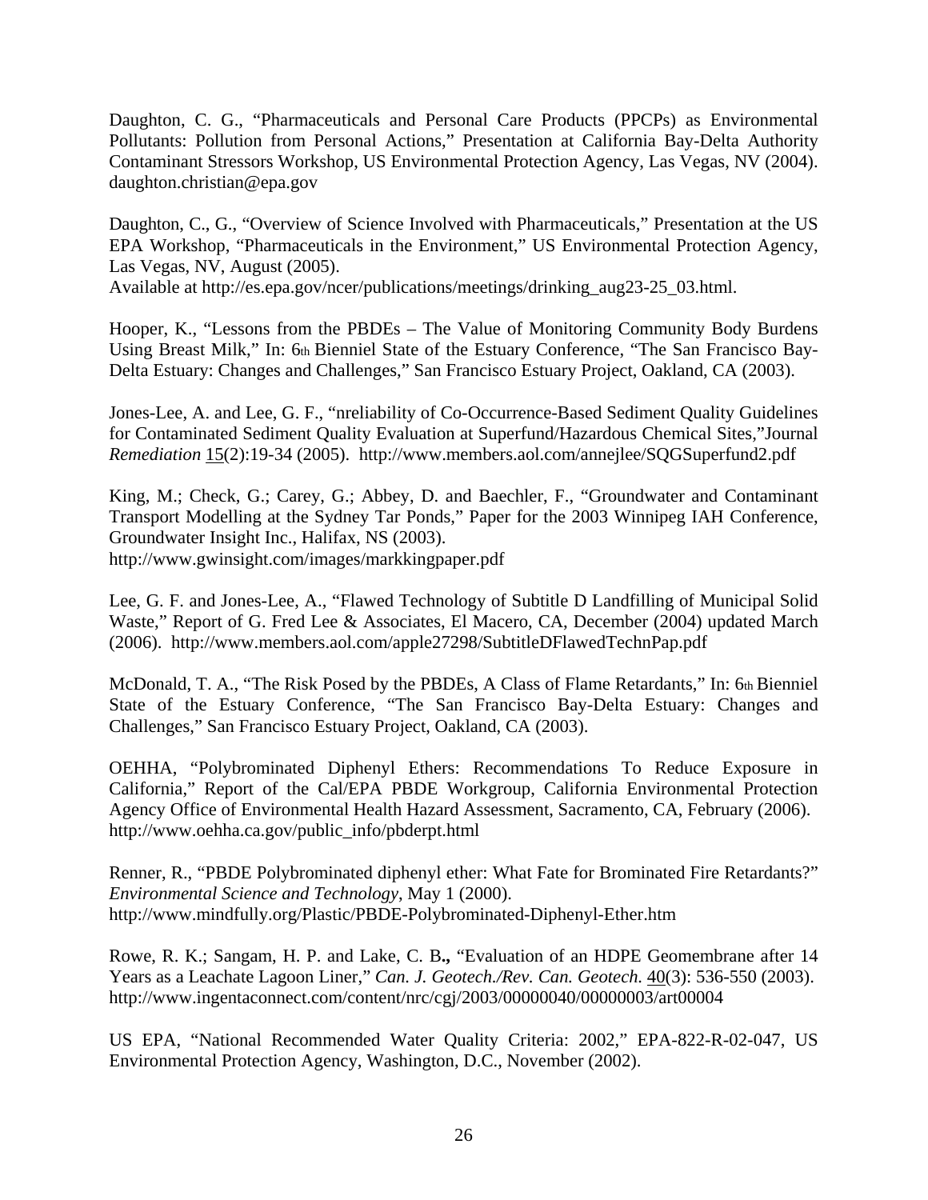Daughton, C. G., "Pharmaceuticals and Personal Care Products (PPCPs) as Environmental Pollutants: Pollution from Personal Actions," Presentation at California Bay-Delta Authority Contaminant Stressors Workshop, US Environmental Protection Agency, Las Vegas, NV (2004). daughton.christian@epa.gov

Daughton, C., G., "Overview of Science Involved with Pharmaceuticals," Presentation at the US EPA Workshop, "Pharmaceuticals in the Environment," US Environmental Protection Agency, Las Vegas, NV, August (2005).
Available at http://es.epa.gov/ncer/publications/meetings/drinking_aug23-25_03.html.

Hooper, K., "Lessons from the PBDEs – The Value of Monitoring Community Body Burdens Using Breast Milk," In: 6th Bienniel State of the Estuary Conference, "The San Francisco Bay-Delta Estuary: Changes and Challenges," San Francisco Estuary Project, Oakland, CA (2003).

Jones-Lee, A. and Lee, G. F., "nreliability of Co-Occurrence-Based Sediment Quality Guidelines for Contaminated Sediment Quality Evaluation at Superfund/Hazardous Chemical Sites,"Journal *Remediation* 15(2):19-34 (2005). http://www.members.aol.com/annejlee/SQGSuperfund2.pdf

King, M.; Check, G.; Carey, G.; Abbey, D. and Baechler, F., "Groundwater and Contaminant Transport Modelling at the Sydney Tar Ponds," Paper for the 2003 Winnipeg IAH Conference, Groundwater Insight Inc., Halifax, NS (2003).
http://www.gwinsight.com/images/markkingpaper.pdf

Lee, G. F. and Jones-Lee, A., "Flawed Technology of Subtitle D Landfilling of Municipal Solid Waste," Report of G. Fred Lee & Associates, El Macero, CA, December (2004) updated March (2006). http://www.members.aol.com/apple27298/SubtitleDFlawedTechnPap.pdf

McDonald, T. A., "The Risk Posed by the PBDEs, A Class of Flame Retardants," In: 6th Bienniel State of the Estuary Conference, "The San Francisco Bay-Delta Estuary: Changes and Challenges," San Francisco Estuary Project, Oakland, CA (2003).

OEHHA, "Polybrominated Diphenyl Ethers: Recommendations To Reduce Exposure in California," Report of the Cal/EPA PBDE Workgroup, California Environmental Protection Agency Office of Environmental Health Hazard Assessment, Sacramento, CA, February (2006). http://www.oehha.ca.gov/public_info/pbderpt.html

Renner, R., "PBDE Polybrominated diphenyl ether: What Fate for Brominated Fire Retardants?" *Environmental Science and Technology*, May 1 (2000).
http://www.mindfully.org/Plastic/PBDE-Polybrominated-Diphenyl-Ether.htm

Rowe, R. K.; Sangam, H. P. and Lake, C. B**.,** "Evaluation of an HDPE Geomembrane after 14 Years as a Leachate Lagoon Liner," *Can. J. Geotech./Rev. Can. Geotech.* 40(3): 536-550 (2003).
http://www.ingentaconnect.com/content/nrc/cgj/2003/00000040/00000003/art00004

US EPA, "National Recommended Water Quality Criteria: 2002," EPA-822-R-02-047, US Environmental Protection Agency, Washington, D.C., November (2002).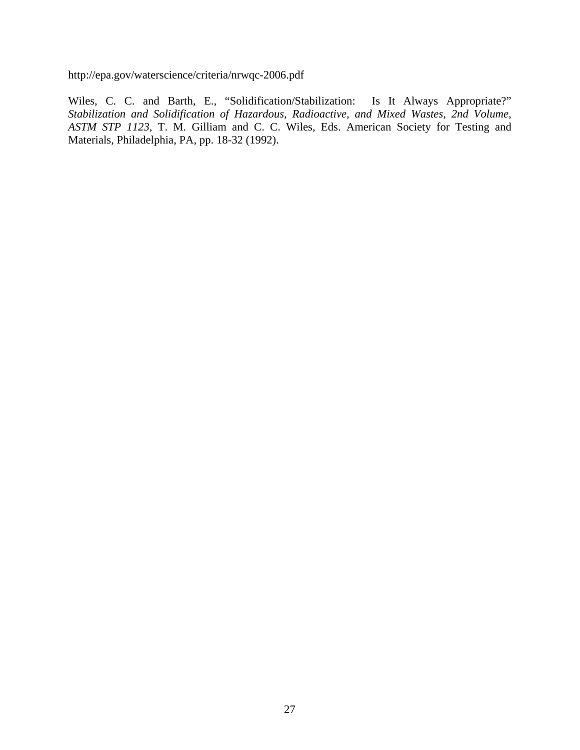http://epa.gov/waterscience/criteria/nrwqc-2006.pdf

Wiles, C. C. and Barth, E., "Solidification/Stabilization: Is It Always Appropriate?" *Stabilization and Solidification of Hazardous, Radioactive, and Mixed Wastes, 2nd Volume, ASTM STP 1123*, T. M. Gilliam and C. C. Wiles, Eds. American Society for Testing and Materials, Philadelphia, PA, pp. 18-32 (1992).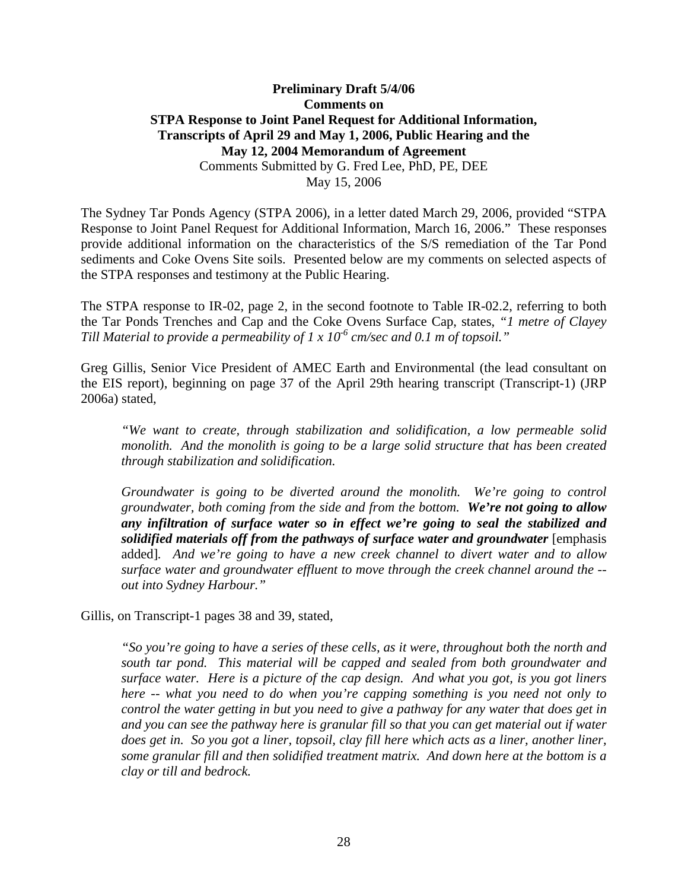**Preliminary Draft 5/4/06**
**Comments on**
**STPA Response to Joint Panel Request for Additional Information, Transcripts of April 29 and May 1, 2006, Public Hearing and the May 12, 2004 Memorandum of Agreement**
Comments Submitted by G. Fred Lee, PhD, PE, DEE
May 15, 2006

The Sydney Tar Ponds Agency (STPA 2006), in a letter dated March 29, 2006, provided "STPA Response to Joint Panel Request for Additional Information, March 16, 2006." These responses provide additional information on the characteristics of the S/S remediation of the Tar Pond sediments and Coke Ovens Site soils. Presented below are my comments on selected aspects of the STPA responses and testimony at the Public Hearing.

The STPA response to IR-02, page 2, in the second footnote to Table IR-02.2, referring to both the Tar Ponds Trenches and Cap and the Coke Ovens Surface Cap, states, "*1 metre of Clayey Till Material to provide a permeability of 1 x $10^{-6}$ cm/sec and 0.1 m of topsoil.*"

Greg Gillis, Senior Vice President of AMEC Earth and Environmental (the lead consultant on the EIS report), beginning on page 37 of the April 29th hearing transcript (Transcript-1) (JRP 2006a) stated,

> *"We want to create, through stabilization and solidification, a low permeable solid monolith. And the monolith is going to be a large solid structure that has been created through stabilization and solidification.*
>
> *Groundwater is going to be diverted around the monolith. We're going to control groundwater, both coming from the side and from the bottom.* ***We're not going to allow any infiltration of surface water so in effect we're going to seal the stabilized and solidified materials off from the pathways of surface water and groundwater*** [emphasis added]. *And we're going to have a new creek channel to divert water and to allow surface water and groundwater effluent to move through the creek channel around the -- out into Sydney Harbour."*

Gillis, on Transcript-1 pages 38 and 39, stated,

> *"So you're going to have a series of these cells, as it were, throughout both the north and south tar pond. This material will be capped and sealed from both groundwater and surface water. Here is a picture of the cap design. And what you got, is you got liners here -- what you need to do when you're capping something is you need not only to control the water getting in but you need to give a pathway for any water that does get in and you can see the pathway here is granular fill so that you can get material out if water does get in. So you got a liner, topsoil, clay fill here which acts as a liner, another liner, some granular fill and then solidified treatment matrix. And down here at the bottom is a clay or till and bedrock.*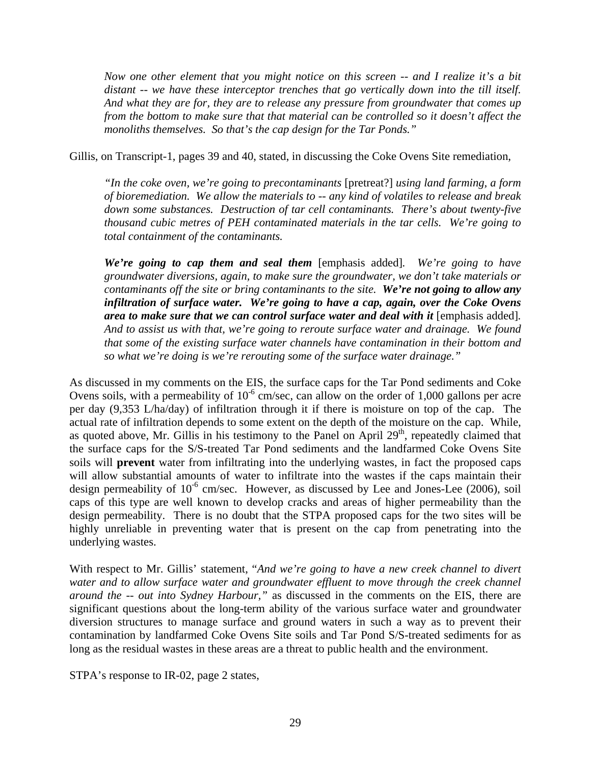*Now one other element that you might notice on this screen -- and I realize it's a bit distant -- we have these interceptor trenches that go vertically down into the till itself. And what they are for, they are to release any pressure from groundwater that comes up from the bottom to make sure that that material can be controlled so it doesn't affect the monoliths themselves. So that's the cap design for the Tar Ponds."*

Gillis, on Transcript-1, pages 39 and 40, stated, in discussing the Coke Ovens Site remediation,

*"In the coke oven, we're going to precontaminants* [pretreat?] *using land farming, a form of bioremediation. We allow the materials to -- any kind of volatiles to release and break down some substances. Destruction of tar cell contaminants. There's about twenty-five thousand cubic metres of PEH contaminated materials in the tar cells. We're going to total containment of the contaminants.*

***We're going to cap them and seal them*** [emphasis added]*. We're going to have groundwater diversions, again, to make sure the groundwater, we don't take materials or contaminants off the site or bring contaminants to the site.* ***We're not going to allow any infiltration of surface water. We're going to have a cap, again, over the Coke Ovens area to make sure that we can control surface water and deal with it*** [emphasis added]*. And to assist us with that, we're going to reroute surface water and drainage. We found that some of the existing surface water channels have contamination in their bottom and so what we're doing is we're rerouting some of the surface water drainage."*

As discussed in my comments on the EIS, the surface caps for the Tar Pond sediments and Coke Ovens soils, with a permeability of $10^{-6}$ cm/sec, can allow on the order of 1,000 gallons per acre per day (9,353 L/ha/day) of infiltration through it if there is moisture on top of the cap. The actual rate of infiltration depends to some extent on the depth of the moisture on the cap. While, as quoted above, Mr. Gillis in his testimony to the Panel on April 29th, repeatedly claimed that the surface caps for the S/S-treated Tar Pond sediments and the landfarmed Coke Ovens Site soils will **prevent** water from infiltrating into the underlying wastes, in fact the proposed caps will allow substantial amounts of water to infiltrate into the wastes if the caps maintain their design permeability of $10^{-6}$ cm/sec. However, as discussed by Lee and Jones-Lee (2006), soil caps of this type are well known to develop cracks and areas of higher permeability than the design permeability. There is no doubt that the STPA proposed caps for the two sites will be highly unreliable in preventing water that is present on the cap from penetrating into the underlying wastes.

With respect to Mr. Gillis' statement, "*And we're going to have a new creek channel to divert water and to allow surface water and groundwater effluent to move through the creek channel around the -- out into Sydney Harbour,"* as discussed in the comments on the EIS, there are significant questions about the long-term ability of the various surface water and groundwater diversion structures to manage surface and ground waters in such a way as to prevent their contamination by landfarmed Coke Ovens Site soils and Tar Pond S/S-treated sediments for as long as the residual wastes in these areas are a threat to public health and the environment.

STPA's response to IR-02, page 2 states,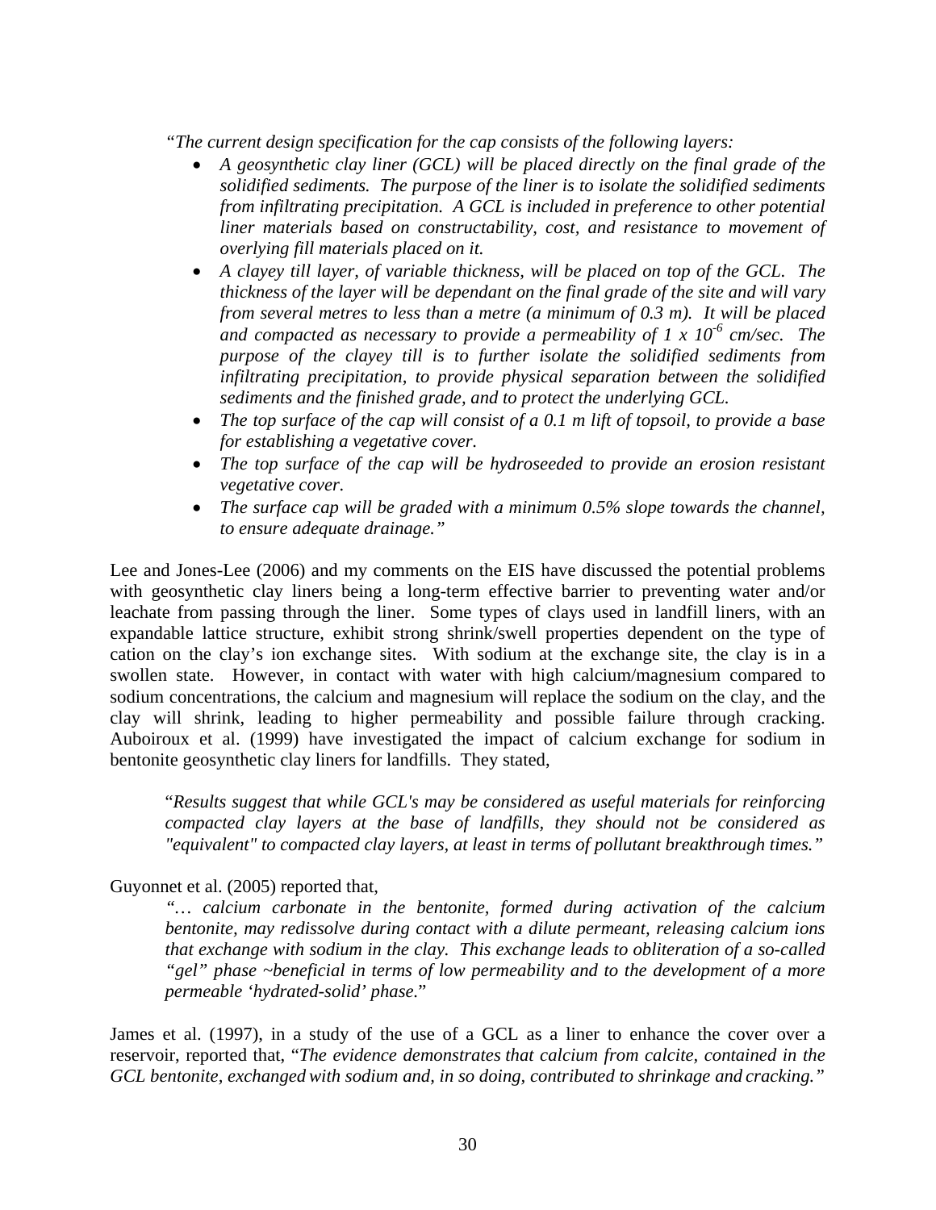*"The current design specification for the cap consists of the following layers:*

- *A geosynthetic clay liner (GCL) will be placed directly on the final grade of the solidified sediments. The purpose of the liner is to isolate the solidified sediments from infiltrating precipitation. A GCL is included in preference to other potential liner materials based on constructability, cost, and resistance to movement of overlying fill materials placed on it.*
- *A clayey till layer, of variable thickness, will be placed on top of the GCL. The thickness of the layer will be dependant on the final grade of the site and will vary from several metres to less than a metre (a minimum of 0.3 m). It will be placed and compacted as necessary to provide a permeability of $1 \times 10^{-6}$ cm/sec. The purpose of the clayey till is to further isolate the solidified sediments from infiltrating precipitation, to provide physical separation between the solidified sediments and the finished grade, and to protect the underlying GCL.*
- *The top surface of the cap will consist of a 0.1 m lift of topsoil, to provide a base for establishing a vegetative cover.*
- *The top surface of the cap will be hydroseeded to provide an erosion resistant vegetative cover.*
- *The surface cap will be graded with a minimum 0.5% slope towards the channel, to ensure adequate drainage."*

Lee and Jones-Lee (2006) and my comments on the EIS have discussed the potential problems with geosynthetic clay liners being a long-term effective barrier to preventing water and/or leachate from passing through the liner. Some types of clays used in landfill liners, with an expandable lattice structure, exhibit strong shrink/swell properties dependent on the type of cation on the clay's ion exchange sites. With sodium at the exchange site, the clay is in a swollen state. However, in contact with water with high calcium/magnesium compared to sodium concentrations, the calcium and magnesium will replace the sodium on the clay, and the clay will shrink, leading to higher permeability and possible failure through cracking. Auboiroux et al. (1999) have investigated the impact of calcium exchange for sodium in bentonite geosynthetic clay liners for landfills. They stated,

> "*Results suggest that while GCL's may be considered as useful materials for reinforcing compacted clay layers at the base of landfills, they should not be considered as "equivalent" to compacted clay layers, at least in terms of pollutant breakthrough times."*

Guyonnet et al. (2005) reported that,

> *"… calcium carbonate in the bentonite, formed during activation of the calcium bentonite, may redissolve during contact with a dilute permeant, releasing calcium ions that exchange with sodium in the clay. This exchange leads to obliteration of a so-called "gel" phase ~beneficial in terms of low permeability and to the development of a more permeable 'hydrated-solid' phase.*"

James et al. (1997), in a study of the use of a GCL as a liner to enhance the cover over a reservoir, reported that, "*The evidence demonstrates that calcium from calcite, contained in the GCL bentonite, exchanged with sodium and, in so doing, contributed to shrinkage and cracking."*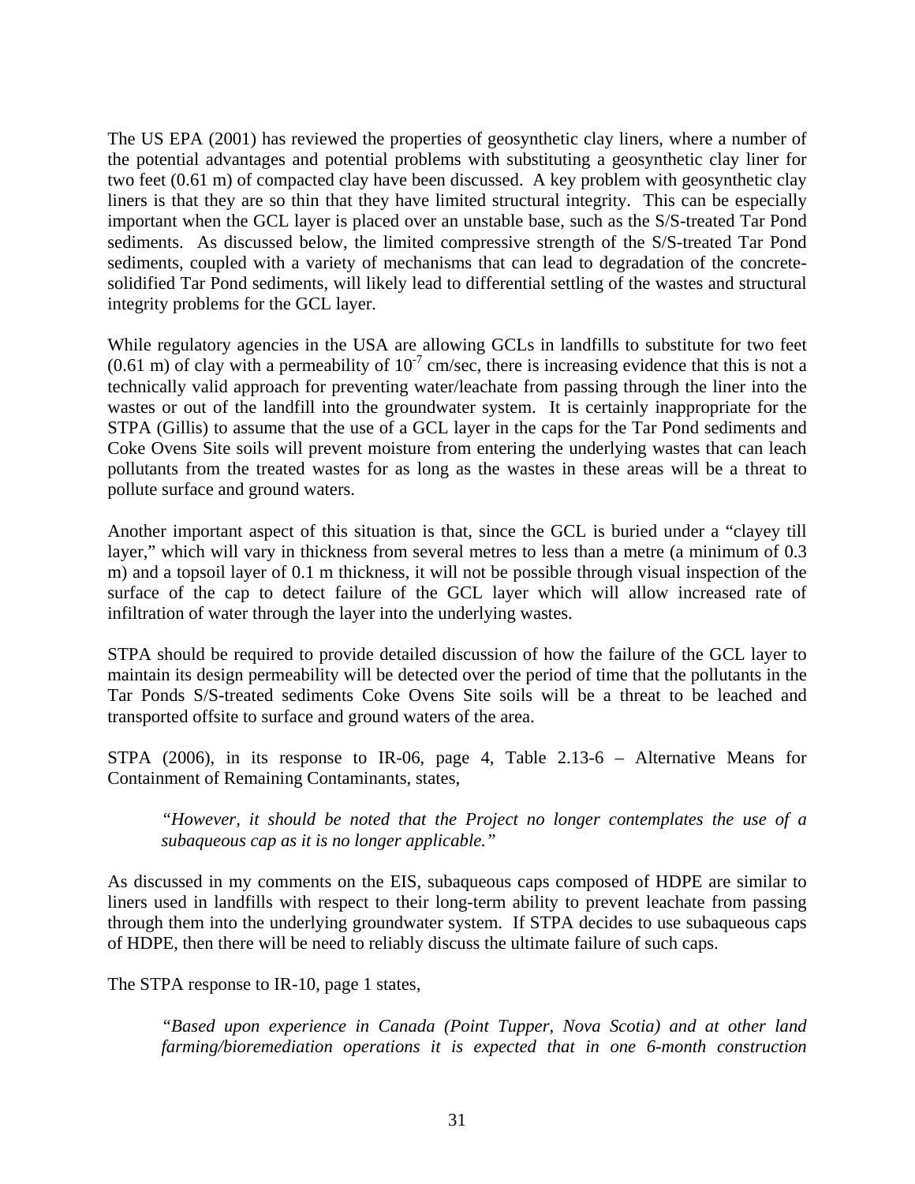The US EPA (2001) has reviewed the properties of geosynthetic clay liners, where a number of the potential advantages and potential problems with substituting a geosynthetic clay liner for two feet (0.61 m) of compacted clay have been discussed. A key problem with geosynthetic clay liners is that they are so thin that they have limited structural integrity. This can be especially important when the GCL layer is placed over an unstable base, such as the S/S-treated Tar Pond sediments. As discussed below, the limited compressive strength of the S/S-treated Tar Pond sediments, coupled with a variety of mechanisms that can lead to degradation of the concrete-solidified Tar Pond sediments, will likely lead to differential settling of the wastes and structural integrity problems for the GCL layer.

While regulatory agencies in the USA are allowing GCLs in landfills to substitute for two feet (0.61 m) of clay with a permeability of $10^{-7}$ cm/sec, there is increasing evidence that this is not a technically valid approach for preventing water/leachate from passing through the liner into the wastes or out of the landfill into the groundwater system. It is certainly inappropriate for the STPA (Gillis) to assume that the use of a GCL layer in the caps for the Tar Pond sediments and Coke Ovens Site soils will prevent moisture from entering the underlying wastes that can leach pollutants from the treated wastes for as long as the wastes in these areas will be a threat to pollute surface and ground waters.

Another important aspect of this situation is that, since the GCL is buried under a "clayey till layer," which will vary in thickness from several metres to less than a metre (a minimum of 0.3 m) and a topsoil layer of 0.1 m thickness, it will not be possible through visual inspection of the surface of the cap to detect failure of the GCL layer which will allow increased rate of infiltration of water through the layer into the underlying wastes.

STPA should be required to provide detailed discussion of how the failure of the GCL layer to maintain its design permeability will be detected over the period of time that the pollutants in the Tar Ponds S/S-treated sediments Coke Ovens Site soils will be a threat to be leached and transported offsite to surface and ground waters of the area.

STPA (2006), in its response to IR-06, page 4, Table 2.13-6 – Alternative Means for Containment of Remaining Contaminants, states,

> *"However, it should be noted that the Project no longer contemplates the use of a subaqueous cap as it is no longer applicable."*

As discussed in my comments on the EIS, subaqueous caps composed of HDPE are similar to liners used in landfills with respect to their long-term ability to prevent leachate from passing through them into the underlying groundwater system. If STPA decides to use subaqueous caps of HDPE, then there will be need to reliably discuss the ultimate failure of such caps.

The STPA response to IR-10, page 1 states,

> *"Based upon experience in Canada (Point Tupper, Nova Scotia) and at other land farming/bioremediation operations it is expected that in one 6-month construction*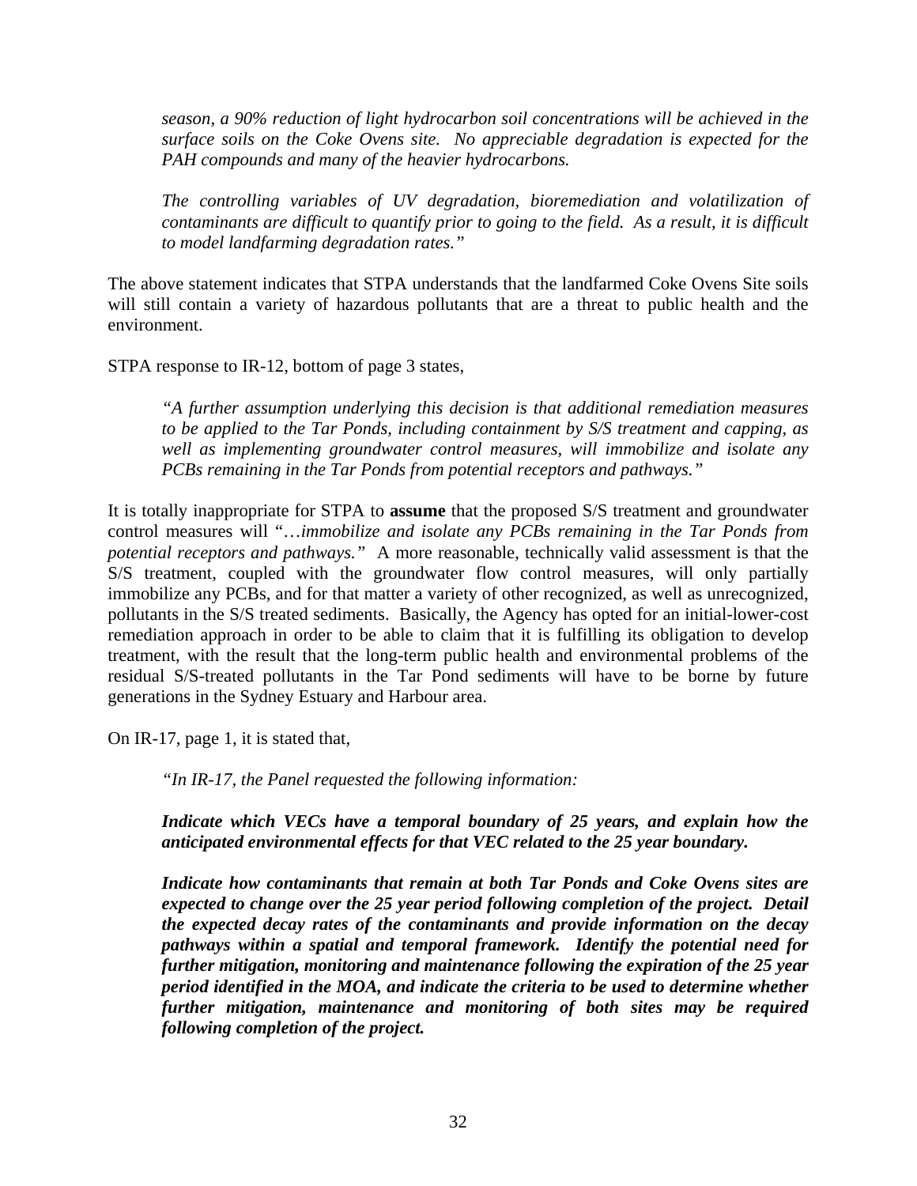*season, a 90% reduction of light hydrocarbon soil concentrations will be achieved in the surface soils on the Coke Ovens site. No appreciable degradation is expected for the PAH compounds and many of the heavier hydrocarbons.*

*The controlling variables of UV degradation, bioremediation and volatilization of contaminants are difficult to quantify prior to going to the field. As a result, it is difficult to model landfarming degradation rates."*

The above statement indicates that STPA understands that the landfarmed Coke Ovens Site soils will still contain a variety of hazardous pollutants that are a threat to public health and the environment.

STPA response to IR-12, bottom of page 3 states,

*"A further assumption underlying this decision is that additional remediation measures to be applied to the Tar Ponds, including containment by S/S treatment and capping, as well as implementing groundwater control measures, will immobilize and isolate any PCBs remaining in the Tar Ponds from potential receptors and pathways."*

It is totally inappropriate for STPA to **assume** that the proposed S/S treatment and groundwater control measures will "…*immobilize and isolate any PCBs remaining in the Tar Ponds from potential receptors and pathways."* A more reasonable, technically valid assessment is that the S/S treatment, coupled with the groundwater flow control measures, will only partially immobilize any PCBs, and for that matter a variety of other recognized, as well as unrecognized, pollutants in the S/S treated sediments. Basically, the Agency has opted for an initial-lower-cost remediation approach in order to be able to claim that it is fulfilling its obligation to develop treatment, with the result that the long-term public health and environmental problems of the residual S/S-treated pollutants in the Tar Pond sediments will have to be borne by future generations in the Sydney Estuary and Harbour area.

On IR-17, page 1, it is stated that,

*"In IR-17, the Panel requested the following information:*

***Indicate which VECs have a temporal boundary of 25 years, and explain how the anticipated environmental effects for that VEC related to the 25 year boundary.***

***Indicate how contaminants that remain at both Tar Ponds and Coke Ovens sites are expected to change over the 25 year period following completion of the project. Detail the expected decay rates of the contaminants and provide information on the decay pathways within a spatial and temporal framework. Identify the potential need for further mitigation, monitoring and maintenance following the expiration of the 25 year period identified in the MOA, and indicate the criteria to be used to determine whether further mitigation, maintenance and monitoring of both sites may be required following completion of the project.***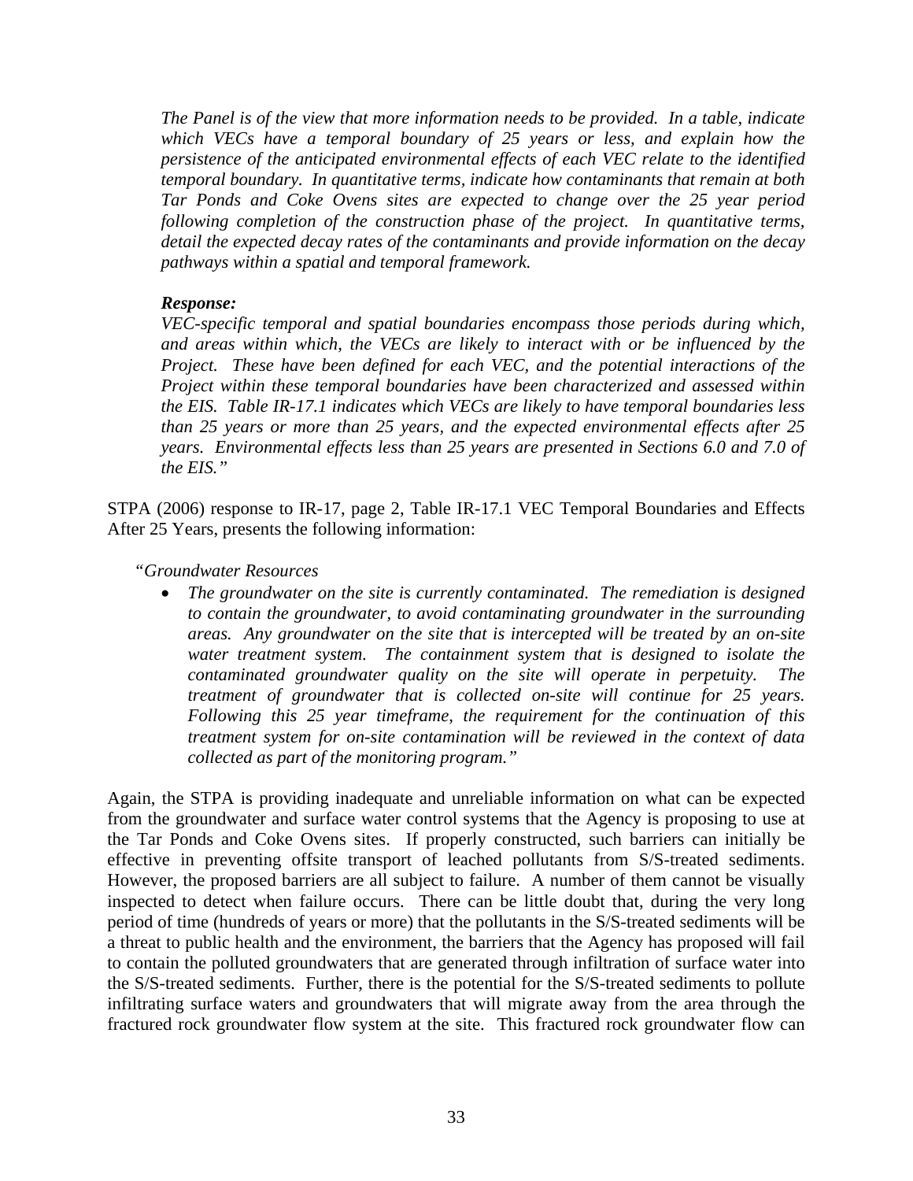*The Panel is of the view that more information needs to be provided. In a table, indicate which VECs have a temporal boundary of 25 years or less, and explain how the persistence of the anticipated environmental effects of each VEC relate to the identified temporal boundary. In quantitative terms, indicate how contaminants that remain at both Tar Ponds and Coke Ovens sites are expected to change over the 25 year period following completion of the construction phase of the project. In quantitative terms, detail the expected decay rates of the contaminants and provide information on the decay pathways within a spatial and temporal framework.*

***Response:***
*VEC-specific temporal and spatial boundaries encompass those periods during which, and areas within which, the VECs are likely to interact with or be influenced by the Project. These have been defined for each VEC, and the potential interactions of the Project within these temporal boundaries have been characterized and assessed within the EIS. Table IR-17.1 indicates which VECs are likely to have temporal boundaries less than 25 years or more than 25 years, and the expected environmental effects after 25 years. Environmental effects less than 25 years are presented in Sections 6.0 and 7.0 of the EIS."*

STPA (2006) response to IR-17, page 2, Table IR-17.1 VEC Temporal Boundaries and Effects After 25 Years, presents the following information:

"*Groundwater Resources*

- *The groundwater on the site is currently contaminated. The remediation is designed to contain the groundwater, to avoid contaminating groundwater in the surrounding areas. Any groundwater on the site that is intercepted will be treated by an on-site water treatment system. The containment system that is designed to isolate the contaminated groundwater quality on the site will operate in perpetuity. The treatment of groundwater that is collected on-site will continue for 25 years. Following this 25 year timeframe, the requirement for the continuation of this treatment system for on-site contamination will be reviewed in the context of data collected as part of the monitoring program."*

Again, the STPA is providing inadequate and unreliable information on what can be expected from the groundwater and surface water control systems that the Agency is proposing to use at the Tar Ponds and Coke Ovens sites. If properly constructed, such barriers can initially be effective in preventing offsite transport of leached pollutants from S/S-treated sediments. However, the proposed barriers are all subject to failure. A number of them cannot be visually inspected to detect when failure occurs. There can be little doubt that, during the very long period of time (hundreds of years or more) that the pollutants in the S/S-treated sediments will be a threat to public health and the environment, the barriers that the Agency has proposed will fail to contain the polluted groundwaters that are generated through infiltration of surface water into the S/S-treated sediments. Further, there is the potential for the S/S-treated sediments to pollute infiltrating surface waters and groundwaters that will migrate away from the area through the fractured rock groundwater flow system at the site. This fractured rock groundwater flow can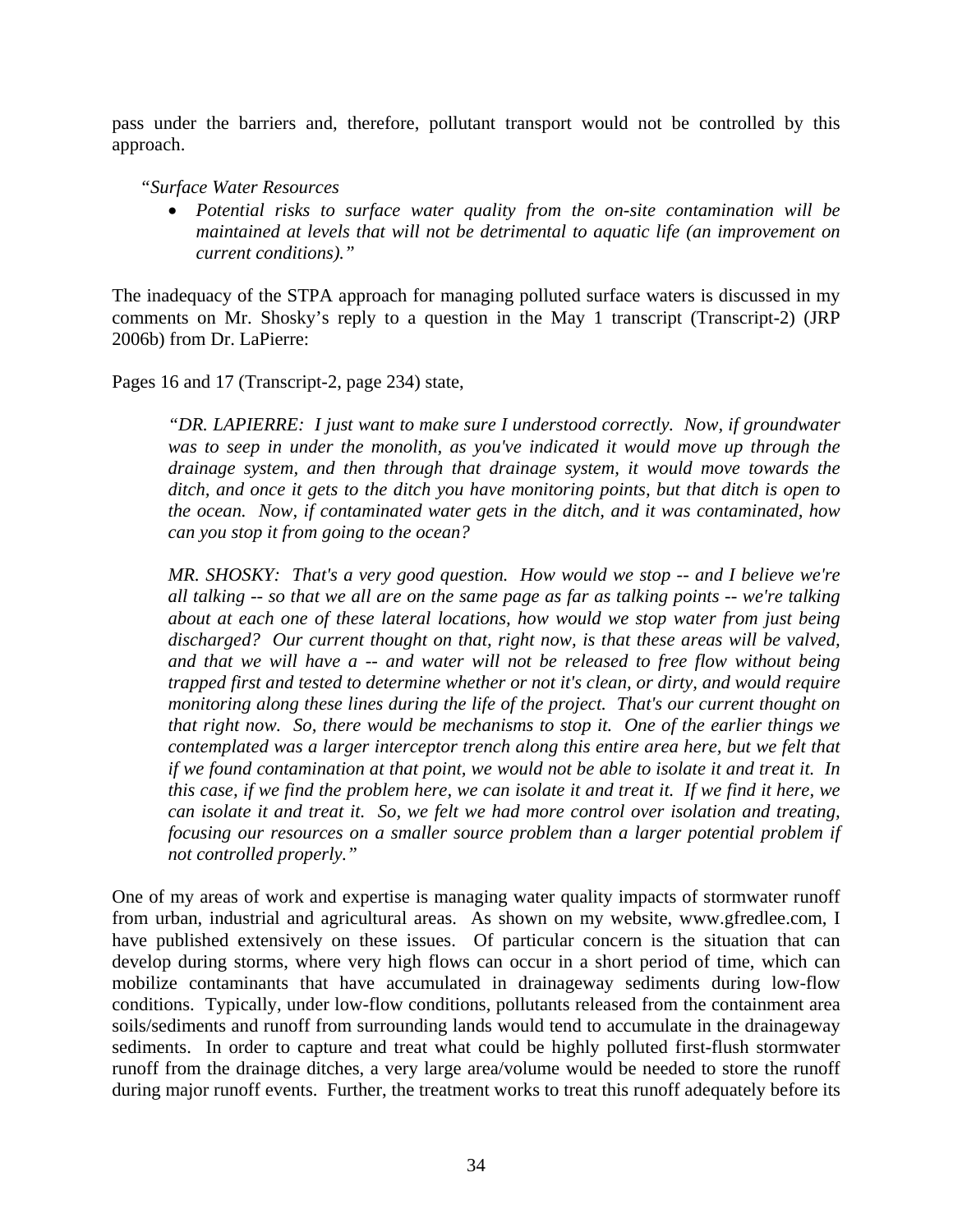pass under the barriers and, therefore, pollutant transport would not be controlled by this approach.

*"Surface Water Resources*

- *Potential risks to surface water quality from the on-site contamination will be maintained at levels that will not be detrimental to aquatic life (an improvement on current conditions)."*

The inadequacy of the STPA approach for managing polluted surface waters is discussed in my comments on Mr. Shosky's reply to a question in the May 1 transcript (Transcript-2) (JRP 2006b) from Dr. LaPierre:

Pages 16 and 17 (Transcript-2, page 234) state,

> *"DR. LAPIERRE: I just want to make sure I understood correctly. Now, if groundwater was to seep in under the monolith, as you've indicated it would move up through the drainage system, and then through that drainage system, it would move towards the ditch, and once it gets to the ditch you have monitoring points, but that ditch is open to the ocean. Now, if contaminated water gets in the ditch, and it was contaminated, how can you stop it from going to the ocean?*
>
> *MR. SHOSKY: That's a very good question. How would we stop -- and I believe we're all talking -- so that we all are on the same page as far as talking points -- we're talking about at each one of these lateral locations, how would we stop water from just being discharged? Our current thought on that, right now, is that these areas will be valved, and that we will have a -- and water will not be released to free flow without being trapped first and tested to determine whether or not it's clean, or dirty, and would require monitoring along these lines during the life of the project. That's our current thought on that right now. So, there would be mechanisms to stop it. One of the earlier things we contemplated was a larger interceptor trench along this entire area here, but we felt that if we found contamination at that point, we would not be able to isolate it and treat it. In this case, if we find the problem here, we can isolate it and treat it. If we find it here, we can isolate it and treat it. So, we felt we had more control over isolation and treating, focusing our resources on a smaller source problem than a larger potential problem if not controlled properly."*

One of my areas of work and expertise is managing water quality impacts of stormwater runoff from urban, industrial and agricultural areas. As shown on my website, www.gfredlee.com, I have published extensively on these issues. Of particular concern is the situation that can develop during storms, where very high flows can occur in a short period of time, which can mobilize contaminants that have accumulated in drainageway sediments during low-flow conditions. Typically, under low-flow conditions, pollutants released from the containment area soils/sediments and runoff from surrounding lands would tend to accumulate in the drainageway sediments. In order to capture and treat what could be highly polluted first-flush stormwater runoff from the drainage ditches, a very large area/volume would be needed to store the runoff during major runoff events. Further, the treatment works to treat this runoff adequately before its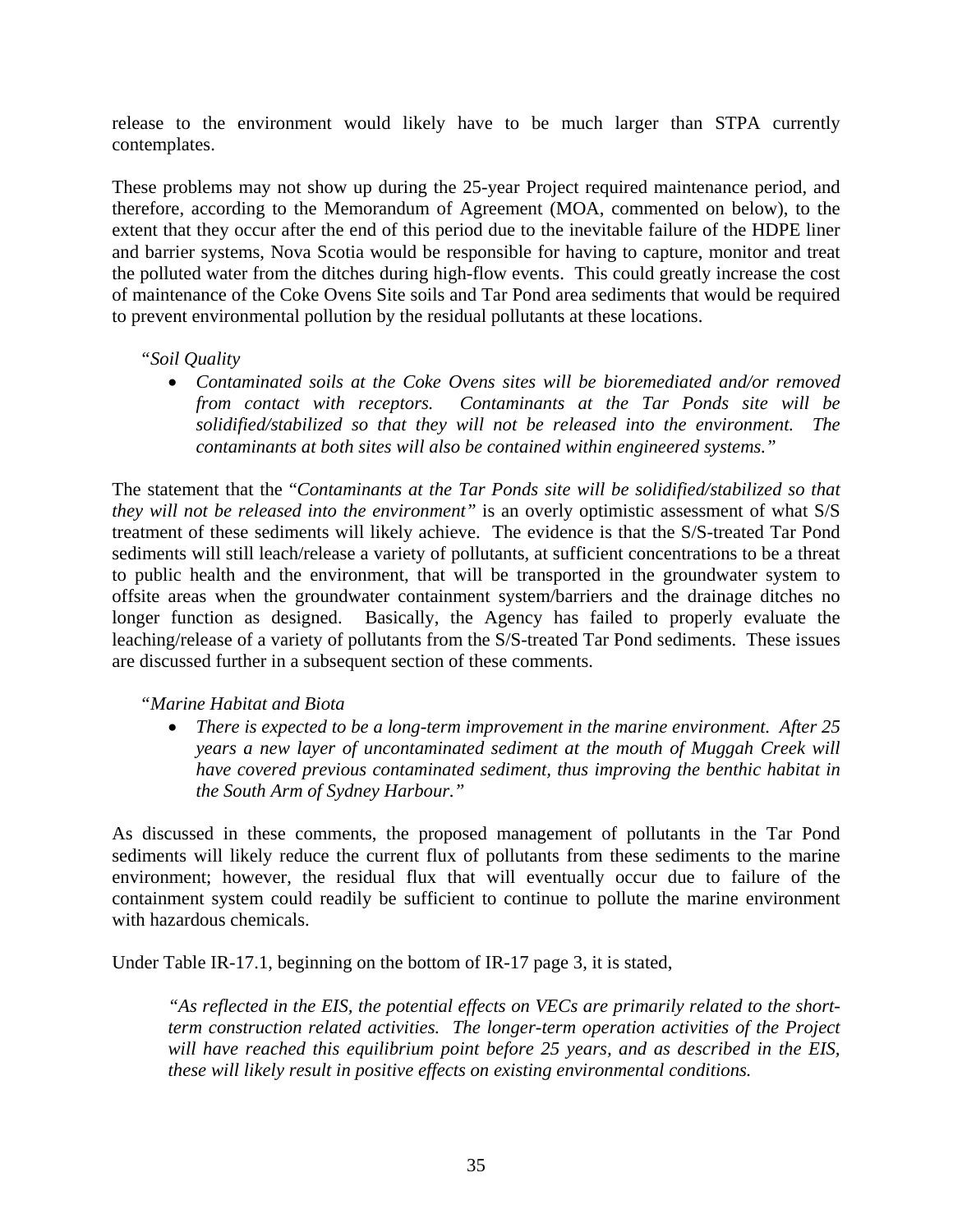release to the environment would likely have to be much larger than STPA currently contemplates.

These problems may not show up during the 25-year Project required maintenance period, and therefore, according to the Memorandum of Agreement (MOA, commented on below), to the extent that they occur after the end of this period due to the inevitable failure of the HDPE liner and barrier systems, Nova Scotia would be responsible for having to capture, monitor and treat the polluted water from the ditches during high-flow events. This could greatly increase the cost of maintenance of the Coke Ovens Site soils and Tar Pond area sediments that would be required to prevent environmental pollution by the residual pollutants at these locations.

> "*Soil Quality*
>
> - *Contaminated soils at the Coke Ovens sites will be bioremediated and/or removed from contact with receptors. Contaminants at the Tar Ponds site will be solidified/stabilized so that they will not be released into the environment. The contaminants at both sites will also be contained within engineered systems.*"

The statement that the "*Contaminants at the Tar Ponds site will be solidified/stabilized so that they will not be released into the environment*" is an overly optimistic assessment of what S/S treatment of these sediments will likely achieve. The evidence is that the S/S-treated Tar Pond sediments will still leach/release a variety of pollutants, at sufficient concentrations to be a threat to public health and the environment, that will be transported in the groundwater system to offsite areas when the groundwater containment system/barriers and the drainage ditches no longer function as designed. Basically, the Agency has failed to properly evaluate the leaching/release of a variety of pollutants from the S/S-treated Tar Pond sediments. These issues are discussed further in a subsequent section of these comments.

> "*Marine Habitat and Biota*
>
> - *There is expected to be a long-term improvement in the marine environment. After 25 years a new layer of uncontaminated sediment at the mouth of Muggah Creek will have covered previous contaminated sediment, thus improving the benthic habitat in the South Arm of Sydney Harbour.*"

As discussed in these comments, the proposed management of pollutants in the Tar Pond sediments will likely reduce the current flux of pollutants from these sediments to the marine environment; however, the residual flux that will eventually occur due to failure of the containment system could readily be sufficient to continue to pollute the marine environment with hazardous chemicals.

Under Table IR-17.1, beginning on the bottom of IR-17 page 3, it is stated,

> *"As reflected in the EIS, the potential effects on VECs are primarily related to the short-term construction related activities. The longer-term operation activities of the Project will have reached this equilibrium point before 25 years, and as described in the EIS, these will likely result in positive effects on existing environmental conditions.*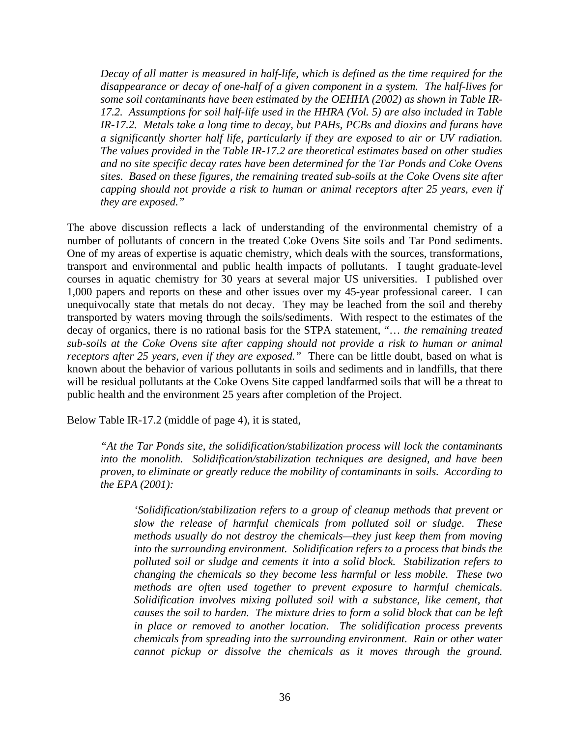> *Decay of all matter is measured in half-life, which is defined as the time required for the disappearance or decay of one-half of a given component in a system. The half-lives for some soil contaminants have been estimated by the OEHHA (2002) as shown in Table IR-17.2. Assumptions for soil half-life used in the HHRA (Vol. 5) are also included in Table IR-17.2. Metals take a long time to decay, but PAHs, PCBs and dioxins and furans have a significantly shorter half life, particularly if they are exposed to air or UV radiation. The values provided in the Table IR-17.2 are theoretical estimates based on other studies and no site specific decay rates have been determined for the Tar Ponds and Coke Ovens sites. Based on these figures, the remaining treated sub-soils at the Coke Ovens site after capping should not provide a risk to human or animal receptors after 25 years, even if they are exposed."*

The above discussion reflects a lack of understanding of the environmental chemistry of a number of pollutants of concern in the treated Coke Ovens Site soils and Tar Pond sediments. One of my areas of expertise is aquatic chemistry, which deals with the sources, transformations, transport and environmental and public health impacts of pollutants. I taught graduate-level courses in aquatic chemistry for 30 years at several major US universities. I published over 1,000 papers and reports on these and other issues over my 45-year professional career. I can unequivocally state that metals do not decay. They may be leached from the soil and thereby transported by waters moving through the soils/sediments. With respect to the estimates of the decay of organics, there is no rational basis for the STPA statement, "… *the remaining treated sub-soils at the Coke Ovens site after capping should not provide a risk to human or animal receptors after 25 years, even if they are exposed."* There can be little doubt, based on what is known about the behavior of various pollutants in soils and sediments and in landfills, that there will be residual pollutants at the Coke Ovens Site capped landfarmed soils that will be a threat to public health and the environment 25 years after completion of the Project.

Below Table IR-17.2 (middle of page 4), it is stated,

> *"At the Tar Ponds site, the solidification/stabilization process will lock the contaminants into the monolith. Solidification/stabilization techniques are designed, and have been proven, to eliminate or greatly reduce the mobility of contaminants in soils. According to the EPA (2001):*
>
> > *'Solidification/stabilization refers to a group of cleanup methods that prevent or slow the release of harmful chemicals from polluted soil or sludge. These methods usually do not destroy the chemicals—they just keep them from moving into the surrounding environment. Solidification refers to a process that binds the polluted soil or sludge and cements it into a solid block. Stabilization refers to changing the chemicals so they become less harmful or less mobile. These two methods are often used together to prevent exposure to harmful chemicals. Solidification involves mixing polluted soil with a substance, like cement, that causes the soil to harden. The mixture dries to form a solid block that can be left in place or removed to another location. The solidification process prevents chemicals from spreading into the surrounding environment. Rain or other water cannot pickup or dissolve the chemicals as it moves through the ground.*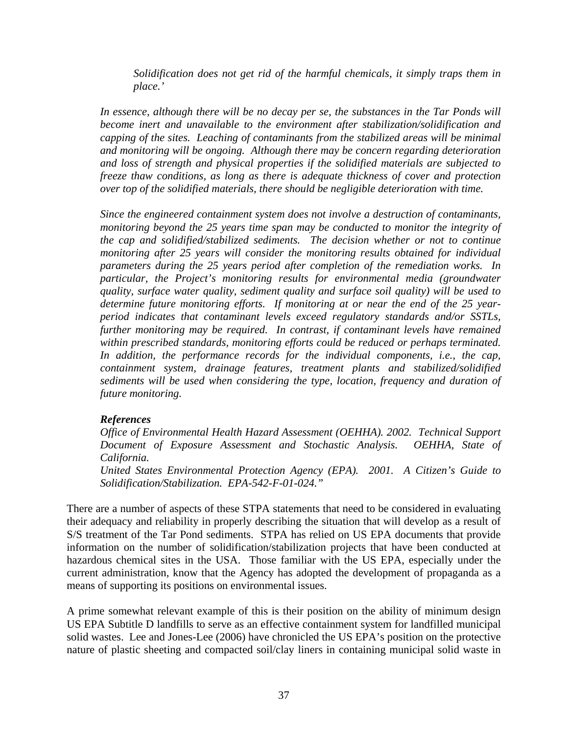*Solidification does not get rid of the harmful chemicals, it simply traps them in place.'*

*In essence, although there will be no decay per se, the substances in the Tar Ponds will become inert and unavailable to the environment after stabilization/solidification and capping of the sites. Leaching of contaminants from the stabilized areas will be minimal and monitoring will be ongoing. Although there may be concern regarding deterioration and loss of strength and physical properties if the solidified materials are subjected to freeze thaw conditions, as long as there is adequate thickness of cover and protection over top of the solidified materials, there should be negligible deterioration with time.*

*Since the engineered containment system does not involve a destruction of contaminants, monitoring beyond the 25 years time span may be conducted to monitor the integrity of the cap and solidified/stabilized sediments. The decision whether or not to continue monitoring after 25 years will consider the monitoring results obtained for individual parameters during the 25 years period after completion of the remediation works. In particular, the Project's monitoring results for environmental media (groundwater quality, surface water quality, sediment quality and surface soil quality) will be used to determine future monitoring efforts. If monitoring at or near the end of the 25 year-period indicates that contaminant levels exceed regulatory standards and/or SSTLs, further monitoring may be required. In contrast, if contaminant levels have remained within prescribed standards, monitoring efforts could be reduced or perhaps terminated. In addition, the performance records for the individual components, i.e., the cap, containment system, drainage features, treatment plants and stabilized/solidified sediments will be used when considering the type, location, frequency and duration of future monitoring.*

***References***

*Office of Environmental Health Hazard Assessment (OEHHA). 2002. Technical Support Document of Exposure Assessment and Stochastic Analysis. OEHHA, State of California.*

*United States Environmental Protection Agency (EPA). 2001. A Citizen's Guide to Solidification/Stabilization. EPA-542-F-01-024."*

There are a number of aspects of these STPA statements that need to be considered in evaluating their adequacy and reliability in properly describing the situation that will develop as a result of S/S treatment of the Tar Pond sediments. STPA has relied on US EPA documents that provide information on the number of solidification/stabilization projects that have been conducted at hazardous chemical sites in the USA. Those familiar with the US EPA, especially under the current administration, know that the Agency has adopted the development of propaganda as a means of supporting its positions on environmental issues.

A prime somewhat relevant example of this is their position on the ability of minimum design US EPA Subtitle D landfills to serve as an effective containment system for landfilled municipal solid wastes. Lee and Jones-Lee (2006) have chronicled the US EPA's position on the protective nature of plastic sheeting and compacted soil/clay liners in containing municipal solid waste in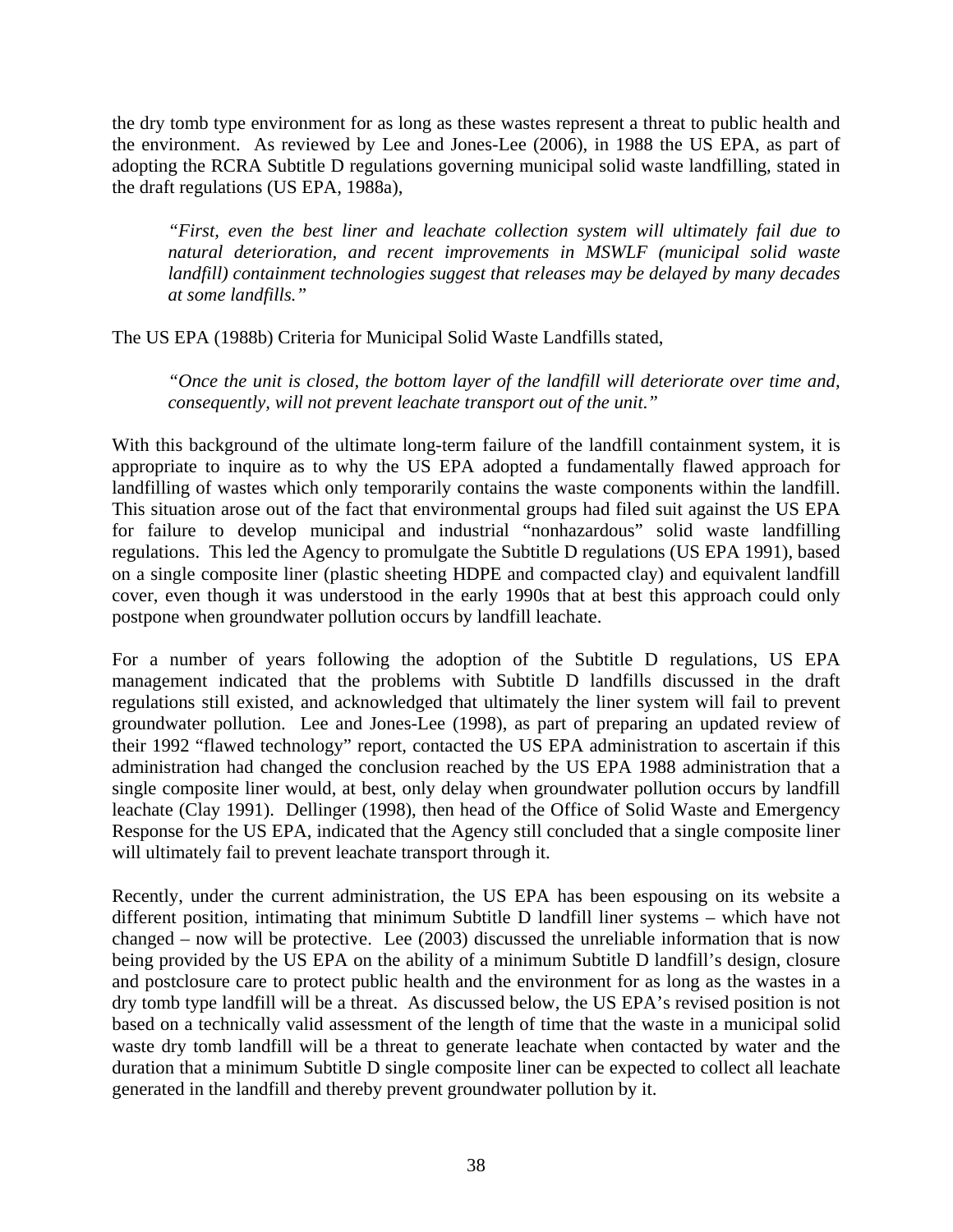the dry tomb type environment for as long as these wastes represent a threat to public health and the environment. As reviewed by Lee and Jones-Lee (2006), in 1988 the US EPA, as part of adopting the RCRA Subtitle D regulations governing municipal solid waste landfilling, stated in the draft regulations (US EPA, 1988a),

> *"First, even the best liner and leachate collection system will ultimately fail due to natural deterioration, and recent improvements in MSWLF (municipal solid waste landfill) containment technologies suggest that releases may be delayed by many decades at some landfills."*

The US EPA (1988b) Criteria for Municipal Solid Waste Landfills stated,

> *"Once the unit is closed, the bottom layer of the landfill will deteriorate over time and, consequently, will not prevent leachate transport out of the unit."*

With this background of the ultimate long-term failure of the landfill containment system, it is appropriate to inquire as to why the US EPA adopted a fundamentally flawed approach for landfilling of wastes which only temporarily contains the waste components within the landfill. This situation arose out of the fact that environmental groups had filed suit against the US EPA for failure to develop municipal and industrial "nonhazardous" solid waste landfilling regulations. This led the Agency to promulgate the Subtitle D regulations (US EPA 1991), based on a single composite liner (plastic sheeting HDPE and compacted clay) and equivalent landfill cover, even though it was understood in the early 1990s that at best this approach could only postpone when groundwater pollution occurs by landfill leachate.

For a number of years following the adoption of the Subtitle D regulations, US EPA management indicated that the problems with Subtitle D landfills discussed in the draft regulations still existed, and acknowledged that ultimately the liner system will fail to prevent groundwater pollution. Lee and Jones-Lee (1998), as part of preparing an updated review of their 1992 "flawed technology" report, contacted the US EPA administration to ascertain if this administration had changed the conclusion reached by the US EPA 1988 administration that a single composite liner would, at best, only delay when groundwater pollution occurs by landfill leachate (Clay 1991). Dellinger (1998), then head of the Office of Solid Waste and Emergency Response for the US EPA, indicated that the Agency still concluded that a single composite liner will ultimately fail to prevent leachate transport through it.

Recently, under the current administration, the US EPA has been espousing on its website a different position, intimating that minimum Subtitle D landfill liner systems – which have not changed – now will be protective. Lee (2003) discussed the unreliable information that is now being provided by the US EPA on the ability of a minimum Subtitle D landfill's design, closure and postclosure care to protect public health and the environment for as long as the wastes in a dry tomb type landfill will be a threat. As discussed below, the US EPA's revised position is not based on a technically valid assessment of the length of time that the waste in a municipal solid waste dry tomb landfill will be a threat to generate leachate when contacted by water and the duration that a minimum Subtitle D single composite liner can be expected to collect all leachate generated in the landfill and thereby prevent groundwater pollution by it.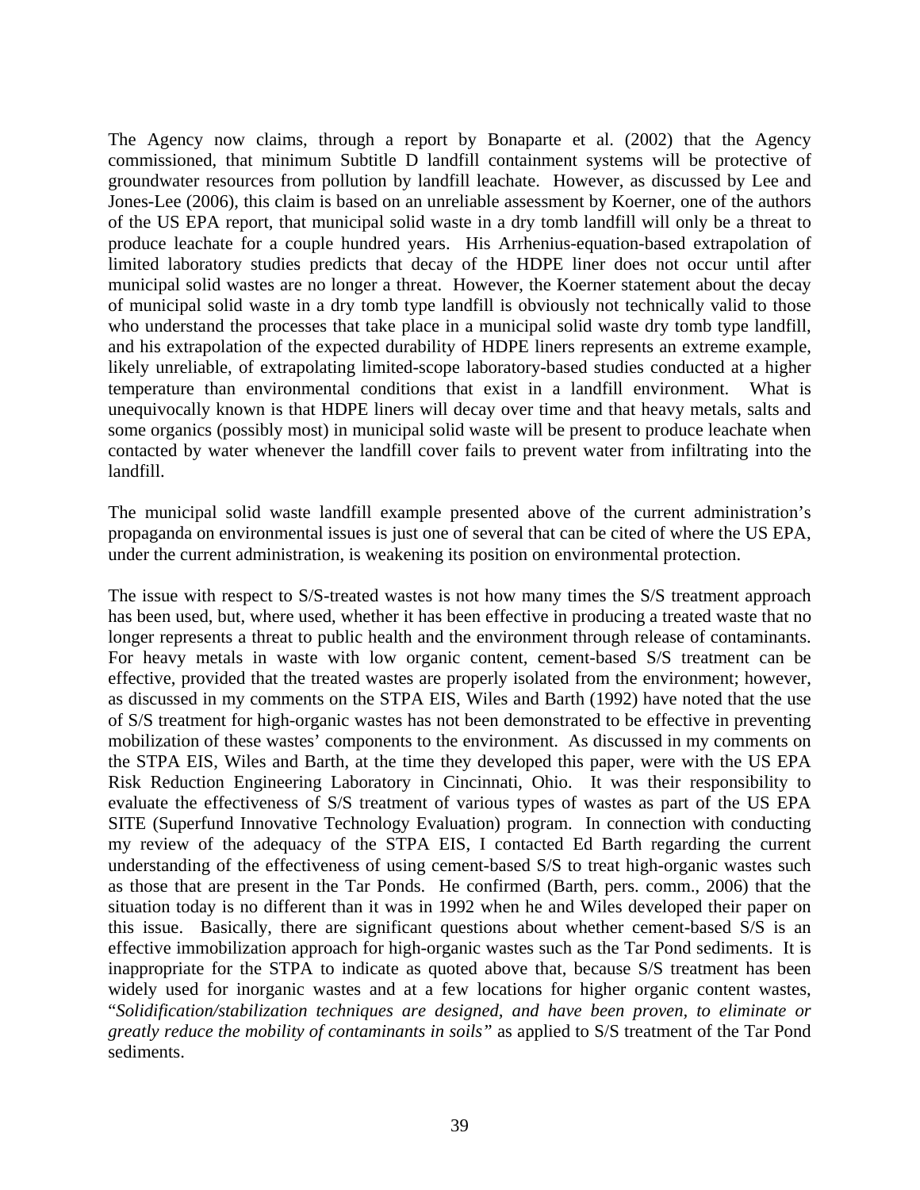The Agency now claims, through a report by Bonaparte et al. (2002) that the Agency commissioned, that minimum Subtitle D landfill containment systems will be protective of groundwater resources from pollution by landfill leachate. However, as discussed by Lee and Jones-Lee (2006), this claim is based on an unreliable assessment by Koerner, one of the authors of the US EPA report, that municipal solid waste in a dry tomb landfill will only be a threat to produce leachate for a couple hundred years. His Arrhenius-equation-based extrapolation of limited laboratory studies predicts that decay of the HDPE liner does not occur until after municipal solid wastes are no longer a threat. However, the Koerner statement about the decay of municipal solid waste in a dry tomb type landfill is obviously not technically valid to those who understand the processes that take place in a municipal solid waste dry tomb type landfill, and his extrapolation of the expected durability of HDPE liners represents an extreme example, likely unreliable, of extrapolating limited-scope laboratory-based studies conducted at a higher temperature than environmental conditions that exist in a landfill environment. What is unequivocally known is that HDPE liners will decay over time and that heavy metals, salts and some organics (possibly most) in municipal solid waste will be present to produce leachate when contacted by water whenever the landfill cover fails to prevent water from infiltrating into the landfill.

The municipal solid waste landfill example presented above of the current administration's propaganda on environmental issues is just one of several that can be cited of where the US EPA, under the current administration, is weakening its position on environmental protection.

The issue with respect to S/S-treated wastes is not how many times the S/S treatment approach has been used, but, where used, whether it has been effective in producing a treated waste that no longer represents a threat to public health and the environment through release of contaminants. For heavy metals in waste with low organic content, cement-based S/S treatment can be effective, provided that the treated wastes are properly isolated from the environment; however, as discussed in my comments on the STPA EIS, Wiles and Barth (1992) have noted that the use of S/S treatment for high-organic wastes has not been demonstrated to be effective in preventing mobilization of these wastes' components to the environment. As discussed in my comments on the STPA EIS, Wiles and Barth, at the time they developed this paper, were with the US EPA Risk Reduction Engineering Laboratory in Cincinnati, Ohio. It was their responsibility to evaluate the effectiveness of S/S treatment of various types of wastes as part of the US EPA SITE (Superfund Innovative Technology Evaluation) program. In connection with conducting my review of the adequacy of the STPA EIS, I contacted Ed Barth regarding the current understanding of the effectiveness of using cement-based S/S to treat high-organic wastes such as those that are present in the Tar Ponds. He confirmed (Barth, pers. comm., 2006) that the situation today is no different than it was in 1992 when he and Wiles developed their paper on this issue. Basically, there are significant questions about whether cement-based S/S is an effective immobilization approach for high-organic wastes such as the Tar Pond sediments. It is inappropriate for the STPA to indicate as quoted above that, because S/S treatment has been widely used for inorganic wastes and at a few locations for higher organic content wastes, "*Solidification/stabilization techniques are designed, and have been proven, to eliminate or greatly reduce the mobility of contaminants in soils*" as applied to S/S treatment of the Tar Pond sediments.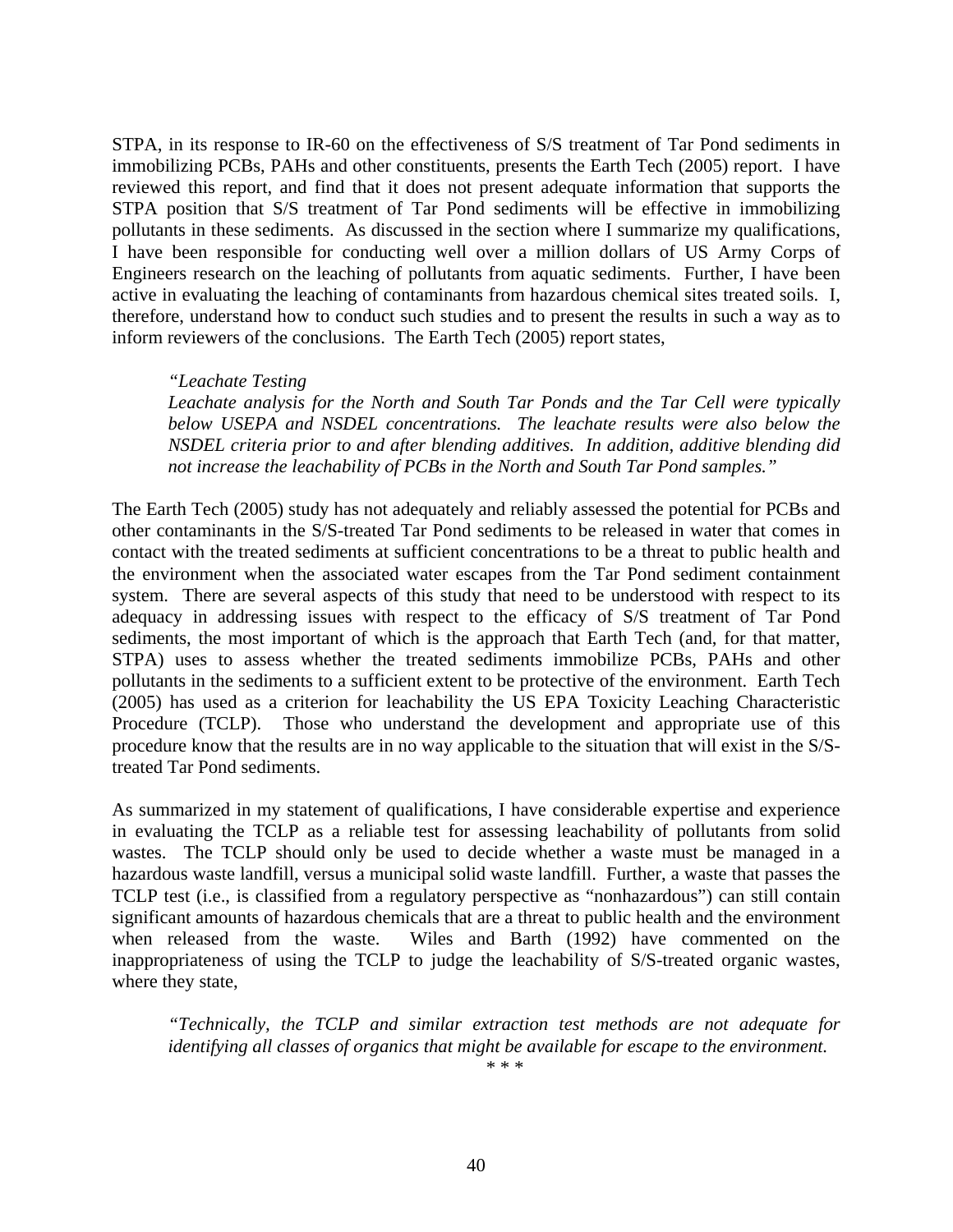STPA, in its response to IR-60 on the effectiveness of S/S treatment of Tar Pond sediments in immobilizing PCBs, PAHs and other constituents, presents the Earth Tech (2005) report. I have reviewed this report, and find that it does not present adequate information that supports the STPA position that S/S treatment of Tar Pond sediments will be effective in immobilizing pollutants in these sediments. As discussed in the section where I summarize my qualifications, I have been responsible for conducting well over a million dollars of US Army Corps of Engineers research on the leaching of pollutants from aquatic sediments. Further, I have been active in evaluating the leaching of contaminants from hazardous chemical sites treated soils. I, therefore, understand how to conduct such studies and to present the results in such a way as to inform reviewers of the conclusions. The Earth Tech (2005) report states,

> *"Leachate Testing*
> *Leachate analysis for the North and South Tar Ponds and the Tar Cell were typically below USEPA and NSDEL concentrations. The leachate results were also below the NSDEL criteria prior to and after blending additives. In addition, additive blending did not increase the leachability of PCBs in the North and South Tar Pond samples."*

The Earth Tech (2005) study has not adequately and reliably assessed the potential for PCBs and other contaminants in the S/S-treated Tar Pond sediments to be released in water that comes in contact with the treated sediments at sufficient concentrations to be a threat to public health and the environment when the associated water escapes from the Tar Pond sediment containment system. There are several aspects of this study that need to be understood with respect to its adequacy in addressing issues with respect to the efficacy of S/S treatment of Tar Pond sediments, the most important of which is the approach that Earth Tech (and, for that matter, STPA) uses to assess whether the treated sediments immobilize PCBs, PAHs and other pollutants in the sediments to a sufficient extent to be protective of the environment. Earth Tech (2005) has used as a criterion for leachability the US EPA Toxicity Leaching Characteristic Procedure (TCLP). Those who understand the development and appropriate use of this procedure know that the results are in no way applicable to the situation that will exist in the S/S-treated Tar Pond sediments.

As summarized in my statement of qualifications, I have considerable expertise and experience in evaluating the TCLP as a reliable test for assessing leachability of pollutants from solid wastes. The TCLP should only be used to decide whether a waste must be managed in a hazardous waste landfill, versus a municipal solid waste landfill. Further, a waste that passes the TCLP test (i.e., is classified from a regulatory perspective as "nonhazardous") can still contain significant amounts of hazardous chemicals that are a threat to public health and the environment when released from the waste. Wiles and Barth (1992) have commented on the inappropriateness of using the TCLP to judge the leachability of S/S-treated organic wastes, where they state,

> *"Technically, the TCLP and similar extraction test methods are not adequate for identifying all classes of organics that might be available for escape to the environment.*
>
> \* \* \*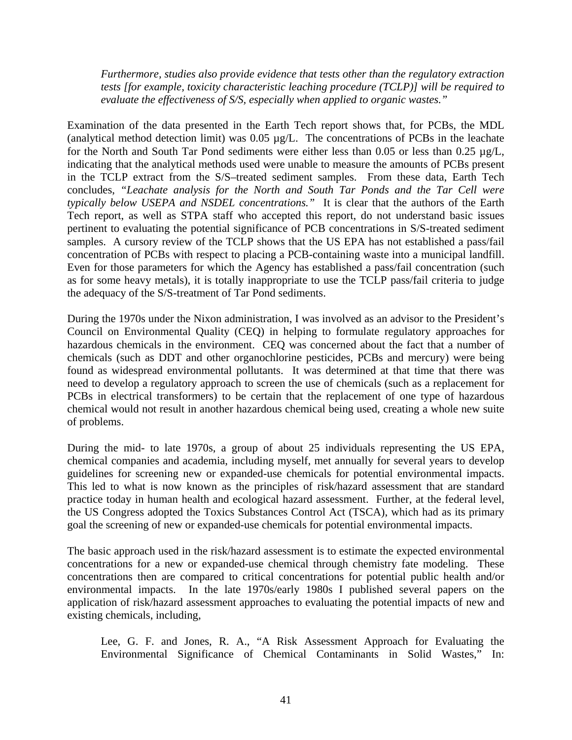> *Furthermore, studies also provide evidence that tests other than the regulatory extraction tests [for example, toxicity characteristic leaching procedure (TCLP)] will be required to evaluate the effectiveness of S/S, especially when applied to organic wastes."*

Examination of the data presented in the Earth Tech report shows that, for PCBs, the MDL (analytical method detection limit) was 0.05 µg/L. The concentrations of PCBs in the leachate for the North and South Tar Pond sediments were either less than 0.05 or less than 0.25 µg/L, indicating that the analytical methods used were unable to measure the amounts of PCBs present in the TCLP extract from the S/S–treated sediment samples. From these data, Earth Tech concludes, *"Leachate analysis for the North and South Tar Ponds and the Tar Cell were typically below USEPA and NSDEL concentrations."* It is clear that the authors of the Earth Tech report, as well as STPA staff who accepted this report, do not understand basic issues pertinent to evaluating the potential significance of PCB concentrations in S/S-treated sediment samples. A cursory review of the TCLP shows that the US EPA has not established a pass/fail concentration of PCBs with respect to placing a PCB-containing waste into a municipal landfill. Even for those parameters for which the Agency has established a pass/fail concentration (such as for some heavy metals), it is totally inappropriate to use the TCLP pass/fail criteria to judge the adequacy of the S/S-treatment of Tar Pond sediments.

During the 1970s under the Nixon administration, I was involved as an advisor to the President's Council on Environmental Quality (CEQ) in helping to formulate regulatory approaches for hazardous chemicals in the environment. CEQ was concerned about the fact that a number of chemicals (such as DDT and other organochlorine pesticides, PCBs and mercury) were being found as widespread environmental pollutants. It was determined at that time that there was need to develop a regulatory approach to screen the use of chemicals (such as a replacement for PCBs in electrical transformers) to be certain that the replacement of one type of hazardous chemical would not result in another hazardous chemical being used, creating a whole new suite of problems.

During the mid- to late 1970s, a group of about 25 individuals representing the US EPA, chemical companies and academia, including myself, met annually for several years to develop guidelines for screening new or expanded-use chemicals for potential environmental impacts. This led to what is now known as the principles of risk/hazard assessment that are standard practice today in human health and ecological hazard assessment. Further, at the federal level, the US Congress adopted the Toxics Substances Control Act (TSCA), which had as its primary goal the screening of new or expanded-use chemicals for potential environmental impacts.

The basic approach used in the risk/hazard assessment is to estimate the expected environmental concentrations for a new or expanded-use chemical through chemistry fate modeling. These concentrations then are compared to critical concentrations for potential public health and/or environmental impacts. In the late 1970s/early 1980s I published several papers on the application of risk/hazard assessment approaches to evaluating the potential impacts of new and existing chemicals, including,

> Lee, G. F. and Jones, R. A., "A Risk Assessment Approach for Evaluating the Environmental Significance of Chemical Contaminants in Solid Wastes," In: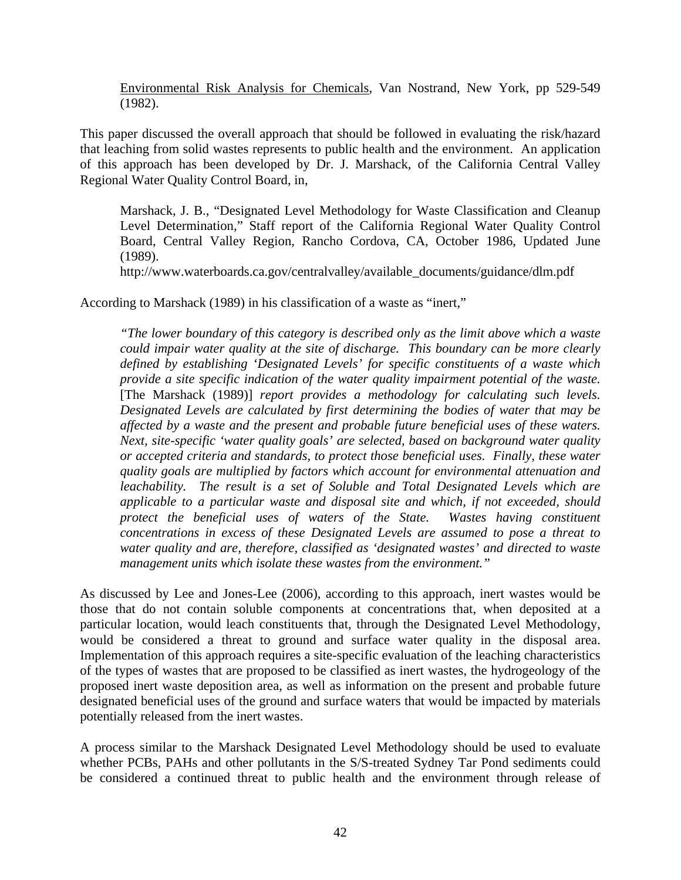Environmental Risk Analysis for Chemicals, Van Nostrand, New York, pp 529-549 (1982).

This paper discussed the overall approach that should be followed in evaluating the risk/hazard that leaching from solid wastes represents to public health and the environment. An application of this approach has been developed by Dr. J. Marshack, of the California Central Valley Regional Water Quality Control Board, in,

> Marshack, J. B., "Designated Level Methodology for Waste Classification and Cleanup Level Determination," Staff report of the California Regional Water Quality Control Board, Central Valley Region, Rancho Cordova, CA, October 1986, Updated June (1989).
> http://www.waterboards.ca.gov/centralvalley/available_documents/guidance/dlm.pdf

According to Marshack (1989) in his classification of a waste as "inert,"

> *"The lower boundary of this category is described only as the limit above which a waste could impair water quality at the site of discharge. This boundary can be more clearly defined by establishing 'Designated Levels' for specific constituents of a waste which provide a site specific indication of the water quality impairment potential of the waste.* [The Marshack (1989)] *report provides a methodology for calculating such levels. Designated Levels are calculated by first determining the bodies of water that may be affected by a waste and the present and probable future beneficial uses of these waters. Next, site-specific 'water quality goals' are selected, based on background water quality or accepted criteria and standards, to protect those beneficial uses. Finally, these water quality goals are multiplied by factors which account for environmental attenuation and leachability. The result is a set of Soluble and Total Designated Levels which are applicable to a particular waste and disposal site and which, if not exceeded, should protect the beneficial uses of waters of the State. Wastes having constituent concentrations in excess of these Designated Levels are assumed to pose a threat to water quality and are, therefore, classified as 'designated wastes' and directed to waste management units which isolate these wastes from the environment."*

As discussed by Lee and Jones-Lee (2006), according to this approach, inert wastes would be those that do not contain soluble components at concentrations that, when deposited at a particular location, would leach constituents that, through the Designated Level Methodology, would be considered a threat to ground and surface water quality in the disposal area. Implementation of this approach requires a site-specific evaluation of the leaching characteristics of the types of wastes that are proposed to be classified as inert wastes, the hydrogeology of the proposed inert waste deposition area, as well as information on the present and probable future designated beneficial uses of the ground and surface waters that would be impacted by materials potentially released from the inert wastes.

A process similar to the Marshack Designated Level Methodology should be used to evaluate whether PCBs, PAHs and other pollutants in the S/S-treated Sydney Tar Pond sediments could be considered a continued threat to public health and the environment through release of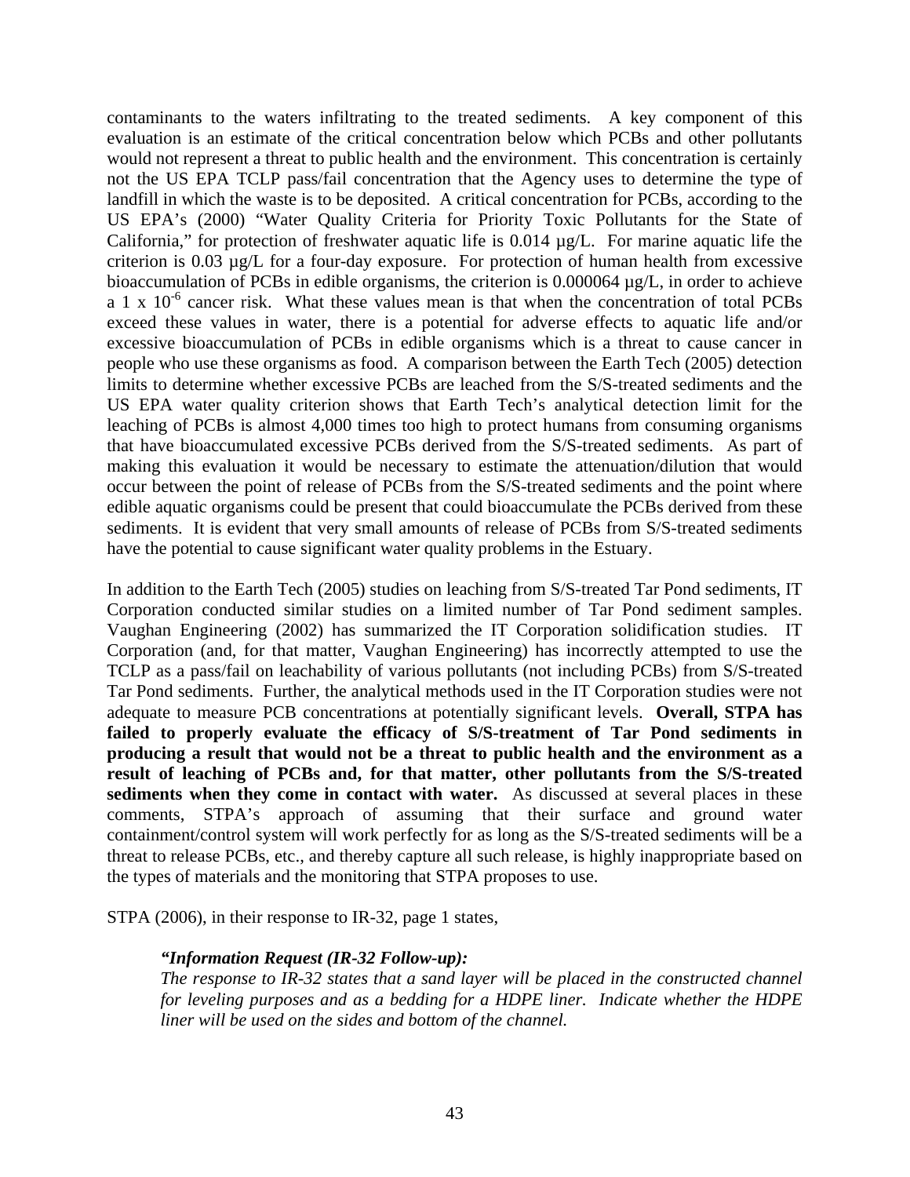contaminants to the waters infiltrating to the treated sediments. A key component of this evaluation is an estimate of the critical concentration below which PCBs and other pollutants would not represent a threat to public health and the environment. This concentration is certainly not the US EPA TCLP pass/fail concentration that the Agency uses to determine the type of landfill in which the waste is to be deposited. A critical concentration for PCBs, according to the US EPA's (2000) "Water Quality Criteria for Priority Toxic Pollutants for the State of California," for protection of freshwater aquatic life is 0.014 µg/L. For marine aquatic life the criterion is 0.03 µg/L for a four-day exposure. For protection of human health from excessive bioaccumulation of PCBs in edible organisms, the criterion is 0.000064 µg/L, in order to achieve a $1 \times 10^{-6}$ cancer risk. What these values mean is that when the concentration of total PCBs exceed these values in water, there is a potential for adverse effects to aquatic life and/or excessive bioaccumulation of PCBs in edible organisms which is a threat to cause cancer in people who use these organisms as food. A comparison between the Earth Tech (2005) detection limits to determine whether excessive PCBs are leached from the S/S-treated sediments and the US EPA water quality criterion shows that Earth Tech's analytical detection limit for the leaching of PCBs is almost 4,000 times too high to protect humans from consuming organisms that have bioaccumulated excessive PCBs derived from the S/S-treated sediments. As part of making this evaluation it would be necessary to estimate the attenuation/dilution that would occur between the point of release of PCBs from the S/S-treated sediments and the point where edible aquatic organisms could be present that could bioaccumulate the PCBs derived from these sediments. It is evident that very small amounts of release of PCBs from S/S-treated sediments have the potential to cause significant water quality problems in the Estuary.

In addition to the Earth Tech (2005) studies on leaching from S/S-treated Tar Pond sediments, IT Corporation conducted similar studies on a limited number of Tar Pond sediment samples. Vaughan Engineering (2002) has summarized the IT Corporation solidification studies. IT Corporation (and, for that matter, Vaughan Engineering) has incorrectly attempted to use the TCLP as a pass/fail on leachability of various pollutants (not including PCBs) from S/S-treated Tar Pond sediments. Further, the analytical methods used in the IT Corporation studies were not adequate to measure PCB concentrations at potentially significant levels. **Overall, STPA has failed to properly evaluate the efficacy of S/S-treatment of Tar Pond sediments in producing a result that would not be a threat to public health and the environment as a result of leaching of PCBs and, for that matter, other pollutants from the S/S-treated sediments when they come in contact with water.** As discussed at several places in these comments, STPA's approach of assuming that their surface and ground water containment/control system will work perfectly for as long as the S/S-treated sediments will be a threat to release PCBs, etc., and thereby capture all such release, is highly inappropriate based on the types of materials and the monitoring that STPA proposes to use.

STPA (2006), in their response to IR-32, page 1 states,

> ***"Information Request (IR-32 Follow-up):***
> *The response to IR-32 states that a sand layer will be placed in the constructed channel for leveling purposes and as a bedding for a HDPE liner. Indicate whether the HDPE liner will be used on the sides and bottom of the channel.*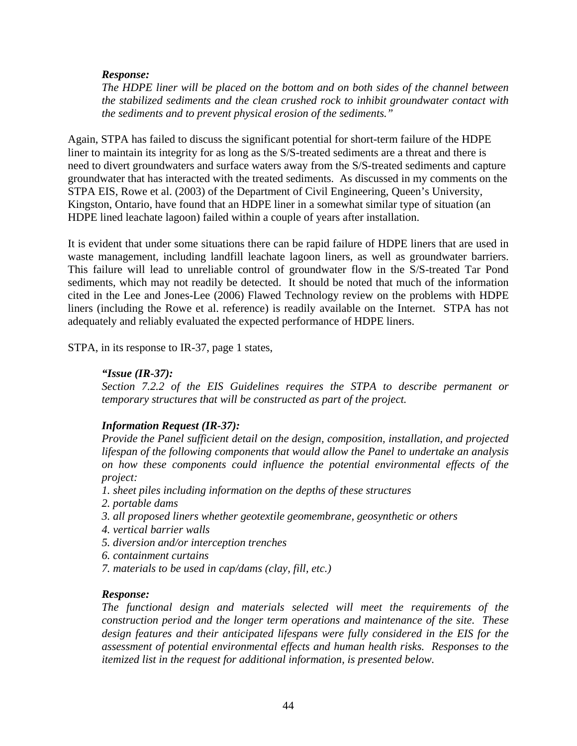*Response:*
*The HDPE liner will be placed on the bottom and on both sides of the channel between the stabilized sediments and the clean crushed rock to inhibit groundwater contact with the sediments and to prevent physical erosion of the sediments."*

Again, STPA has failed to discuss the significant potential for short-term failure of the HDPE liner to maintain its integrity for as long as the S/S-treated sediments are a threat and there is need to divert groundwaters and surface waters away from the S/S-treated sediments and capture groundwater that has interacted with the treated sediments. As discussed in my comments on the STPA EIS, Rowe et al. (2003) of the Department of Civil Engineering, Queen's University, Kingston, Ontario, have found that an HDPE liner in a somewhat similar type of situation (an HDPE lined leachate lagoon) failed within a couple of years after installation.

It is evident that under some situations there can be rapid failure of HDPE liners that are used in waste management, including landfill leachate lagoon liners, as well as groundwater barriers. This failure will lead to unreliable control of groundwater flow in the S/S-treated Tar Pond sediments, which may not readily be detected. It should be noted that much of the information cited in the Lee and Jones-Lee (2006) Flawed Technology review on the problems with HDPE liners (including the Rowe et al. reference) is readily available on the Internet. STPA has not adequately and reliably evaluated the expected performance of HDPE liners.

STPA, in its response to IR-37, page 1 states,

***"Issue (IR-37):***
*Section 7.2.2 of the EIS Guidelines requires the STPA to describe permanent or temporary structures that will be constructed as part of the project.*

***Information Request (IR-37):***
*Provide the Panel sufficient detail on the design, composition, installation, and projected lifespan of the following components that would allow the Panel to undertake an analysis on how these components could influence the potential environmental effects of the project:*
*1. sheet piles including information on the depths of these structures*
*2. portable dams*
*3. all proposed liners whether geotextile geomembrane, geosynthetic or others*
*4. vertical barrier walls*
*5. diversion and/or interception trenches*
*6. containment curtains*
*7. materials to be used in cap/dams (clay, fill, etc.)*

***Response:***
*The functional design and materials selected will meet the requirements of the construction period and the longer term operations and maintenance of the site. These design features and their anticipated lifespans were fully considered in the EIS for the assessment of potential environmental effects and human health risks. Responses to the itemized list in the request for additional information, is presented below.*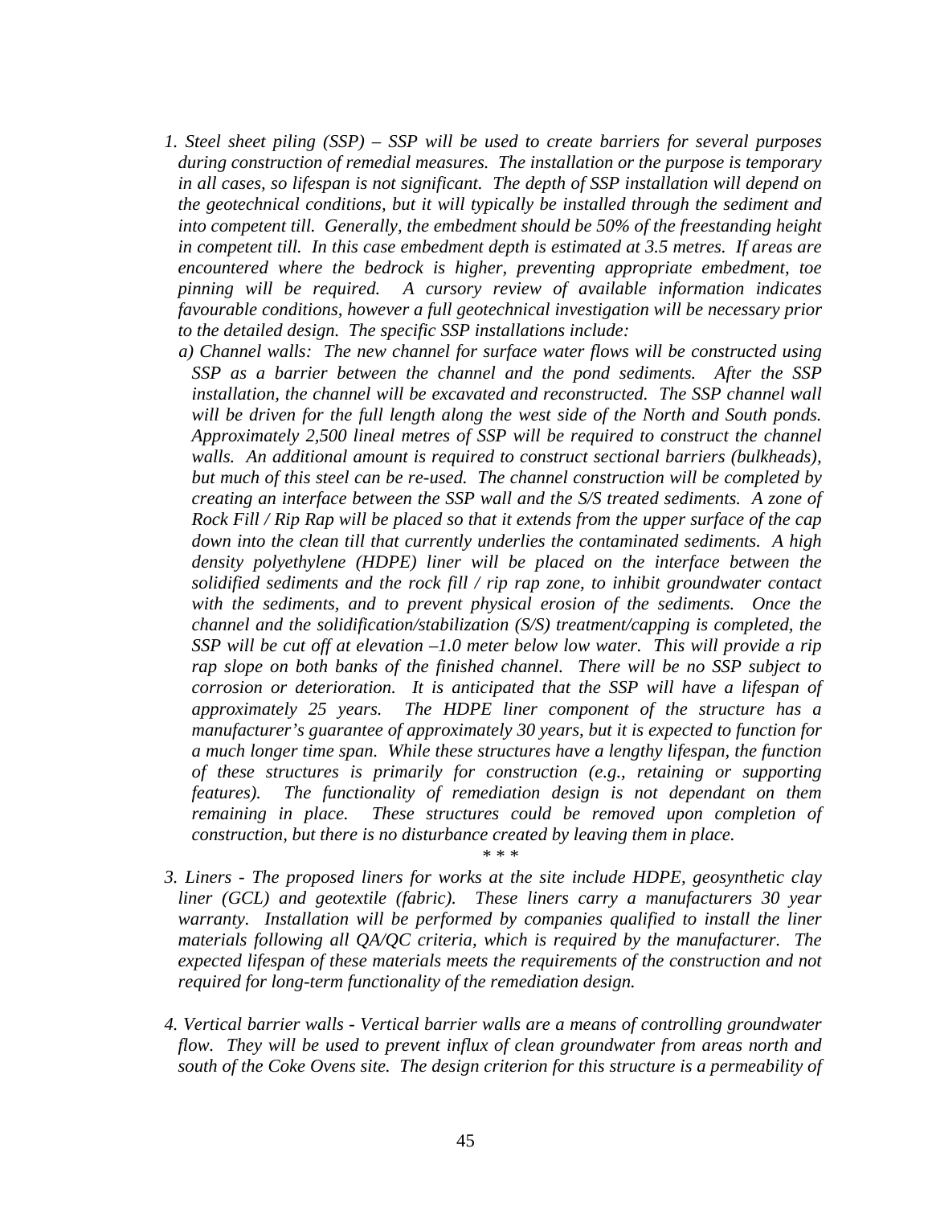*1. Steel sheet piling (SSP) – SSP will be used to create barriers for several purposes during construction of remedial measures. The installation or the purpose is temporary in all cases, so lifespan is not significant. The depth of SSP installation will depend on the geotechnical conditions, but it will typically be installed through the sediment and into competent till. Generally, the embedment should be 50% of the freestanding height in competent till. In this case embedment depth is estimated at 3.5 metres. If areas are encountered where the bedrock is higher, preventing appropriate embedment, toe pinning will be required. A cursory review of available information indicates favourable conditions, however a full geotechnical investigation will be necessary prior to the detailed design. The specific SSP installations include:*

*a) Channel walls: The new channel for surface water flows will be constructed using SSP as a barrier between the channel and the pond sediments. After the SSP installation, the channel will be excavated and reconstructed. The SSP channel wall will be driven for the full length along the west side of the North and South ponds. Approximately 2,500 lineal metres of SSP will be required to construct the channel walls. An additional amount is required to construct sectional barriers (bulkheads), but much of this steel can be re-used. The channel construction will be completed by creating an interface between the SSP wall and the S/S treated sediments. A zone of Rock Fill / Rip Rap will be placed so that it extends from the upper surface of the cap down into the clean till that currently underlies the contaminated sediments. A high density polyethylene (HDPE) liner will be placed on the interface between the solidified sediments and the rock fill / rip rap zone, to inhibit groundwater contact with the sediments, and to prevent physical erosion of the sediments. Once the channel and the solidification/stabilization (S/S) treatment/capping is completed, the SSP will be cut off at elevation –1.0 meter below low water. This will provide a rip rap slope on both banks of the finished channel. There will be no SSP subject to corrosion or deterioration. It is anticipated that the SSP will have a lifespan of approximately 25 years. The HDPE liner component of the structure has a manufacturer's guarantee of approximately 30 years, but it is expected to function for a much longer time span. While these structures have a lengthy lifespan, the function of these structures is primarily for construction (e.g., retaining or supporting features). The functionality of remediation design is not dependant on them remaining in place. These structures could be removed upon completion of construction, but there is no disturbance created by leaving them in place.*

*\* \* \**

*3. Liners - The proposed liners for works at the site include HDPE, geosynthetic clay liner (GCL) and geotextile (fabric). These liners carry a manufacturers 30 year warranty. Installation will be performed by companies qualified to install the liner materials following all QA/QC criteria, which is required by the manufacturer. The expected lifespan of these materials meets the requirements of the construction and not required for long-term functionality of the remediation design.*

*4. Vertical barrier walls - Vertical barrier walls are a means of controlling groundwater flow. They will be used to prevent influx of clean groundwater from areas north and south of the Coke Ovens site. The design criterion for this structure is a permeability of*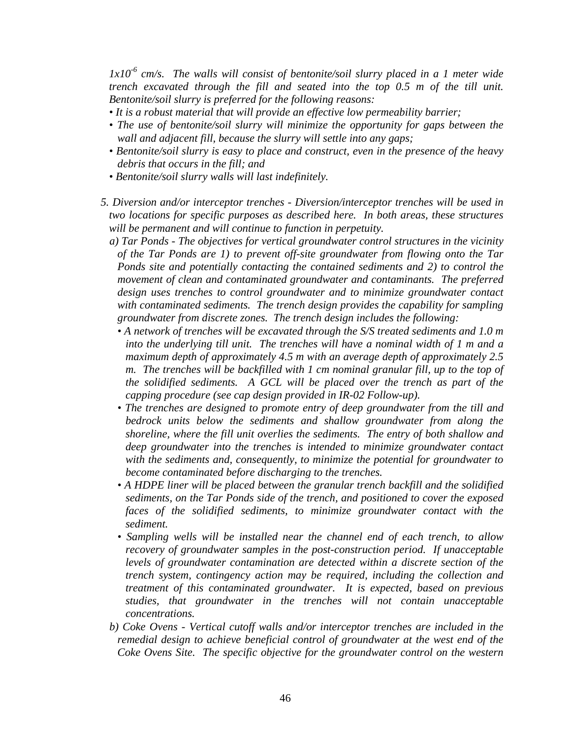*$1x10^{-6}$ cm/s. The walls will consist of bentonite/soil slurry placed in a 1 meter wide trench excavated through the fill and seated into the top 0.5 m of the till unit. Bentonite/soil slurry is preferred for the following reasons:*

- *It is a robust material that will provide an effective low permeability barrier;*
- *The use of bentonite/soil slurry will minimize the opportunity for gaps between the wall and adjacent fill, because the slurry will settle into any gaps;*
- *Bentonite/soil slurry is easy to place and construct, even in the presence of the heavy debris that occurs in the fill; and*
- *Bentonite/soil slurry walls will last indefinitely.*

*5. Diversion and/or interceptor trenches - Diversion/interceptor trenches will be used in two locations for specific purposes as described here. In both areas, these structures will be permanent and will continue to function in perpetuity.*

*a) Tar Ponds - The objectives for vertical groundwater control structures in the vicinity of the Tar Ponds are 1) to prevent off-site groundwater from flowing onto the Tar Ponds site and potentially contacting the contained sediments and 2) to control the movement of clean and contaminated groundwater and contaminants. The preferred design uses trenches to control groundwater and to minimize groundwater contact with contaminated sediments. The trench design provides the capability for sampling groundwater from discrete zones. The trench design includes the following:*

- *A network of trenches will be excavated through the S/S treated sediments and 1.0 m into the underlying till unit. The trenches will have a nominal width of 1 m and a maximum depth of approximately 4.5 m with an average depth of approximately 2.5 m. The trenches will be backfilled with 1 cm nominal granular fill, up to the top of the solidified sediments. A GCL will be placed over the trench as part of the capping procedure (see cap design provided in IR-02 Follow-up).*
- *The trenches are designed to promote entry of deep groundwater from the till and bedrock units below the sediments and shallow groundwater from along the shoreline, where the fill unit overlies the sediments. The entry of both shallow and deep groundwater into the trenches is intended to minimize groundwater contact with the sediments and, consequently, to minimize the potential for groundwater to become contaminated before discharging to the trenches.*
- *A HDPE liner will be placed between the granular trench backfill and the solidified sediments, on the Tar Ponds side of the trench, and positioned to cover the exposed faces of the solidified sediments, to minimize groundwater contact with the sediment.*
- *Sampling wells will be installed near the channel end of each trench, to allow recovery of groundwater samples in the post-construction period. If unacceptable levels of groundwater contamination are detected within a discrete section of the trench system, contingency action may be required, including the collection and treatment of this contaminated groundwater. It is expected, based on previous studies, that groundwater in the trenches will not contain unacceptable concentrations.*

*b) Coke Ovens - Vertical cutoff walls and/or interceptor trenches are included in the remedial design to achieve beneficial control of groundwater at the west end of the Coke Ovens Site. The specific objective for the groundwater control on the western*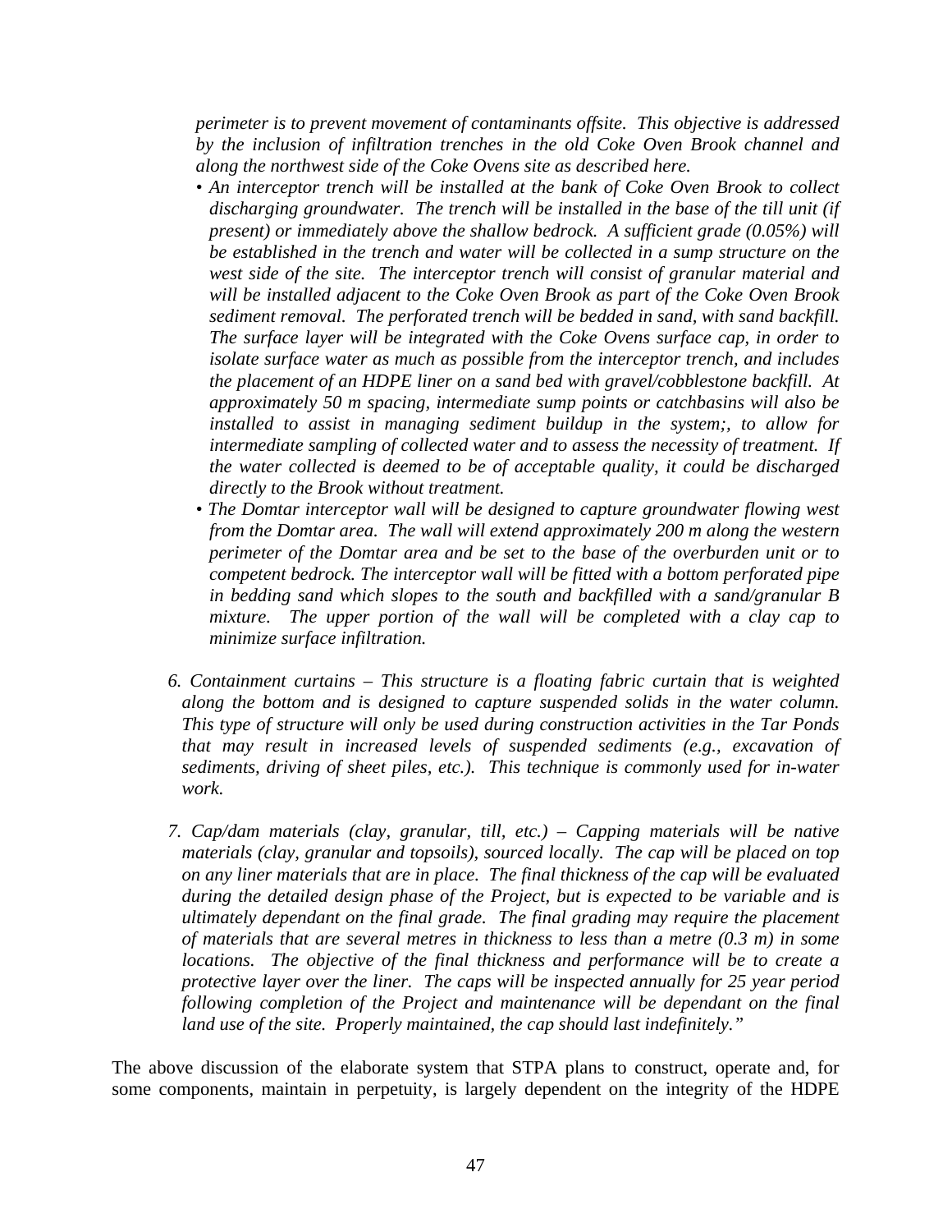*perimeter is to prevent movement of contaminants offsite. This objective is addressed by the inclusion of infiltration trenches in the old Coke Oven Brook channel and along the northwest side of the Coke Ovens site as described here.*

- *An interceptor trench will be installed at the bank of Coke Oven Brook to collect discharging groundwater. The trench will be installed in the base of the till unit (if present) or immediately above the shallow bedrock. A sufficient grade (0.05%) will be established in the trench and water will be collected in a sump structure on the west side of the site. The interceptor trench will consist of granular material and will be installed adjacent to the Coke Oven Brook as part of the Coke Oven Brook sediment removal. The perforated trench will be bedded in sand, with sand backfill. The surface layer will be integrated with the Coke Ovens surface cap, in order to isolate surface water as much as possible from the interceptor trench, and includes the placement of an HDPE liner on a sand bed with gravel/cobblestone backfill. At approximately 50 m spacing, intermediate sump points or catchbasins will also be installed to assist in managing sediment buildup in the system;, to allow for intermediate sampling of collected water and to assess the necessity of treatment. If the water collected is deemed to be of acceptable quality, it could be discharged directly to the Brook without treatment.*
- *The Domtar interceptor wall will be designed to capture groundwater flowing west from the Domtar area. The wall will extend approximately 200 m along the western perimeter of the Domtar area and be set to the base of the overburden unit or to competent bedrock. The interceptor wall will be fitted with a bottom perforated pipe in bedding sand which slopes to the south and backfilled with a sand/granular B mixture. The upper portion of the wall will be completed with a clay cap to minimize surface infiltration.*

6. *Containment curtains – This structure is a floating fabric curtain that is weighted along the bottom and is designed to capture suspended solids in the water column. This type of structure will only be used during construction activities in the Tar Ponds that may result in increased levels of suspended sediments (e.g., excavation of sediments, driving of sheet piles, etc.). This technique is commonly used for in-water work.*

7. *Cap/dam materials (clay, granular, till, etc.) – Capping materials will be native materials (clay, granular and topsoils), sourced locally. The cap will be placed on top on any liner materials that are in place. The final thickness of the cap will be evaluated during the detailed design phase of the Project, but is expected to be variable and is ultimately dependant on the final grade. The final grading may require the placement of materials that are several metres in thickness to less than a metre (0.3 m) in some locations. The objective of the final thickness and performance will be to create a protective layer over the liner. The caps will be inspected annually for 25 year period following completion of the Project and maintenance will be dependant on the final land use of the site. Properly maintained, the cap should last indefinitely."*

The above discussion of the elaborate system that STPA plans to construct, operate and, for some components, maintain in perpetuity, is largely dependent on the integrity of the HDPE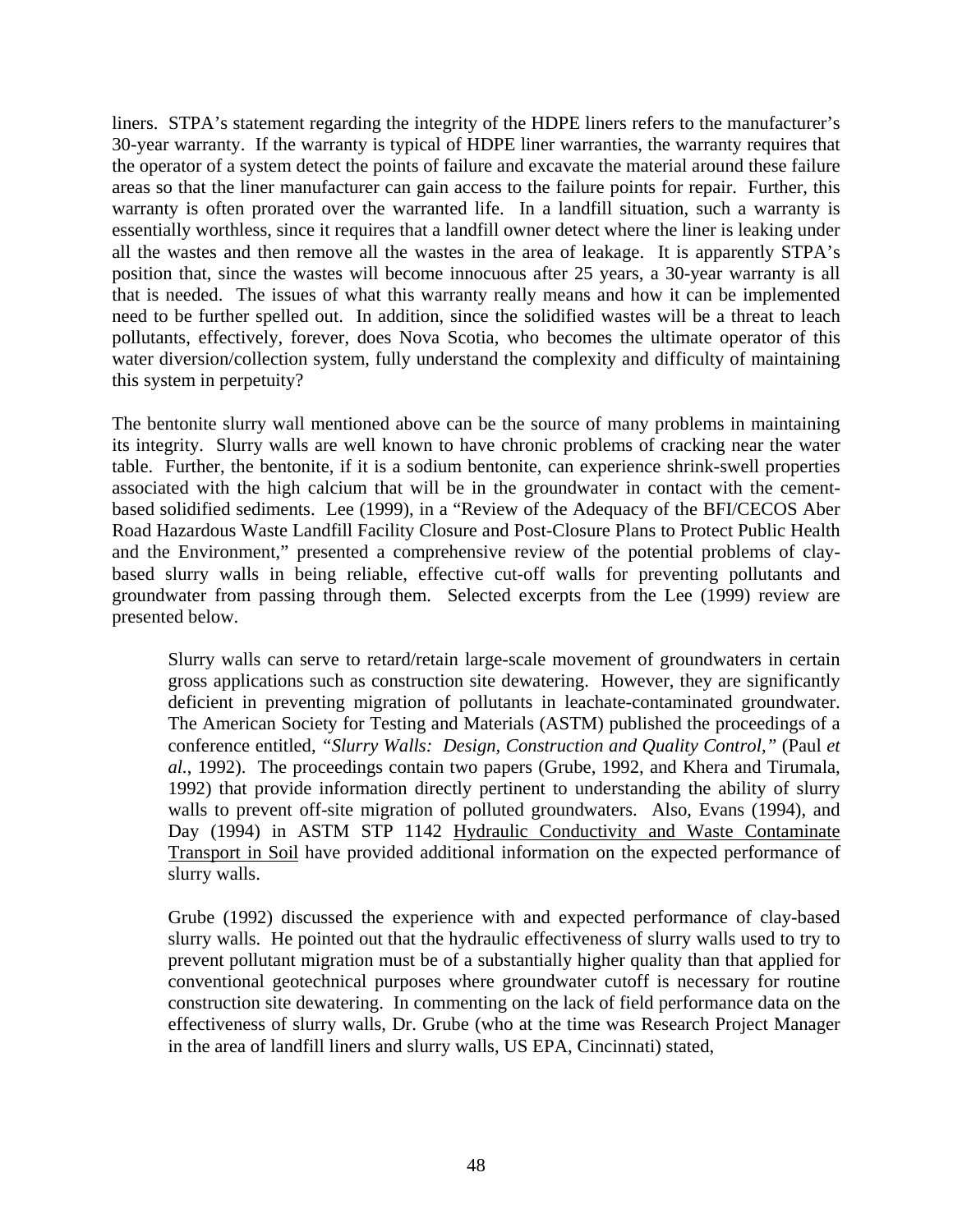liners. STPA's statement regarding the integrity of the HDPE liners refers to the manufacturer's 30-year warranty. If the warranty is typical of HDPE liner warranties, the warranty requires that the operator of a system detect the points of failure and excavate the material around these failure areas so that the liner manufacturer can gain access to the failure points for repair. Further, this warranty is often prorated over the warranted life. In a landfill situation, such a warranty is essentially worthless, since it requires that a landfill owner detect where the liner is leaking under all the wastes and then remove all the wastes in the area of leakage. It is apparently STPA's position that, since the wastes will become innocuous after 25 years, a 30-year warranty is all that is needed. The issues of what this warranty really means and how it can be implemented need to be further spelled out. In addition, since the solidified wastes will be a threat to leach pollutants, effectively, forever, does Nova Scotia, who becomes the ultimate operator of this water diversion/collection system, fully understand the complexity and difficulty of maintaining this system in perpetuity?

The bentonite slurry wall mentioned above can be the source of many problems in maintaining its integrity. Slurry walls are well known to have chronic problems of cracking near the water table. Further, the bentonite, if it is a sodium bentonite, can experience shrink-swell properties associated with the high calcium that will be in the groundwater in contact with the cement-based solidified sediments. Lee (1999), in a "Review of the Adequacy of the BFI/CECOS Aber Road Hazardous Waste Landfill Facility Closure and Post-Closure Plans to Protect Public Health and the Environment," presented a comprehensive review of the potential problems of clay-based slurry walls in being reliable, effective cut-off walls for preventing pollutants and groundwater from passing through them. Selected excerpts from the Lee (1999) review are presented below.

> Slurry walls can serve to retard/retain large-scale movement of groundwaters in certain gross applications such as construction site dewatering. However, they are significantly deficient in preventing migration of pollutants in leachate-contaminated groundwater. The American Society for Testing and Materials (ASTM) published the proceedings of a conference entitled, *"Slurry Walls: Design, Construction and Quality Control,"* (Paul *et al.*, 1992). The proceedings contain two papers (Grube, 1992, and Khera and Tirumala, 1992) that provide information directly pertinent to understanding the ability of slurry walls to prevent off-site migration of polluted groundwaters. Also, Evans (1994), and Day (1994) in ASTM STP 1142 Hydraulic Conductivity and Waste Contaminate Transport in Soil have provided additional information on the expected performance of slurry walls.
>
> Grube (1992) discussed the experience with and expected performance of clay-based slurry walls. He pointed out that the hydraulic effectiveness of slurry walls used to try to prevent pollutant migration must be of a substantially higher quality than that applied for conventional geotechnical purposes where groundwater cutoff is necessary for routine construction site dewatering. In commenting on the lack of field performance data on the effectiveness of slurry walls, Dr. Grube (who at the time was Research Project Manager in the area of landfill liners and slurry walls, US EPA, Cincinnati) stated,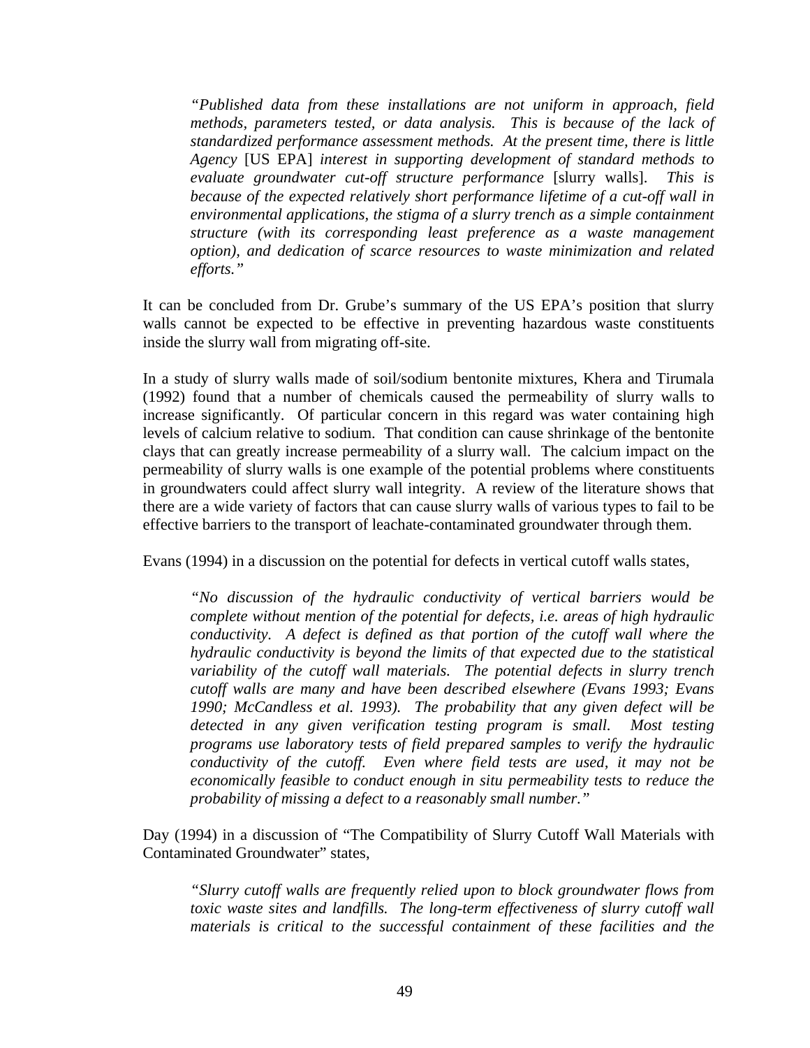> *"Published data from these installations are not uniform in approach, field methods, parameters tested, or data analysis. This is because of the lack of standardized performance assessment methods. At the present time, there is little Agency* [US EPA] *interest in supporting development of standard methods to evaluate groundwater cut-off structure performance* [slurry walls]. *This is because of the expected relatively short performance lifetime of a cut-off wall in environmental applications, the stigma of a slurry trench as a simple containment structure (with its corresponding least preference as a waste management option), and dedication of scarce resources to waste minimization and related efforts."*

It can be concluded from Dr. Grube's summary of the US EPA's position that slurry walls cannot be expected to be effective in preventing hazardous waste constituents inside the slurry wall from migrating off-site.

In a study of slurry walls made of soil/sodium bentonite mixtures, Khera and Tirumala (1992) found that a number of chemicals caused the permeability of slurry walls to increase significantly. Of particular concern in this regard was water containing high levels of calcium relative to sodium. That condition can cause shrinkage of the bentonite clays that can greatly increase permeability of a slurry wall. The calcium impact on the permeability of slurry walls is one example of the potential problems where constituents in groundwaters could affect slurry wall integrity. A review of the literature shows that there are a wide variety of factors that can cause slurry walls of various types to fail to be effective barriers to the transport of leachate-contaminated groundwater through them.

Evans (1994) in a discussion on the potential for defects in vertical cutoff walls states,

> *"No discussion of the hydraulic conductivity of vertical barriers would be complete without mention of the potential for defects, i.e. areas of high hydraulic conductivity. A defect is defined as that portion of the cutoff wall where the hydraulic conductivity is beyond the limits of that expected due to the statistical variability of the cutoff wall materials. The potential defects in slurry trench cutoff walls are many and have been described elsewhere (Evans 1993; Evans 1990; McCandless et al. 1993). The probability that any given defect will be detected in any given verification testing program is small. Most testing programs use laboratory tests of field prepared samples to verify the hydraulic conductivity of the cutoff. Even where field tests are used, it may not be economically feasible to conduct enough in situ permeability tests to reduce the probability of missing a defect to a reasonably small number."*

Day (1994) in a discussion of "The Compatibility of Slurry Cutoff Wall Materials with Contaminated Groundwater" states,

> *"Slurry cutoff walls are frequently relied upon to block groundwater flows from toxic waste sites and landfills. The long-term effectiveness of slurry cutoff wall materials is critical to the successful containment of these facilities and the*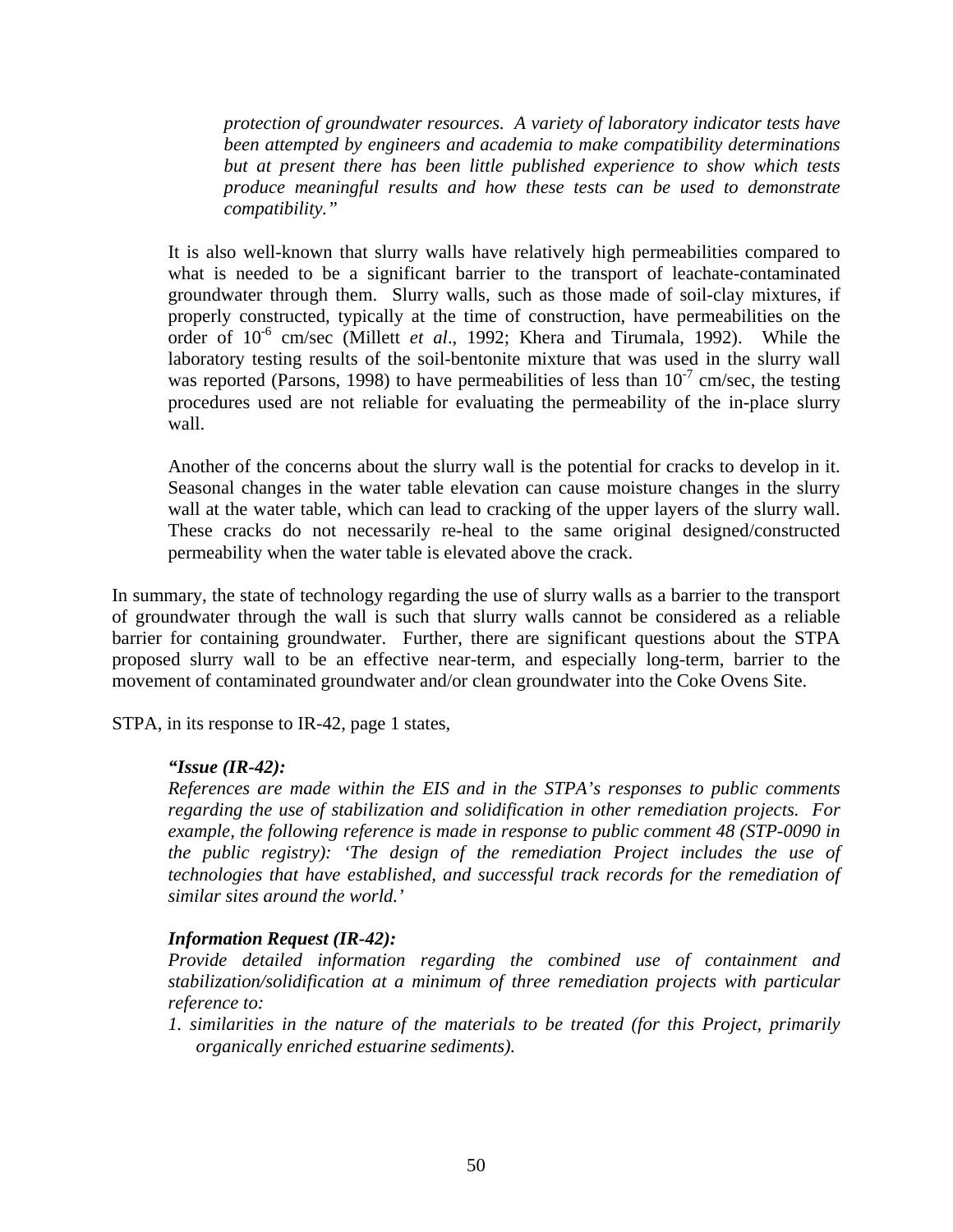> *protection of groundwater resources. A variety of laboratory indicator tests have been attempted by engineers and academia to make compatibility determinations but at present there has been little published experience to show which tests produce meaningful results and how these tests can be used to demonstrate compatibility."*

It is also well-known that slurry walls have relatively high permeabilities compared to what is needed to be a significant barrier to the transport of leachate-contaminated groundwater through them. Slurry walls, such as those made of soil-clay mixtures, if properly constructed, typically at the time of construction, have permeabilities on the order of $10^{-6}$ cm/sec (Millett *et al*., 1992; Khera and Tirumala, 1992). While the laboratory testing results of the soil-bentonite mixture that was used in the slurry wall was reported (Parsons, 1998) to have permeabilities of less than $10^{-7}$ cm/sec, the testing procedures used are not reliable for evaluating the permeability of the in-place slurry wall.

Another of the concerns about the slurry wall is the potential for cracks to develop in it. Seasonal changes in the water table elevation can cause moisture changes in the slurry wall at the water table, which can lead to cracking of the upper layers of the slurry wall. These cracks do not necessarily re-heal to the same original designed/constructed permeability when the water table is elevated above the crack.

In summary, the state of technology regarding the use of slurry walls as a barrier to the transport of groundwater through the wall is such that slurry walls cannot be considered as a reliable barrier for containing groundwater. Further, there are significant questions about the STPA proposed slurry wall to be an effective near-term, and especially long-term, barrier to the movement of contaminated groundwater and/or clean groundwater into the Coke Ovens Site.

STPA, in its response to IR-42, page 1 states,

> ***"Issue (IR-42):***
> *References are made within the EIS and in the STPA's responses to public comments regarding the use of stabilization and solidification in other remediation projects. For example, the following reference is made in response to public comment 48 (STP-0090 in the public registry): 'The design of the remediation Project includes the use of technologies that have established, and successful track records for the remediation of similar sites around the world.'*
>
> ***Information Request (IR-42):***
> *Provide detailed information regarding the combined use of containment and stabilization/solidification at a minimum of three remediation projects with particular reference to:*
>
> 1. *similarities in the nature of the materials to be treated (for this Project, primarily organically enriched estuarine sediments).*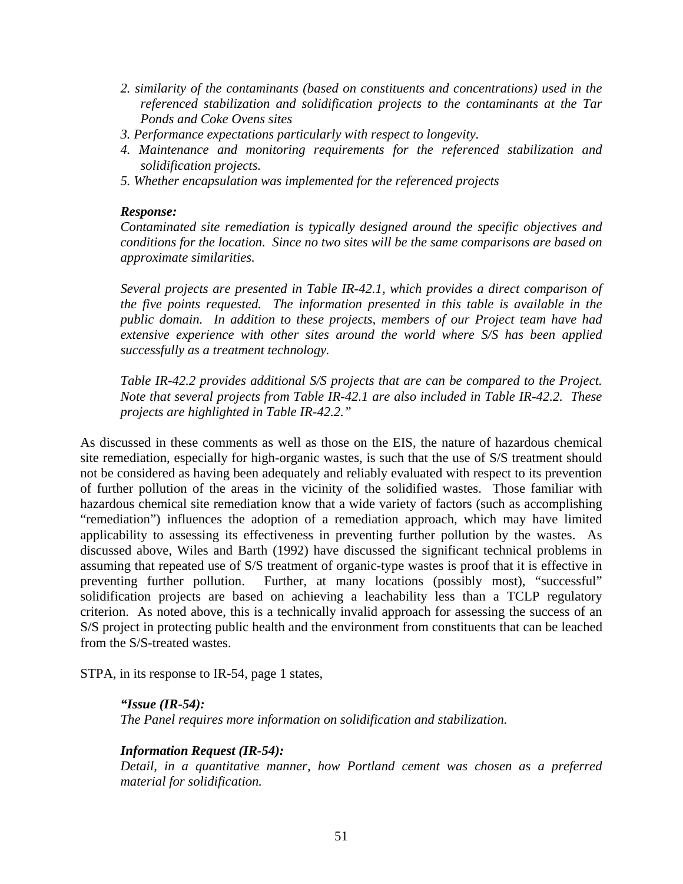*2. similarity of the contaminants (based on constituents and concentrations) used in the referenced stabilization and solidification projects to the contaminants at the Tar Ponds and Coke Ovens sites*

*3. Performance expectations particularly with respect to longevity.*

*4. Maintenance and monitoring requirements for the referenced stabilization and solidification projects.*

*5. Whether encapsulation was implemented for the referenced projects*

***Response:***

*Contaminated site remediation is typically designed around the specific objectives and conditions for the location. Since no two sites will be the same comparisons are based on approximate similarities.*

*Several projects are presented in Table IR-42.1, which provides a direct comparison of the five points requested. The information presented in this table is available in the public domain. In addition to these projects, members of our Project team have had extensive experience with other sites around the world where S/S has been applied successfully as a treatment technology.*

*Table IR-42.2 provides additional S/S projects that are can be compared to the Project. Note that several projects from Table IR-42.1 are also included in Table IR-42.2. These projects are highlighted in Table IR-42.2."*

As discussed in these comments as well as those on the EIS, the nature of hazardous chemical site remediation, especially for high-organic wastes, is such that the use of S/S treatment should not be considered as having been adequately and reliably evaluated with respect to its prevention of further pollution of the areas in the vicinity of the solidified wastes. Those familiar with hazardous chemical site remediation know that a wide variety of factors (such as accomplishing "remediation") influences the adoption of a remediation approach, which may have limited applicability to assessing its effectiveness in preventing further pollution by the wastes. As discussed above, Wiles and Barth (1992) have discussed the significant technical problems in assuming that repeated use of S/S treatment of organic-type wastes is proof that it is effective in preventing further pollution. Further, at many locations (possibly most), "successful" solidification projects are based on achieving a leachability less than a TCLP regulatory criterion. As noted above, this is a technically invalid approach for assessing the success of an S/S project in protecting public health and the environment from constituents that can be leached from the S/S-treated wastes.

STPA, in its response to IR-54, page 1 states,

***"Issue (IR-54):***

*The Panel requires more information on solidification and stabilization.*

***Information Request (IR-54):***

*Detail, in a quantitative manner, how Portland cement was chosen as a preferred material for solidification.*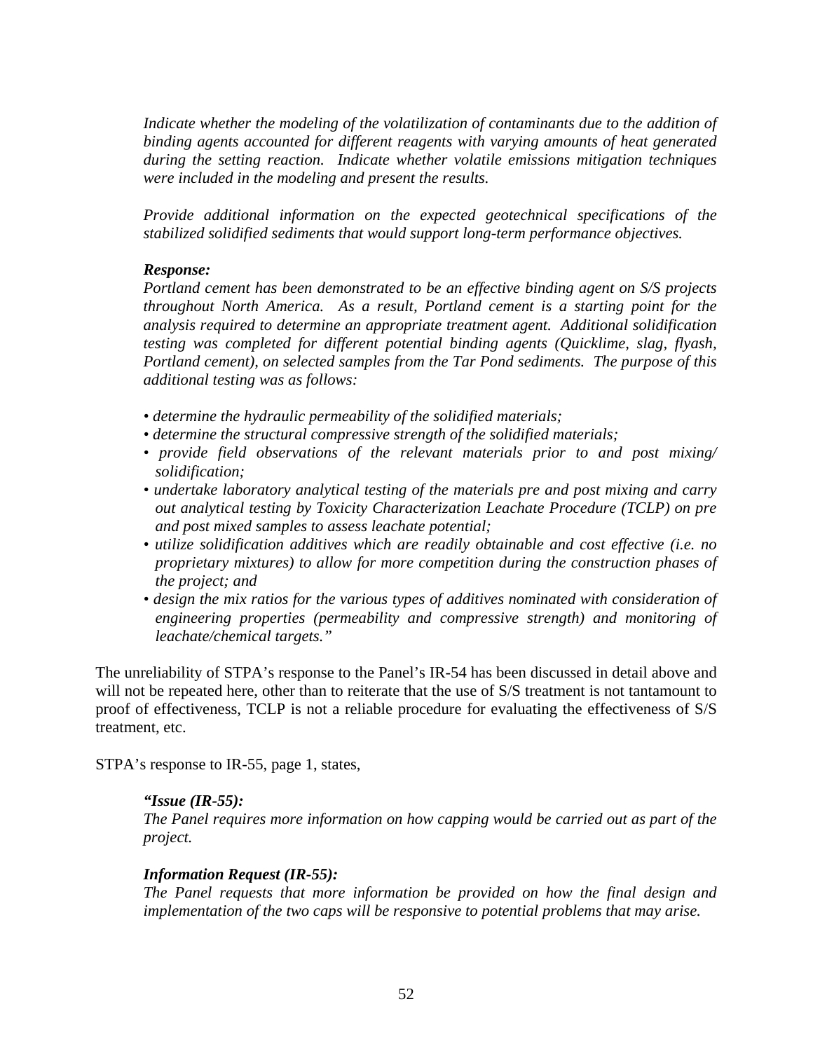*Indicate whether the modeling of the volatilization of contaminants due to the addition of binding agents accounted for different reagents with varying amounts of heat generated during the setting reaction. Indicate whether volatile emissions mitigation techniques were included in the modeling and present the results.*

*Provide additional information on the expected geotechnical specifications of the stabilized solidified sediments that would support long-term performance objectives.*

***Response:***
*Portland cement has been demonstrated to be an effective binding agent on S/S projects throughout North America. As a result, Portland cement is a starting point for the analysis required to determine an appropriate treatment agent. Additional solidification testing was completed for different potential binding agents (Quicklime, slag, flyash, Portland cement), on selected samples from the Tar Pond sediments. The purpose of this additional testing was as follows:*

- *determine the hydraulic permeability of the solidified materials;*
- *determine the structural compressive strength of the solidified materials;*
- *provide field observations of the relevant materials prior to and post mixing/ solidification;*
- *undertake laboratory analytical testing of the materials pre and post mixing and carry out analytical testing by Toxicity Characterization Leachate Procedure (TCLP) on pre and post mixed samples to assess leachate potential;*
- *utilize solidification additives which are readily obtainable and cost effective (i.e. no proprietary mixtures) to allow for more competition during the construction phases of the project; and*
- *design the mix ratios for the various types of additives nominated with consideration of engineering properties (permeability and compressive strength) and monitoring of leachate/chemical targets."*

The unreliability of STPA's response to the Panel's IR-54 has been discussed in detail above and will not be repeated here, other than to reiterate that the use of S/S treatment is not tantamount to proof of effectiveness, TCLP is not a reliable procedure for evaluating the effectiveness of S/S treatment, etc.

STPA's response to IR-55, page 1, states,

***"Issue (IR-55):***
*The Panel requires more information on how capping would be carried out as part of the project.*

***Information Request (IR-55):***
*The Panel requests that more information be provided on how the final design and implementation of the two caps will be responsive to potential problems that may arise.*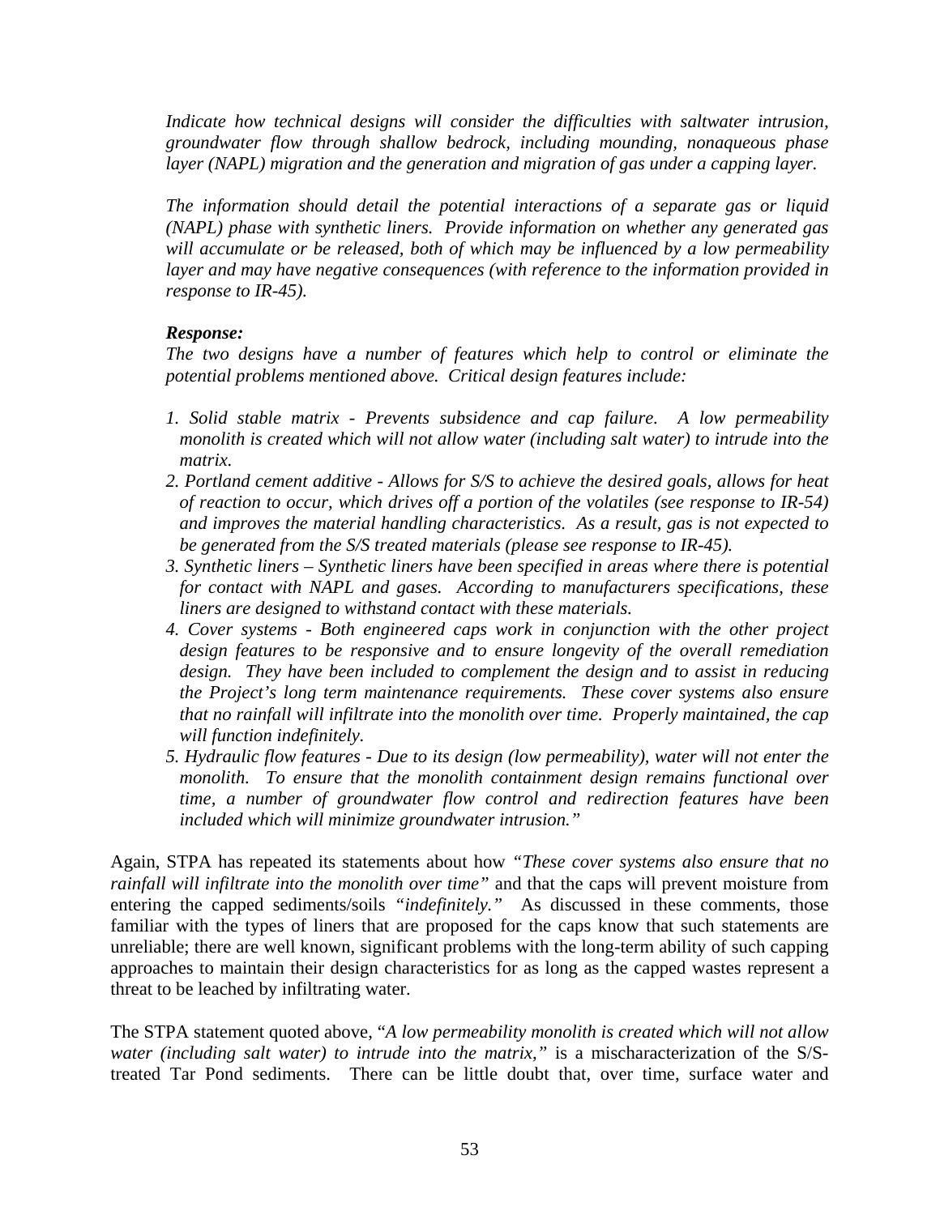*Indicate how technical designs will consider the difficulties with saltwater intrusion, groundwater flow through shallow bedrock, including mounding, nonaqueous phase layer (NAPL) migration and the generation and migration of gas under a capping layer.*

*The information should detail the potential interactions of a separate gas or liquid (NAPL) phase with synthetic liners. Provide information on whether any generated gas will accumulate or be released, both of which may be influenced by a low permeability layer and may have negative consequences (with reference to the information provided in response to IR-45).*

***Response:***
*The two designs have a number of features which help to control or eliminate the potential problems mentioned above. Critical design features include:*

1. *Solid stable matrix - Prevents subsidence and cap failure. A low permeability monolith is created which will not allow water (including salt water) to intrude into the matrix.*
2. *Portland cement additive - Allows for S/S to achieve the desired goals, allows for heat of reaction to occur, which drives off a portion of the volatiles (see response to IR-54) and improves the material handling characteristics. As a result, gas is not expected to be generated from the S/S treated materials (please see response to IR-45).*
3. *Synthetic liners – Synthetic liners have been specified in areas where there is potential for contact with NAPL and gases. According to manufacturers specifications, these liners are designed to withstand contact with these materials.*
4. *Cover systems - Both engineered caps work in conjunction with the other project design features to be responsive and to ensure longevity of the overall remediation design. They have been included to complement the design and to assist in reducing the Project's long term maintenance requirements. These cover systems also ensure that no rainfall will infiltrate into the monolith over time. Properly maintained, the cap will function indefinitely.*
5. *Hydraulic flow features - Due to its design (low permeability), water will not enter the monolith. To ensure that the monolith containment design remains functional over time, a number of groundwater flow control and redirection features have been included which will minimize groundwater intrusion."*

Again, STPA has repeated its statements about how *"These cover systems also ensure that no rainfall will infiltrate into the monolith over time"* and that the caps will prevent moisture from entering the capped sediments/soils *"indefinitely."* As discussed in these comments, those familiar with the types of liners that are proposed for the caps know that such statements are unreliable; there are well known, significant problems with the long-term ability of such capping approaches to maintain their design characteristics for as long as the capped wastes represent a threat to be leached by infiltrating water.

The STPA statement quoted above, "*A low permeability monolith is created which will not allow water (including salt water) to intrude into the matrix,"* is a mischaracterization of the S/S-treated Tar Pond sediments. There can be little doubt that, over time, surface water and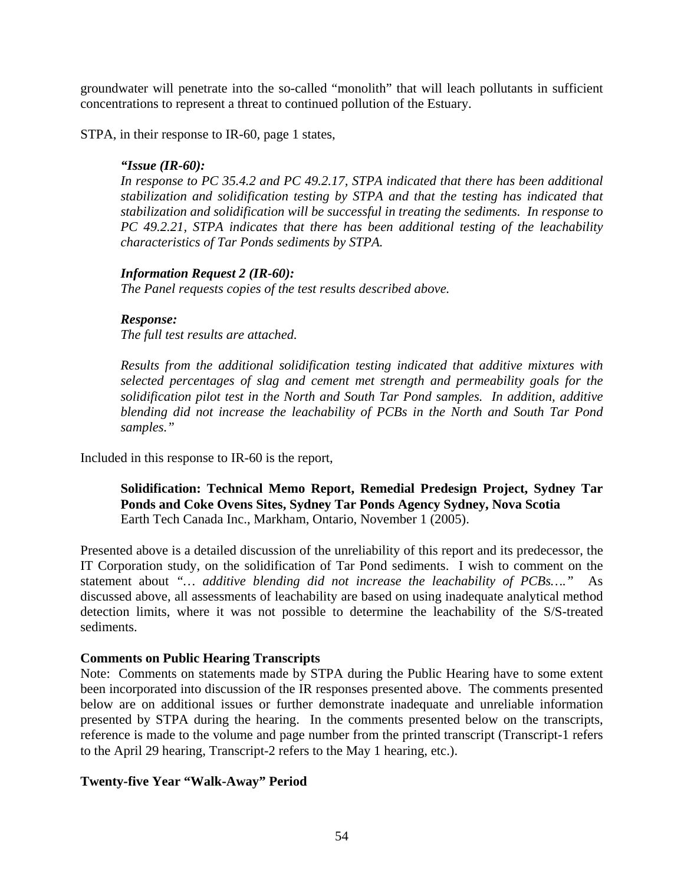groundwater will penetrate into the so-called "monolith" that will leach pollutants in sufficient concentrations to represent a threat to continued pollution of the Estuary.

STPA, in their response to IR-60, page 1 states,

> ***"Issue (IR-60):***
> *In response to PC 35.4.2 and PC 49.2.17, STPA indicated that there has been additional stabilization and solidification testing by STPA and that the testing has indicated that stabilization and solidification will be successful in treating the sediments. In response to PC 49.2.21, STPA indicates that there has been additional testing of the leachability characteristics of Tar Ponds sediments by STPA.*
>
> ***Information Request 2 (IR-60):***
> *The Panel requests copies of the test results described above.*
>
> ***Response:***
> *The full test results are attached.*
>
> *Results from the additional solidification testing indicated that additive mixtures with selected percentages of slag and cement met strength and permeability goals for the solidification pilot test in the North and South Tar Pond samples. In addition, additive blending did not increase the leachability of PCBs in the North and South Tar Pond samples."*

Included in this response to IR-60 is the report,

> **Solidification: Technical Memo Report, Remedial Predesign Project, Sydney Tar Ponds and Coke Ovens Sites, Sydney Tar Ponds Agency Sydney, Nova Scotia**
> Earth Tech Canada Inc., Markham, Ontario, November 1 (2005).

Presented above is a detailed discussion of the unreliability of this report and its predecessor, the IT Corporation study, on the solidification of Tar Pond sediments. I wish to comment on the statement about *"… additive blending did not increase the leachability of PCBs…."* As discussed above, all assessments of leachability are based on using inadequate analytical method detection limits, where it was not possible to determine the leachability of the S/S-treated sediments.

**Comments on Public Hearing Transcripts**
Note: Comments on statements made by STPA during the Public Hearing have to some extent been incorporated into discussion of the IR responses presented above. The comments presented below are on additional issues or further demonstrate inadequate and unreliable information presented by STPA during the hearing. In the comments presented below on the transcripts, reference is made to the volume and page number from the printed transcript (Transcript-1 refers to the April 29 hearing, Transcript-2 refers to the May 1 hearing, etc.).

**Twenty-five Year "Walk-Away" Period**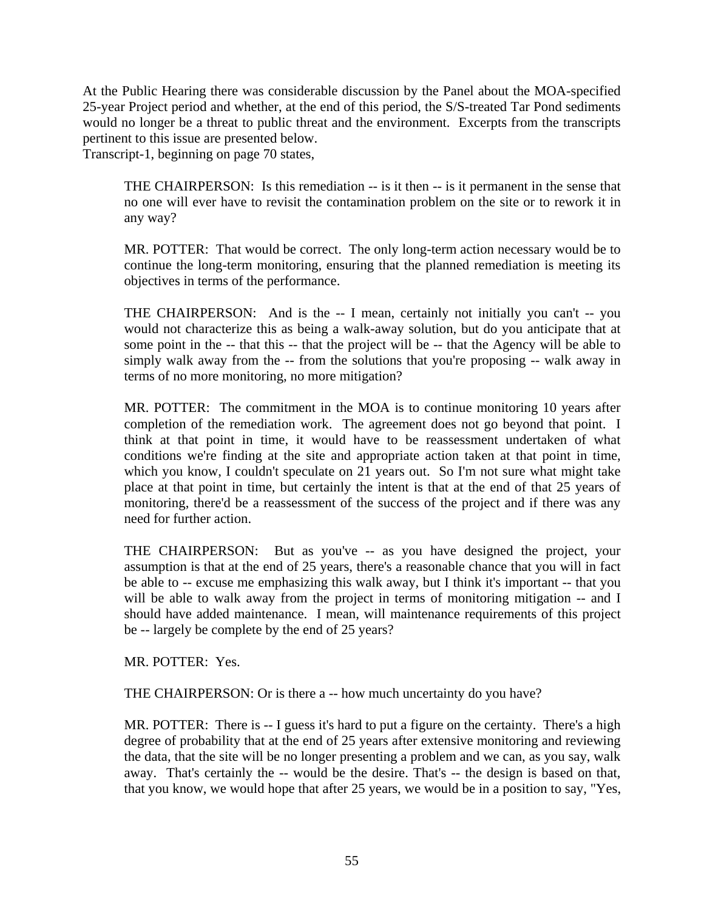At the Public Hearing there was considerable discussion by the Panel about the MOA-specified 25-year Project period and whether, at the end of this period, the S/S-treated Tar Pond sediments would no longer be a threat to public threat and the environment. Excerpts from the transcripts pertinent to this issue are presented below.

Transcript-1, beginning on page 70 states,

> THE CHAIRPERSON: Is this remediation -- is it then -- is it permanent in the sense that no one will ever have to revisit the contamination problem on the site or to rework it in any way?
>
> MR. POTTER: That would be correct. The only long-term action necessary would be to continue the long-term monitoring, ensuring that the planned remediation is meeting its objectives in terms of the performance.
>
> THE CHAIRPERSON: And is the -- I mean, certainly not initially you can't -- you would not characterize this as being a walk-away solution, but do you anticipate that at some point in the -- that this -- that the project will be -- that the Agency will be able to simply walk away from the -- from the solutions that you're proposing -- walk away in terms of no more monitoring, no more mitigation?
>
> MR. POTTER: The commitment in the MOA is to continue monitoring 10 years after completion of the remediation work. The agreement does not go beyond that point. I think at that point in time, it would have to be reassessment undertaken of what conditions we're finding at the site and appropriate action taken at that point in time, which you know, I couldn't speculate on 21 years out. So I'm not sure what might take place at that point in time, but certainly the intent is that at the end of that 25 years of monitoring, there'd be a reassessment of the success of the project and if there was any need for further action.
>
> THE CHAIRPERSON: But as you've -- as you have designed the project, your assumption is that at the end of 25 years, there's a reasonable chance that you will in fact be able to -- excuse me emphasizing this walk away, but I think it's important -- that you will be able to walk away from the project in terms of monitoring mitigation -- and I should have added maintenance. I mean, will maintenance requirements of this project be -- largely be complete by the end of 25 years?
>
> MR. POTTER: Yes.
>
> THE CHAIRPERSON: Or is there a -- how much uncertainty do you have?
>
> MR. POTTER: There is -- I guess it's hard to put a figure on the certainty. There's a high degree of probability that at the end of 25 years after extensive monitoring and reviewing the data, that the site will be no longer presenting a problem and we can, as you say, walk away. That's certainly the -- would be the desire. That's -- the design is based on that, that you know, we would hope that after 25 years, we would be in a position to say, "Yes,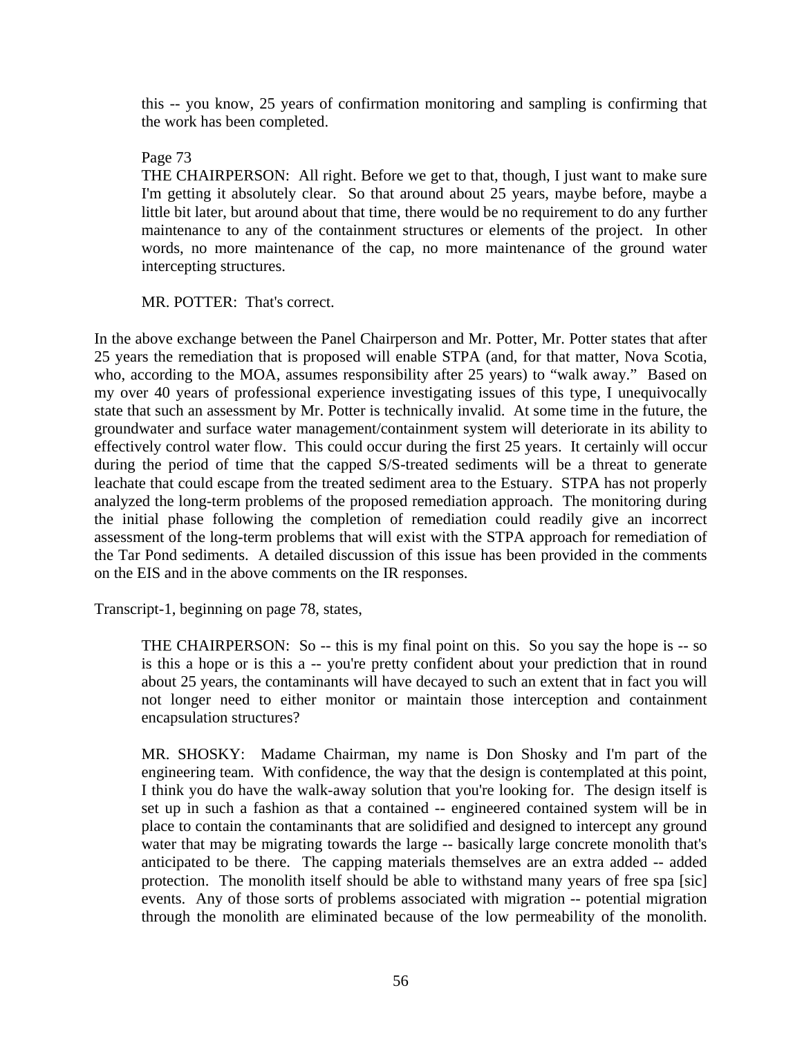> this -- you know, 25 years of confirmation monitoring and sampling is confirming that the work has been completed.
>
> Page 73
> THE CHAIRPERSON: All right. Before we get to that, though, I just want to make sure I'm getting it absolutely clear. So that around about 25 years, maybe before, maybe a little bit later, but around about that time, there would be no requirement to do any further maintenance to any of the containment structures or elements of the project. In other words, no more maintenance of the cap, no more maintenance of the ground water intercepting structures.
>
> MR. POTTER: That's correct.

In the above exchange between the Panel Chairperson and Mr. Potter, Mr. Potter states that after 25 years the remediation that is proposed will enable STPA (and, for that matter, Nova Scotia, who, according to the MOA, assumes responsibility after 25 years) to "walk away." Based on my over 40 years of professional experience investigating issues of this type, I unequivocally state that such an assessment by Mr. Potter is technically invalid. At some time in the future, the groundwater and surface water management/containment system will deteriorate in its ability to effectively control water flow. This could occur during the first 25 years. It certainly will occur during the period of time that the capped S/S-treated sediments will be a threat to generate leachate that could escape from the treated sediment area to the Estuary. STPA has not properly analyzed the long-term problems of the proposed remediation approach. The monitoring during the initial phase following the completion of remediation could readily give an incorrect assessment of the long-term problems that will exist with the STPA approach for remediation of the Tar Pond sediments. A detailed discussion of this issue has been provided in the comments on the EIS and in the above comments on the IR responses.

Transcript-1, beginning on page 78, states,

> THE CHAIRPERSON: So -- this is my final point on this. So you say the hope is -- so is this a hope or is this a -- you're pretty confident about your prediction that in round about 25 years, the contaminants will have decayed to such an extent that in fact you will not longer need to either monitor or maintain those interception and containment encapsulation structures?
>
> MR. SHOSKY: Madame Chairman, my name is Don Shosky and I'm part of the engineering team. With confidence, the way that the design is contemplated at this point, I think you do have the walk-away solution that you're looking for. The design itself is set up in such a fashion as that a contained -- engineered contained system will be in place to contain the contaminants that are solidified and designed to intercept any ground water that may be migrating towards the large -- basically large concrete monolith that's anticipated to be there. The capping materials themselves are an extra added -- added protection. The monolith itself should be able to withstand many years of free spa [sic] events. Any of those sorts of problems associated with migration -- potential migration through the monolith are eliminated because of the low permeability of the monolith.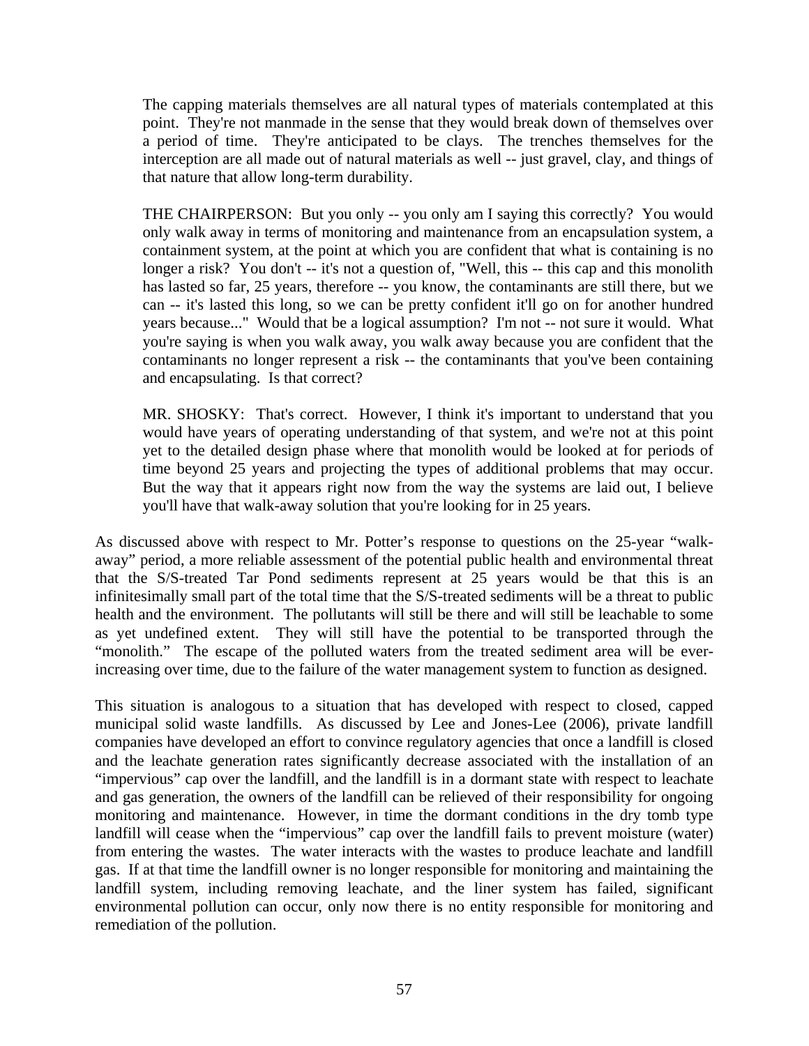> The capping materials themselves are all natural types of materials contemplated at this point. They're not manmade in the sense that they would break down of themselves over a period of time. They're anticipated to be clays. The trenches themselves for the interception are all made out of natural materials as well -- just gravel, clay, and things of that nature that allow long-term durability.
>
> THE CHAIRPERSON: But you only -- you only am I saying this correctly? You would only walk away in terms of monitoring and maintenance from an encapsulation system, a containment system, at the point at which you are confident that what is containing is no longer a risk? You don't -- it's not a question of, "Well, this -- this cap and this monolith has lasted so far, 25 years, therefore -- you know, the contaminants are still there, but we can -- it's lasted this long, so we can be pretty confident it'll go on for another hundred years because..." Would that be a logical assumption? I'm not -- not sure it would. What you're saying is when you walk away, you walk away because you are confident that the contaminants no longer represent a risk -- the contaminants that you've been containing and encapsulating. Is that correct?
>
> MR. SHOSKY: That's correct. However, I think it's important to understand that you would have years of operating understanding of that system, and we're not at this point yet to the detailed design phase where that monolith would be looked at for periods of time beyond 25 years and projecting the types of additional problems that may occur. But the way that it appears right now from the way the systems are laid out, I believe you'll have that walk-away solution that you're looking for in 25 years.

As discussed above with respect to Mr. Potter's response to questions on the 25-year "walk-away" period, a more reliable assessment of the potential public health and environmental threat that the S/S-treated Tar Pond sediments represent at 25 years would be that this is an infinitesimally small part of the total time that the S/S-treated sediments will be a threat to public health and the environment. The pollutants will still be there and will still be leachable to some as yet undefined extent. They will still have the potential to be transported through the "monolith." The escape of the polluted waters from the treated sediment area will be ever-increasing over time, due to the failure of the water management system to function as designed.

This situation is analogous to a situation that has developed with respect to closed, capped municipal solid waste landfills. As discussed by Lee and Jones-Lee (2006), private landfill companies have developed an effort to convince regulatory agencies that once a landfill is closed and the leachate generation rates significantly decrease associated with the installation of an "impervious" cap over the landfill, and the landfill is in a dormant state with respect to leachate and gas generation, the owners of the landfill can be relieved of their responsibility for ongoing monitoring and maintenance. However, in time the dormant conditions in the dry tomb type landfill will cease when the "impervious" cap over the landfill fails to prevent moisture (water) from entering the wastes. The water interacts with the wastes to produce leachate and landfill gas. If at that time the landfill owner is no longer responsible for monitoring and maintaining the landfill system, including removing leachate, and the liner system has failed, significant environmental pollution can occur, only now there is no entity responsible for monitoring and remediation of the pollution.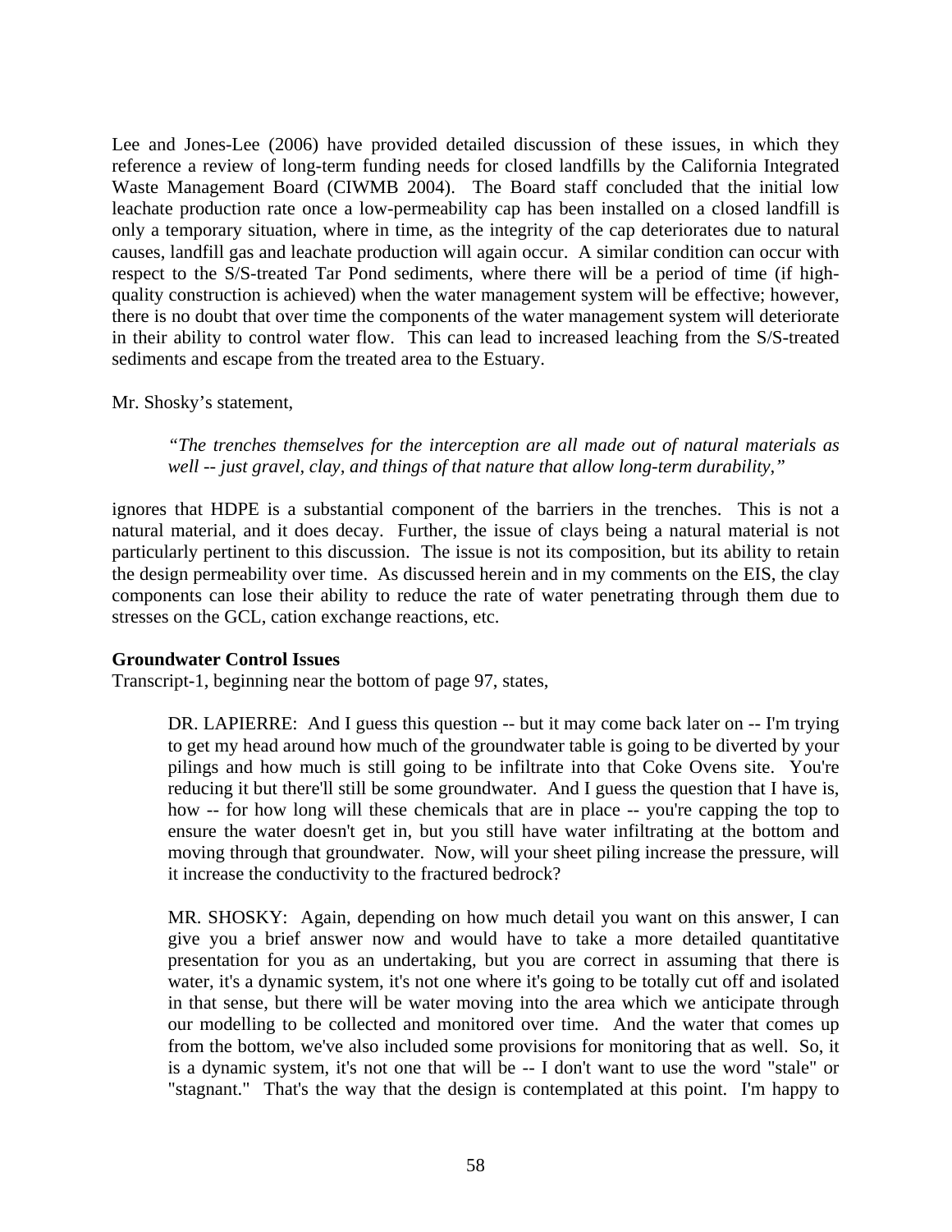Lee and Jones-Lee (2006) have provided detailed discussion of these issues, in which they reference a review of long-term funding needs for closed landfills by the California Integrated Waste Management Board (CIWMB 2004). The Board staff concluded that the initial low leachate production rate once a low-permeability cap has been installed on a closed landfill is only a temporary situation, where in time, as the integrity of the cap deteriorates due to natural causes, landfill gas and leachate production will again occur. A similar condition can occur with respect to the S/S-treated Tar Pond sediments, where there will be a period of time (if high-quality construction is achieved) when the water management system will be effective; however, there is no doubt that over time the components of the water management system will deteriorate in their ability to control water flow. This can lead to increased leaching from the S/S-treated sediments and escape from the treated area to the Estuary.

Mr. Shosky's statement,

> *"The trenches themselves for the interception are all made out of natural materials as well -- just gravel, clay, and things of that nature that allow long-term durability,"*

ignores that HDPE is a substantial component of the barriers in the trenches. This is not a natural material, and it does decay. Further, the issue of clays being a natural material is not particularly pertinent to this discussion. The issue is not its composition, but its ability to retain the design permeability over time. As discussed herein and in my comments on the EIS, the clay components can lose their ability to reduce the rate of water penetrating through them due to stresses on the GCL, cation exchange reactions, etc.

**Groundwater Control Issues**

Transcript-1, beginning near the bottom of page 97, states,

> DR. LAPIERRE: And I guess this question -- but it may come back later on -- I'm trying to get my head around how much of the groundwater table is going to be diverted by your pilings and how much is still going to be infiltrate into that Coke Ovens site. You're reducing it but there'll still be some groundwater. And I guess the question that I have is, how -- for how long will these chemicals that are in place -- you're capping the top to ensure the water doesn't get in, but you still have water infiltrating at the bottom and moving through that groundwater. Now, will your sheet piling increase the pressure, will it increase the conductivity to the fractured bedrock?
>
> MR. SHOSKY: Again, depending on how much detail you want on this answer, I can give you a brief answer now and would have to take a more detailed quantitative presentation for you as an undertaking, but you are correct in assuming that there is water, it's a dynamic system, it's not one where it's going to be totally cut off and isolated in that sense, but there will be water moving into the area which we anticipate through our modelling to be collected and monitored over time. And the water that comes up from the bottom, we've also included some provisions for monitoring that as well. So, it is a dynamic system, it's not one that will be -- I don't want to use the word "stale" or "stagnant." That's the way that the design is contemplated at this point. I'm happy to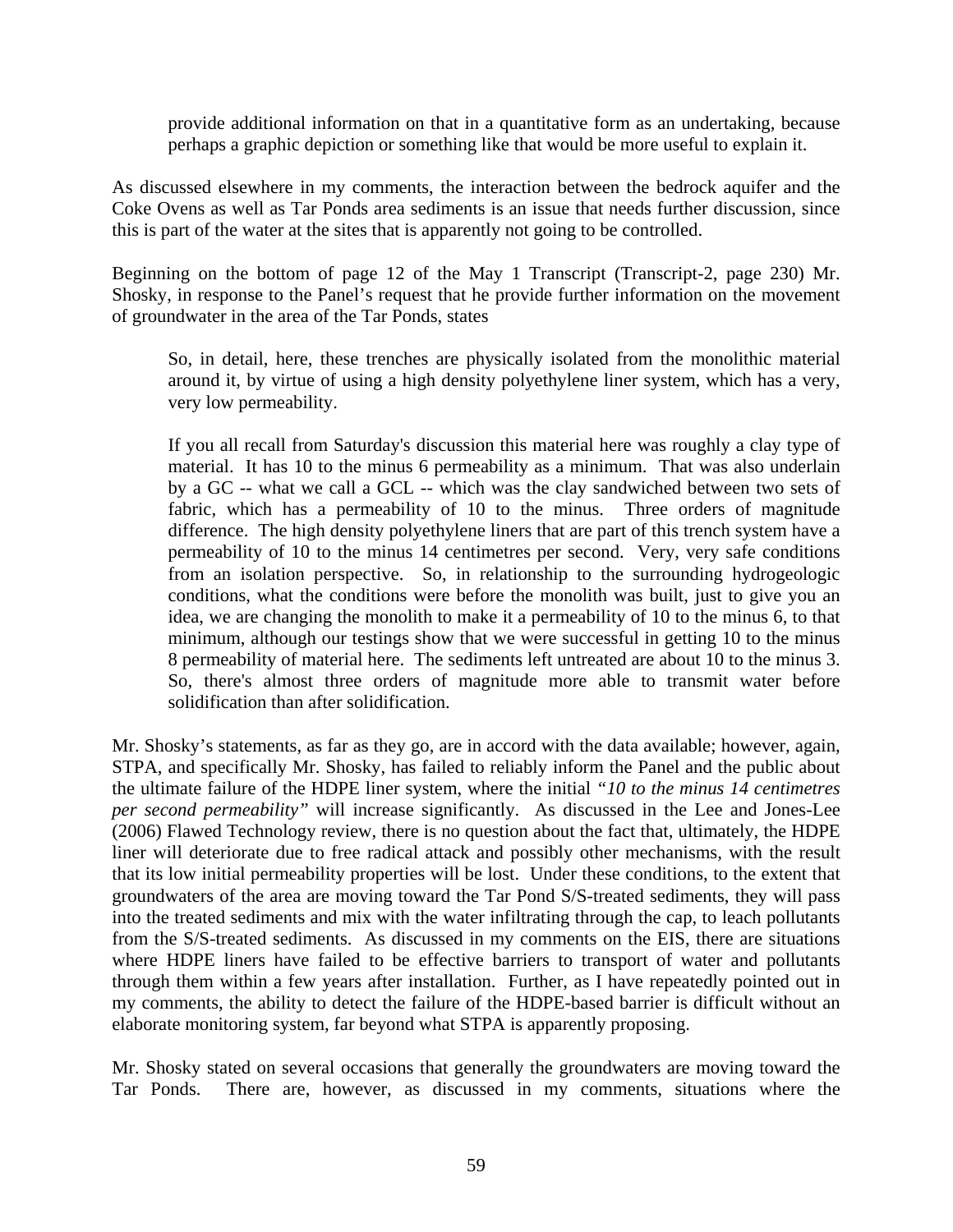> provide additional information on that in a quantitative form as an undertaking, because perhaps a graphic depiction or something like that would be more useful to explain it.

As discussed elsewhere in my comments, the interaction between the bedrock aquifer and the Coke Ovens as well as Tar Ponds area sediments is an issue that needs further discussion, since this is part of the water at the sites that is apparently not going to be controlled.

Beginning on the bottom of page 12 of the May 1 Transcript (Transcript-2, page 230) Mr. Shosky, in response to the Panel's request that he provide further information on the movement of groundwater in the area of the Tar Ponds, states

> So, in detail, here, these trenches are physically isolated from the monolithic material around it, by virtue of using a high density polyethylene liner system, which has a very, very low permeability.
>
> If you all recall from Saturday's discussion this material here was roughly a clay type of material. It has 10 to the minus 6 permeability as a minimum. That was also underlain by a GC -- what we call a GCL -- which was the clay sandwiched between two sets of fabric, which has a permeability of 10 to the minus. Three orders of magnitude difference. The high density polyethylene liners that are part of this trench system have a permeability of 10 to the minus 14 centimetres per second. Very, very safe conditions from an isolation perspective. So, in relationship to the surrounding hydrogeologic conditions, what the conditions were before the monolith was built, just to give you an idea, we are changing the monolith to make it a permeability of 10 to the minus 6, to that minimum, although our testings show that we were successful in getting 10 to the minus 8 permeability of material here. The sediments left untreated are about 10 to the minus 3. So, there's almost three orders of magnitude more able to transmit water before solidification than after solidification.

Mr. Shosky's statements, as far as they go, are in accord with the data available; however, again, STPA, and specifically Mr. Shosky, has failed to reliably inform the Panel and the public about the ultimate failure of the HDPE liner system, where the initial *"10 to the minus 14 centimetres per second permeability"* will increase significantly. As discussed in the Lee and Jones-Lee (2006) Flawed Technology review, there is no question about the fact that, ultimately, the HDPE liner will deteriorate due to free radical attack and possibly other mechanisms, with the result that its low initial permeability properties will be lost. Under these conditions, to the extent that groundwaters of the area are moving toward the Tar Pond S/S-treated sediments, they will pass into the treated sediments and mix with the water infiltrating through the cap, to leach pollutants from the S/S-treated sediments. As discussed in my comments on the EIS, there are situations where HDPE liners have failed to be effective barriers to transport of water and pollutants through them within a few years after installation. Further, as I have repeatedly pointed out in my comments, the ability to detect the failure of the HDPE-based barrier is difficult without an elaborate monitoring system, far beyond what STPA is apparently proposing.

Mr. Shosky stated on several occasions that generally the groundwaters are moving toward the Tar Ponds. There are, however, as discussed in my comments, situations where the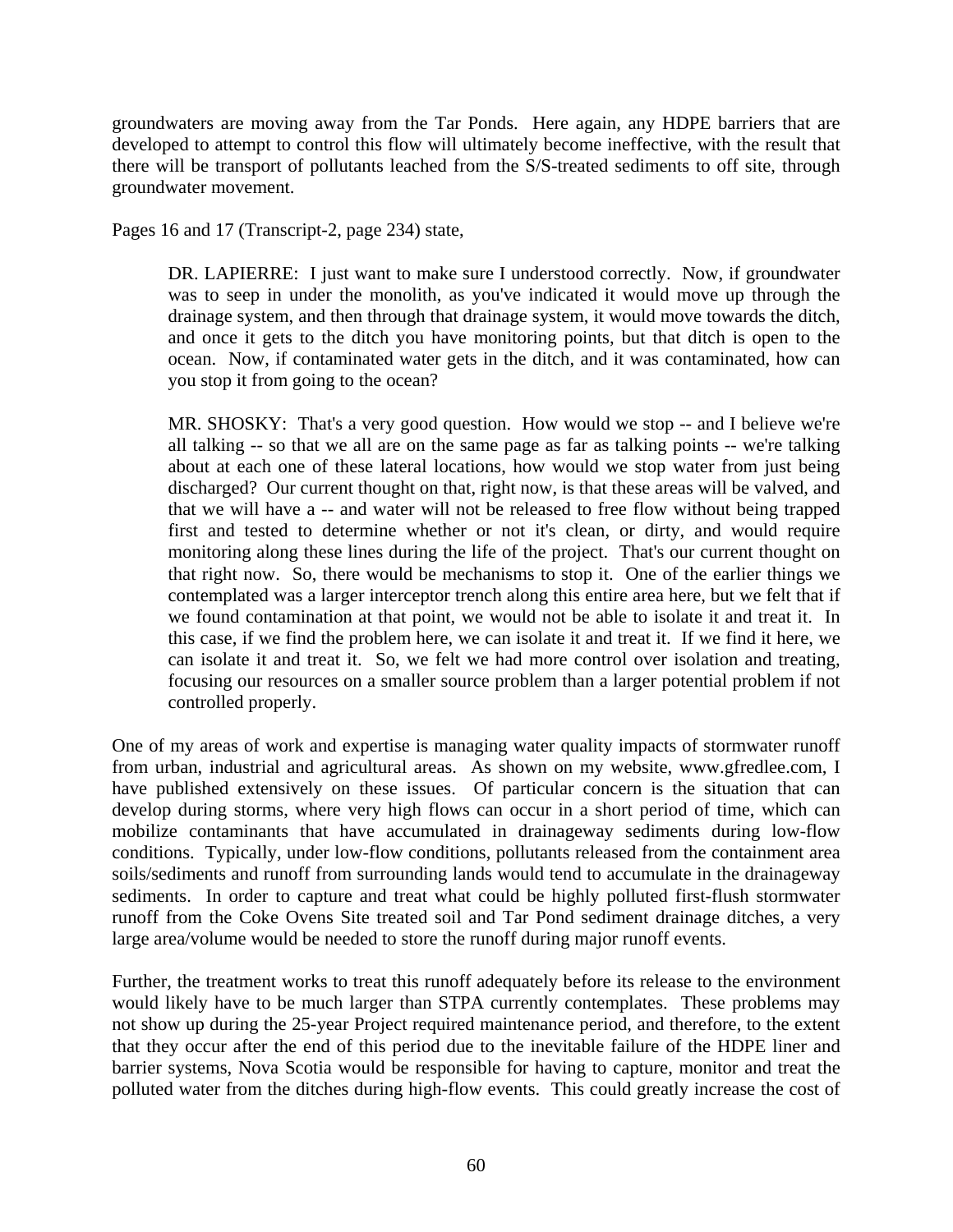groundwaters are moving away from the Tar Ponds. Here again, any HDPE barriers that are developed to attempt to control this flow will ultimately become ineffective, with the result that there will be transport of pollutants leached from the S/S-treated sediments to off site, through groundwater movement.

Pages 16 and 17 (Transcript-2, page 234) state,

> DR. LAPIERRE: I just want to make sure I understood correctly. Now, if groundwater was to seep in under the monolith, as you've indicated it would move up through the drainage system, and then through that drainage system, it would move towards the ditch, and once it gets to the ditch you have monitoring points, but that ditch is open to the ocean. Now, if contaminated water gets in the ditch, and it was contaminated, how can you stop it from going to the ocean?
>
> MR. SHOSKY: That's a very good question. How would we stop -- and I believe we're all talking -- so that we all are on the same page as far as talking points -- we're talking about at each one of these lateral locations, how would we stop water from just being discharged? Our current thought on that, right now, is that these areas will be valved, and that we will have a -- and water will not be released to free flow without being trapped first and tested to determine whether or not it's clean, or dirty, and would require monitoring along these lines during the life of the project. That's our current thought on that right now. So, there would be mechanisms to stop it. One of the earlier things we contemplated was a larger interceptor trench along this entire area here, but we felt that if we found contamination at that point, we would not be able to isolate it and treat it. In this case, if we find the problem here, we can isolate it and treat it. If we find it here, we can isolate it and treat it. So, we felt we had more control over isolation and treating, focusing our resources on a smaller source problem than a larger potential problem if not controlled properly.

One of my areas of work and expertise is managing water quality impacts of stormwater runoff from urban, industrial and agricultural areas. As shown on my website, www.gfredlee.com, I have published extensively on these issues. Of particular concern is the situation that can develop during storms, where very high flows can occur in a short period of time, which can mobilize contaminants that have accumulated in drainageway sediments during low-flow conditions. Typically, under low-flow conditions, pollutants released from the containment area soils/sediments and runoff from surrounding lands would tend to accumulate in the drainageway sediments. In order to capture and treat what could be highly polluted first-flush stormwater runoff from the Coke Ovens Site treated soil and Tar Pond sediment drainage ditches, a very large area/volume would be needed to store the runoff during major runoff events.

Further, the treatment works to treat this runoff adequately before its release to the environment would likely have to be much larger than STPA currently contemplates. These problems may not show up during the 25-year Project required maintenance period, and therefore, to the extent that they occur after the end of this period due to the inevitable failure of the HDPE liner and barrier systems, Nova Scotia would be responsible for having to capture, monitor and treat the polluted water from the ditches during high-flow events. This could greatly increase the cost of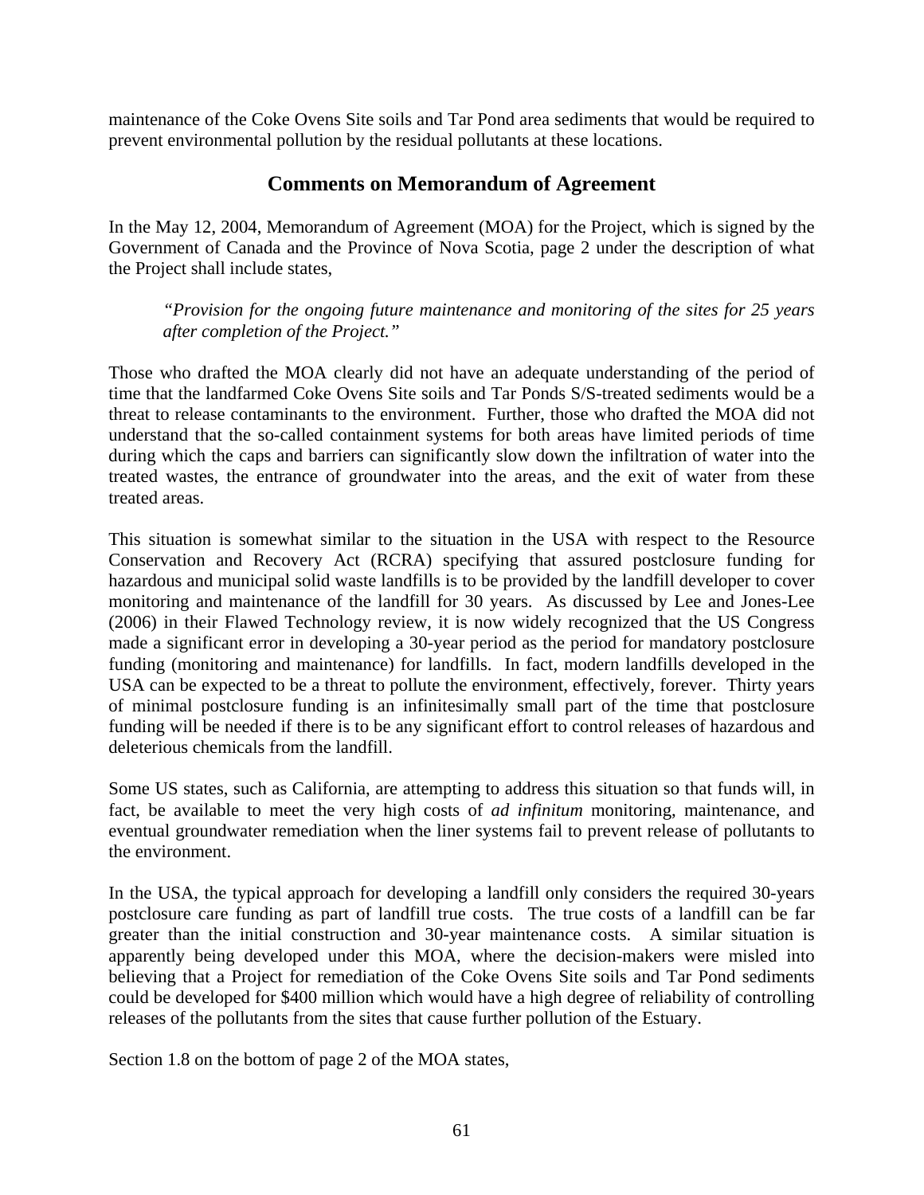maintenance of the Coke Ovens Site soils and Tar Pond area sediments that would be required to prevent environmental pollution by the residual pollutants at these locations.

## Comments on Memorandum of Agreement

In the May 12, 2004, Memorandum of Agreement (MOA) for the Project, which is signed by the Government of Canada and the Province of Nova Scotia, page 2 under the description of what the Project shall include states,

> *"Provision for the ongoing future maintenance and monitoring of the sites for 25 years after completion of the Project."*

Those who drafted the MOA clearly did not have an adequate understanding of the period of time that the landfarmed Coke Ovens Site soils and Tar Ponds S/S-treated sediments would be a threat to release contaminants to the environment. Further, those who drafted the MOA did not understand that the so-called containment systems for both areas have limited periods of time during which the caps and barriers can significantly slow down the infiltration of water into the treated wastes, the entrance of groundwater into the areas, and the exit of water from these treated areas.

This situation is somewhat similar to the situation in the USA with respect to the Resource Conservation and Recovery Act (RCRA) specifying that assured postclosure funding for hazardous and municipal solid waste landfills is to be provided by the landfill developer to cover monitoring and maintenance of the landfill for 30 years. As discussed by Lee and Jones-Lee (2006) in their Flawed Technology review, it is now widely recognized that the US Congress made a significant error in developing a 30-year period as the period for mandatory postclosure funding (monitoring and maintenance) for landfills. In fact, modern landfills developed in the USA can be expected to be a threat to pollute the environment, effectively, forever. Thirty years of minimal postclosure funding is an infinitesimally small part of the time that postclosure funding will be needed if there is to be any significant effort to control releases of hazardous and deleterious chemicals from the landfill.

Some US states, such as California, are attempting to address this situation so that funds will, in fact, be available to meet the very high costs of *ad infinitum* monitoring, maintenance, and eventual groundwater remediation when the liner systems fail to prevent release of pollutants to the environment.

In the USA, the typical approach for developing a landfill only considers the required 30-years postclosure care funding as part of landfill true costs. The true costs of a landfill can be far greater than the initial construction and 30-year maintenance costs. A similar situation is apparently being developed under this MOA, where the decision-makers were misled into believing that a Project for remediation of the Coke Ovens Site soils and Tar Pond sediments could be developed for $400 million which would have a high degree of reliability of controlling releases of the pollutants from the sites that cause further pollution of the Estuary.

Section 1.8 on the bottom of page 2 of the MOA states,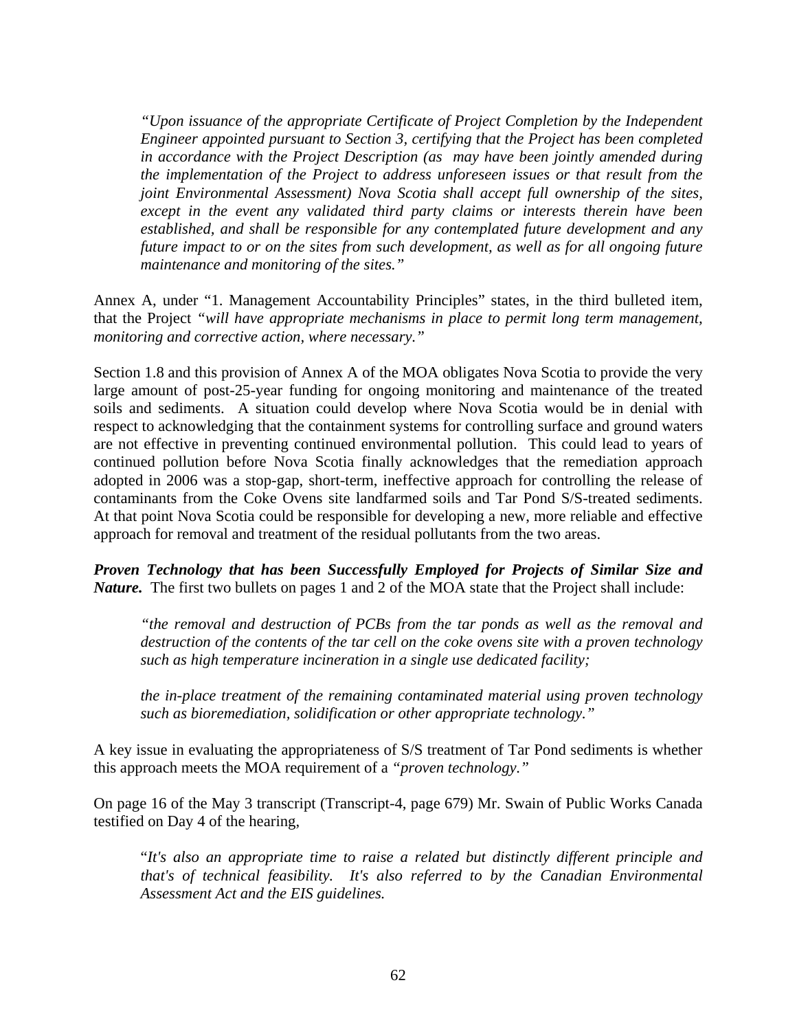*"Upon issuance of the appropriate Certificate of Project Completion by the Independent Engineer appointed pursuant to Section 3, certifying that the Project has been completed in accordance with the Project Description (as may have been jointly amended during the implementation of the Project to address unforeseen issues or that result from the joint Environmental Assessment) Nova Scotia shall accept full ownership of the sites, except in the event any validated third party claims or interests therein have been established, and shall be responsible for any contemplated future development and any future impact to or on the sites from such development, as well as for all ongoing future maintenance and monitoring of the sites."*

Annex A, under "1. Management Accountability Principles" states, in the third bulleted item, that the Project *"will have appropriate mechanisms in place to permit long term management, monitoring and corrective action, where necessary."*

Section 1.8 and this provision of Annex A of the MOA obligates Nova Scotia to provide the very large amount of post-25-year funding for ongoing monitoring and maintenance of the treated soils and sediments. A situation could develop where Nova Scotia would be in denial with respect to acknowledging that the containment systems for controlling surface and ground waters are not effective in preventing continued environmental pollution. This could lead to years of continued pollution before Nova Scotia finally acknowledges that the remediation approach adopted in 2006 was a stop-gap, short-term, ineffective approach for controlling the release of contaminants from the Coke Ovens site landfarmed soils and Tar Pond S/S-treated sediments. At that point Nova Scotia could be responsible for developing a new, more reliable and effective approach for removal and treatment of the residual pollutants from the two areas.

***Proven Technology that has been Successfully Employed for Projects of Similar Size and Nature.*** The first two bullets on pages 1 and 2 of the MOA state that the Project shall include:

*"the removal and destruction of PCBs from the tar ponds as well as the removal and destruction of the contents of the tar cell on the coke ovens site with a proven technology such as high temperature incineration in a single use dedicated facility;*

*the in-place treatment of the remaining contaminated material using proven technology such as bioremediation, solidification or other appropriate technology."*

A key issue in evaluating the appropriateness of S/S treatment of Tar Pond sediments is whether this approach meets the MOA requirement of a *"proven technology."*

On page 16 of the May 3 transcript (Transcript-4, page 679) Mr. Swain of Public Works Canada testified on Day 4 of the hearing,

"*It's also an appropriate time to raise a related but distinctly different principle and that's of technical feasibility. It's also referred to by the Canadian Environmental Assessment Act and the EIS guidelines.*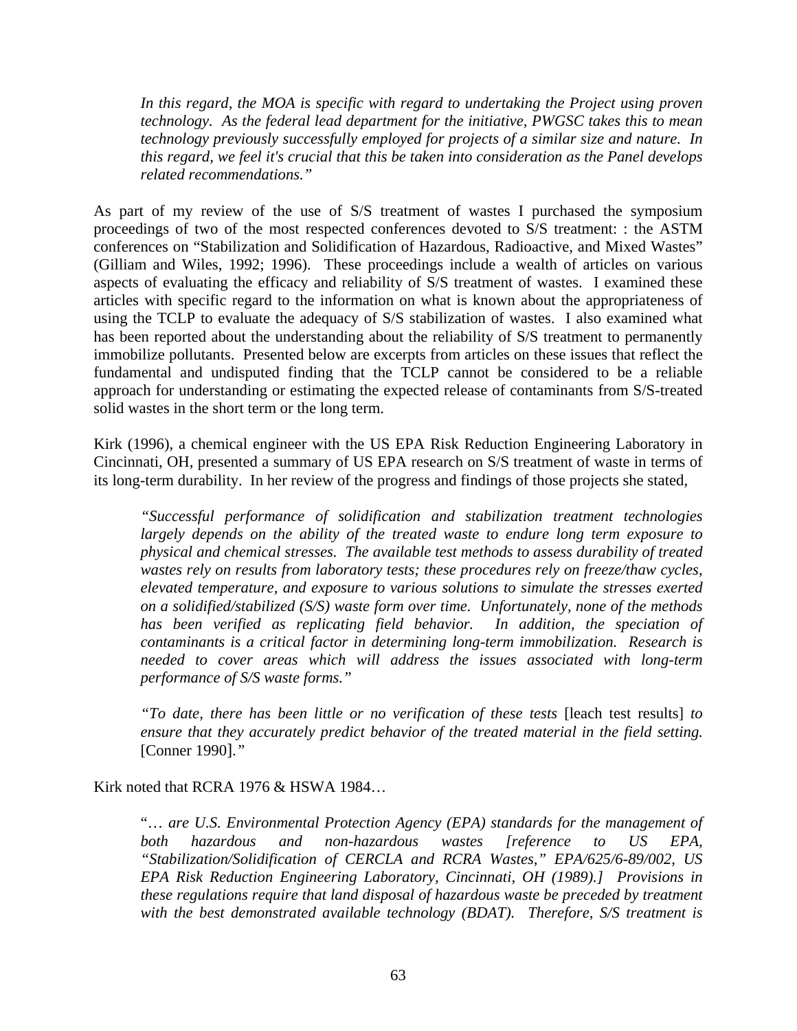*In this regard, the MOA is specific with regard to undertaking the Project using proven technology. As the federal lead department for the initiative, PWGSC takes this to mean technology previously successfully employed for projects of a similar size and nature. In this regard, we feel it's crucial that this be taken into consideration as the Panel develops related recommendations."*

As part of my review of the use of S/S treatment of wastes I purchased the symposium proceedings of two of the most respected conferences devoted to S/S treatment: : the ASTM conferences on "Stabilization and Solidification of Hazardous, Radioactive, and Mixed Wastes" (Gilliam and Wiles, 1992; 1996). These proceedings include a wealth of articles on various aspects of evaluating the efficacy and reliability of S/S treatment of wastes. I examined these articles with specific regard to the information on what is known about the appropriateness of using the TCLP to evaluate the adequacy of S/S stabilization of wastes. I also examined what has been reported about the understanding about the reliability of S/S treatment to permanently immobilize pollutants. Presented below are excerpts from articles on these issues that reflect the fundamental and undisputed finding that the TCLP cannot be considered to be a reliable approach for understanding or estimating the expected release of contaminants from S/S-treated solid wastes in the short term or the long term.

Kirk (1996), a chemical engineer with the US EPA Risk Reduction Engineering Laboratory in Cincinnati, OH, presented a summary of US EPA research on S/S treatment of waste in terms of its long-term durability. In her review of the progress and findings of those projects she stated,

*"Successful performance of solidification and stabilization treatment technologies largely depends on the ability of the treated waste to endure long term exposure to physical and chemical stresses. The available test methods to assess durability of treated wastes rely on results from laboratory tests; these procedures rely on freeze/thaw cycles, elevated temperature, and exposure to various solutions to simulate the stresses exerted on a solidified/stabilized (S/S) waste form over time. Unfortunately, none of the methods has been verified as replicating field behavior. In addition, the speciation of contaminants is a critical factor in determining long-term immobilization. Research is needed to cover areas which will address the issues associated with long-term performance of S/S waste forms."*

*"To date, there has been little or no verification of these tests* [leach test results] *to ensure that they accurately predict behavior of the treated material in the field setting.* [Conner 1990]*."*

Kirk noted that RCRA 1976 & HSWA 1984…

"*… are U.S. Environmental Protection Agency (EPA) standards for the management of both hazardous and non-hazardous wastes [reference to US EPA, "Stabilization/Solidification of CERCLA and RCRA Wastes," EPA/625/6-89/002, US EPA Risk Reduction Engineering Laboratory, Cincinnati, OH (1989).] Provisions in these regulations require that land disposal of hazardous waste be preceded by treatment with the best demonstrated available technology (BDAT). Therefore, S/S treatment is*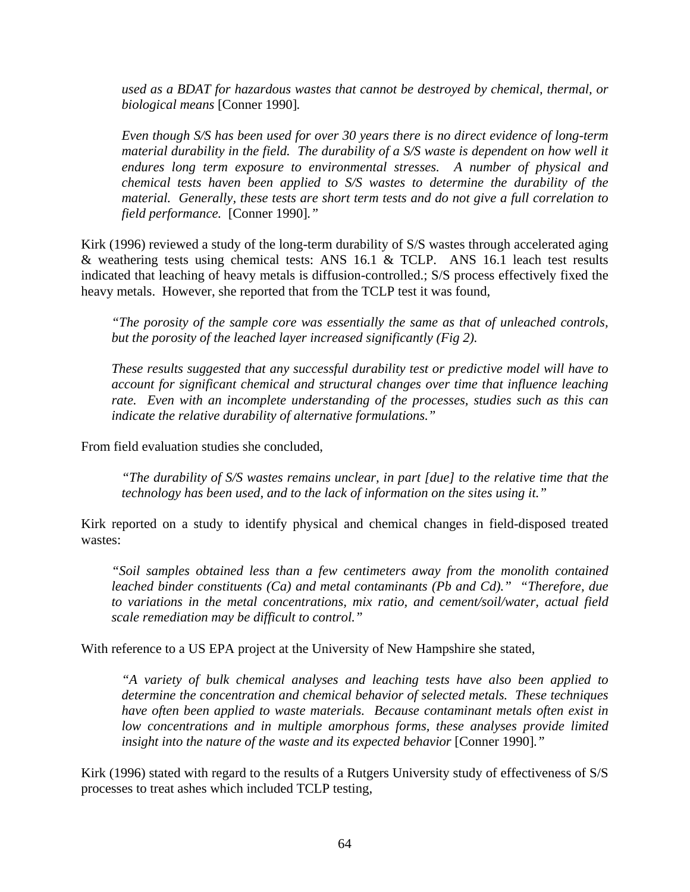> *used as a BDAT for hazardous wastes that cannot be destroyed by chemical, thermal, or biological means* [Conner 1990]*.*
>
> *Even though S/S has been used for over 30 years there is no direct evidence of long-term material durability in the field. The durability of a S/S waste is dependent on how well it endures long term exposure to environmental stresses. A number of physical and chemical tests haven been applied to S/S wastes to determine the durability of the material. Generally, these tests are short term tests and do not give a full correlation to field performance.* [Conner 1990]*."*

Kirk (1996) reviewed a study of the long-term durability of S/S wastes through accelerated aging & weathering tests using chemical tests: ANS 16.1 & TCLP. ANS 16.1 leach test results indicated that leaching of heavy metals is diffusion-controlled.; S/S process effectively fixed the heavy metals. However, she reported that from the TCLP test it was found,

> *"The porosity of the sample core was essentially the same as that of unleached controls, but the porosity of the leached layer increased significantly (Fig 2).*
>
> *These results suggested that any successful durability test or predictive model will have to account for significant chemical and structural changes over time that influence leaching rate. Even with an incomplete understanding of the processes, studies such as this can indicate the relative durability of alternative formulations."*

From field evaluation studies she concluded,

> *"The durability of S/S wastes remains unclear, in part [due] to the relative time that the technology has been used, and to the lack of information on the sites using it."*

Kirk reported on a study to identify physical and chemical changes in field-disposed treated wastes:

> *"Soil samples obtained less than a few centimeters away from the monolith contained leached binder constituents (Ca) and metal contaminants (Pb and Cd)." "Therefore, due to variations in the metal concentrations, mix ratio, and cement/soil/water, actual field scale remediation may be difficult to control."*

With reference to a US EPA project at the University of New Hampshire she stated,

> *"A variety of bulk chemical analyses and leaching tests have also been applied to determine the concentration and chemical behavior of selected metals. These techniques have often been applied to waste materials. Because contaminant metals often exist in low concentrations and in multiple amorphous forms, these analyses provide limited insight into the nature of the waste and its expected behavior* [Conner 1990]*."*

Kirk (1996) stated with regard to the results of a Rutgers University study of effectiveness of S/S processes to treat ashes which included TCLP testing,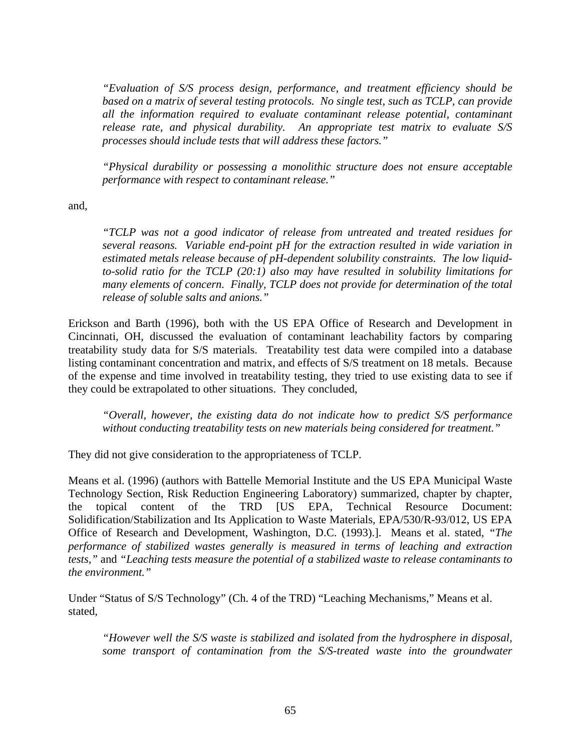> *"Evaluation of S/S process design, performance, and treatment efficiency should be based on a matrix of several testing protocols. No single test, such as TCLP, can provide all the information required to evaluate contaminant release potential, contaminant release rate, and physical durability. An appropriate test matrix to evaluate S/S processes should include tests that will address these factors."*

> *"Physical durability or possessing a monolithic structure does not ensure acceptable performance with respect to contaminant release."*

and,

> *"TCLP was not a good indicator of release from untreated and treated residues for several reasons. Variable end-point pH for the extraction resulted in wide variation in estimated metals release because of pH-dependent solubility constraints. The low liquid-to-solid ratio for the TCLP (20:1) also may have resulted in solubility limitations for many elements of concern. Finally, TCLP does not provide for determination of the total release of soluble salts and anions."*

Erickson and Barth (1996), both with the US EPA Office of Research and Development in Cincinnati, OH, discussed the evaluation of contaminant leachability factors by comparing treatability study data for S/S materials. Treatability test data were compiled into a database listing contaminant concentration and matrix, and effects of S/S treatment on 18 metals. Because of the expense and time involved in treatability testing, they tried to use existing data to see if they could be extrapolated to other situations. They concluded,

> *"Overall, however, the existing data do not indicate how to predict S/S performance without conducting treatability tests on new materials being considered for treatment."*

They did not give consideration to the appropriateness of TCLP.

Means et al. (1996) (authors with Battelle Memorial Institute and the US EPA Municipal Waste Technology Section, Risk Reduction Engineering Laboratory) summarized, chapter by chapter, the topical content of the TRD [US EPA, Technical Resource Document: Solidification/Stabilization and Its Application to Waste Materials, EPA/530/R-93/012, US EPA Office of Research and Development, Washington, D.C. (1993).]. Means et al. stated, *"The performance of stabilized wastes generally is measured in terms of leaching and extraction tests,"* and *"Leaching tests measure the potential of a stabilized waste to release contaminants to the environment."*

Under "Status of S/S Technology" (Ch. 4 of the TRD) "Leaching Mechanisms," Means et al. stated,

> *"However well the S/S waste is stabilized and isolated from the hydrosphere in disposal, some transport of contamination from the S/S-treated waste into the groundwater*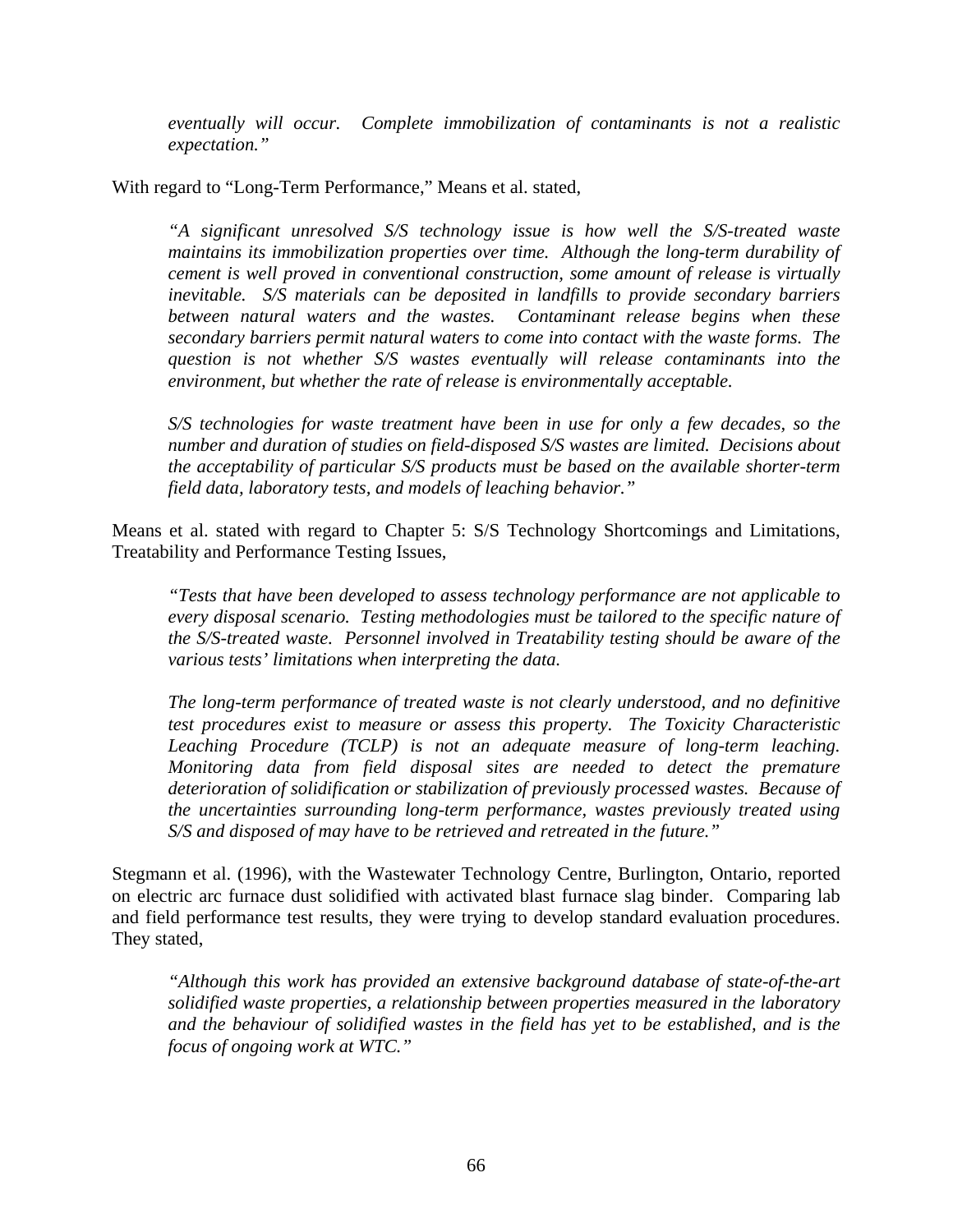> *eventually will occur. Complete immobilization of contaminants is not a realistic expectation."*

With regard to "Long-Term Performance," Means et al. stated,

> *"A significant unresolved S/S technology issue is how well the S/S-treated waste maintains its immobilization properties over time. Although the long-term durability of cement is well proved in conventional construction, some amount of release is virtually inevitable. S/S materials can be deposited in landfills to provide secondary barriers between natural waters and the wastes. Contaminant release begins when these secondary barriers permit natural waters to come into contact with the waste forms. The question is not whether S/S wastes eventually will release contaminants into the environment, but whether the rate of release is environmentally acceptable.*
>
> *S/S technologies for waste treatment have been in use for only a few decades, so the number and duration of studies on field-disposed S/S wastes are limited. Decisions about the acceptability of particular S/S products must be based on the available shorter-term field data, laboratory tests, and models of leaching behavior."*

Means et al. stated with regard to Chapter 5: S/S Technology Shortcomings and Limitations, Treatability and Performance Testing Issues,

> *"Tests that have been developed to assess technology performance are not applicable to every disposal scenario. Testing methodologies must be tailored to the specific nature of the S/S-treated waste. Personnel involved in Treatability testing should be aware of the various tests' limitations when interpreting the data.*
>
> *The long-term performance of treated waste is not clearly understood, and no definitive test procedures exist to measure or assess this property. The Toxicity Characteristic Leaching Procedure (TCLP) is not an adequate measure of long-term leaching. Monitoring data from field disposal sites are needed to detect the premature deterioration of solidification or stabilization of previously processed wastes. Because of the uncertainties surrounding long-term performance, wastes previously treated using S/S and disposed of may have to be retrieved and retreated in the future."*

Stegmann et al. (1996), with the Wastewater Technology Centre, Burlington, Ontario, reported on electric arc furnace dust solidified with activated blast furnace slag binder. Comparing lab and field performance test results, they were trying to develop standard evaluation procedures. They stated,

> *"Although this work has provided an extensive background database of state-of-the-art solidified waste properties, a relationship between properties measured in the laboratory and the behaviour of solidified wastes in the field has yet to be established, and is the focus of ongoing work at WTC."*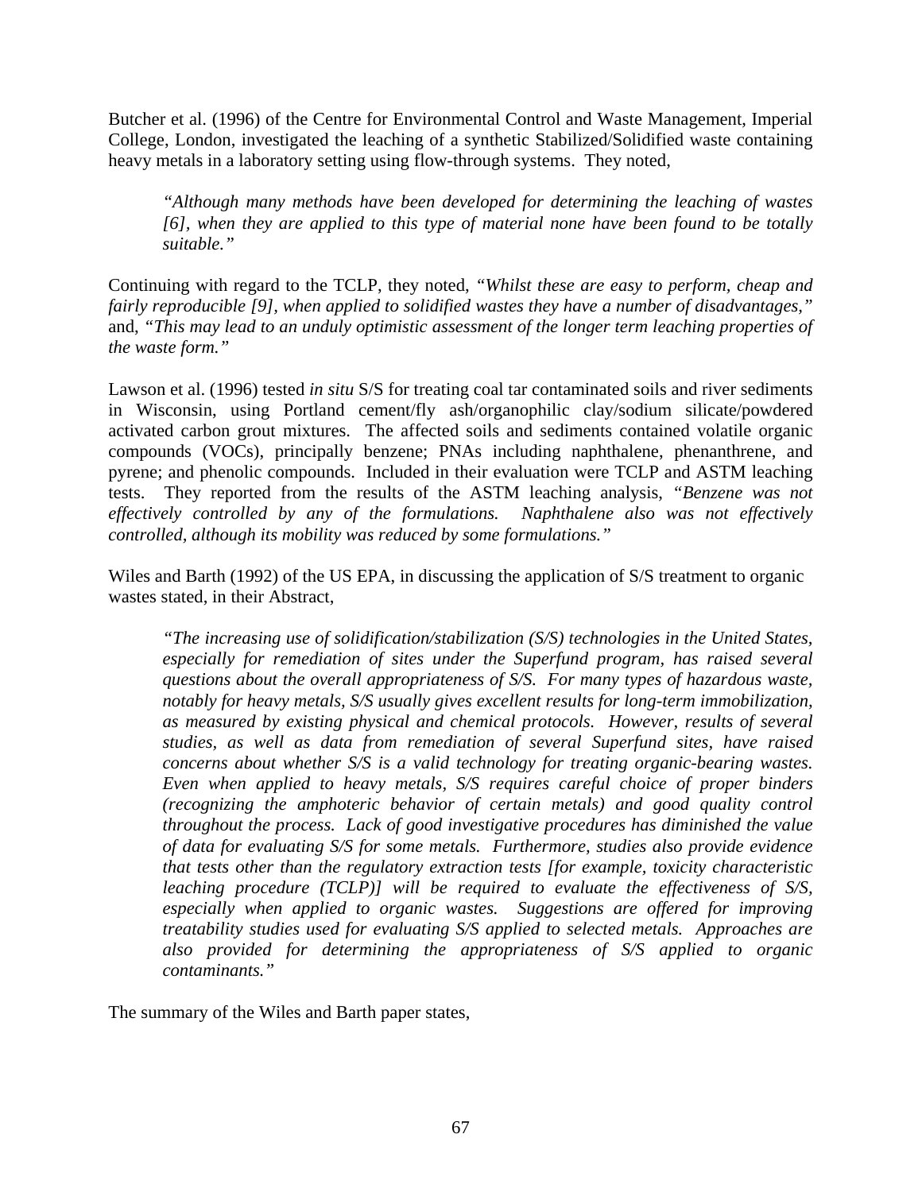Butcher et al. (1996) of the Centre for Environmental Control and Waste Management, Imperial College, London, investigated the leaching of a synthetic Stabilized/Solidified waste containing heavy metals in a laboratory setting using flow-through systems. They noted,

> *"Although many methods have been developed for determining the leaching of wastes [6], when they are applied to this type of material none have been found to be totally suitable."*

Continuing with regard to the TCLP, they noted, *"Whilst these are easy to perform, cheap and fairly reproducible [9], when applied to solidified wastes they have a number of disadvantages,"* and, *"This may lead to an unduly optimistic assessment of the longer term leaching properties of the waste form."*

Lawson et al. (1996) tested *in situ* S/S for treating coal tar contaminated soils and river sediments in Wisconsin, using Portland cement/fly ash/organophilic clay/sodium silicate/powdered activated carbon grout mixtures. The affected soils and sediments contained volatile organic compounds (VOCs), principally benzene; PNAs including naphthalene, phenanthrene, and pyrene; and phenolic compounds. Included in their evaluation were TCLP and ASTM leaching tests. They reported from the results of the ASTM leaching analysis, *"Benzene was not effectively controlled by any of the formulations. Naphthalene also was not effectively controlled, although its mobility was reduced by some formulations."*

Wiles and Barth (1992) of the US EPA, in discussing the application of S/S treatment to organic wastes stated, in their Abstract,

> *"The increasing use of solidification/stabilization (S/S) technologies in the United States, especially for remediation of sites under the Superfund program, has raised several questions about the overall appropriateness of S/S. For many types of hazardous waste, notably for heavy metals, S/S usually gives excellent results for long-term immobilization, as measured by existing physical and chemical protocols. However, results of several studies, as well as data from remediation of several Superfund sites, have raised concerns about whether S/S is a valid technology for treating organic-bearing wastes. Even when applied to heavy metals, S/S requires careful choice of proper binders (recognizing the amphoteric behavior of certain metals) and good quality control throughout the process. Lack of good investigative procedures has diminished the value of data for evaluating S/S for some metals. Furthermore, studies also provide evidence that tests other than the regulatory extraction tests [for example, toxicity characteristic leaching procedure (TCLP)] will be required to evaluate the effectiveness of S/S, especially when applied to organic wastes. Suggestions are offered for improving treatability studies used for evaluating S/S applied to selected metals. Approaches are also provided for determining the appropriateness of S/S applied to organic contaminants."*

The summary of the Wiles and Barth paper states,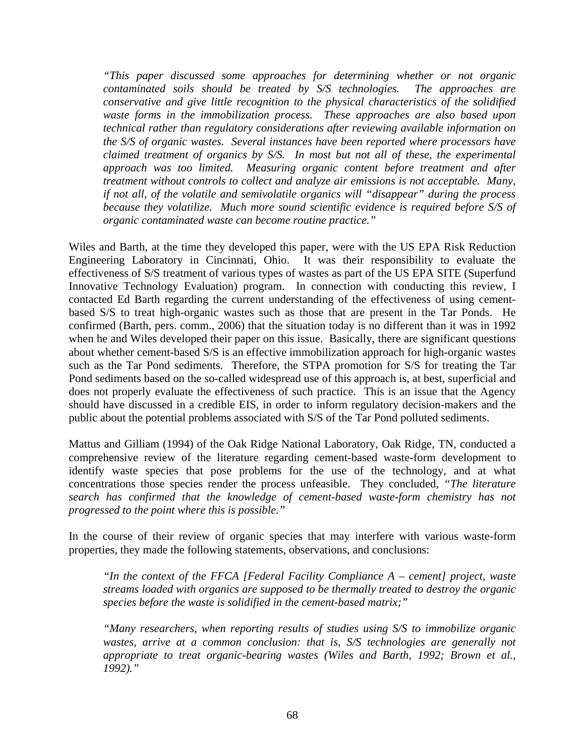*"This paper discussed some approaches for determining whether or not organic contaminated soils should be treated by S/S technologies. The approaches are conservative and give little recognition to the physical characteristics of the solidified waste forms in the immobilization process. These approaches are also based upon technical rather than regulatory considerations after reviewing available information on the S/S of organic wastes. Several instances have been reported where processors have claimed treatment of organics by S/S. In most but not all of these, the experimental approach was too limited. Measuring organic content before treatment and after treatment without controls to collect and analyze air emissions is not acceptable. Many, if not all, of the volatile and semivolatile organics will "disappear" during the process because they volatilize. Much more sound scientific evidence is required before S/S of organic contaminated waste can become routine practice."*

Wiles and Barth, at the time they developed this paper, were with the US EPA Risk Reduction Engineering Laboratory in Cincinnati, Ohio. It was their responsibility to evaluate the effectiveness of S/S treatment of various types of wastes as part of the US EPA SITE (Superfund Innovative Technology Evaluation) program. In connection with conducting this review, I contacted Ed Barth regarding the current understanding of the effectiveness of using cement-based S/S to treat high-organic wastes such as those that are present in the Tar Ponds. He confirmed (Barth, pers. comm., 2006) that the situation today is no different than it was in 1992 when he and Wiles developed their paper on this issue. Basically, there are significant questions about whether cement-based S/S is an effective immobilization approach for high-organic wastes such as the Tar Pond sediments. Therefore, the STPA promotion for S/S for treating the Tar Pond sediments based on the so-called widespread use of this approach is, at best, superficial and does not properly evaluate the effectiveness of such practice. This is an issue that the Agency should have discussed in a credible EIS, in order to inform regulatory decision-makers and the public about the potential problems associated with S/S of the Tar Pond polluted sediments.

Mattus and Gilliam (1994) of the Oak Ridge National Laboratory, Oak Ridge, TN, conducted a comprehensive review of the literature regarding cement-based waste-form development to identify waste species that pose problems for the use of the technology, and at what concentrations those species render the process unfeasible. They concluded, *"The literature search has confirmed that the knowledge of cement-based waste-form chemistry has not progressed to the point where this is possible."*

In the course of their review of organic species that may interfere with various waste-form properties, they made the following statements, observations, and conclusions:

*"In the context of the FFCA [Federal Facility Compliance A – cement] project, waste streams loaded with organics are supposed to be thermally treated to destroy the organic species before the waste is solidified in the cement-based matrix;"*

*"Many researchers, when reporting results of studies using S/S to immobilize organic wastes, arrive at a common conclusion: that is, S/S technologies are generally not appropriate to treat organic-bearing wastes (Wiles and Barth, 1992; Brown et al., 1992)."*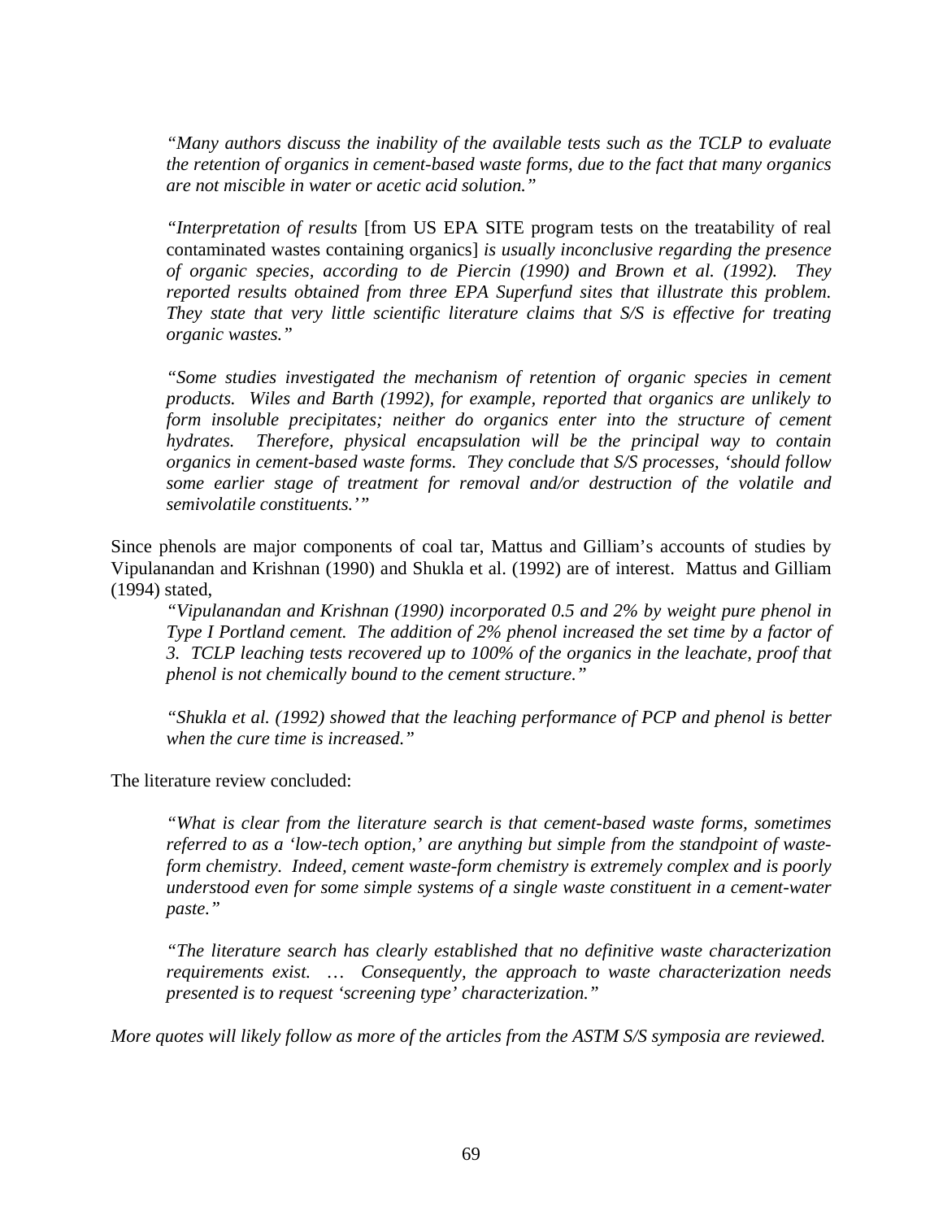> *"Many authors discuss the inability of the available tests such as the TCLP to evaluate the retention of organics in cement-based waste forms, due to the fact that many organics are not miscible in water or acetic acid solution."*
>
> *"Interpretation of results* [from US EPA SITE program tests on the treatability of real contaminated wastes containing organics] *is usually inconclusive regarding the presence of organic species, according to de Piercin (1990) and Brown et al. (1992). They reported results obtained from three EPA Superfund sites that illustrate this problem. They state that very little scientific literature claims that S/S is effective for treating organic wastes."*
>
> *"Some studies investigated the mechanism of retention of organic species in cement products. Wiles and Barth (1992), for example, reported that organics are unlikely to form insoluble precipitates; neither do organics enter into the structure of cement hydrates. Therefore, physical encapsulation will be the principal way to contain organics in cement-based waste forms. They conclude that S/S processes, 'should follow some earlier stage of treatment for removal and/or destruction of the volatile and semivolatile constituents.'"*

Since phenols are major components of coal tar, Mattus and Gilliam's accounts of studies by Vipulanandan and Krishnan (1990) and Shukla et al. (1992) are of interest. Mattus and Gilliam (1994) stated,

> *"Vipulanandan and Krishnan (1990) incorporated 0.5 and 2% by weight pure phenol in Type I Portland cement. The addition of 2% phenol increased the set time by a factor of 3. TCLP leaching tests recovered up to 100% of the organics in the leachate, proof that phenol is not chemically bound to the cement structure."*
>
> *"Shukla et al. (1992) showed that the leaching performance of PCP and phenol is better when the cure time is increased."*

The literature review concluded:

> *"What is clear from the literature search is that cement-based waste forms, sometimes referred to as a 'low-tech option,' are anything but simple from the standpoint of waste-form chemistry. Indeed, cement waste-form chemistry is extremely complex and is poorly understood even for some simple systems of a single waste constituent in a cement-water paste."*
>
> *"The literature search has clearly established that no definitive waste characterization requirements exist. … Consequently, the approach to waste characterization needs presented is to request 'screening type' characterization."*

*More quotes will likely follow as more of the articles from the ASTM S/S symposia are reviewed.*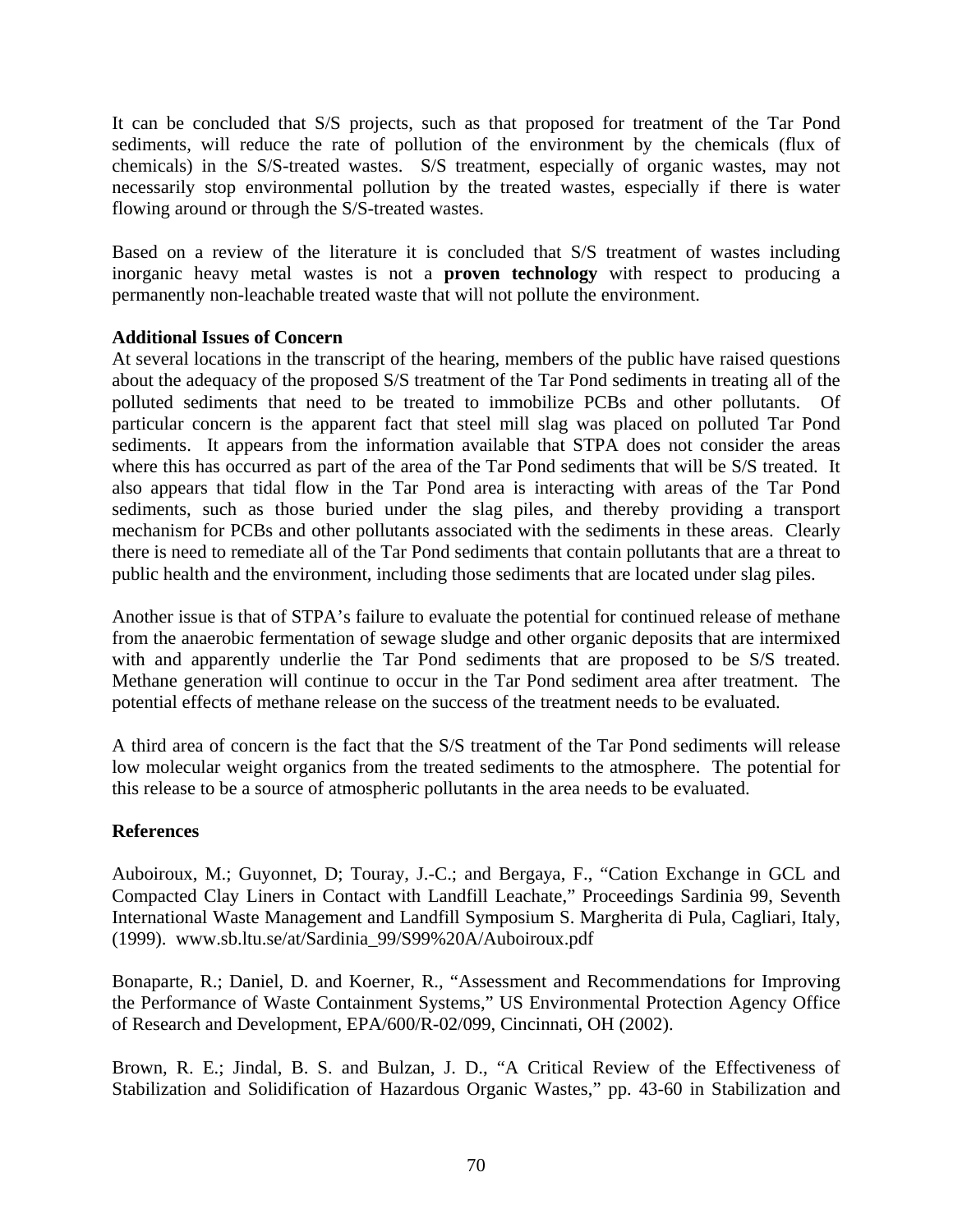It can be concluded that S/S projects, such as that proposed for treatment of the Tar Pond sediments, will reduce the rate of pollution of the environment by the chemicals (flux of chemicals) in the S/S-treated wastes. S/S treatment, especially of organic wastes, may not necessarily stop environmental pollution by the treated wastes, especially if there is water flowing around or through the S/S-treated wastes.

Based on a review of the literature it is concluded that S/S treatment of wastes including inorganic heavy metal wastes is not a **proven technology** with respect to producing a permanently non-leachable treated waste that will not pollute the environment.

**Additional Issues of Concern**

At several locations in the transcript of the hearing, members of the public have raised questions about the adequacy of the proposed S/S treatment of the Tar Pond sediments in treating all of the polluted sediments that need to be treated to immobilize PCBs and other pollutants. Of particular concern is the apparent fact that steel mill slag was placed on polluted Tar Pond sediments. It appears from the information available that STPA does not consider the areas where this has occurred as part of the area of the Tar Pond sediments that will be S/S treated. It also appears that tidal flow in the Tar Pond area is interacting with areas of the Tar Pond sediments, such as those buried under the slag piles, and thereby providing a transport mechanism for PCBs and other pollutants associated with the sediments in these areas. Clearly there is need to remediate all of the Tar Pond sediments that contain pollutants that are a threat to public health and the environment, including those sediments that are located under slag piles.

Another issue is that of STPA's failure to evaluate the potential for continued release of methane from the anaerobic fermentation of sewage sludge and other organic deposits that are intermixed with and apparently underlie the Tar Pond sediments that are proposed to be S/S treated. Methane generation will continue to occur in the Tar Pond sediment area after treatment. The potential effects of methane release on the success of the treatment needs to be evaluated.

A third area of concern is the fact that the S/S treatment of the Tar Pond sediments will release low molecular weight organics from the treated sediments to the atmosphere. The potential for this release to be a source of atmospheric pollutants in the area needs to be evaluated.

**References**

Auboiroux, M.; Guyonnet, D; Touray, J.-C.; and Bergaya, F., "Cation Exchange in GCL and Compacted Clay Liners in Contact with Landfill Leachate," Proceedings Sardinia 99, Seventh International Waste Management and Landfill Symposium S. Margherita di Pula, Cagliari, Italy, (1999). www.sb.ltu.se/at/Sardinia_99/S99%20A/Auboiroux.pdf

Bonaparte, R.; Daniel, D. and Koerner, R., "Assessment and Recommendations for Improving the Performance of Waste Containment Systems," US Environmental Protection Agency Office of Research and Development, EPA/600/R-02/099, Cincinnati, OH (2002).

Brown, R. E.; Jindal, B. S. and Bulzan, J. D., "A Critical Review of the Effectiveness of Stabilization and Solidification of Hazardous Organic Wastes," pp. 43-60 in Stabilization and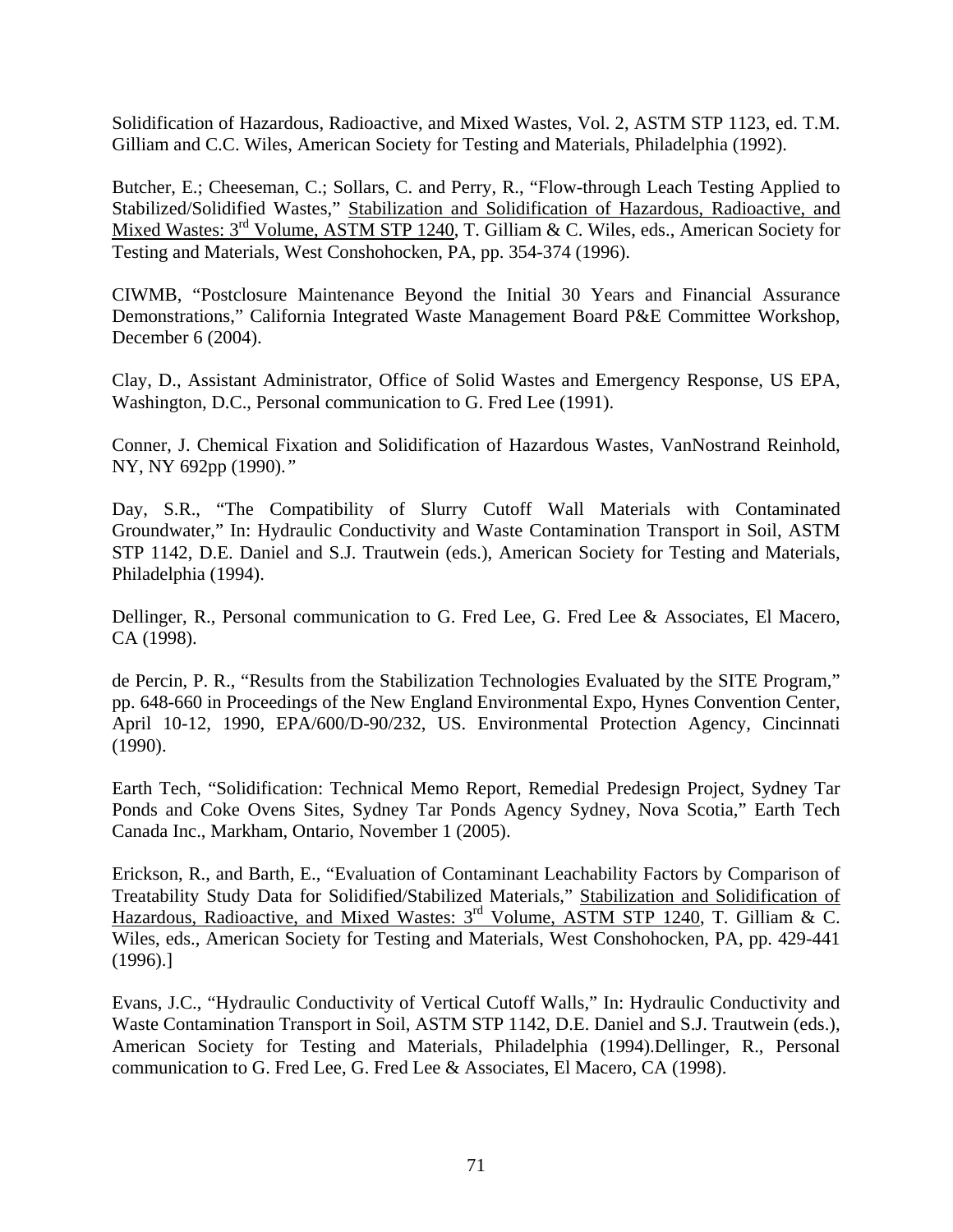Solidification of Hazardous, Radioactive, and Mixed Wastes, Vol. 2, ASTM STP 1123, ed. T.M. Gilliam and C.C. Wiles, American Society for Testing and Materials, Philadelphia (1992).

Butcher, E.; Cheeseman, C.; Sollars, C. and Perry, R., "Flow-through Leach Testing Applied to Stabilized/Solidified Wastes," Stabilization and Solidification of Hazardous, Radioactive, and Mixed Wastes: 3rd Volume, ASTM STP 1240, T. Gilliam & C. Wiles, eds., American Society for Testing and Materials, West Conshohocken, PA, pp. 354-374 (1996).

CIWMB, "Postclosure Maintenance Beyond the Initial 30 Years and Financial Assurance Demonstrations," California Integrated Waste Management Board P&E Committee Workshop, December 6 (2004).

Clay, D., Assistant Administrator, Office of Solid Wastes and Emergency Response, US EPA, Washington, D.C., Personal communication to G. Fred Lee (1991).

Conner, J. Chemical Fixation and Solidification of Hazardous Wastes, VanNostrand Reinhold, NY, NY 692pp (1990)."

Day, S.R., "The Compatibility of Slurry Cutoff Wall Materials with Contaminated Groundwater," In: Hydraulic Conductivity and Waste Contamination Transport in Soil, ASTM STP 1142, D.E. Daniel and S.J. Trautwein (eds.), American Society for Testing and Materials, Philadelphia (1994).

Dellinger, R., Personal communication to G. Fred Lee, G. Fred Lee & Associates, El Macero, CA (1998).

de Percin, P. R., "Results from the Stabilization Technologies Evaluated by the SITE Program," pp. 648-660 in Proceedings of the New England Environmental Expo, Hynes Convention Center, April 10-12, 1990, EPA/600/D-90/232, US. Environmental Protection Agency, Cincinnati (1990).

Earth Tech, "Solidification: Technical Memo Report, Remedial Predesign Project, Sydney Tar Ponds and Coke Ovens Sites, Sydney Tar Ponds Agency Sydney, Nova Scotia," Earth Tech Canada Inc., Markham, Ontario, November 1 (2005).

Erickson, R., and Barth, E., "Evaluation of Contaminant Leachability Factors by Comparison of Treatability Study Data for Solidified/Stabilized Materials," Stabilization and Solidification of Hazardous, Radioactive, and Mixed Wastes: 3rd Volume, ASTM STP 1240, T. Gilliam & C. Wiles, eds., American Society for Testing and Materials, West Conshohocken, PA, pp. 429-441 (1996).]

Evans, J.C., "Hydraulic Conductivity of Vertical Cutoff Walls," In: Hydraulic Conductivity and Waste Contamination Transport in Soil, ASTM STP 1142, D.E. Daniel and S.J. Trautwein (eds.), American Society for Testing and Materials, Philadelphia (1994).Dellinger, R., Personal communication to G. Fred Lee, G. Fred Lee & Associates, El Macero, CA (1998).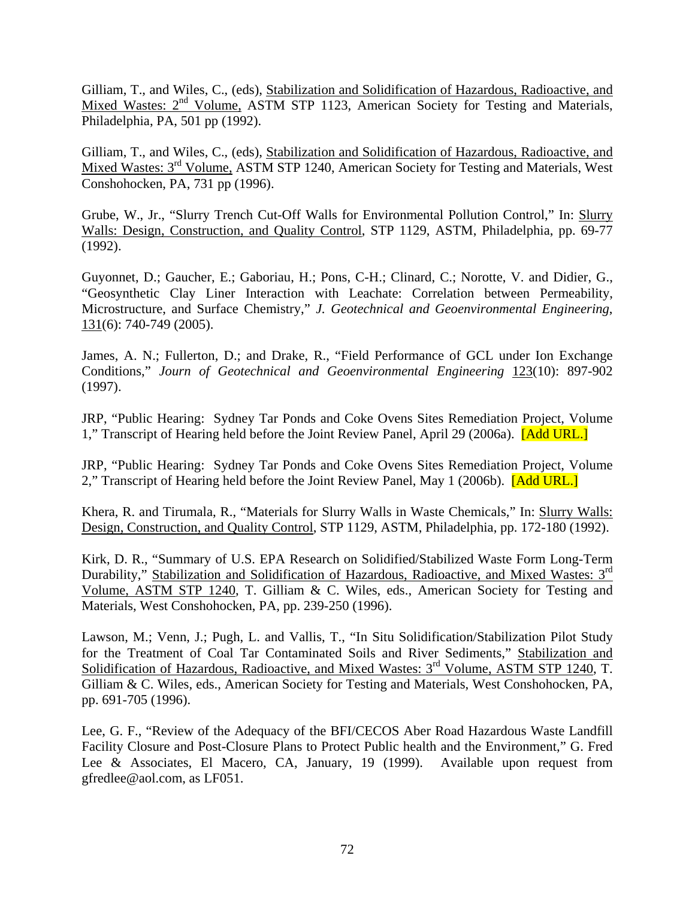Gilliam, T., and Wiles, C., (eds), Stabilization and Solidification of Hazardous, Radioactive, and Mixed Wastes: 2nd Volume, ASTM STP 1123, American Society for Testing and Materials, Philadelphia, PA, 501 pp (1992).

Gilliam, T., and Wiles, C., (eds), Stabilization and Solidification of Hazardous, Radioactive, and Mixed Wastes: 3rd Volume, ASTM STP 1240, American Society for Testing and Materials, West Conshohocken, PA, 731 pp (1996).

Grube, W., Jr., "Slurry Trench Cut-Off Walls for Environmental Pollution Control," In: Slurry Walls: Design, Construction, and Quality Control, STP 1129, ASTM, Philadelphia, pp. 69-77 (1992).

Guyonnet, D.; Gaucher, E.; Gaboriau, H.; Pons, C-H.; Clinard, C.; Norotte, V. and Didier, G., "Geosynthetic Clay Liner Interaction with Leachate: Correlation between Permeability, Microstructure, and Surface Chemistry," *J. Geotechnical and Geoenvironmental Engineering*, 131(6): 740-749 (2005).

James, A. N.; Fullerton, D.; and Drake, R., "Field Performance of GCL under Ion Exchange Conditions," *Journ of Geotechnical and Geoenvironmental Engineering* 123(10): 897-902 (1997).

JRP, "Public Hearing: Sydney Tar Ponds and Coke Ovens Sites Remediation Project, Volume 1," Transcript of Hearing held before the Joint Review Panel, April 29 (2006a). [Add URL.]

JRP, "Public Hearing: Sydney Tar Ponds and Coke Ovens Sites Remediation Project, Volume 2," Transcript of Hearing held before the Joint Review Panel, May 1 (2006b). [Add URL.]

Khera, R. and Tirumala, R., "Materials for Slurry Walls in Waste Chemicals," In: Slurry Walls: Design, Construction, and Quality Control, STP 1129, ASTM, Philadelphia, pp. 172-180 (1992).

Kirk, D. R., "Summary of U.S. EPA Research on Solidified/Stabilized Waste Form Long-Term Durability," Stabilization and Solidification of Hazardous, Radioactive, and Mixed Wastes: 3rd Volume, ASTM STP 1240, T. Gilliam & C. Wiles, eds., American Society for Testing and Materials, West Conshohocken, PA, pp. 239-250 (1996).

Lawson, M.; Venn, J.; Pugh, L. and Vallis, T., "In Situ Solidification/Stabilization Pilot Study for the Treatment of Coal Tar Contaminated Soils and River Sediments," Stabilization and Solidification of Hazardous, Radioactive, and Mixed Wastes: 3rd Volume, ASTM STP 1240, T. Gilliam & C. Wiles, eds., American Society for Testing and Materials, West Conshohocken, PA, pp. 691-705 (1996).

Lee, G. F., "Review of the Adequacy of the BFI/CECOS Aber Road Hazardous Waste Landfill Facility Closure and Post-Closure Plans to Protect Public health and the Environment," G. Fred Lee & Associates, El Macero, CA, January, 19 (1999). Available upon request from gfredlee@aol.com, as LF051.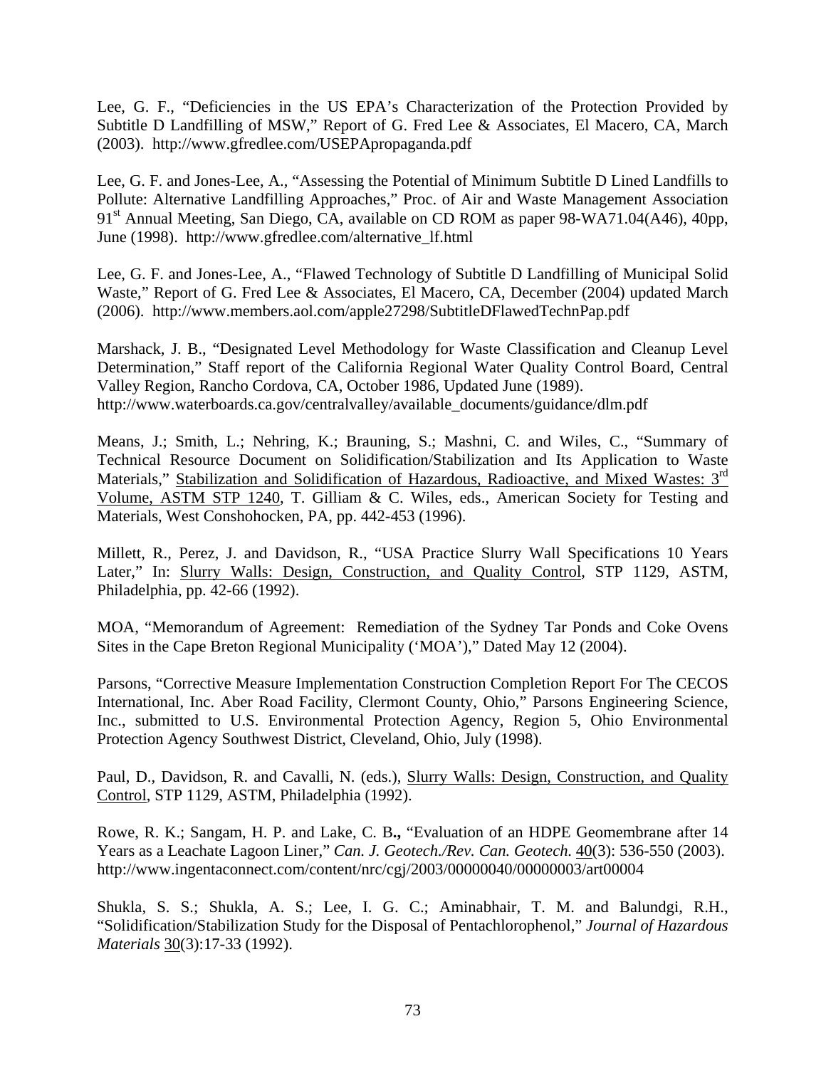Lee, G. F., "Deficiencies in the US EPA's Characterization of the Protection Provided by Subtitle D Landfilling of MSW," Report of G. Fred Lee & Associates, El Macero, CA, March (2003). http://www.gfredlee.com/USEPApropaganda.pdf

Lee, G. F. and Jones-Lee, A., "Assessing the Potential of Minimum Subtitle D Lined Landfills to Pollute: Alternative Landfilling Approaches," Proc. of Air and Waste Management Association 91st Annual Meeting, San Diego, CA, available on CD ROM as paper 98-WA71.04(A46), 40pp, June (1998). http://www.gfredlee.com/alternative_lf.html

Lee, G. F. and Jones-Lee, A., "Flawed Technology of Subtitle D Landfilling of Municipal Solid Waste," Report of G. Fred Lee & Associates, El Macero, CA, December (2004) updated March (2006). http://www.members.aol.com/apple27298/SubtitleDFlawedTechnPap.pdf

Marshack, J. B., "Designated Level Methodology for Waste Classification and Cleanup Level Determination," Staff report of the California Regional Water Quality Control Board, Central Valley Region, Rancho Cordova, CA, October 1986, Updated June (1989). http://www.waterboards.ca.gov/centralvalley/available_documents/guidance/dlm.pdf

Means, J.; Smith, L.; Nehring, K.; Brauning, S.; Mashni, C. and Wiles, C., "Summary of Technical Resource Document on Solidification/Stabilization and Its Application to Waste Materials," Stabilization and Solidification of Hazardous, Radioactive, and Mixed Wastes: 3rd Volume, ASTM STP 1240, T. Gilliam & C. Wiles, eds., American Society for Testing and Materials, West Conshohocken, PA, pp. 442-453 (1996).

Millett, R., Perez, J. and Davidson, R., "USA Practice Slurry Wall Specifications 10 Years Later," In: Slurry Walls: Design, Construction, and Quality Control, STP 1129, ASTM, Philadelphia, pp. 42-66 (1992).

MOA, "Memorandum of Agreement: Remediation of the Sydney Tar Ponds and Coke Ovens Sites in the Cape Breton Regional Municipality ('MOA')," Dated May 12 (2004).

Parsons, "Corrective Measure Implementation Construction Completion Report For The CECOS International, Inc. Aber Road Facility, Clermont County, Ohio," Parsons Engineering Science, Inc., submitted to U.S. Environmental Protection Agency, Region 5, Ohio Environmental Protection Agency Southwest District, Cleveland, Ohio, July (1998).

Paul, D., Davidson, R. and Cavalli, N. (eds.), Slurry Walls: Design, Construction, and Quality Control, STP 1129, ASTM, Philadelphia (1992).

Rowe, R. K.; Sangam, H. P. and Lake, C. B**.,** "Evaluation of an HDPE Geomembrane after 14 Years as a Leachate Lagoon Liner," *Can. J. Geotech./Rev. Can. Geotech.* 40(3): 536-550 (2003). http://www.ingentaconnect.com/content/nrc/cgj/2003/00000040/00000003/art00004

Shukla, S. S.; Shukla, A. S.; Lee, I. G. C.; Aminabhair, T. M. and Balundgi, R.H., "Solidification/Stabilization Study for the Disposal of Pentachlorophenol," *Journal of Hazardous Materials* 30(3):17-33 (1992).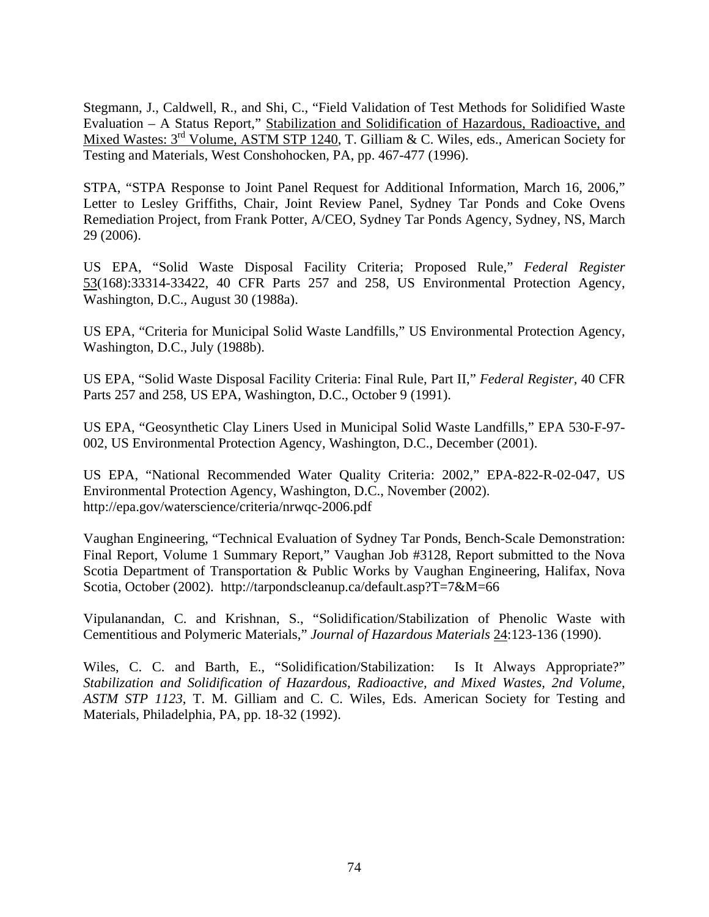Stegmann, J., Caldwell, R., and Shi, C., "Field Validation of Test Methods for Solidified Waste Evaluation – A Status Report," Stabilization and Solidification of Hazardous, Radioactive, and Mixed Wastes: 3rd Volume, ASTM STP 1240, T. Gilliam & C. Wiles, eds., American Society for Testing and Materials, West Conshohocken, PA, pp. 467-477 (1996).

STPA, "STPA Response to Joint Panel Request for Additional Information, March 16, 2006," Letter to Lesley Griffiths, Chair, Joint Review Panel, Sydney Tar Ponds and Coke Ovens Remediation Project, from Frank Potter, A/CEO, Sydney Tar Ponds Agency, Sydney, NS, March 29 (2006).

US EPA, "Solid Waste Disposal Facility Criteria; Proposed Rule," *Federal Register* 53(168):33314-33422, 40 CFR Parts 257 and 258, US Environmental Protection Agency, Washington, D.C., August 30 (1988a).

US EPA, "Criteria for Municipal Solid Waste Landfills," US Environmental Protection Agency, Washington, D.C., July (1988b).

US EPA, "Solid Waste Disposal Facility Criteria: Final Rule, Part II," *Federal Register*, 40 CFR Parts 257 and 258, US EPA, Washington, D.C., October 9 (1991).

US EPA, "Geosynthetic Clay Liners Used in Municipal Solid Waste Landfills," EPA 530-F-97-002, US Environmental Protection Agency, Washington, D.C., December (2001).

US EPA, "National Recommended Water Quality Criteria: 2002," EPA-822-R-02-047, US Environmental Protection Agency, Washington, D.C., November (2002). http://epa.gov/waterscience/criteria/nrwqc-2006.pdf

Vaughan Engineering, "Technical Evaluation of Sydney Tar Ponds, Bench-Scale Demonstration: Final Report, Volume 1 Summary Report," Vaughan Job #3128, Report submitted to the Nova Scotia Department of Transportation & Public Works by Vaughan Engineering, Halifax, Nova Scotia, October (2002). http://tarpondscleanup.ca/default.asp?T=7&M=66

Vipulanandan, C. and Krishnan, S., "Solidification/Stabilization of Phenolic Waste with Cementitious and Polymeric Materials," *Journal of Hazardous Materials* 24:123-136 (1990).

Wiles, C. C. and Barth, E., "Solidification/Stabilization: Is It Always Appropriate?" *Stabilization and Solidification of Hazardous, Radioactive, and Mixed Wastes, 2nd Volume, ASTM STP 1123*, T. M. Gilliam and C. C. Wiles, Eds. American Society for Testing and Materials, Philadelphia, PA, pp. 18-32 (1992).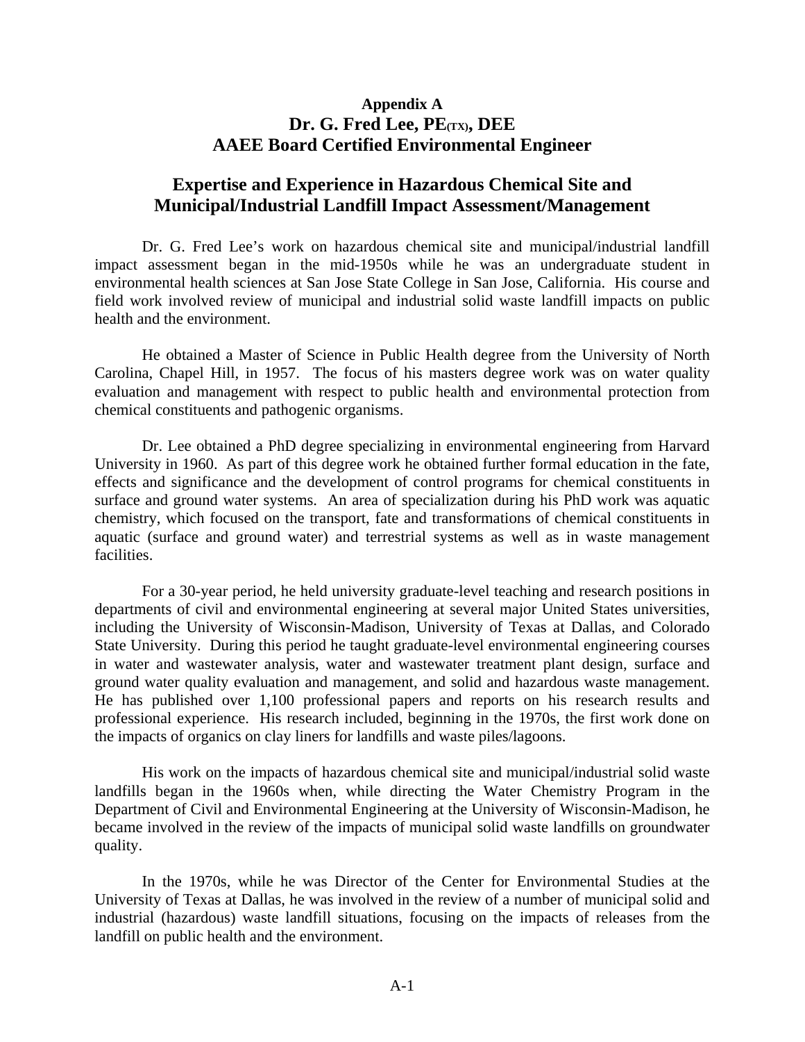**Appendix A**

# Dr. G. Fred Lee, PE$_{(TX)}$, DEE
# AAEE Board Certified Environmental Engineer

## Expertise and Experience in Hazardous Chemical Site and Municipal/Industrial Landfill Impact Assessment/Management

Dr. G. Fred Lee's work on hazardous chemical site and municipal/industrial landfill impact assessment began in the mid-1950s while he was an undergraduate student in environmental health sciences at San Jose State College in San Jose, California. His course and field work involved review of municipal and industrial solid waste landfill impacts on public health and the environment.

He obtained a Master of Science in Public Health degree from the University of North Carolina, Chapel Hill, in 1957. The focus of his masters degree work was on water quality evaluation and management with respect to public health and environmental protection from chemical constituents and pathogenic organisms.

Dr. Lee obtained a PhD degree specializing in environmental engineering from Harvard University in 1960. As part of this degree work he obtained further formal education in the fate, effects and significance and the development of control programs for chemical constituents in surface and ground water systems. An area of specialization during his PhD work was aquatic chemistry, which focused on the transport, fate and transformations of chemical constituents in aquatic (surface and ground water) and terrestrial systems as well as in waste management facilities.

For a 30-year period, he held university graduate-level teaching and research positions in departments of civil and environmental engineering at several major United States universities, including the University of Wisconsin-Madison, University of Texas at Dallas, and Colorado State University. During this period he taught graduate-level environmental engineering courses in water and wastewater analysis, water and wastewater treatment plant design, surface and ground water quality evaluation and management, and solid and hazardous waste management. He has published over 1,100 professional papers and reports on his research results and professional experience. His research included, beginning in the 1970s, the first work done on the impacts of organics on clay liners for landfills and waste piles/lagoons.

His work on the impacts of hazardous chemical site and municipal/industrial solid waste landfills began in the 1960s when, while directing the Water Chemistry Program in the Department of Civil and Environmental Engineering at the University of Wisconsin-Madison, he became involved in the review of the impacts of municipal solid waste landfills on groundwater quality.

In the 1970s, while he was Director of the Center for Environmental Studies at the University of Texas at Dallas, he was involved in the review of a number of municipal solid and industrial (hazardous) waste landfill situations, focusing on the impacts of releases from the landfill on public health and the environment.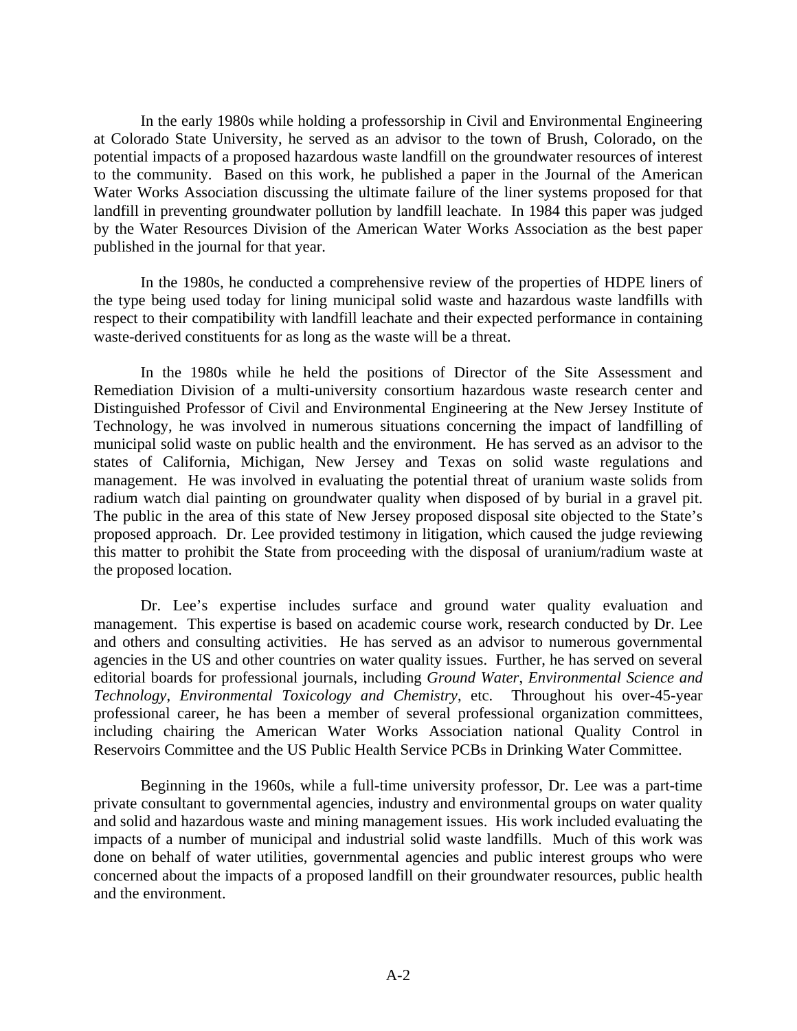In the early 1980s while holding a professorship in Civil and Environmental Engineering at Colorado State University, he served as an advisor to the town of Brush, Colorado, on the potential impacts of a proposed hazardous waste landfill on the groundwater resources of interest to the community. Based on this work, he published a paper in the Journal of the American Water Works Association discussing the ultimate failure of the liner systems proposed for that landfill in preventing groundwater pollution by landfill leachate. In 1984 this paper was judged by the Water Resources Division of the American Water Works Association as the best paper published in the journal for that year.

In the 1980s, he conducted a comprehensive review of the properties of HDPE liners of the type being used today for lining municipal solid waste and hazardous waste landfills with respect to their compatibility with landfill leachate and their expected performance in containing waste-derived constituents for as long as the waste will be a threat.

In the 1980s while he held the positions of Director of the Site Assessment and Remediation Division of a multi-university consortium hazardous waste research center and Distinguished Professor of Civil and Environmental Engineering at the New Jersey Institute of Technology, he was involved in numerous situations concerning the impact of landfilling of municipal solid waste on public health and the environment. He has served as an advisor to the states of California, Michigan, New Jersey and Texas on solid waste regulations and management. He was involved in evaluating the potential threat of uranium waste solids from radium watch dial painting on groundwater quality when disposed of by burial in a gravel pit. The public in the area of this state of New Jersey proposed disposal site objected to the State's proposed approach. Dr. Lee provided testimony in litigation, which caused the judge reviewing this matter to prohibit the State from proceeding with the disposal of uranium/radium waste at the proposed location.

Dr. Lee's expertise includes surface and ground water quality evaluation and management. This expertise is based on academic course work, research conducted by Dr. Lee and others and consulting activities. He has served as an advisor to numerous governmental agencies in the US and other countries on water quality issues. Further, he has served on several editorial boards for professional journals, including *Ground Water*, *Environmental Science and Technology*, *Environmental Toxicology and Chemistry*, etc. Throughout his over-45-year professional career, he has been a member of several professional organization committees, including chairing the American Water Works Association national Quality Control in Reservoirs Committee and the US Public Health Service PCBs in Drinking Water Committee.

Beginning in the 1960s, while a full-time university professor, Dr. Lee was a part-time private consultant to governmental agencies, industry and environmental groups on water quality and solid and hazardous waste and mining management issues. His work included evaluating the impacts of a number of municipal and industrial solid waste landfills. Much of this work was done on behalf of water utilities, governmental agencies and public interest groups who were concerned about the impacts of a proposed landfill on their groundwater resources, public health and the environment.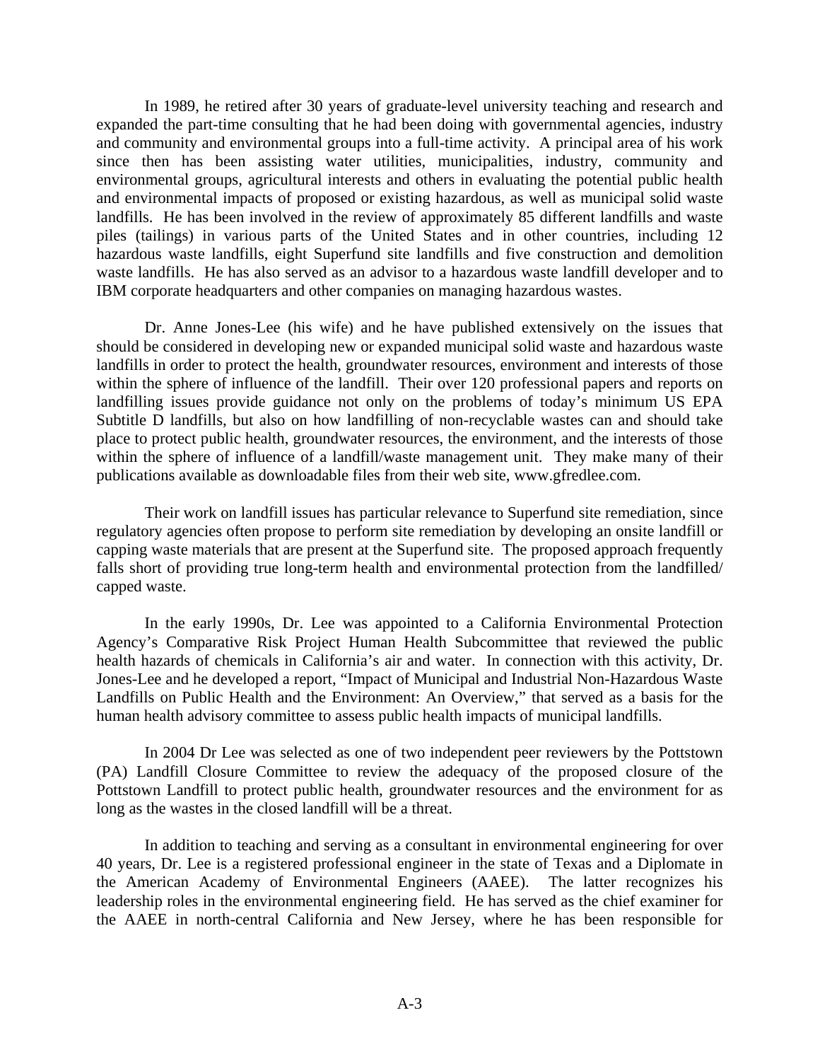In 1989, he retired after 30 years of graduate-level university teaching and research and expanded the part-time consulting that he had been doing with governmental agencies, industry and community and environmental groups into a full-time activity. A principal area of his work since then has been assisting water utilities, municipalities, industry, community and environmental groups, agricultural interests and others in evaluating the potential public health and environmental impacts of proposed or existing hazardous, as well as municipal solid waste landfills. He has been involved in the review of approximately 85 different landfills and waste piles (tailings) in various parts of the United States and in other countries, including 12 hazardous waste landfills, eight Superfund site landfills and five construction and demolition waste landfills. He has also served as an advisor to a hazardous waste landfill developer and to IBM corporate headquarters and other companies on managing hazardous wastes.

Dr. Anne Jones-Lee (his wife) and he have published extensively on the issues that should be considered in developing new or expanded municipal solid waste and hazardous waste landfills in order to protect the health, groundwater resources, environment and interests of those within the sphere of influence of the landfill. Their over 120 professional papers and reports on landfilling issues provide guidance not only on the problems of today's minimum US EPA Subtitle D landfills, but also on how landfilling of non-recyclable wastes can and should take place to protect public health, groundwater resources, the environment, and the interests of those within the sphere of influence of a landfill/waste management unit. They make many of their publications available as downloadable files from their web site, www.gfredlee.com.

Their work on landfill issues has particular relevance to Superfund site remediation, since regulatory agencies often propose to perform site remediation by developing an onsite landfill or capping waste materials that are present at the Superfund site. The proposed approach frequently falls short of providing true long-term health and environmental protection from the landfilled/ capped waste.

In the early 1990s, Dr. Lee was appointed to a California Environmental Protection Agency's Comparative Risk Project Human Health Subcommittee that reviewed the public health hazards of chemicals in California's air and water. In connection with this activity, Dr. Jones-Lee and he developed a report, "Impact of Municipal and Industrial Non-Hazardous Waste Landfills on Public Health and the Environment: An Overview," that served as a basis for the human health advisory committee to assess public health impacts of municipal landfills.

In 2004 Dr Lee was selected as one of two independent peer reviewers by the Pottstown (PA) Landfill Closure Committee to review the adequacy of the proposed closure of the Pottstown Landfill to protect public health, groundwater resources and the environment for as long as the wastes in the closed landfill will be a threat.

In addition to teaching and serving as a consultant in environmental engineering for over 40 years, Dr. Lee is a registered professional engineer in the state of Texas and a Diplomate in the American Academy of Environmental Engineers (AAEE). The latter recognizes his leadership roles in the environmental engineering field. He has served as the chief examiner for the AAEE in north-central California and New Jersey, where he has been responsible for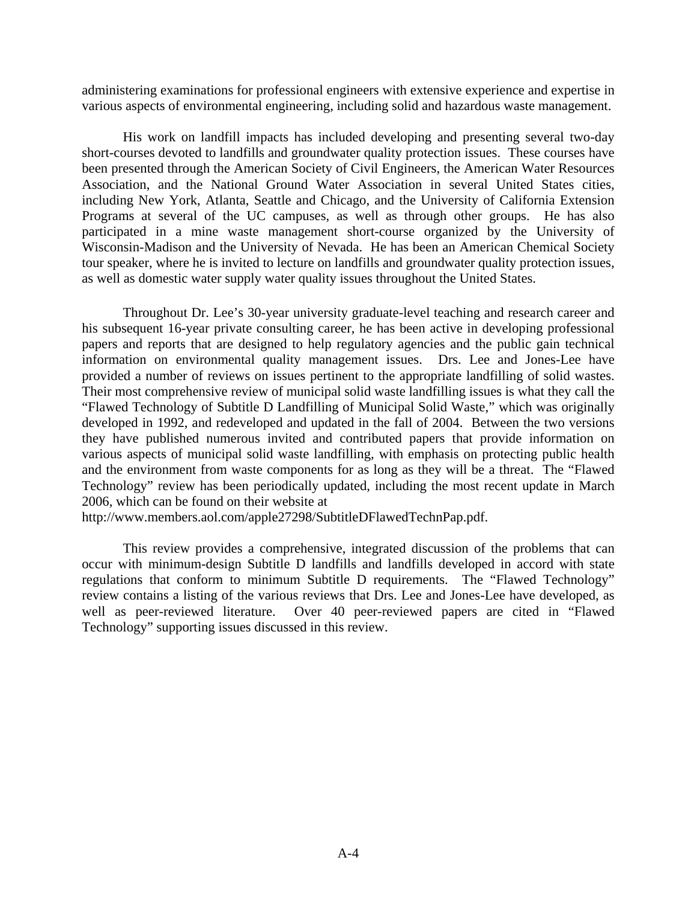administering examinations for professional engineers with extensive experience and expertise in various aspects of environmental engineering, including solid and hazardous waste management.

His work on landfill impacts has included developing and presenting several two-day short-courses devoted to landfills and groundwater quality protection issues. These courses have been presented through the American Society of Civil Engineers, the American Water Resources Association, and the National Ground Water Association in several United States cities, including New York, Atlanta, Seattle and Chicago, and the University of California Extension Programs at several of the UC campuses, as well as through other groups. He has also participated in a mine waste management short-course organized by the University of Wisconsin-Madison and the University of Nevada. He has been an American Chemical Society tour speaker, where he is invited to lecture on landfills and groundwater quality protection issues, as well as domestic water supply water quality issues throughout the United States.

Throughout Dr. Lee's 30-year university graduate-level teaching and research career and his subsequent 16-year private consulting career, he has been active in developing professional papers and reports that are designed to help regulatory agencies and the public gain technical information on environmental quality management issues. Drs. Lee and Jones-Lee have provided a number of reviews on issues pertinent to the appropriate landfilling of solid wastes. Their most comprehensive review of municipal solid waste landfilling issues is what they call the "Flawed Technology of Subtitle D Landfilling of Municipal Solid Waste," which was originally developed in 1992, and redeveloped and updated in the fall of 2004. Between the two versions they have published numerous invited and contributed papers that provide information on various aspects of municipal solid waste landfilling, with emphasis on protecting public health and the environment from waste components for as long as they will be a threat. The "Flawed Technology" review has been periodically updated, including the most recent update in March 2006, which can be found on their website at http://www.members.aol.com/apple27298/SubtitleDFlawedTechnPap.pdf.

This review provides a comprehensive, integrated discussion of the problems that can occur with minimum-design Subtitle D landfills and landfills developed in accord with state regulations that conform to minimum Subtitle D requirements. The "Flawed Technology" review contains a listing of the various reviews that Drs. Lee and Jones-Lee have developed, as well as peer-reviewed literature. Over 40 peer-reviewed papers are cited in "Flawed Technology" supporting issues discussed in this review.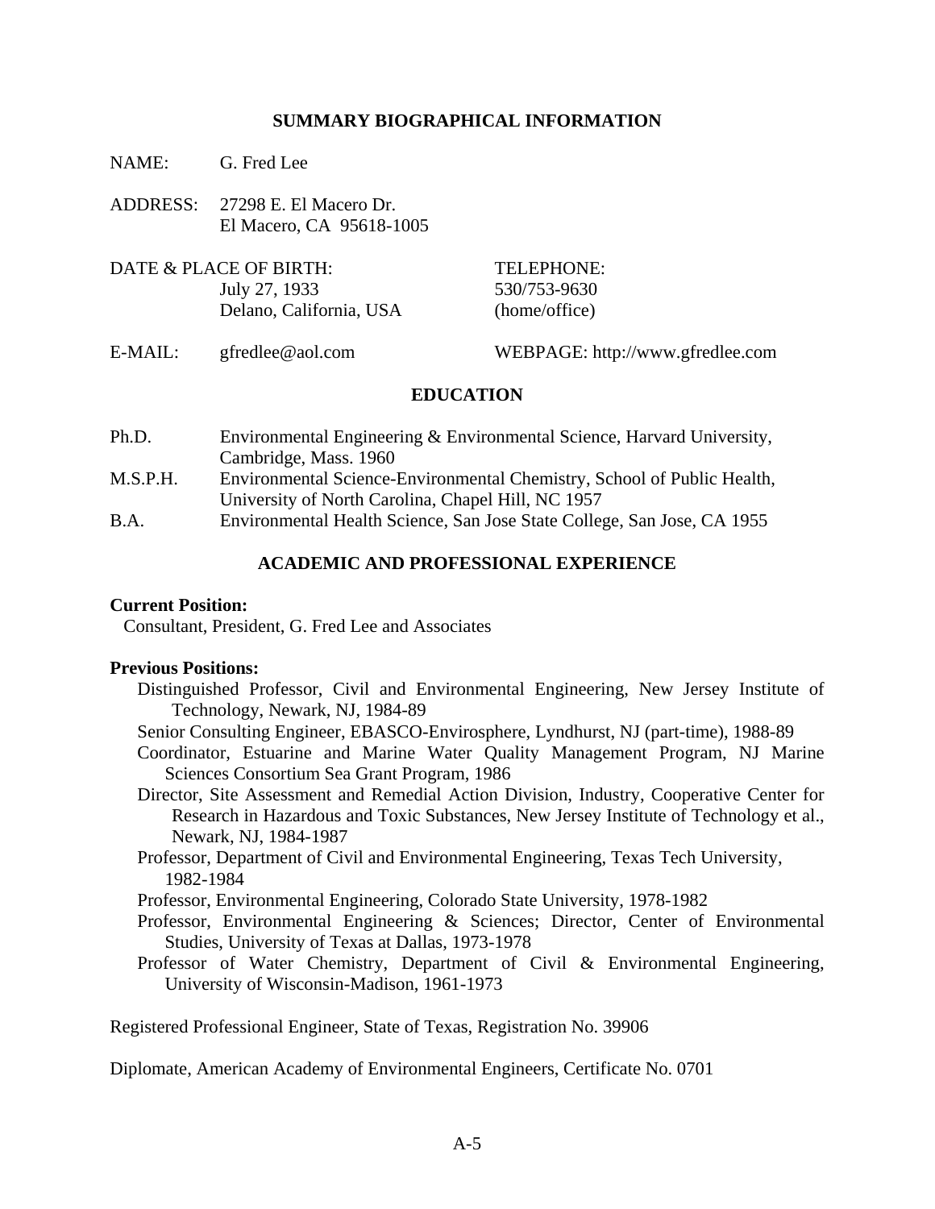## SUMMARY BIOGRAPHICAL INFORMATION

NAME: G. Fred Lee

ADDRESS: 27298 E. El Macero Dr.
El Macero, CA 95618-1005

DATE & PLACE OF BIRTH:
July 27, 1933
Delano, California, USA

TELEPHONE:
530/753-9630
(home/office)

E-MAIL: gfredlee@aol.com

WEBPAGE: http://www.gfredlee.com

## EDUCATION

Ph.D. Environmental Engineering & Environmental Science, Harvard University, Cambridge, Mass. 1960

M.S.P.H. Environmental Science-Environmental Chemistry, School of Public Health, University of North Carolina, Chapel Hill, NC 1957

B.A. Environmental Health Science, San Jose State College, San Jose, CA 1955

## ACADEMIC AND PROFESSIONAL EXPERIENCE

**Current Position:**

Consultant, President, G. Fred Lee and Associates

**Previous Positions:**

- Distinguished Professor, Civil and Environmental Engineering, New Jersey Institute of Technology, Newark, NJ, 1984-89
- Senior Consulting Engineer, EBASCO-Envirosphere, Lyndhurst, NJ (part-time), 1988-89
- Coordinator, Estuarine and Marine Water Quality Management Program, NJ Marine Sciences Consortium Sea Grant Program, 1986
- Director, Site Assessment and Remedial Action Division, Industry, Cooperative Center for Research in Hazardous and Toxic Substances, New Jersey Institute of Technology et al., Newark, NJ, 1984-1987
- Professor, Department of Civil and Environmental Engineering, Texas Tech University, 1982-1984
- Professor, Environmental Engineering, Colorado State University, 1978-1982
- Professor, Environmental Engineering & Sciences; Director, Center of Environmental Studies, University of Texas at Dallas, 1973-1978
- Professor of Water Chemistry, Department of Civil & Environmental Engineering, University of Wisconsin-Madison, 1961-1973

Registered Professional Engineer, State of Texas, Registration No. 39906

Diplomate, American Academy of Environmental Engineers, Certificate No. 0701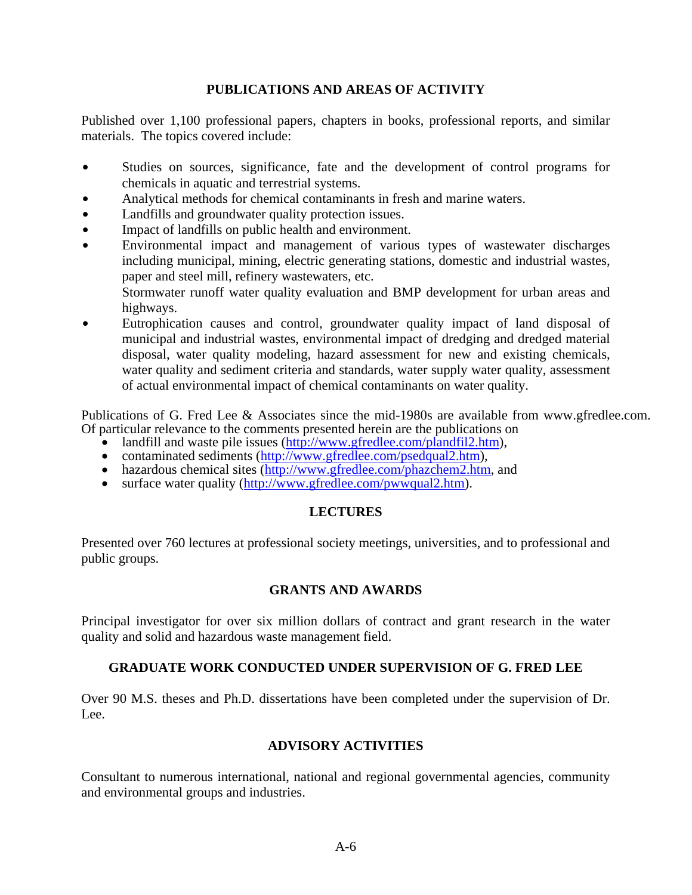## PUBLICATIONS AND AREAS OF ACTIVITY

Published over 1,100 professional papers, chapters in books, professional reports, and similar materials. The topics covered include:

- Studies on sources, significance, fate and the development of control programs for chemicals in aquatic and terrestrial systems.
- Analytical methods for chemical contaminants in fresh and marine waters.
- Landfills and groundwater quality protection issues.
- Impact of landfills on public health and environment.
- Environmental impact and management of various types of wastewater discharges including municipal, mining, electric generating stations, domestic and industrial wastes, paper and steel mill, refinery wastewaters, etc.
  Stormwater runoff water quality evaluation and BMP development for urban areas and highways.
- Eutrophication causes and control, groundwater quality impact of land disposal of municipal and industrial wastes, environmental impact of dredging and dredged material disposal, water quality modeling, hazard assessment for new and existing chemicals, water quality and sediment criteria and standards, water supply water quality, assessment of actual environmental impact of chemical contaminants on water quality.

Publications of G. Fred Lee & Associates since the mid-1980s are available from www.gfredlee.com. Of particular relevance to the comments presented herein are the publications on

- landfill and waste pile issues (http://www.gfredlee.com/plandfil2.htm),
- contaminated sediments (http://www.gfredlee.com/psedqual2.htm),
- hazardous chemical sites (http://www.gfredlee.com/phazchem2.htm, and
- surface water quality (http://www.gfredlee.com/pwwqual2.htm).

## LECTURES

Presented over 760 lectures at professional society meetings, universities, and to professional and public groups.

## GRANTS AND AWARDS

Principal investigator for over six million dollars of contract and grant research in the water quality and solid and hazardous waste management field.

## GRADUATE WORK CONDUCTED UNDER SUPERVISION OF G. FRED LEE

Over 90 M.S. theses and Ph.D. dissertations have been completed under the supervision of Dr. Lee.

## ADVISORY ACTIVITIES

Consultant to numerous international, national and regional governmental agencies, community and environmental groups and industries.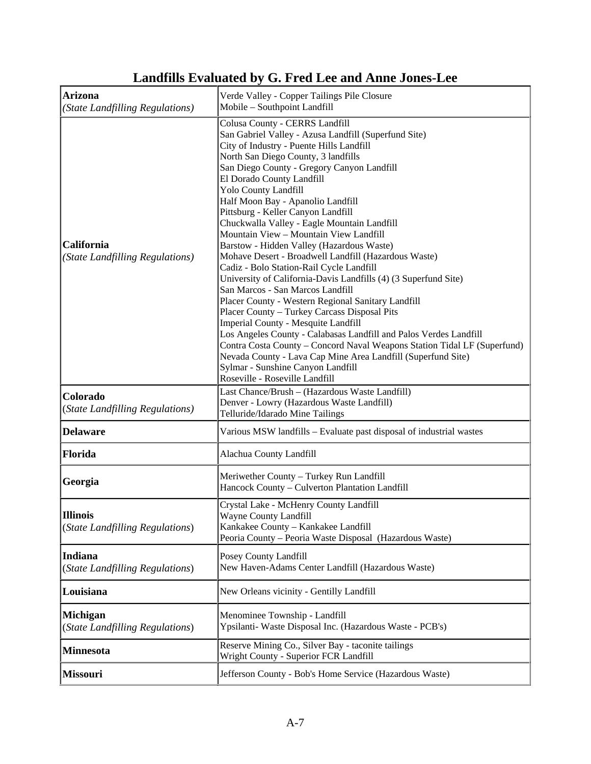# Landfills Evaluated by G. Fred Lee and Anne Jones-Lee

| State | Landfills |
|---|---|
| **Arizona** *(State Landfilling Regulations)* | Verde Valley - Copper Tailings Pile Closure<br>Mobile – Southpoint Landfill |
| **California** *(State Landfilling Regulations)* | Colusa County - CERRS Landfill<br>San Gabriel Valley - Azusa Landfill (Superfund Site)<br>City of Industry - Puente Hills Landfill<br>North San Diego County, 3 landfills<br>San Diego County - Gregory Canyon Landfill<br>El Dorado County Landfill<br>Yolo County Landfill<br>Half Moon Bay - Apanolio Landfill<br>Pittsburg - Keller Canyon Landfill<br>Chuckwalla Valley - Eagle Mountain Landfill<br>Mountain View – Mountain View Landfill<br>Barstow - Hidden Valley (Hazardous Waste)<br>Mohave Desert - Broadwell Landfill (Hazardous Waste)<br>Cadiz - Bolo Station-Rail Cycle Landfill<br>University of California-Davis Landfills (4) (3 Superfund Site)<br>San Marcos - San Marcos Landfill<br>Placer County - Western Regional Sanitary Landfill<br>Placer County – Turkey Carcass Disposal Pits<br>Imperial County - Mesquite Landfill<br>Los Angeles County - Calabasas Landfill and Palos Verdes Landfill<br>Contra Costa County – Concord Naval Weapons Station Tidal LF (Superfund)<br>Nevada County - Lava Cap Mine Area Landfill (Superfund Site)<br>Sylmar - Sunshine Canyon Landfill<br>Roseville - Roseville Landfill |
| **Colorado** (*State Landfilling Regulations*) | Last Chance/Brush – (Hazardous Waste Landfill)<br>Denver - Lowry (Hazardous Waste Landfill)<br>Telluride/Idarado Mine Tailings |
| **Delaware** | Various MSW landfills – Evaluate past disposal of industrial wastes |
| **Florida** | Alachua County Landfill |
| **Georgia** | Meriwether County – Turkey Run Landfill<br>Hancock County – Culverton Plantation Landfill |
| **Illinois** (*State Landfilling Regulations*) | Crystal Lake - McHenry County Landfill<br>Wayne County Landfill<br>Kankakee County – Kankakee Landfill<br>Peoria County – Peoria Waste Disposal (Hazardous Waste) |
| **Indiana** (*State Landfilling Regulations*) | Posey County Landfill<br>New Haven-Adams Center Landfill (Hazardous Waste) |
| **Louisiana** | New Orleans vicinity - Gentilly Landfill |
| **Michigan** (*State Landfilling Regulations*) | Menominee Township - Landfill<br>Ypsilanti- Waste Disposal Inc. (Hazardous Waste - PCB's) |
| **Minnesota** | Reserve Mining Co., Silver Bay - taconite tailings<br>Wright County - Superior FCR Landfill |
| **Missouri** | Jefferson County - Bob's Home Service (Hazardous Waste) |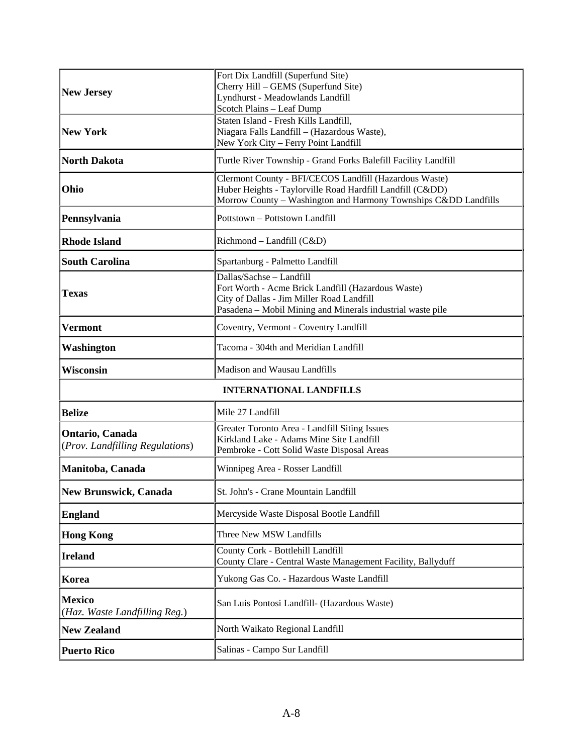| | |
|---|---|
| **New Jersey** | Fort Dix Landfill (Superfund Site)<br>Cherry Hill – GEMS (Superfund Site)<br>Lyndhurst - Meadowlands Landfill<br>Scotch Plains – Leaf Dump |
| **New York** | Staten Island - Fresh Kills Landfill,<br>Niagara Falls Landfill – (Hazardous Waste),<br>New York City – Ferry Point Landfill |
| **North Dakota** | Turtle River Township - Grand Forks Balefill Facility Landfill |
| **Ohio** | Clermont County - BFI/CECOS Landfill (Hazardous Waste)<br>Huber Heights - Taylorville Road Hardfill Landfill (C&DD)<br>Morrow County – Washington and Harmony Townships C&DD Landfills |
| **Pennsylvania** | Pottstown – Pottstown Landfill |
| **Rhode Island** | Richmond – Landfill (C&D) |
| **South Carolina** | Spartanburg - Palmetto Landfill |
| **Texas** | Dallas/Sachse – Landfill<br>Fort Worth - Acme Brick Landfill (Hazardous Waste)<br>City of Dallas - Jim Miller Road Landfill<br>Pasadena – Mobil Mining and Minerals industrial waste pile |
| **Vermont** | Coventry, Vermont - Coventry Landfill |
| **Washington** | Tacoma - 304th and Meridian Landfill |
| **Wisconsin** | Madison and Wausau Landfills |
| **INTERNATIONAL LANDFILLS** | |
| **Belize** | Mile 27 Landfill |
| **Ontario, Canada**<br>(*Prov. Landfilling Regulations*) | Greater Toronto Area - Landfill Siting Issues<br>Kirkland Lake - Adams Mine Site Landfill<br>Pembroke - Cott Solid Waste Disposal Areas |
| **Manitoba, Canada** | Winnipeg Area - Rosser Landfill |
| **New Brunswick, Canada** | St. John's - Crane Mountain Landfill |
| **England** | Mercyside Waste Disposal Bootle Landfill |
| **Hong Kong** | Three New MSW Landfills |
| **Ireland** | County Cork - Bottlehill Landfill<br>County Clare - Central Waste Management Facility, Ballyduff |
| **Korea** | Yukong Gas Co. - Hazardous Waste Landfill |
| **Mexico**<br>(*Haz. Waste Landfilling Reg.*) | San Luis Pontosi Landfill- (Hazardous Waste) |
| **New Zealand** | North Waikato Regional Landfill |
| **Puerto Rico** | Salinas - Campo Sur Landfill |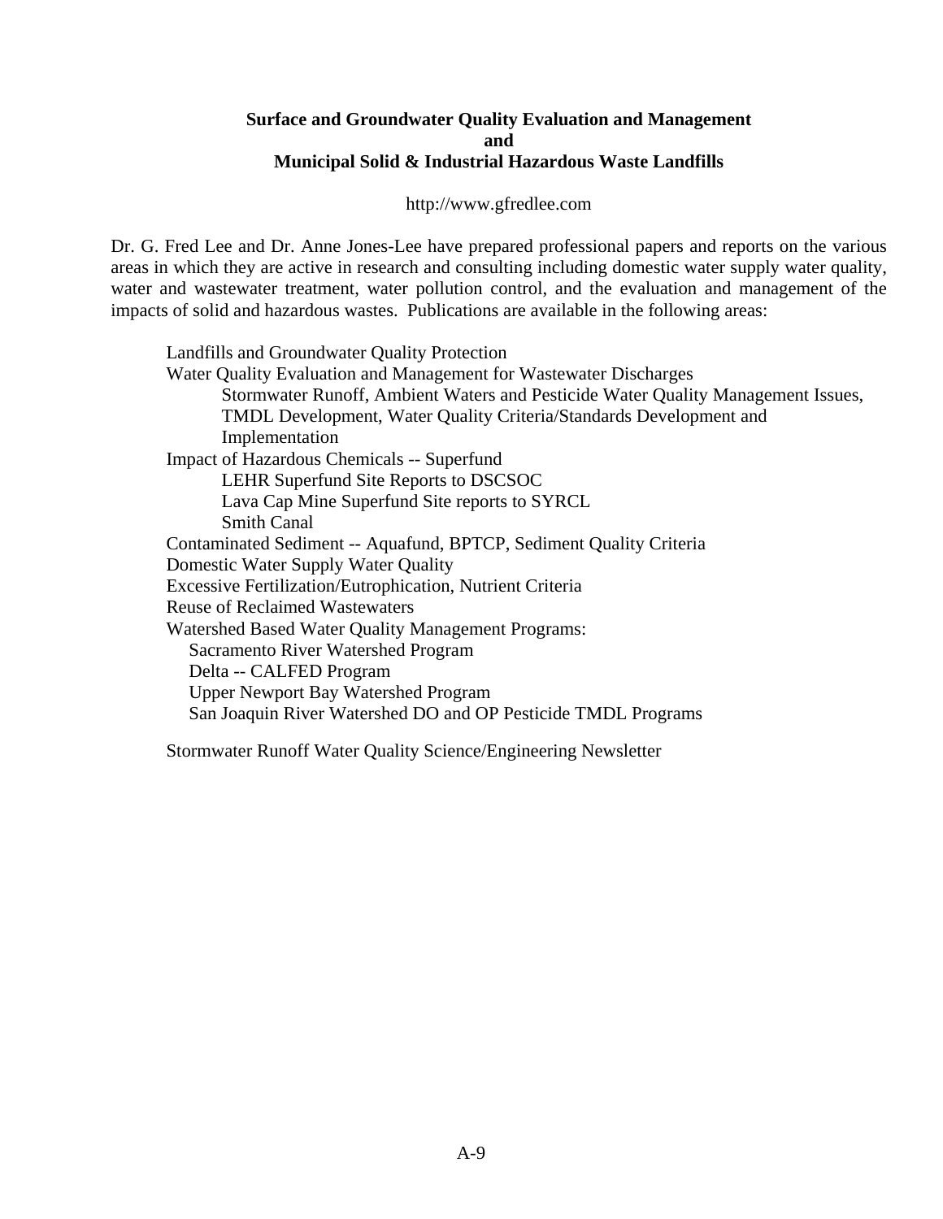**Surface and Groundwater Quality Evaluation and Management**
**and**
**Municipal Solid & Industrial Hazardous Waste Landfills**

http://www.gfredlee.com

Dr. G. Fred Lee and Dr. Anne Jones-Lee have prepared professional papers and reports on the various areas in which they are active in research and consulting including domestic water supply water quality, water and wastewater treatment, water pollution control, and the evaluation and management of the impacts of solid and hazardous wastes. Publications are available in the following areas:

- Landfills and Groundwater Quality Protection
- Water Quality Evaluation and Management for Wastewater Discharges
  - Stormwater Runoff, Ambient Waters and Pesticide Water Quality Management Issues,
  - TMDL Development, Water Quality Criteria/Standards Development and Implementation
- Impact of Hazardous Chemicals -- Superfund
  - LEHR Superfund Site Reports to DSCSOC
  - Lava Cap Mine Superfund Site reports to SYRCL
  - Smith Canal
- Contaminated Sediment -- Aquafund, BPTCP, Sediment Quality Criteria
- Domestic Water Supply Water Quality
- Excessive Fertilization/Eutrophication, Nutrient Criteria
- Reuse of Reclaimed Wastewaters
- Watershed Based Water Quality Management Programs:
  - Sacramento River Watershed Program
  - Delta -- CALFED Program
  - Upper Newport Bay Watershed Program
  - San Joaquin River Watershed DO and OP Pesticide TMDL Programs

Stormwater Runoff Water Quality Science/Engineering Newsletter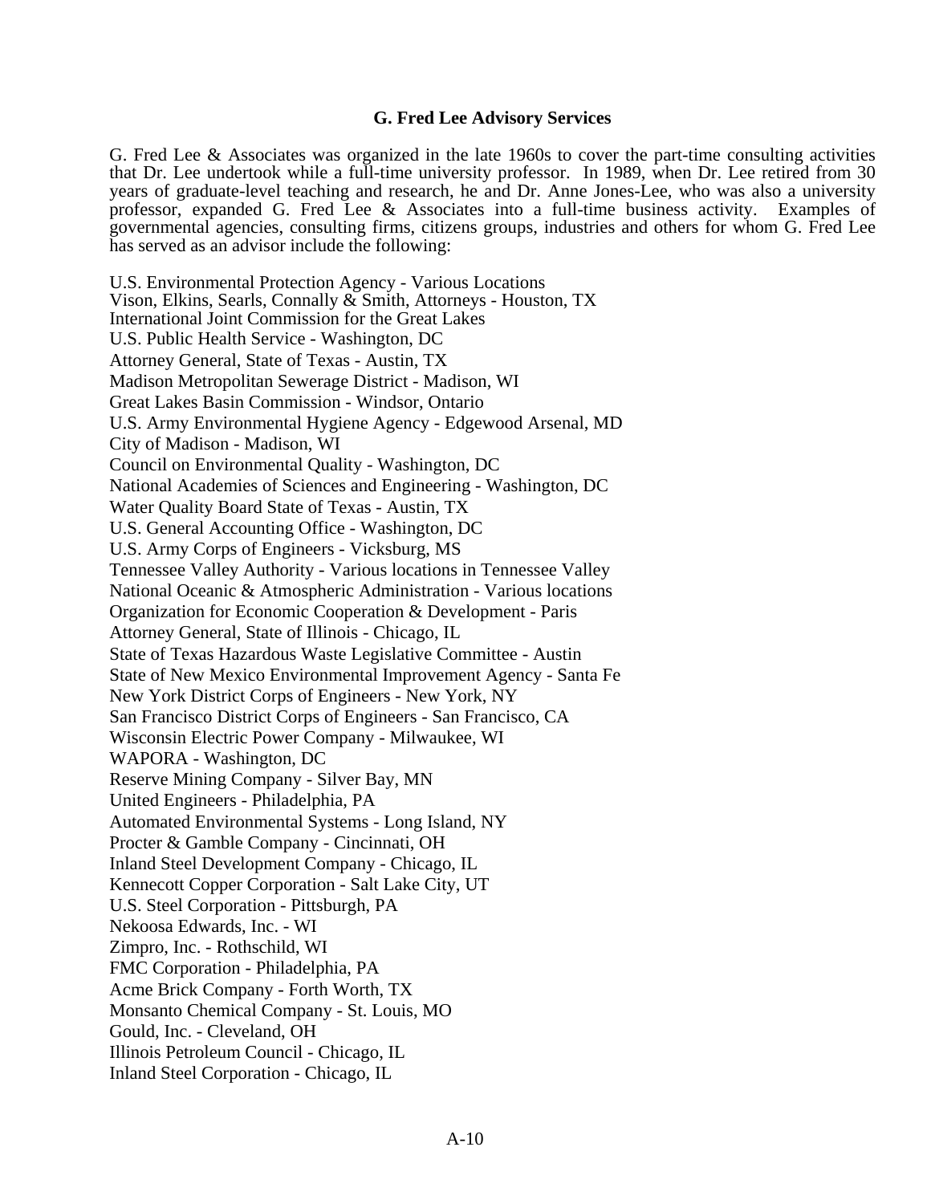## G. Fred Lee Advisory Services

G. Fred Lee & Associates was organized in the late 1960s to cover the part-time consulting activities that Dr. Lee undertook while a full-time university professor. In 1989, when Dr. Lee retired from 30 years of graduate-level teaching and research, he and Dr. Anne Jones-Lee, who was also a university professor, expanded G. Fred Lee & Associates into a full-time business activity. Examples of governmental agencies, consulting firms, citizens groups, industries and others for whom G. Fred Lee has served as an advisor include the following:

U.S. Environmental Protection Agency - Various Locations  
Vison, Elkins, Searls, Connally & Smith, Attorneys - Houston, TX  
International Joint Commission for the Great Lakes  
U.S. Public Health Service - Washington, DC  
Attorney General, State of Texas - Austin, TX  
Madison Metropolitan Sewerage District - Madison, WI  
Great Lakes Basin Commission - Windsor, Ontario  
U.S. Army Environmental Hygiene Agency - Edgewood Arsenal, MD  
City of Madison - Madison, WI  
Council on Environmental Quality - Washington, DC  
National Academies of Sciences and Engineering - Washington, DC  
Water Quality Board State of Texas - Austin, TX  
U.S. General Accounting Office - Washington, DC  
U.S. Army Corps of Engineers - Vicksburg, MS  
Tennessee Valley Authority - Various locations in Tennessee Valley  
National Oceanic & Atmospheric Administration - Various locations  
Organization for Economic Cooperation & Development - Paris  
Attorney General, State of Illinois - Chicago, IL  
State of Texas Hazardous Waste Legislative Committee - Austin  
State of New Mexico Environmental Improvement Agency - Santa Fe  
New York District Corps of Engineers - New York, NY  
San Francisco District Corps of Engineers - San Francisco, CA  
Wisconsin Electric Power Company - Milwaukee, WI  
WAPORA - Washington, DC  
Reserve Mining Company - Silver Bay, MN  
United Engineers - Philadelphia, PA  
Automated Environmental Systems - Long Island, NY  
Procter & Gamble Company - Cincinnati, OH  
Inland Steel Development Company - Chicago, IL  
Kennecott Copper Corporation - Salt Lake City, UT  
U.S. Steel Corporation - Pittsburgh, PA  
Nekoosa Edwards, Inc. - WI  
Zimpro, Inc. - Rothschild, WI  
FMC Corporation - Philadelphia, PA  
Acme Brick Company - Forth Worth, TX  
Monsanto Chemical Company - St. Louis, MO  
Gould, Inc. - Cleveland, OH  
Illinois Petroleum Council - Chicago, IL  
Inland Steel Corporation - Chicago, IL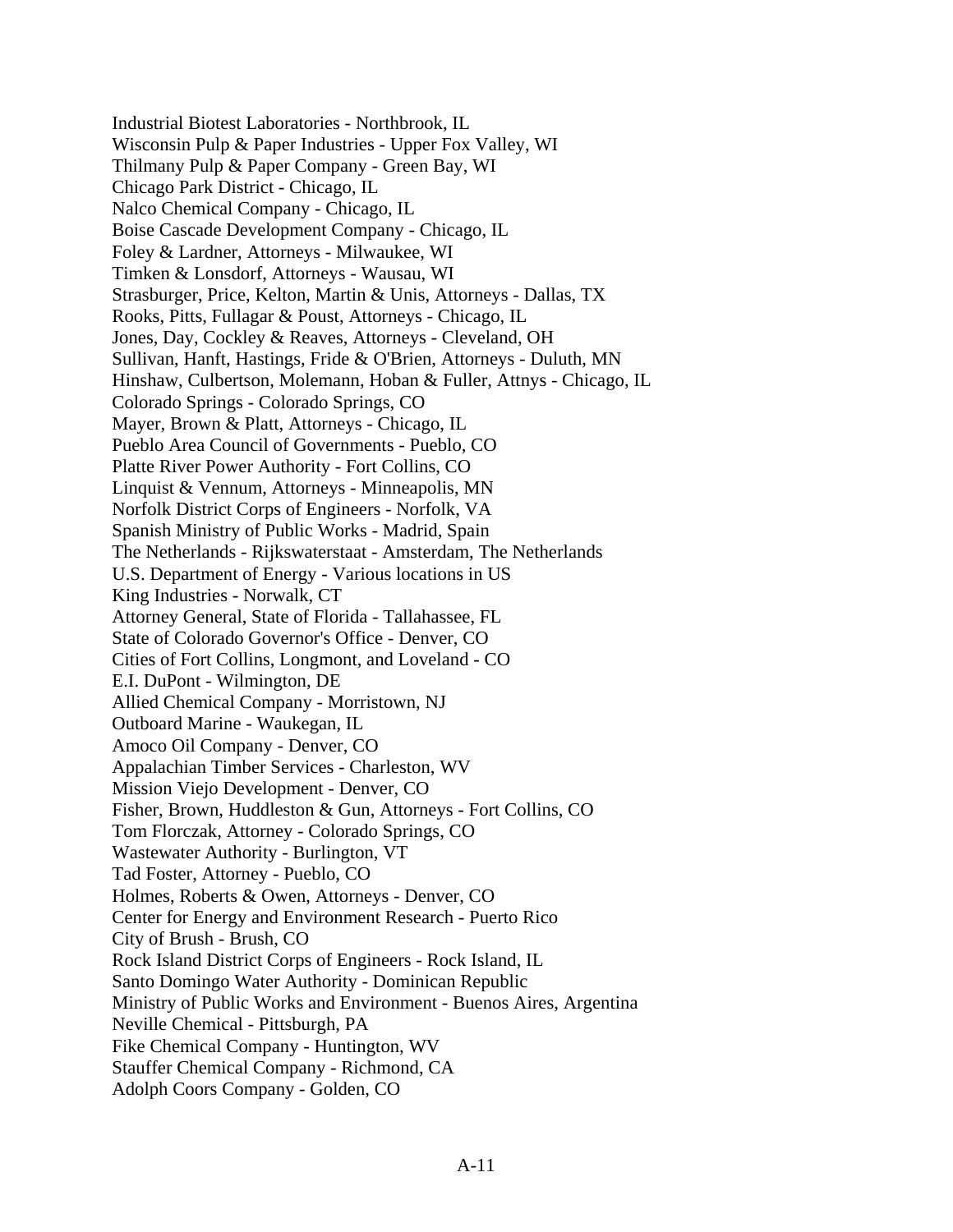Industrial Biotest Laboratories - Northbrook, IL
Wisconsin Pulp & Paper Industries - Upper Fox Valley, WI
Thilmany Pulp & Paper Company - Green Bay, WI
Chicago Park District - Chicago, IL
Nalco Chemical Company - Chicago, IL
Boise Cascade Development Company - Chicago, IL
Foley & Lardner, Attorneys - Milwaukee, WI
Timken & Lonsdorf, Attorneys - Wausau, WI
Strasburger, Price, Kelton, Martin & Unis, Attorneys - Dallas, TX
Rooks, Pitts, Fullagar & Poust, Attorneys - Chicago, IL
Jones, Day, Cockley & Reaves, Attorneys - Cleveland, OH
Sullivan, Hanft, Hastings, Fride & O'Brien, Attorneys - Duluth, MN
Hinshaw, Culbertson, Molemann, Hoban & Fuller, Attnys - Chicago, IL
Colorado Springs - Colorado Springs, CO
Mayer, Brown & Platt, Attorneys - Chicago, IL
Pueblo Area Council of Governments - Pueblo, CO
Platte River Power Authority - Fort Collins, CO
Linquist & Vennum, Attorneys - Minneapolis, MN
Norfolk District Corps of Engineers - Norfolk, VA
Spanish Ministry of Public Works - Madrid, Spain
The Netherlands - Rijkswaterstaat - Amsterdam, The Netherlands
U.S. Department of Energy - Various locations in US
King Industries - Norwalk, CT
Attorney General, State of Florida - Tallahassee, FL
State of Colorado Governor's Office - Denver, CO
Cities of Fort Collins, Longmont, and Loveland - CO
E.I. DuPont - Wilmington, DE
Allied Chemical Company - Morristown, NJ
Outboard Marine - Waukegan, IL
Amoco Oil Company - Denver, CO
Appalachian Timber Services - Charleston, WV
Mission Viejo Development - Denver, CO
Fisher, Brown, Huddleston & Gun, Attorneys - Fort Collins, CO
Tom Florczak, Attorney - Colorado Springs, CO
Wastewater Authority - Burlington, VT
Tad Foster, Attorney - Pueblo, CO
Holmes, Roberts & Owen, Attorneys - Denver, CO
Center for Energy and Environment Research - Puerto Rico
City of Brush - Brush, CO
Rock Island District Corps of Engineers - Rock Island, IL
Santo Domingo Water Authority - Dominican Republic
Ministry of Public Works and Environment - Buenos Aires, Argentina
Neville Chemical - Pittsburgh, PA
Fike Chemical Company - Huntington, WV
Stauffer Chemical Company - Richmond, CA
Adolph Coors Company - Golden, CO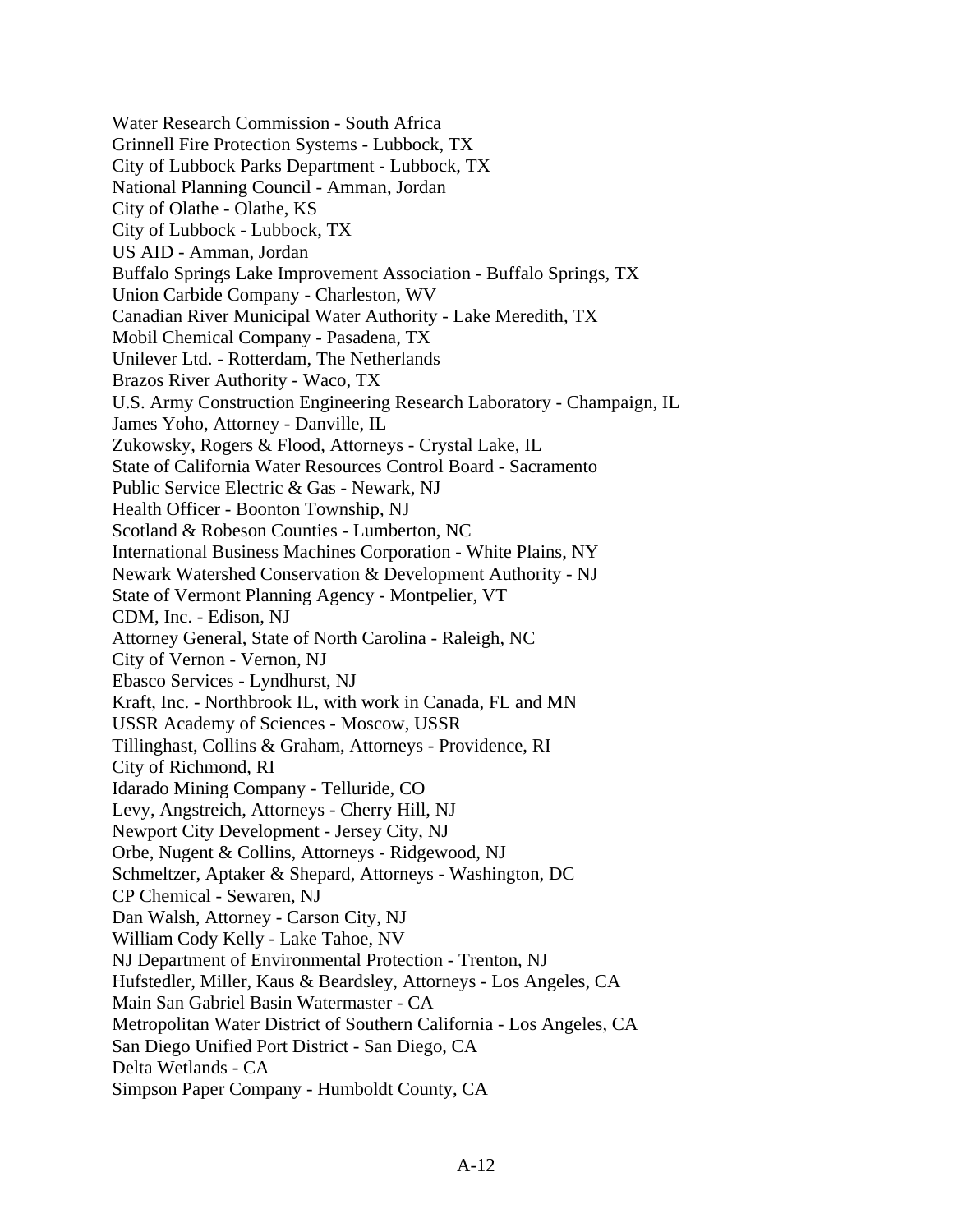Water Research Commission - South Africa
Grinnell Fire Protection Systems - Lubbock, TX
City of Lubbock Parks Department - Lubbock, TX
National Planning Council - Amman, Jordan
City of Olathe - Olathe, KS
City of Lubbock - Lubbock, TX
US AID - Amman, Jordan
Buffalo Springs Lake Improvement Association - Buffalo Springs, TX
Union Carbide Company - Charleston, WV
Canadian River Municipal Water Authority - Lake Meredith, TX
Mobil Chemical Company - Pasadena, TX
Unilever Ltd. - Rotterdam, The Netherlands
Brazos River Authority - Waco, TX
U.S. Army Construction Engineering Research Laboratory - Champaign, IL
James Yoho, Attorney - Danville, IL
Zukowsky, Rogers & Flood, Attorneys - Crystal Lake, IL
State of California Water Resources Control Board - Sacramento
Public Service Electric & Gas - Newark, NJ
Health Officer - Boonton Township, NJ
Scotland & Robeson Counties - Lumberton, NC
International Business Machines Corporation - White Plains, NY
Newark Watershed Conservation & Development Authority - NJ
State of Vermont Planning Agency - Montpelier, VT
CDM, Inc. - Edison, NJ
Attorney General, State of North Carolina - Raleigh, NC
City of Vernon - Vernon, NJ
Ebasco Services - Lyndhurst, NJ
Kraft, Inc. - Northbrook IL, with work in Canada, FL and MN
USSR Academy of Sciences - Moscow, USSR
Tillinghast, Collins & Graham, Attorneys - Providence, RI
City of Richmond, RI
Idarado Mining Company - Telluride, CO
Levy, Angstreich, Attorneys - Cherry Hill, NJ
Newport City Development - Jersey City, NJ
Orbe, Nugent & Collins, Attorneys - Ridgewood, NJ
Schmeltzer, Aptaker & Shepard, Attorneys - Washington, DC
CP Chemical - Sewaren, NJ
Dan Walsh, Attorney - Carson City, NJ
William Cody Kelly - Lake Tahoe, NV
NJ Department of Environmental Protection - Trenton, NJ
Hufstedler, Miller, Kaus & Beardsley, Attorneys - Los Angeles, CA
Main San Gabriel Basin Watermaster - CA
Metropolitan Water District of Southern California - Los Angeles, CA
San Diego Unified Port District - San Diego, CA
Delta Wetlands - CA
Simpson Paper Company - Humboldt County, CA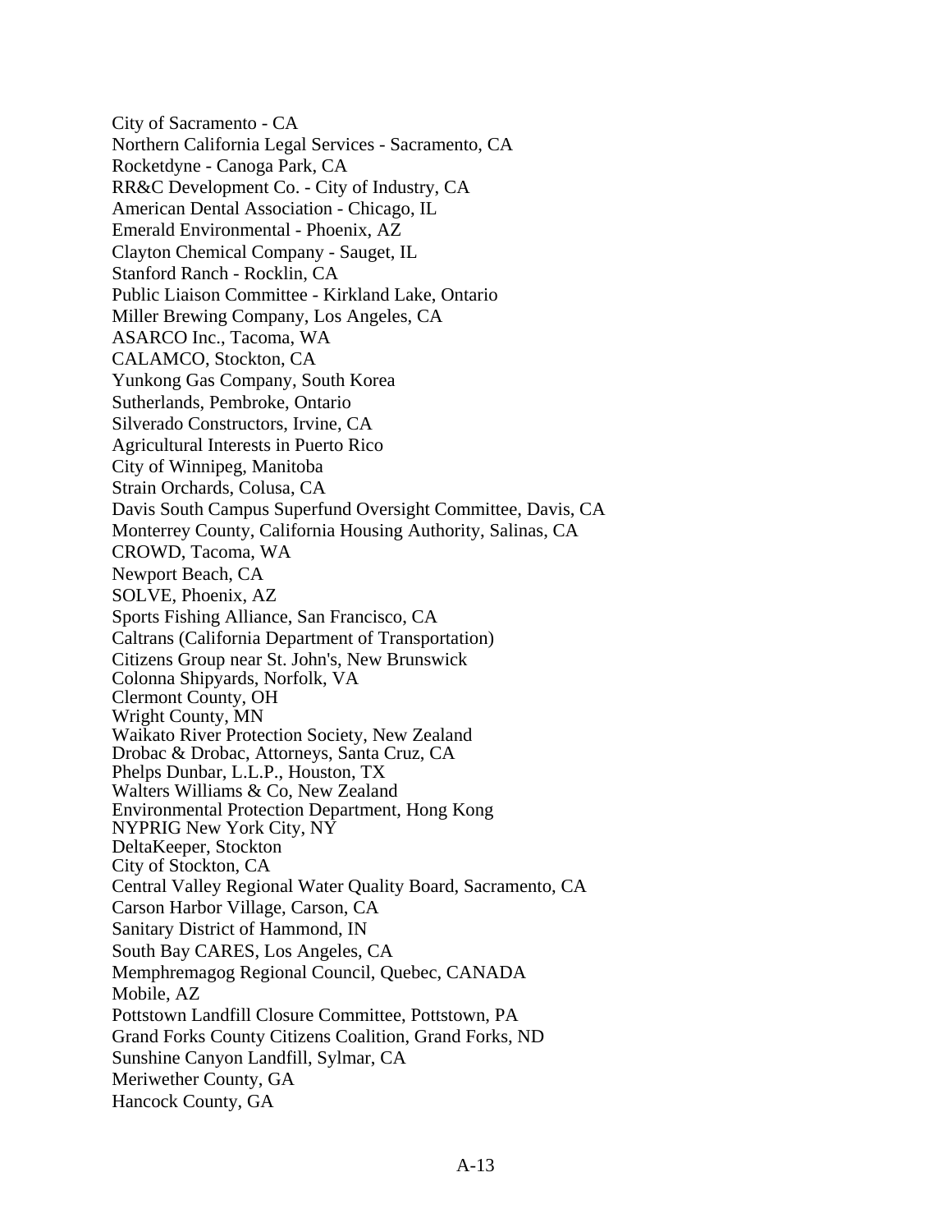City of Sacramento - CA  
Northern California Legal Services - Sacramento, CA  
Rocketdyne - Canoga Park, CA  
RR&C Development Co. - City of Industry, CA  
American Dental Association - Chicago, IL  
Emerald Environmental - Phoenix, AZ  
Clayton Chemical Company - Sauget, IL  
Stanford Ranch - Rocklin, CA  
Public Liaison Committee - Kirkland Lake, Ontario  
Miller Brewing Company, Los Angeles, CA  
ASARCO Inc., Tacoma, WA  
CALAMCO, Stockton, CA  
Yunkong Gas Company, South Korea  
Sutherlands, Pembroke, Ontario  
Silverado Constructors, Irvine, CA  
Agricultural Interests in Puerto Rico  
City of Winnipeg, Manitoba  
Strain Orchards, Colusa, CA  
Davis South Campus Superfund Oversight Committee, Davis, CA  
Monterrey County, California Housing Authority, Salinas, CA  
CROWD, Tacoma, WA  
Newport Beach, CA  
SOLVE, Phoenix, AZ  
Sports Fishing Alliance, San Francisco, CA  
Caltrans (California Department of Transportation)  
Citizens Group near St. John's, New Brunswick  
Colonna Shipyards, Norfolk, VA  
Clermont County, OH  
Wright County, MN  
Waikato River Protection Society, New Zealand  
Drobac & Drobac, Attorneys, Santa Cruz, CA  
Phelps Dunbar, L.L.P., Houston, TX  
Walters Williams & Co, New Zealand  
Environmental Protection Department, Hong Kong  
NYPRIG New York City, NY  
DeltaKeeper, Stockton  
City of Stockton, CA  
Central Valley Regional Water Quality Board, Sacramento, CA  
Carson Harbor Village, Carson, CA  
Sanitary District of Hammond, IN  
South Bay CARES, Los Angeles, CA  
Memphremagog Regional Council, Quebec, CANADA  
Mobile, AZ  
Pottstown Landfill Closure Committee, Pottstown, PA  
Grand Forks County Citizens Coalition, Grand Forks, ND  
Sunshine Canyon Landfill, Sylmar, CA  
Meriwether County, GA  
Hancock County, GA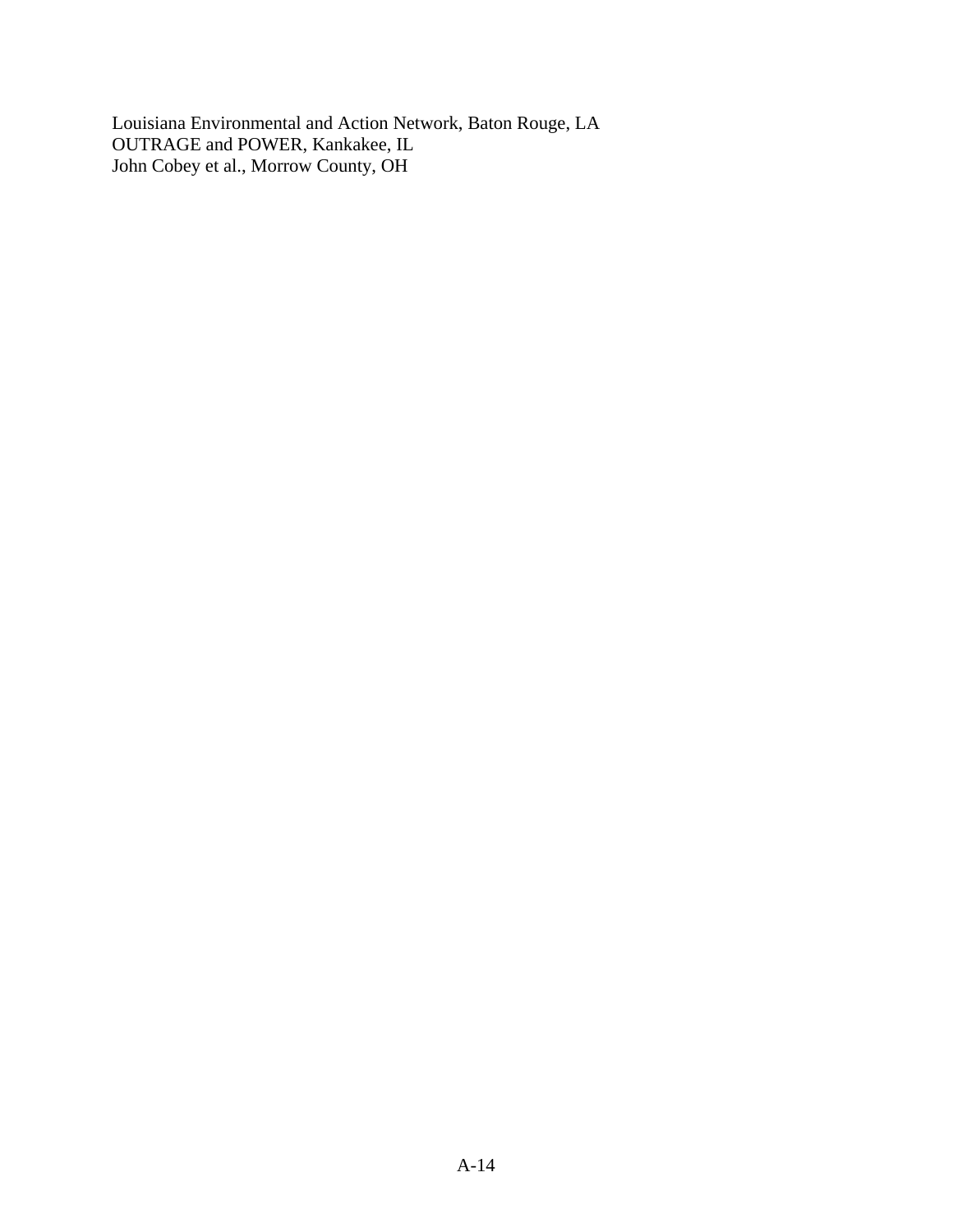Louisiana Environmental and Action Network, Baton Rouge, LA
OUTRAGE and POWER, Kankakee, IL
John Cobey et al., Morrow County, OH